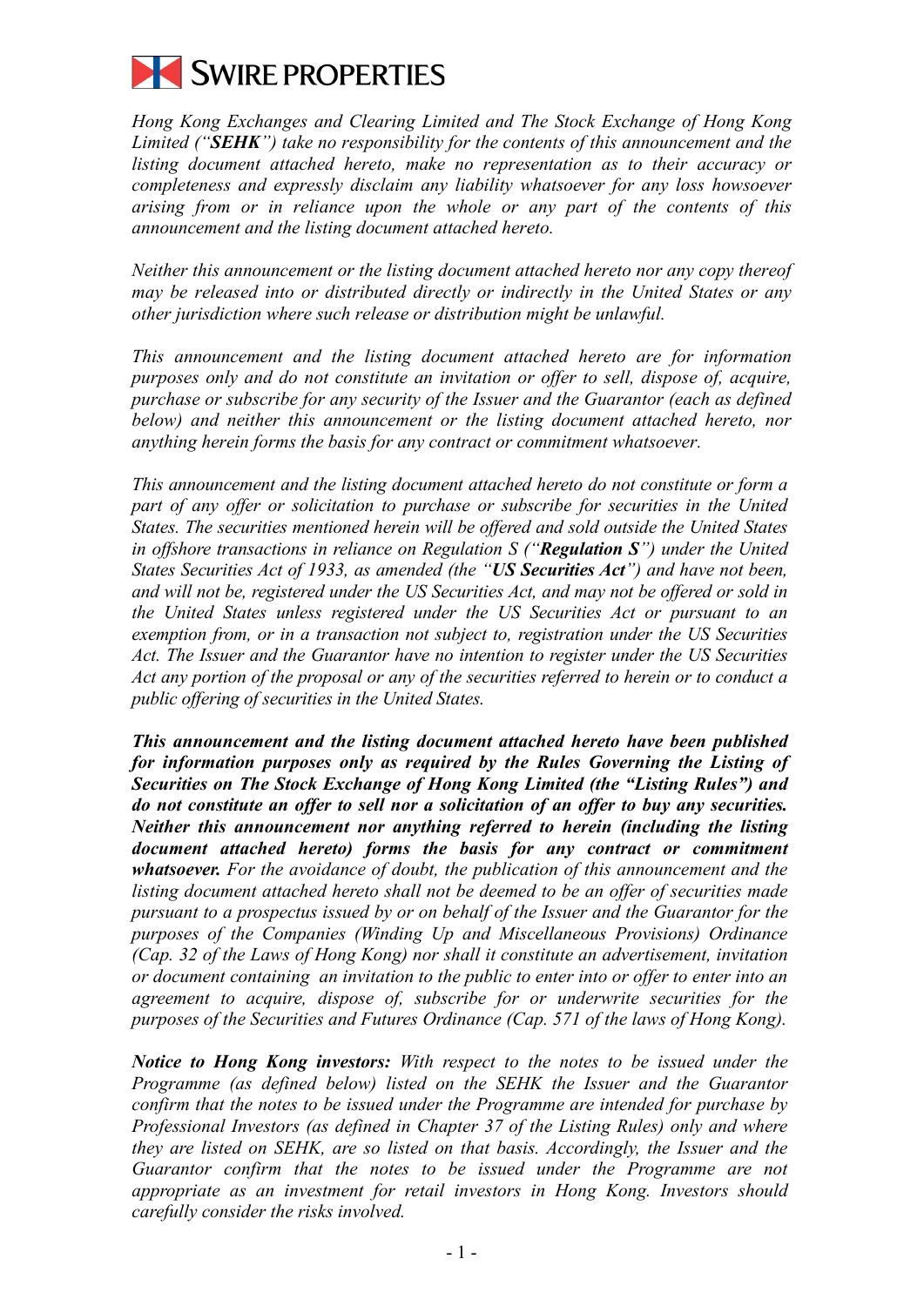**SWIRE PROPERTIES**

*Hong Kong Exchanges and Clearing Limited and The Stock Exchange of Hong Kong Limited ("**SEHK**") take no responsibility for the contents of this announcement and the listing document attached hereto, make no representation as to their accuracy or completeness and expressly disclaim any liability whatsoever for any loss howsoever arising from or in reliance upon the whole or any part of the contents of this announcement and the listing document attached hereto.*

*Neither this announcement or the listing document attached hereto nor any copy thereof may be released into or distributed directly or indirectly in the United States or any other jurisdiction where such release or distribution might be unlawful.*

*This announcement and the listing document attached hereto are for information purposes only and do not constitute an invitation or offer to sell, dispose of, acquire, purchase or subscribe for any security of the Issuer and the Guarantor (each as defined below) and neither this announcement or the listing document attached hereto, nor anything herein forms the basis for any contract or commitment whatsoever.*

*This announcement and the listing document attached hereto do not constitute or form a part of any offer or solicitation to purchase or subscribe for securities in the United States. The securities mentioned herein will be offered and sold outside the United States in offshore transactions in reliance on Regulation S ("**Regulation S**") under the United States Securities Act of 1933, as amended (the "**US Securities Act**") and have not been, and will not be, registered under the US Securities Act, and may not be offered or sold in the United States unless registered under the US Securities Act or pursuant to an exemption from, or in a transaction not subject to, registration under the US Securities Act. The Issuer and the Guarantor have no intention to register under the US Securities Act any portion of the proposal or any of the securities referred to herein or to conduct a public offering of securities in the United States.*

***This announcement and the listing document attached hereto have been published for information purposes only as required by the Rules Governing the Listing of Securities on The Stock Exchange of Hong Kong Limited (the "Listing Rules") and do not constitute an offer to sell nor a solicitation of an offer to buy any securities. Neither this announcement nor anything referred to herein (including the listing document attached hereto) forms the basis for any contract or commitment whatsoever.*** *For the avoidance of doubt, the publication of this announcement and the listing document attached hereto shall not be deemed to be an offer of securities made pursuant to a prospectus issued by or on behalf of the Issuer and the Guarantor for the purposes of the Companies (Winding Up and Miscellaneous Provisions) Ordinance (Cap. 32 of the Laws of Hong Kong) nor shall it constitute an advertisement, invitation or document containing an invitation to the public to enter into or offer to enter into an agreement to acquire, dispose of, subscribe for or underwrite securities for the purposes of the Securities and Futures Ordinance (Cap. 571 of the laws of Hong Kong).*

***Notice to Hong Kong investors:*** *With respect to the notes to be issued under the Programme (as defined below) listed on the SEHK the Issuer and the Guarantor confirm that the notes to be issued under the Programme are intended for purchase by Professional Investors (as defined in Chapter 37 of the Listing Rules) only and where they are listed on SEHK, are so listed on that basis. Accordingly, the Issuer and the Guarantor confirm that the notes to be issued under the Programme are not appropriate as an investment for retail investors in Hong Kong. Investors should carefully consider the risks involved.*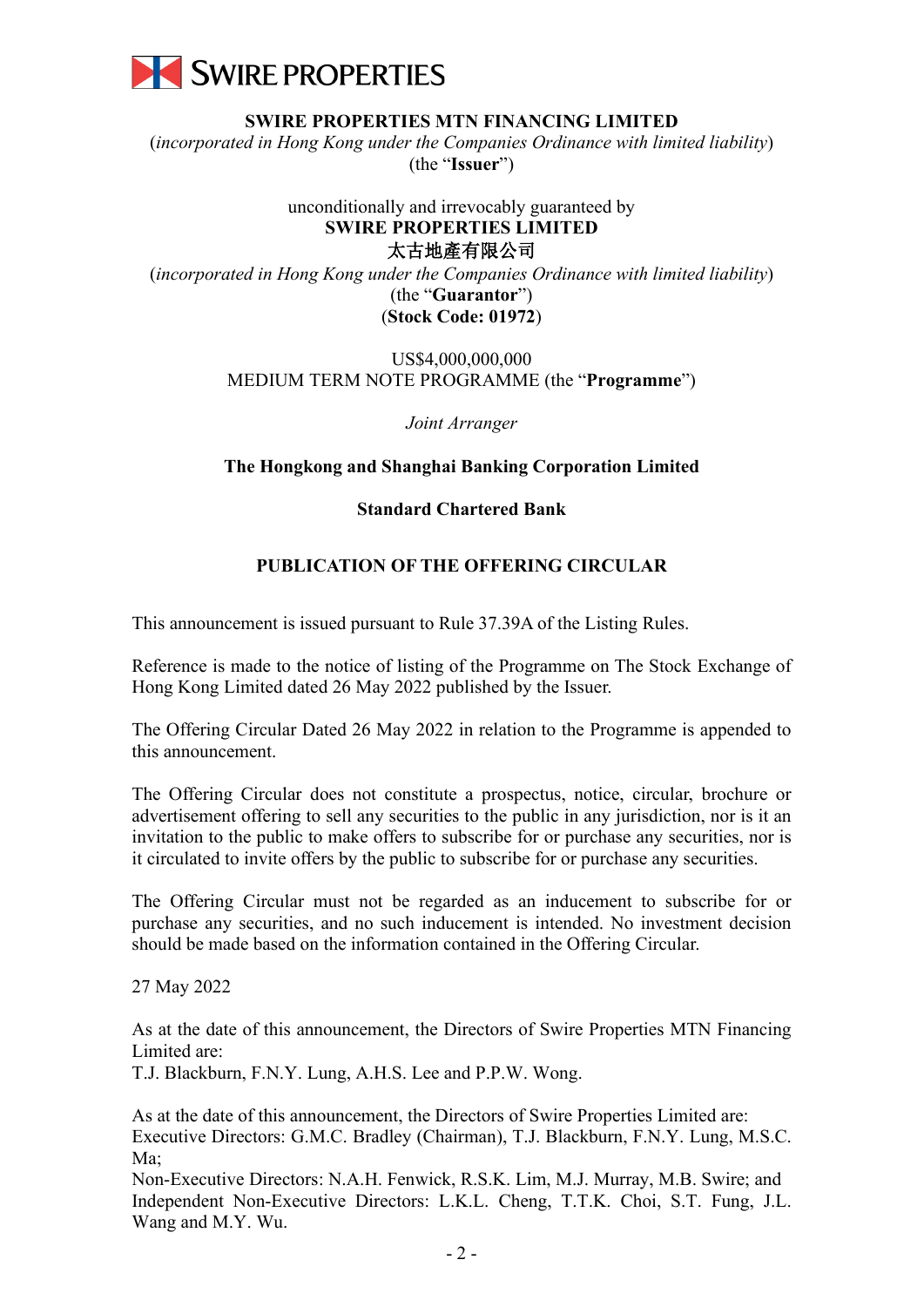SWIRE PROPERTIES

**SWIRE PROPERTIES MTN FINANCING LIMITED**
(*incorporated in Hong Kong under the Companies Ordinance with limited liability*)
(the "**Issuer**")

unconditionally and irrevocably guaranteed by
**SWIRE PROPERTIES LIMITED**
**太古地產有限公司**
(*incorporated in Hong Kong under the Companies Ordinance with limited liability*)
(the "**Guarantor**")
(**Stock Code: 01972**)

US$4,000,000,000
MEDIUM TERM NOTE PROGRAMME (the "**Programme**")

*Joint Arranger*

**The Hongkong and Shanghai Banking Corporation Limited**

**Standard Chartered Bank**

**PUBLICATION OF THE OFFERING CIRCULAR**

This announcement is issued pursuant to Rule 37.39A of the Listing Rules.

Reference is made to the notice of listing of the Programme on The Stock Exchange of Hong Kong Limited dated 26 May 2022 published by the Issuer.

The Offering Circular Dated 26 May 2022 in relation to the Programme is appended to this announcement.

The Offering Circular does not constitute a prospectus, notice, circular, brochure or advertisement offering to sell any securities to the public in any jurisdiction, nor is it an invitation to the public to make offers to subscribe for or purchase any securities, nor is it circulated to invite offers by the public to subscribe for or purchase any securities.

The Offering Circular must not be regarded as an inducement to subscribe for or purchase any securities, and no such inducement is intended. No investment decision should be made based on the information contained in the Offering Circular.

27 May 2022

As at the date of this announcement, the Directors of Swire Properties MTN Financing Limited are:
T.J. Blackburn, F.N.Y. Lung, A.H.S. Lee and P.P.W. Wong.

As at the date of this announcement, the Directors of Swire Properties Limited are:
Executive Directors: G.M.C. Bradley (Chairman), T.J. Blackburn, F.N.Y. Lung, M.S.C. Ma;
Non-Executive Directors: N.A.H. Fenwick, R.S.K. Lim, M.J. Murray, M.B. Swire; and
Independent Non-Executive Directors: L.K.L. Cheng, T.T.K. Choi, S.T. Fung, J.L. Wang and M.Y. Wu.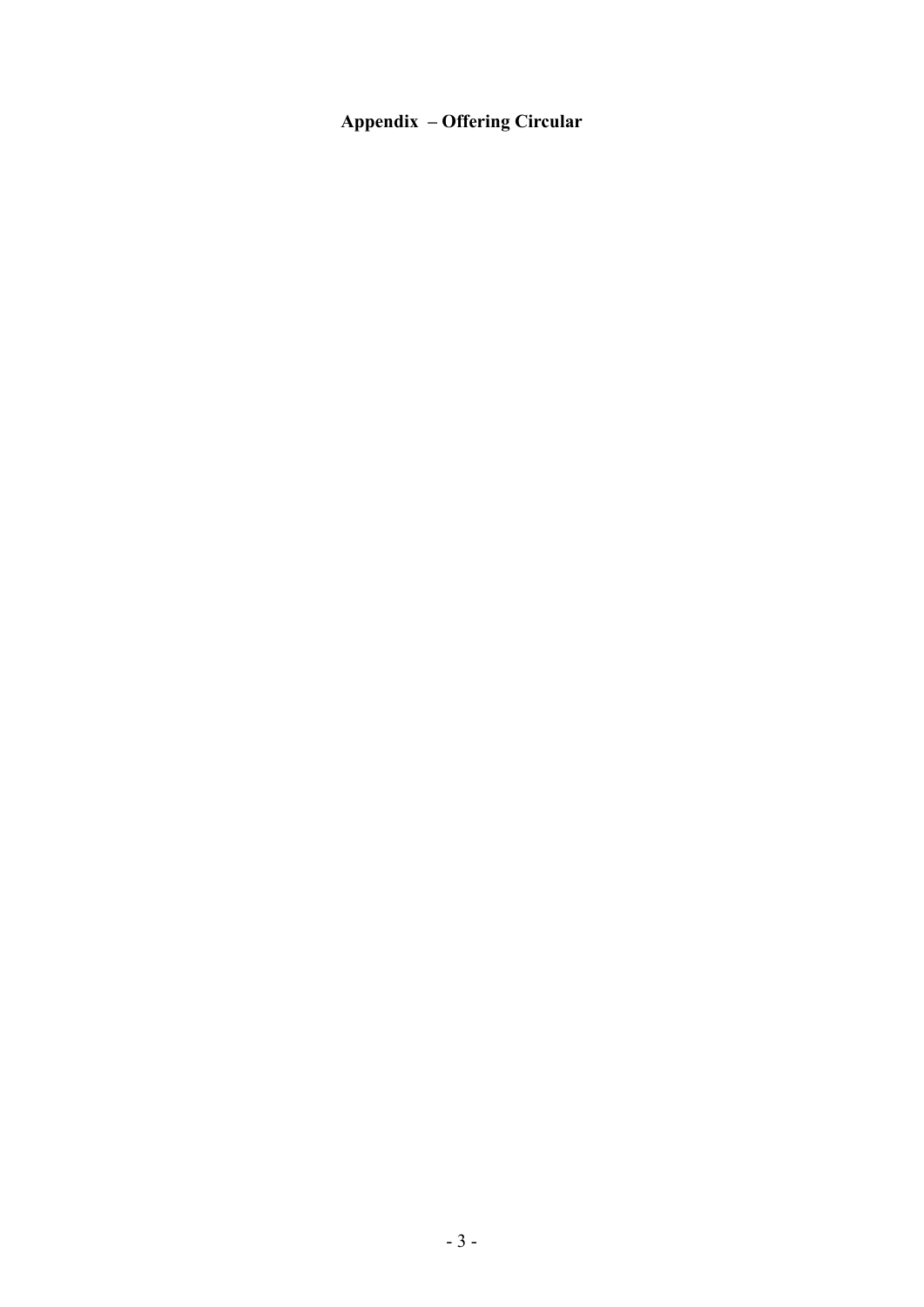**Appendix – Offering Circular**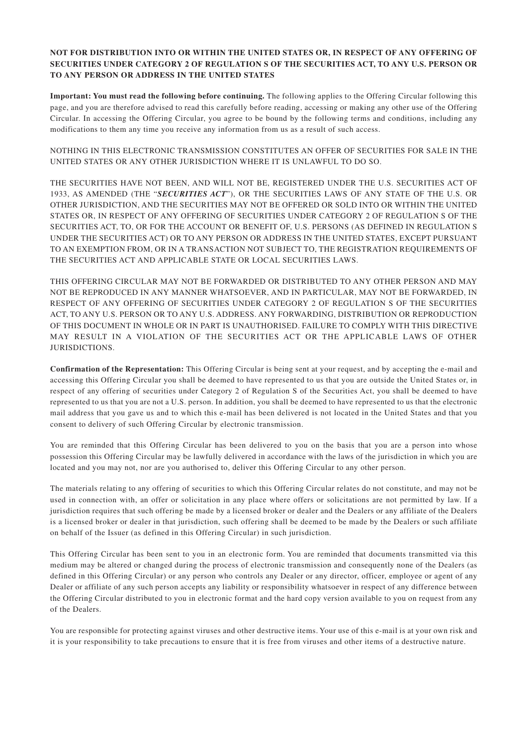**NOT FOR DISTRIBUTION INTO OR WITHIN THE UNITED STATES OR, IN RESPECT OF ANY OFFERING OF SECURITIES UNDER CATEGORY 2 OF REGULATION S OF THE SECURITIES ACT, TO ANY U.S. PERSON OR TO ANY PERSON OR ADDRESS IN THE UNITED STATES**

**Important: You must read the following before continuing.** The following applies to the Offering Circular following this page, and you are therefore advised to read this carefully before reading, accessing or making any other use of the Offering Circular. In accessing the Offering Circular, you agree to be bound by the following terms and conditions, including any modifications to them any time you receive any information from us as a result of such access.

NOTHING IN THIS ELECTRONIC TRANSMISSION CONSTITUTES AN OFFER OF SECURITIES FOR SALE IN THE UNITED STATES OR ANY OTHER JURISDICTION WHERE IT IS UNLAWFUL TO DO SO.

THE SECURITIES HAVE NOT BEEN, AND WILL NOT BE, REGISTERED UNDER THE U.S. SECURITIES ACT OF 1933, AS AMENDED (THE "***SECURITIES ACT***"), OR THE SECURITIES LAWS OF ANY STATE OF THE U.S. OR OTHER JURISDICTION, AND THE SECURITIES MAY NOT BE OFFERED OR SOLD INTO OR WITHIN THE UNITED STATES OR, IN RESPECT OF ANY OFFERING OF SECURITIES UNDER CATEGORY 2 OF REGULATION S OF THE SECURITIES ACT, TO, OR FOR THE ACCOUNT OR BENEFIT OF, U.S. PERSONS (AS DEFINED IN REGULATION S UNDER THE SECURITIES ACT) OR TO ANY PERSON OR ADDRESS IN THE UNITED STATES, EXCEPT PURSUANT TO AN EXEMPTION FROM, OR IN A TRANSACTION NOT SUBJECT TO, THE REGISTRATION REQUIREMENTS OF THE SECURITIES ACT AND APPLICABLE STATE OR LOCAL SECURITIES LAWS.

THIS OFFERING CIRCULAR MAY NOT BE FORWARDED OR DISTRIBUTED TO ANY OTHER PERSON AND MAY NOT BE REPRODUCED IN ANY MANNER WHATSOEVER, AND IN PARTICULAR, MAY NOT BE FORWARDED, IN RESPECT OF ANY OFFERING OF SECURITIES UNDER CATEGORY 2 OF REGULATION S OF THE SECURITIES ACT, TO ANY U.S. PERSON OR TO ANY U.S. ADDRESS. ANY FORWARDING, DISTRIBUTION OR REPRODUCTION OF THIS DOCUMENT IN WHOLE OR IN PART IS UNAUTHORISED. FAILURE TO COMPLY WITH THIS DIRECTIVE MAY RESULT IN A VIOLATION OF THE SECURITIES ACT OR THE APPLICABLE LAWS OF OTHER JURISDICTIONS.

**Confirmation of the Representation:** This Offering Circular is being sent at your request, and by accepting the e-mail and accessing this Offering Circular you shall be deemed to have represented to us that you are outside the United States or, in respect of any offering of securities under Category 2 of Regulation S of the Securities Act, you shall be deemed to have represented to us that you are not a U.S. person. In addition, you shall be deemed to have represented to us that the electronic mail address that you gave us and to which this e-mail has been delivered is not located in the United States and that you consent to delivery of such Offering Circular by electronic transmission.

You are reminded that this Offering Circular has been delivered to you on the basis that you are a person into whose possession this Offering Circular may be lawfully delivered in accordance with the laws of the jurisdiction in which you are located and you may not, nor are you authorised to, deliver this Offering Circular to any other person.

The materials relating to any offering of securities to which this Offering Circular relates do not constitute, and may not be used in connection with, an offer or solicitation in any place where offers or solicitations are not permitted by law. If a jurisdiction requires that such offering be made by a licensed broker or dealer and the Dealers or any affiliate of the Dealers is a licensed broker or dealer in that jurisdiction, such offering shall be deemed to be made by the Dealers or such affiliate on behalf of the Issuer (as defined in this Offering Circular) in such jurisdiction.

This Offering Circular has been sent to you in an electronic form. You are reminded that documents transmitted via this medium may be altered or changed during the process of electronic transmission and consequently none of the Dealers (as defined in this Offering Circular) or any person who controls any Dealer or any director, officer, employee or agent of any Dealer or affiliate of any such person accepts any liability or responsibility whatsoever in respect of any difference between the Offering Circular distributed to you in electronic format and the hard copy version available to you on request from any of the Dealers.

You are responsible for protecting against viruses and other destructive items. Your use of this e-mail is at your own risk and it is your responsibility to take precautions to ensure that it is free from viruses and other items of a destructive nature.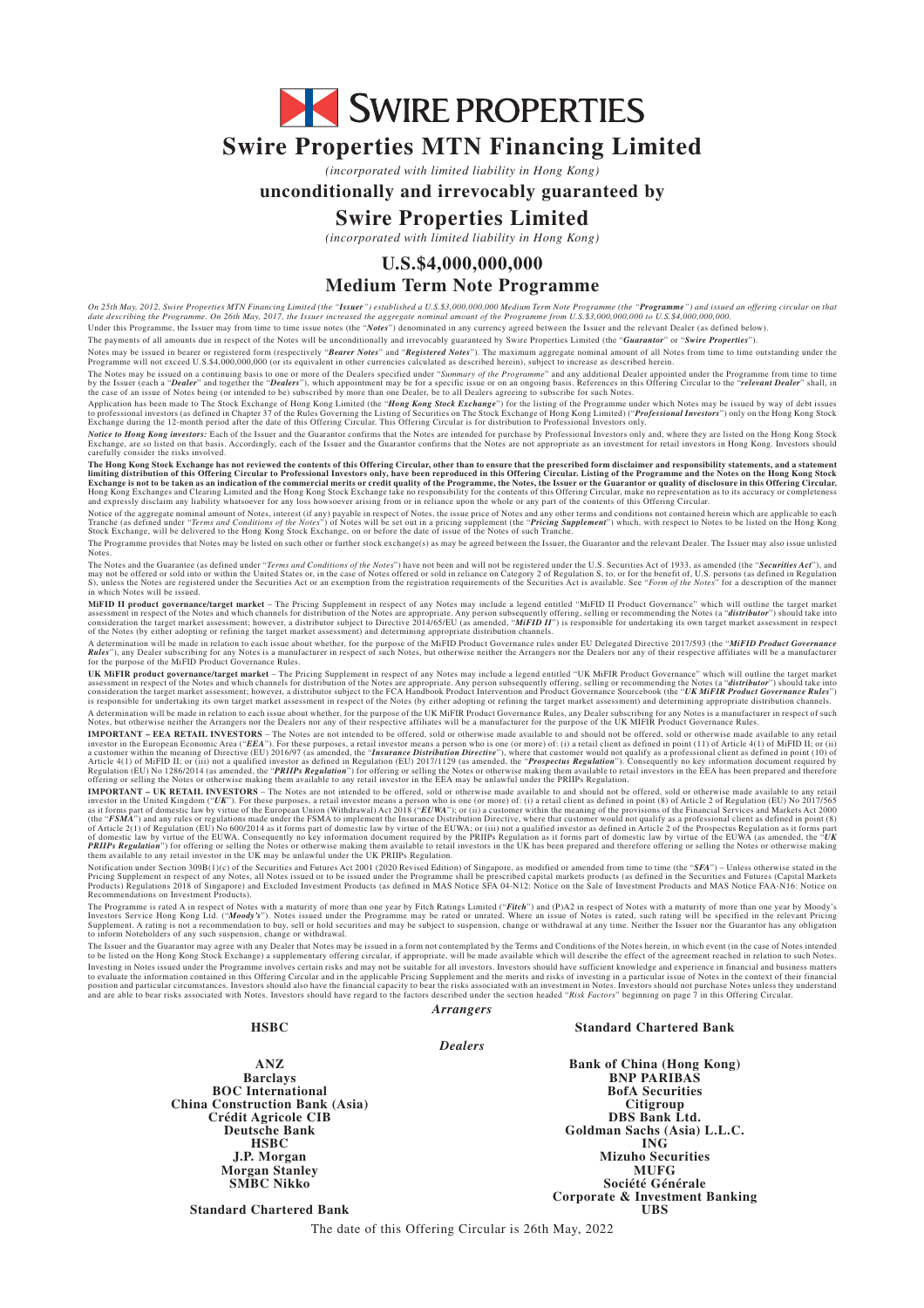SWIRE PROPERTIES

# Swire Properties MTN Financing Limited

*(incorporated with limited liability in Hong Kong)*

**unconditionally and irrevocably guaranteed by**

## Swire Properties Limited

*(incorporated with limited liability in Hong Kong)*

## U.S.$4,000,000,000
## Medium Term Note Programme

*On 25th May, 2012, Swire Properties MTN Financing Limited (the "**Issuer**") established a U.S.$3,000,000,000 Medium Term Note Programme (the "**Programme**") and issued an offering circular on that date describing the Programme. On 26th May, 2017, the Issuer increased the aggregate nominal amount of the Programme from U.S.$3,000,000,000 to U.S.$4,000,000,000.*

Under this Programme, the Issuer may from time to time issue notes (the "*Notes*") denominated in any currency agreed between the Issuer and the relevant Dealer (as defined below).

The payments of all amounts due in respect of the Notes will be unconditionally and irrevocably guaranteed by Swire Properties Limited (the "*Guarantor*" or "*Swire Properties*").

Notes may be issued in bearer or registered form (respectively "*Bearer Notes*" and "*Registered Notes*"). The maximum aggregate nominal amount of all Notes from time to time outstanding under the Programme will not exceed U.S.$4,000,000,000 (or its equivalent in other currencies calculated as described herein), subject to increase as described herein.

The Notes may be issued on a continuing basis to one or more of the Dealers specified under "*Summary of the Programme*" and any additional Dealer appointed under the Programme from time to time by the Issuer (each a "*Dealer*" and together the "*Dealers*"), which appointment may be for a specific issue or on an ongoing basis. References in this Offering Circular to the "*relevant Dealer*" shall, in the case of an issue of Notes being (or intended to be) subscribed by more than one Dealer, be to all Dealers agreeing to subscribe for such Notes.

Application has been made to The Stock Exchange of Hong Kong Limited (the "*Hong Kong Stock Exchange*") for the listing of the Programme under which Notes may be issued by way of debt issues to professional investors (as defined in Chapter 37 of the Rules Governing the Listing of Securities on The Stock Exchange of Hong Kong Limited) ("*Professional Investors*") only on the Hong Kong Stock Exchange during the 12-month period after the date of this Offering Circular. This Offering Circular is for distribution to Professional Investors only.

***Notice to Hong Kong investors:*** Each of the Issuer and the Guarantor confirms that the Notes are intended for purchase by Professional Investors only and, where they are listed on the Hong Kong Stock Exchange, are so listed on that basis. Accordingly, each of the Issuer and the Guarantor confirms that the Notes are not appropriate as an investment for retail investors in Hong Kong. Investors should carefully consider the risks involved.

**The Hong Kong Stock Exchange has not reviewed the contents of this Offering Circular, other than to ensure that the prescribed form disclaimer and responsibility statements, and a statement limiting distribution of this Offering Circular to Professional Investors only, have been reproduced in this Offering Circular. Listing of the Programme and the Notes on the Hong Kong Stock Exchange is not to be taken as an indication of the commercial merits or credit quality of the Programme, the Notes, the Issuer or the Guarantor or quality of disclosure in this Offering Circular.** Hong Kong Exchanges and Clearing Limited and the Hong Kong Stock Exchange take no responsibility for the contents of this Offering Circular, make no representation as to its accuracy or completeness and expressly disclaim any liability whatsoever for any loss howsoever arising from or in reliance upon the whole or any part of the contents of this Offering Circular.

Notice of the aggregate nominal amount of Notes, interest (if any) payable in respect of Notes, the issue price of Notes and any other terms and conditions not contained herein which are applicable to each Tranche (as defined under "*Terms and Conditions of the Notes*") of Notes will be set out in a pricing supplement (the "*Pricing Supplement*") which, with respect to Notes to be listed on the Hong Kong Stock Exchange, will be delivered to the Hong Kong Stock Exchange, on or before the date of issue of the Notes of such Tranche.

The Programme provides that Notes may be listed on such other or further stock exchange(s) as may be agreed between the Issuer, the Guarantor and the relevant Dealer. The Issuer may also issue unlisted Notes.

The Notes and the Guarantee (as defined under "*Terms and Conditions of the Notes*") have not been and will not be registered under the U.S. Securities Act of 1933, as amended (the "*Securities Act*"), and may not be offered or sold into or within the United States or, in the case of Notes offered or sold in reliance on Category 2 of Regulation S, to, or for the benefit of, U.S. persons (as defined in Regulation S), unless the Notes are registered under the Securities Act or an exemption from the registration requirements of the Securities Act is available. See "*Form of the Notes*" for a description of the manner in which Notes will be issued.

**MiFID II product governance/target market** – The Pricing Supplement in respect of any Notes may include a legend entitled "MiFID II Product Governance" which will outline the target market assessment in respect of the Notes and which channels for distribution of the Notes are appropriate. Any person subsequently offering, selling or recommending the Notes (a "*distributor*") should take into consideration the target market assessment; however, a distributor subject to Directive 2014/65/EU (as amended, "*MiFID II*") is responsible for undertaking its own target market assessment in respect of the Notes (by either adopting or refining the target market assessment) and determining appropriate distribution channels.

A determination will be made in relation to each issue about whether, for the purpose of the MiFID Product Governance rules under EU Delegated Directive 2017/593 (the "*MiFID Product Governance Rules*"), any Dealer subscribing for any Notes is a manufacturer in respect of such Notes, but otherwise neither the Arrangers nor the Dealers nor any of their respective affiliates will be a manufacturer for the purpose of the MiFID Product Governance Rules.

**UK MiFIR product governance/target market** – The Pricing Supplement in respect of any Notes may include a legend entitled "UK MiFIR Product Governance" which will outline the target market assessment in respect of the Notes and which channels for distribution of the Notes are appropriate. Any person subsequently offering, selling or recommending the Notes (a "*distributor*") should take into consideration the target market assessment; however, a distributor subject to the FCA Handbook Product Intervention and Product Governance Sourcebook (the "*UK MiFIR Product Governance Rules*") is responsible for undertaking its own target market assessment in respect of the Notes (by either adopting or refining the target market assessment) and determining appropriate distribution channels.

A determination will be made in relation to each issue about whether, for the purpose of the UK MiFIR Product Governance Rules, any Dealer subscribing for any Notes is a manufacturer in respect of such Notes, but otherwise neither the Arrangers nor the Dealers nor any of their respective affiliates will be a manufacturer for the purpose of the UK MIFIR Product Governance Rules.

**IMPORTANT – EEA RETAIL INVESTORS** – The Notes are not intended to be offered, sold or otherwise made available to and should not be offered, sold or otherwise made available to any retail investor in the European Economic Area ("*EEA*"). For these purposes, a retail investor means a person who is one (or more) of: (i) a retail client as defined in point (11) of Article 4(1) of MiFID II; or (ii) a customer within the meaning of Directive (EU) 2016/97 (as amended, the "*Insurance Distribution Directive*"), where that customer would not qualify as a professional client as defined in point (10) of Article 4(1) of MiFID II; or (iii) not a qualified investor as defined in Regulation (EU) 2017/1129 (as amended, the "*Prospectus Regulation*"). Consequently no key information document required by Regulation (EU) No 1286/2014 (as amended, the "*PRIIPs Regulation*") for offering or selling the Notes or otherwise making them available to retail investors in the EEA has been prepared and therefore offering or selling the Notes or otherwise making them available to any retail investor in the EEA may be unlawful under the PRIIPs Regulation.

**IMPORTANT – UK RETAIL INVESTORS** – The Notes are not intended to be offered, sold or otherwise made available to and should not be offered, sold or otherwise made available to any retail investor in the United Kingdom ("*UK*"). For these purposes, a retail investor means a person who is one (or more) of: (i) a retail client as defined in point (8) of Article 2 of Regulation (EU) No 2017/565 as it forms part of domestic law by virtue of the European Union (Withdrawal) Act 2018 ("*EUWA*"); or (ii) a customer within the meaning of the provisions of the Financial Services and Markets Act 2000 (the "*FSMA*") and any rules or regulations made under the FSMA to implement the Insurance Distribution Directive, where that customer would not qualify as a professional client as defined in point (8) of Article 2(1) of Regulation (EU) No 600/2014 as it forms part of domestic law by virtue of the EUWA; or (iii) not a qualified investor as defined in Article 2 of the Prospectus Regulation as it forms part of domestic law by virtue of the EUWA. Consequently no key information document required by the PRIIPs Regulation as it forms part of domestic law by virtue of the EUWA (as amended, the "*UK PRIIPs Regulation*") for offering or selling the Notes or otherwise making them available to retail investors in the UK has been prepared and therefore offering or selling the Notes or otherwise making them available to any retail investor in the UK may be unlawful under the UK PRIIPs Regulation.

Notification under Section 309B(1)(c) of the Securities and Futures Act 2001 (2020 Revised Edition) of Singapore, as modified or amended from time to time (the "*SFA*") – Unless otherwise stated in the Pricing Supplement in respect of any Notes, all Notes issued or to be issued under the Programme shall be prescribed capital markets products (as defined in the Securities and Futures (Capital Markets Products) Regulations 2018 of Singapore) and Excluded Investment Products (as defined in MAS Notice SFA 04-N12: Notice on the Sale of Investment Products and MAS Notice FAA-N16: Notice on Recommendations on Investment Products).

The Programme is rated A in respect of Notes with a maturity of more than one year by Fitch Ratings Limited ("*Fitch*") and (P)A2 in respect of Notes with a maturity of more than one year by Moody's Investors Service Hong Kong Ltd. ("*Moody's*"). Notes issued under the Programme may be rated or unrated. Where an issue of Notes is rated, such rating will be specified in the relevant Pricing Supplement. A rating is not a recommendation to buy, sell or hold securities and may be subject to suspension, change or withdrawal at any time. Neither the Issuer nor the Guarantor has any obligation to inform Noteholders of any such suspension, change or withdrawal.

The Issuer and the Guarantor may agree with any Dealer that Notes may be issued in a form not contemplated by the Terms and Conditions of the Notes herein, in which event (in the case of Notes intended to be listed on the Hong Kong Stock Exchange) a supplementary offering circular, if appropriate, will be made available which will describe the effect of the agreement reached in relation to such Notes.

Investing in Notes issued under the Programme involves certain risks and may not be suitable for all investors. Investors should have sufficient knowledge and experience in financial and business matters to evaluate the information contained in this Offering Circular and in the applicable Pricing Supplement and the merits and risks of investing in a particular issue of Notes in the context of their financial position and particular circumstances. Investors should also have the financial capacity to bear the risks associated with an investment in Notes. Investors should not purchase Notes unless they understand and are able to bear risks associated with Notes. Investors should have regard to the factors described under the section headed "*Risk Factors*" beginning on page 7 in this Offering Circular.

*Arrangers*

**HSBC** | **Standard Chartered Bank**

*Dealers*

**ANZ**
**Bank of China (Hong Kong)**
**Barclays**
**BNP PARIBAS**
**BOC International**
**BofA Securities**
**China Construction Bank (Asia)**
**Citigroup**
**Crédit Agricole CIB**
**DBS Bank Ltd.**
**Deutsche Bank**
**Goldman Sachs (Asia) L.L.C.**
**HSBC**
**ING**
**J.P. Morgan**
**Mizuho Securities**
**Morgan Stanley**
**MUFG**
**SMBC Nikko**
**Société Générale Corporate & Investment Banking**
**Standard Chartered Bank**
**UBS**

The date of this Offering Circular is 26th May, 2022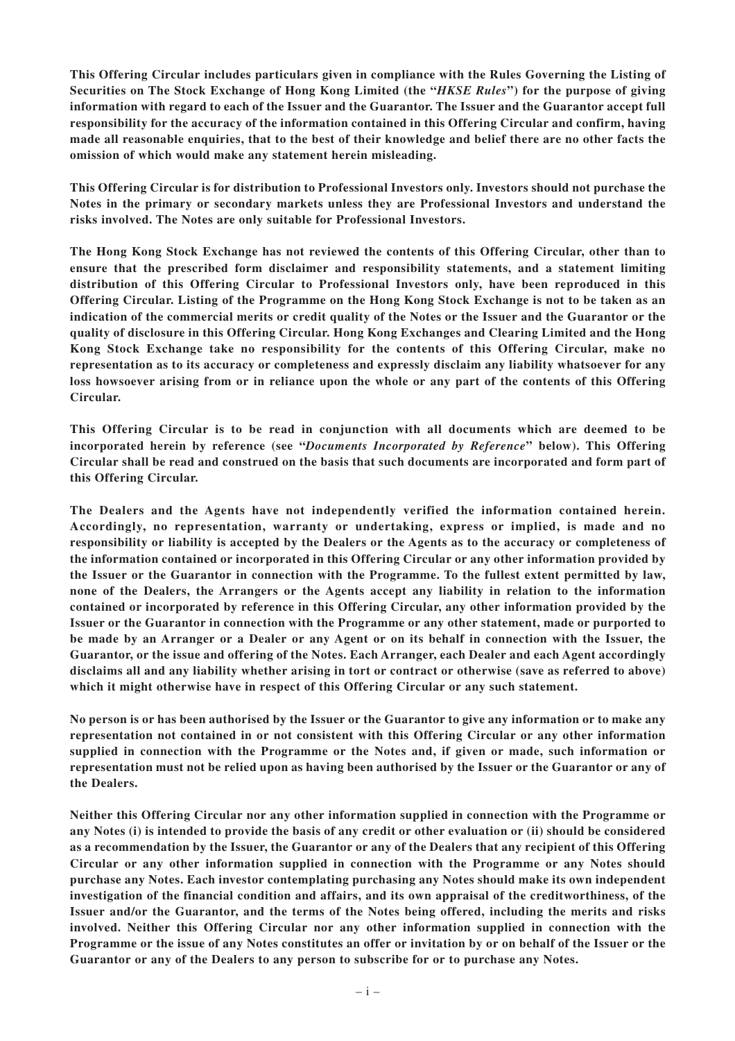**This Offering Circular includes particulars given in compliance with the Rules Governing the Listing of Securities on The Stock Exchange of Hong Kong Limited (the "*HKSE Rules*") for the purpose of giving information with regard to each of the Issuer and the Guarantor. The Issuer and the Guarantor accept full responsibility for the accuracy of the information contained in this Offering Circular and confirm, having made all reasonable enquiries, that to the best of their knowledge and belief there are no other facts the omission of which would make any statement herein misleading.**

**This Offering Circular is for distribution to Professional Investors only. Investors should not purchase the Notes in the primary or secondary markets unless they are Professional Investors and understand the risks involved. The Notes are only suitable for Professional Investors.**

**The Hong Kong Stock Exchange has not reviewed the contents of this Offering Circular, other than to ensure that the prescribed form disclaimer and responsibility statements, and a statement limiting distribution of this Offering Circular to Professional Investors only, have been reproduced in this Offering Circular. Listing of the Programme on the Hong Kong Stock Exchange is not to be taken as an indication of the commercial merits or credit quality of the Notes or the Issuer and the Guarantor or the quality of disclosure in this Offering Circular. Hong Kong Exchanges and Clearing Limited and the Hong Kong Stock Exchange take no responsibility for the contents of this Offering Circular, make no representation as to its accuracy or completeness and expressly disclaim any liability whatsoever for any loss howsoever arising from or in reliance upon the whole or any part of the contents of this Offering Circular.**

**This Offering Circular is to be read in conjunction with all documents which are deemed to be incorporated herein by reference (see "*Documents Incorporated by Reference*" below). This Offering Circular shall be read and construed on the basis that such documents are incorporated and form part of this Offering Circular.**

**The Dealers and the Agents have not independently verified the information contained herein. Accordingly, no representation, warranty or undertaking, express or implied, is made and no responsibility or liability is accepted by the Dealers or the Agents as to the accuracy or completeness of the information contained or incorporated in this Offering Circular or any other information provided by the Issuer or the Guarantor in connection with the Programme. To the fullest extent permitted by law, none of the Dealers, the Arrangers or the Agents accept any liability in relation to the information contained or incorporated by reference in this Offering Circular, any other information provided by the Issuer or the Guarantor in connection with the Programme or any other statement, made or purported to be made by an Arranger or a Dealer or any Agent or on its behalf in connection with the Issuer, the Guarantor, or the issue and offering of the Notes. Each Arranger, each Dealer and each Agent accordingly disclaims all and any liability whether arising in tort or contract or otherwise (save as referred to above) which it might otherwise have in respect of this Offering Circular or any such statement.**

**No person is or has been authorised by the Issuer or the Guarantor to give any information or to make any representation not contained in or not consistent with this Offering Circular or any other information supplied in connection with the Programme or the Notes and, if given or made, such information or representation must not be relied upon as having been authorised by the Issuer or the Guarantor or any of the Dealers.**

**Neither this Offering Circular nor any other information supplied in connection with the Programme or any Notes (i) is intended to provide the basis of any credit or other evaluation or (ii) should be considered as a recommendation by the Issuer, the Guarantor or any of the Dealers that any recipient of this Offering Circular or any other information supplied in connection with the Programme or any Notes should purchase any Notes. Each investor contemplating purchasing any Notes should make its own independent investigation of the financial condition and affairs, and its own appraisal of the creditworthiness, of the Issuer and/or the Guarantor, and the terms of the Notes being offered, including the merits and risks involved. Neither this Offering Circular nor any other information supplied in connection with the Programme or the issue of any Notes constitutes an offer or invitation by or on behalf of the Issuer or the Guarantor or any of the Dealers to any person to subscribe for or to purchase any Notes.**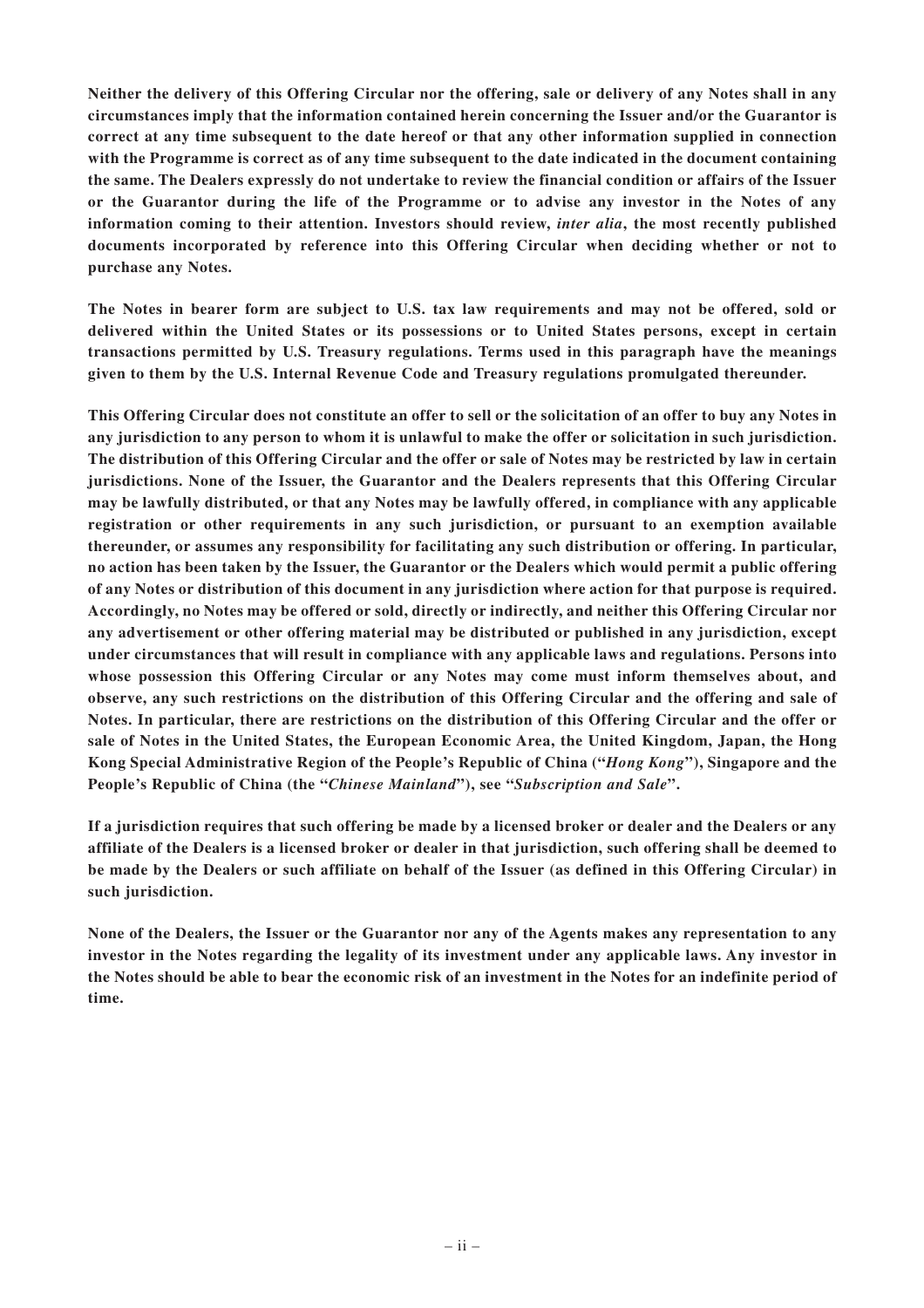**Neither the delivery of this Offering Circular nor the offering, sale or delivery of any Notes shall in any circumstances imply that the information contained herein concerning the Issuer and/or the Guarantor is correct at any time subsequent to the date hereof or that any other information supplied in connection with the Programme is correct as of any time subsequent to the date indicated in the document containing the same. The Dealers expressly do not undertake to review the financial condition or affairs of the Issuer or the Guarantor during the life of the Programme or to advise any investor in the Notes of any information coming to their attention. Investors should review, *inter alia*, the most recently published documents incorporated by reference into this Offering Circular when deciding whether or not to purchase any Notes.**

**The Notes in bearer form are subject to U.S. tax law requirements and may not be offered, sold or delivered within the United States or its possessions or to United States persons, except in certain transactions permitted by U.S. Treasury regulations. Terms used in this paragraph have the meanings given to them by the U.S. Internal Revenue Code and Treasury regulations promulgated thereunder.**

**This Offering Circular does not constitute an offer to sell or the solicitation of an offer to buy any Notes in any jurisdiction to any person to whom it is unlawful to make the offer or solicitation in such jurisdiction. The distribution of this Offering Circular and the offer or sale of Notes may be restricted by law in certain jurisdictions. None of the Issuer, the Guarantor and the Dealers represents that this Offering Circular may be lawfully distributed, or that any Notes may be lawfully offered, in compliance with any applicable registration or other requirements in any such jurisdiction, or pursuant to an exemption available thereunder, or assumes any responsibility for facilitating any such distribution or offering. In particular, no action has been taken by the Issuer, the Guarantor or the Dealers which would permit a public offering of any Notes or distribution of this document in any jurisdiction where action for that purpose is required. Accordingly, no Notes may be offered or sold, directly or indirectly, and neither this Offering Circular nor any advertisement or other offering material may be distributed or published in any jurisdiction, except under circumstances that will result in compliance with any applicable laws and regulations. Persons into whose possession this Offering Circular or any Notes may come must inform themselves about, and observe, any such restrictions on the distribution of this Offering Circular and the offering and sale of Notes. In particular, there are restrictions on the distribution of this Offering Circular and the offer or sale of Notes in the United States, the European Economic Area, the United Kingdom, Japan, the Hong Kong Special Administrative Region of the People's Republic of China ("*Hong Kong*"), Singapore and the People's Republic of China (the "*Chinese Mainland*"), see "*Subscription and Sale*".**

**If a jurisdiction requires that such offering be made by a licensed broker or dealer and the Dealers or any affiliate of the Dealers is a licensed broker or dealer in that jurisdiction, such offering shall be deemed to be made by the Dealers or such affiliate on behalf of the Issuer (as defined in this Offering Circular) in such jurisdiction.**

**None of the Dealers, the Issuer or the Guarantor nor any of the Agents makes any representation to any investor in the Notes regarding the legality of its investment under any applicable laws. Any investor in the Notes should be able to bear the economic risk of an investment in the Notes for an indefinite period of time.**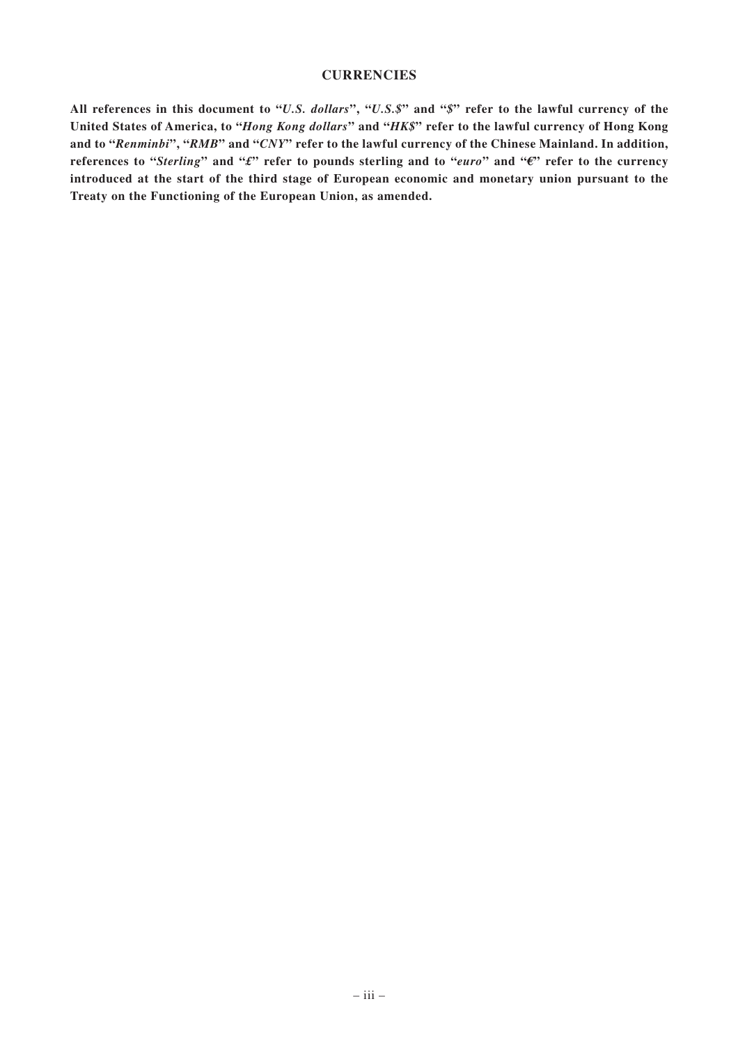## CURRENCIES

**All references in this document to "*U.S. dollars*", "*U.S.$*" and "*$*" refer to the lawful currency of the United States of America, to "*Hong Kong dollars*" and "*HK$*" refer to the lawful currency of Hong Kong and to "*Renminbi*", "*RMB*" and "*CNY*" refer to the lawful currency of the Chinese Mainland. In addition, references to "*Sterling*" and "*£*" refer to pounds sterling and to "*euro*" and "*€*" refer to the currency introduced at the start of the third stage of European economic and monetary union pursuant to the Treaty on the Functioning of the European Union, as amended.**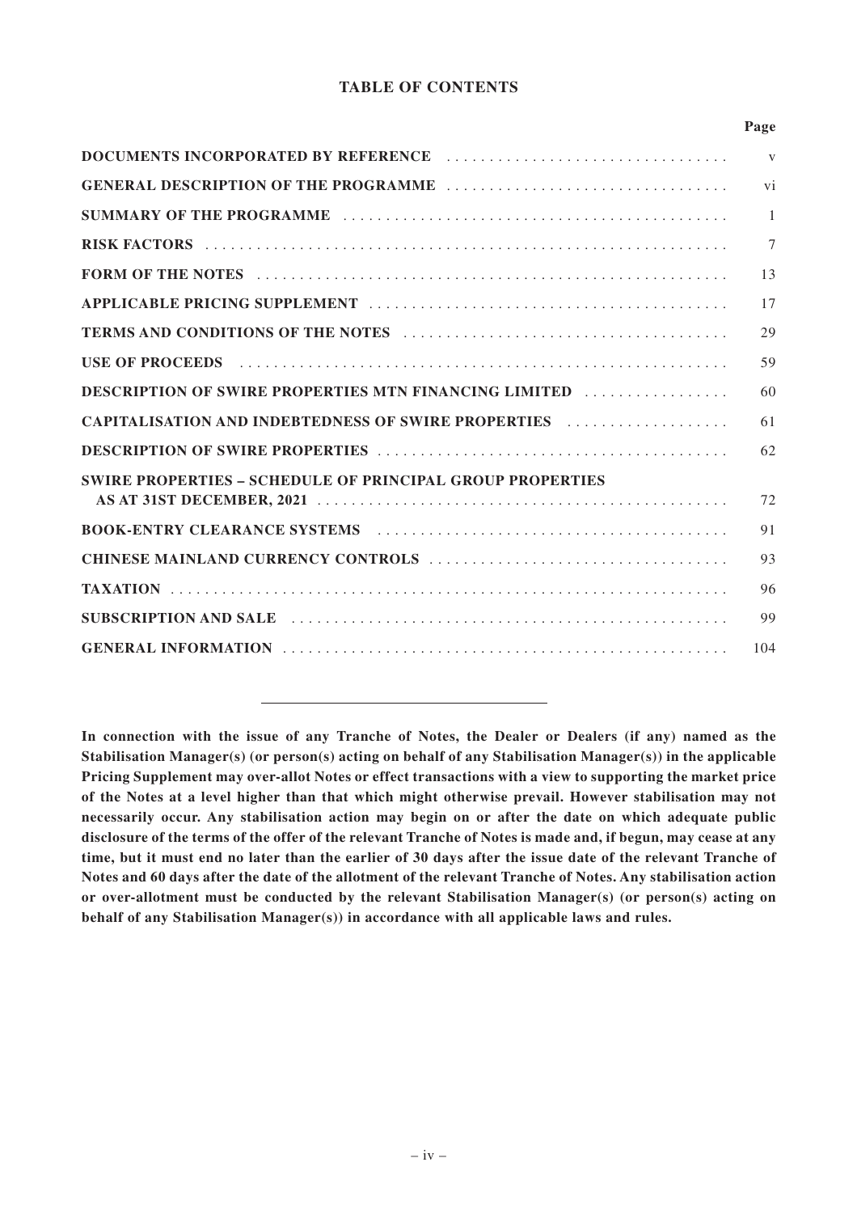## TABLE OF CONTENTS

| | Page |
|---|---|
| **DOCUMENTS INCORPORATED BY REFERENCE** | v |
| **GENERAL DESCRIPTION OF THE PROGRAMME** | vi |
| **SUMMARY OF THE PROGRAMME** | 1 |
| **RISK FACTORS** | 7 |
| **FORM OF THE NOTES** | 13 |
| **APPLICABLE PRICING SUPPLEMENT** | 17 |
| **TERMS AND CONDITIONS OF THE NOTES** | 29 |
| **USE OF PROCEEDS** | 59 |
| **DESCRIPTION OF SWIRE PROPERTIES MTN FINANCING LIMITED** | 60 |
| **CAPITALISATION AND INDEBTEDNESS OF SWIRE PROPERTIES** | 61 |
| **DESCRIPTION OF SWIRE PROPERTIES** | 62 |
| **SWIRE PROPERTIES – SCHEDULE OF PRINCIPAL GROUP PROPERTIES AS AT 31ST DECEMBER, 2021** | 72 |
| **BOOK-ENTRY CLEARANCE SYSTEMS** | 91 |
| **CHINESE MAINLAND CURRENCY CONTROLS** | 93 |
| **TAXATION** | 96 |
| **SUBSCRIPTION AND SALE** | 99 |
| **GENERAL INFORMATION** | 104 |

---

**In connection with the issue of any Tranche of Notes, the Dealer or Dealers (if any) named as the Stabilisation Manager(s) (or person(s) acting on behalf of any Stabilisation Manager(s)) in the applicable Pricing Supplement may over-allot Notes or effect transactions with a view to supporting the market price of the Notes at a level higher than that which might otherwise prevail. However stabilisation may not necessarily occur. Any stabilisation action may begin on or after the date on which adequate public disclosure of the terms of the offer of the relevant Tranche of Notes is made and, if begun, may cease at any time, but it must end no later than the earlier of 30 days after the issue date of the relevant Tranche of Notes and 60 days after the date of the allotment of the relevant Tranche of Notes. Any stabilisation action or over-allotment must be conducted by the relevant Stabilisation Manager(s) (or person(s) acting on behalf of any Stabilisation Manager(s)) in accordance with all applicable laws and rules.**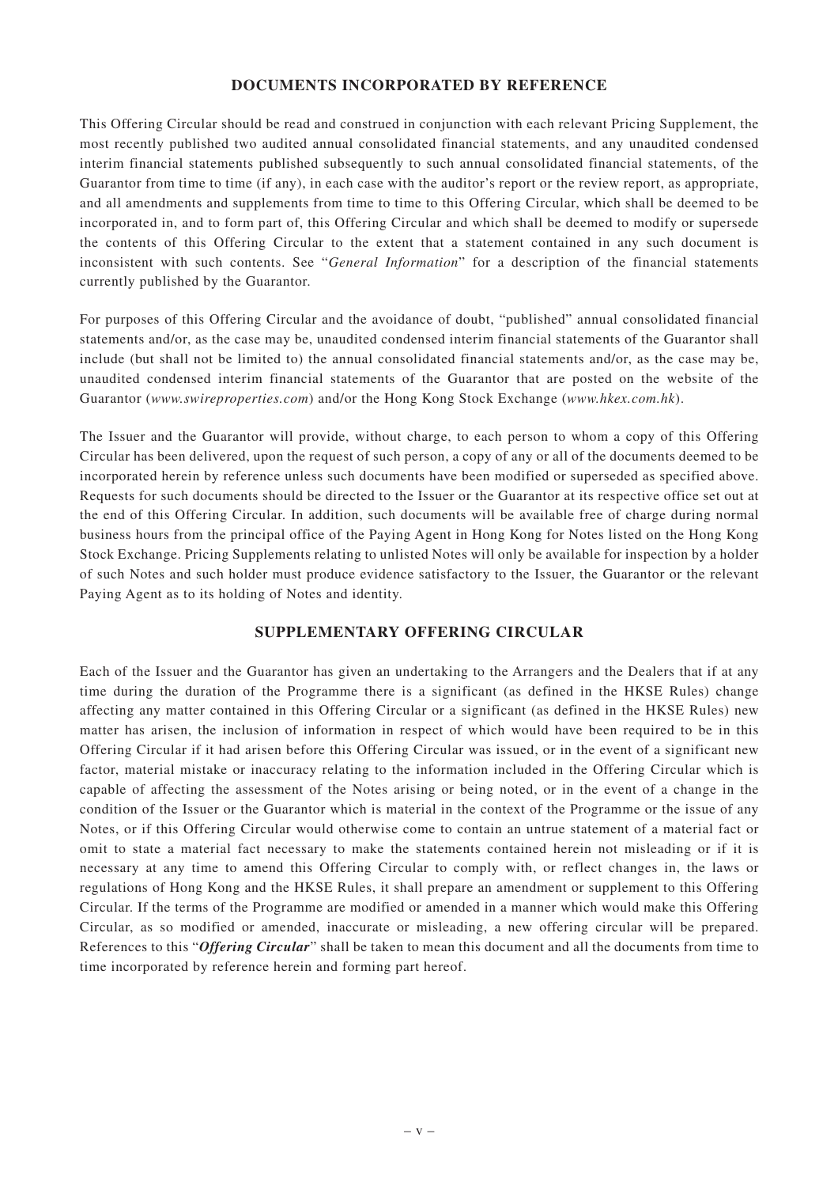## DOCUMENTS INCORPORATED BY REFERENCE

This Offering Circular should be read and construed in conjunction with each relevant Pricing Supplement, the most recently published two audited annual consolidated financial statements, and any unaudited condensed interim financial statements published subsequently to such annual consolidated financial statements, of the Guarantor from time to time (if any), in each case with the auditor's report or the review report, as appropriate, and all amendments and supplements from time to time to this Offering Circular, which shall be deemed to be incorporated in, and to form part of, this Offering Circular and which shall be deemed to modify or supersede the contents of this Offering Circular to the extent that a statement contained in any such document is inconsistent with such contents. See "*General Information*" for a description of the financial statements currently published by the Guarantor.

For purposes of this Offering Circular and the avoidance of doubt, "published" annual consolidated financial statements and/or, as the case may be, unaudited condensed interim financial statements of the Guarantor shall include (but shall not be limited to) the annual consolidated financial statements and/or, as the case may be, unaudited condensed interim financial statements of the Guarantor that are posted on the website of the Guarantor (*www.swireproperties.com*) and/or the Hong Kong Stock Exchange (*www.hkex.com.hk*).

The Issuer and the Guarantor will provide, without charge, to each person to whom a copy of this Offering Circular has been delivered, upon the request of such person, a copy of any or all of the documents deemed to be incorporated herein by reference unless such documents have been modified or superseded as specified above. Requests for such documents should be directed to the Issuer or the Guarantor at its respective office set out at the end of this Offering Circular. In addition, such documents will be available free of charge during normal business hours from the principal office of the Paying Agent in Hong Kong for Notes listed on the Hong Kong Stock Exchange. Pricing Supplements relating to unlisted Notes will only be available for inspection by a holder of such Notes and such holder must produce evidence satisfactory to the Issuer, the Guarantor or the relevant Paying Agent as to its holding of Notes and identity.

## SUPPLEMENTARY OFFERING CIRCULAR

Each of the Issuer and the Guarantor has given an undertaking to the Arrangers and the Dealers that if at any time during the duration of the Programme there is a significant (as defined in the HKSE Rules) change affecting any matter contained in this Offering Circular or a significant (as defined in the HKSE Rules) new matter has arisen, the inclusion of information in respect of which would have been required to be in this Offering Circular if it had arisen before this Offering Circular was issued, or in the event of a significant new factor, material mistake or inaccuracy relating to the information included in the Offering Circular which is capable of affecting the assessment of the Notes arising or being noted, or in the event of a change in the condition of the Issuer or the Guarantor which is material in the context of the Programme or the issue of any Notes, or if this Offering Circular would otherwise come to contain an untrue statement of a material fact or omit to state a material fact necessary to make the statements contained herein not misleading or if it is necessary at any time to amend this Offering Circular to comply with, or reflect changes in, the laws or regulations of Hong Kong and the HKSE Rules, it shall prepare an amendment or supplement to this Offering Circular. If the terms of the Programme are modified or amended in a manner which would make this Offering Circular, as so modified or amended, inaccurate or misleading, a new offering circular will be prepared. References to this "***Offering Circular***" shall be taken to mean this document and all the documents from time to time incorporated by reference herein and forming part hereof.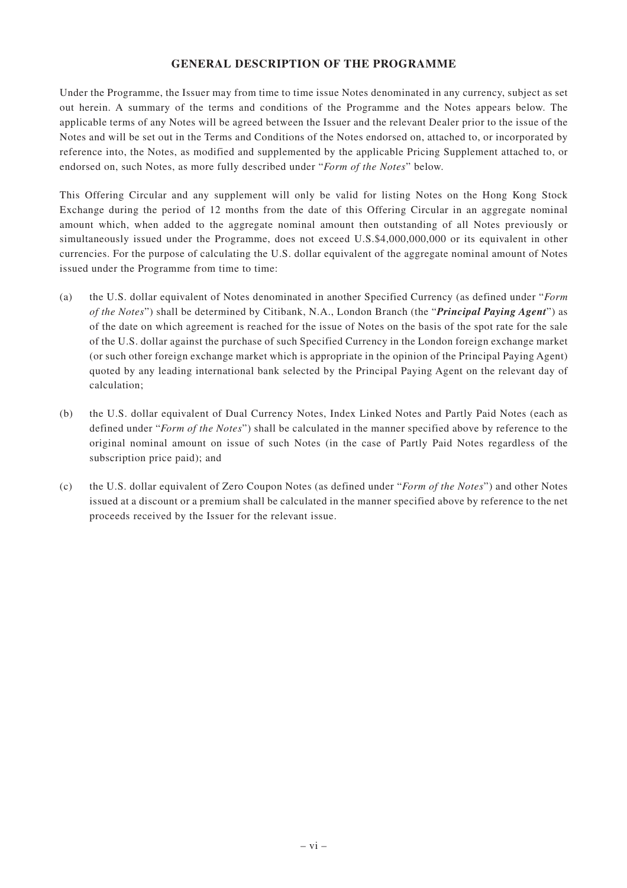## GENERAL DESCRIPTION OF THE PROGRAMME

Under the Programme, the Issuer may from time to time issue Notes denominated in any currency, subject as set out herein. A summary of the terms and conditions of the Programme and the Notes appears below. The applicable terms of any Notes will be agreed between the Issuer and the relevant Dealer prior to the issue of the Notes and will be set out in the Terms and Conditions of the Notes endorsed on, attached to, or incorporated by reference into, the Notes, as modified and supplemented by the applicable Pricing Supplement attached to, or endorsed on, such Notes, as more fully described under "*Form of the Notes*" below.

This Offering Circular and any supplement will only be valid for listing Notes on the Hong Kong Stock Exchange during the period of 12 months from the date of this Offering Circular in an aggregate nominal amount which, when added to the aggregate nominal amount then outstanding of all Notes previously or simultaneously issued under the Programme, does not exceed U.S.$4,000,000,000 or its equivalent in other currencies. For the purpose of calculating the U.S. dollar equivalent of the aggregate nominal amount of Notes issued under the Programme from time to time:

(a) the U.S. dollar equivalent of Notes denominated in another Specified Currency (as defined under "*Form of the Notes*") shall be determined by Citibank, N.A., London Branch (the "***Principal Paying Agent***") as of the date on which agreement is reached for the issue of Notes on the basis of the spot rate for the sale of the U.S. dollar against the purchase of such Specified Currency in the London foreign exchange market (or such other foreign exchange market which is appropriate in the opinion of the Principal Paying Agent) quoted by any leading international bank selected by the Principal Paying Agent on the relevant day of calculation;

(b) the U.S. dollar equivalent of Dual Currency Notes, Index Linked Notes and Partly Paid Notes (each as defined under "*Form of the Notes*") shall be calculated in the manner specified above by reference to the original nominal amount on issue of such Notes (in the case of Partly Paid Notes regardless of the subscription price paid); and

(c) the U.S. dollar equivalent of Zero Coupon Notes (as defined under "*Form of the Notes*") and other Notes issued at a discount or a premium shall be calculated in the manner specified above by reference to the net proceeds received by the Issuer for the relevant issue.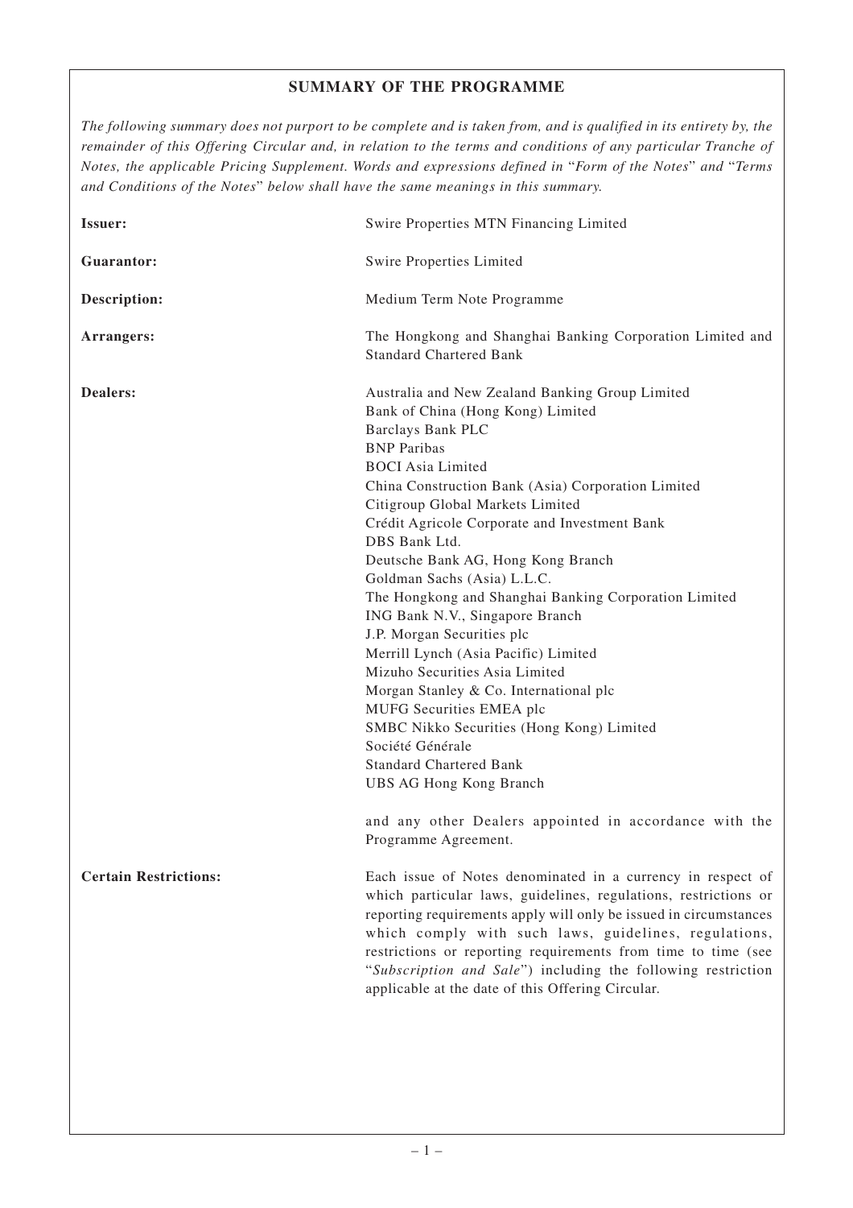## SUMMARY OF THE PROGRAMME

*The following summary does not purport to be complete and is taken from, and is qualified in its entirety by, the remainder of this Offering Circular and, in relation to the terms and conditions of any particular Tranche of Notes, the applicable Pricing Supplement. Words and expressions defined in "Form of the Notes" and "Terms and Conditions of the Notes" below shall have the same meanings in this summary.*

| | |
|---|---|
| **Issuer:** | Swire Properties MTN Financing Limited |
| **Guarantor:** | Swire Properties Limited |
| **Description:** | Medium Term Note Programme |
| **Arrangers:** | The Hongkong and Shanghai Banking Corporation Limited and Standard Chartered Bank |
| **Dealers:** | Australia and New Zealand Banking Group Limited<br>Bank of China (Hong Kong) Limited<br>Barclays Bank PLC<br>BNP Paribas<br>BOCI Asia Limited<br>China Construction Bank (Asia) Corporation Limited<br>Citigroup Global Markets Limited<br>Crédit Agricole Corporate and Investment Bank<br>DBS Bank Ltd.<br>Deutsche Bank AG, Hong Kong Branch<br>Goldman Sachs (Asia) L.L.C.<br>The Hongkong and Shanghai Banking Corporation Limited<br>ING Bank N.V., Singapore Branch<br>J.P. Morgan Securities plc<br>Merrill Lynch (Asia Pacific) Limited<br>Mizuho Securities Asia Limited<br>Morgan Stanley & Co. International plc<br>MUFG Securities EMEA plc<br>SMBC Nikko Securities (Hong Kong) Limited<br>Société Générale<br>Standard Chartered Bank<br>UBS AG Hong Kong Branch<br><br>and any other Dealers appointed in accordance with the Programme Agreement. |
| **Certain Restrictions:** | Each issue of Notes denominated in a currency in respect of which particular laws, guidelines, regulations, restrictions or reporting requirements apply will only be issued in circumstances which comply with such laws, guidelines, regulations, restrictions or reporting requirements from time to time (see "*Subscription and Sale*") including the following restriction applicable at the date of this Offering Circular. |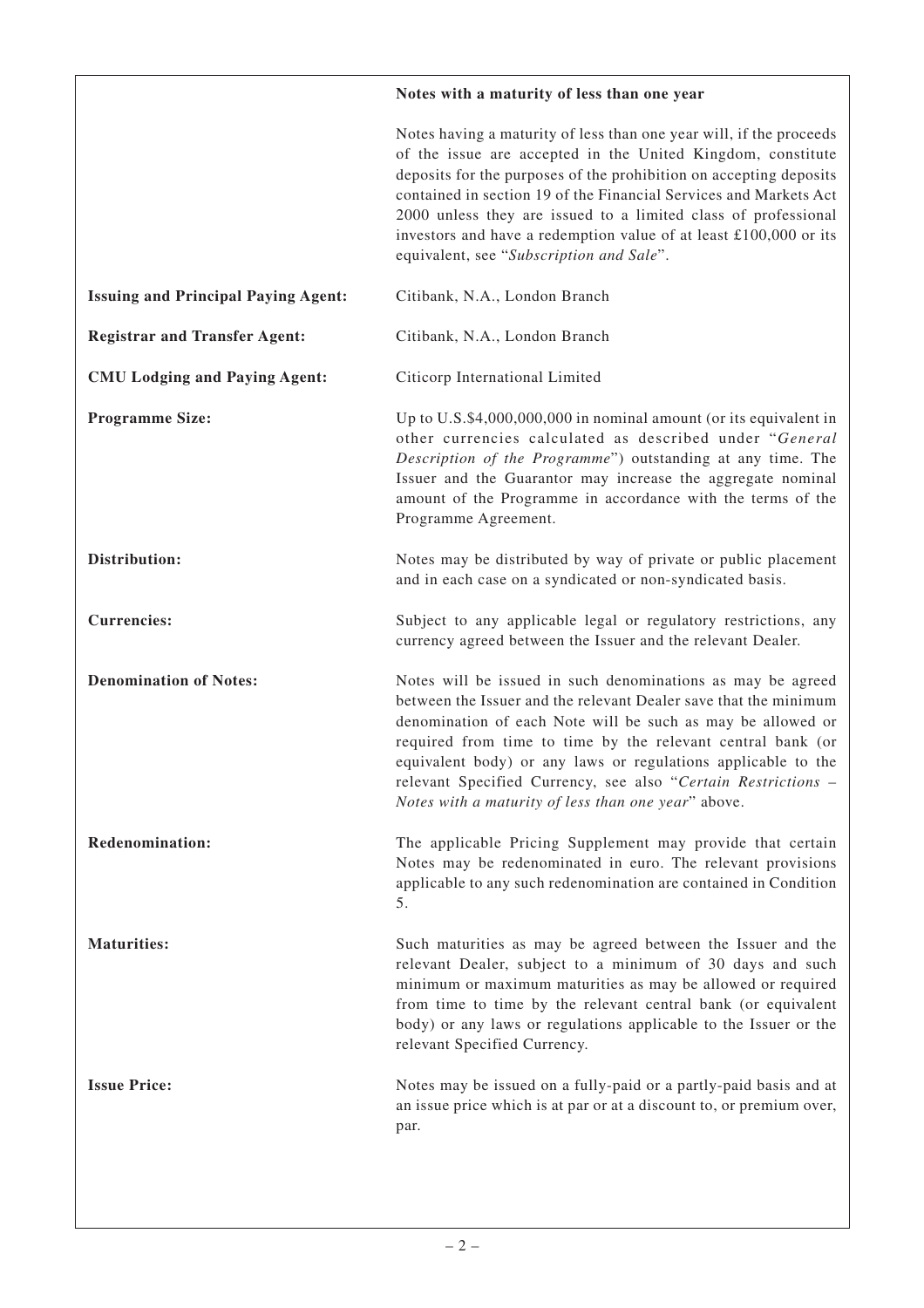| | |
|---|---|
| | **Notes with a maturity of less than one year** |
| | Notes having a maturity of less than one year will, if the proceeds of the issue are accepted in the United Kingdom, constitute deposits for the purposes of the prohibition on accepting deposits contained in section 19 of the Financial Services and Markets Act 2000 unless they are issued to a limited class of professional investors and have a redemption value of at least £100,000 or its equivalent, see "*Subscription and Sale*". |
| **Issuing and Principal Paying Agent:** | Citibank, N.A., London Branch |
| **Registrar and Transfer Agent:** | Citibank, N.A., London Branch |
| **CMU Lodging and Paying Agent:** | Citicorp International Limited |
| **Programme Size:** | Up to U.S.$4,000,000,000 in nominal amount (or its equivalent in other currencies calculated as described under "*General Description of the Programme*") outstanding at any time. The Issuer and the Guarantor may increase the aggregate nominal amount of the Programme in accordance with the terms of the Programme Agreement. |
| **Distribution:** | Notes may be distributed by way of private or public placement and in each case on a syndicated or non-syndicated basis. |
| **Currencies:** | Subject to any applicable legal or regulatory restrictions, any currency agreed between the Issuer and the relevant Dealer. |
| **Denomination of Notes:** | Notes will be issued in such denominations as may be agreed between the Issuer and the relevant Dealer save that the minimum denomination of each Note will be such as may be allowed or required from time to time by the relevant central bank (or equivalent body) or any laws or regulations applicable to the relevant Specified Currency, see also "*Certain Restrictions – Notes with a maturity of less than one year*" above. |
| **Redenomination:** | The applicable Pricing Supplement may provide that certain Notes may be redenominated in euro. The relevant provisions applicable to any such redenomination are contained in Condition 5. |
| **Maturities:** | Such maturities as may be agreed between the Issuer and the relevant Dealer, subject to a minimum of 30 days and such minimum or maximum maturities as may be allowed or required from time to time by the relevant central bank (or equivalent body) or any laws or regulations applicable to the Issuer or the relevant Specified Currency. |
| **Issue Price:** | Notes may be issued on a fully-paid or a partly-paid basis and at an issue price which is at par or at a discount to, or premium over, par. |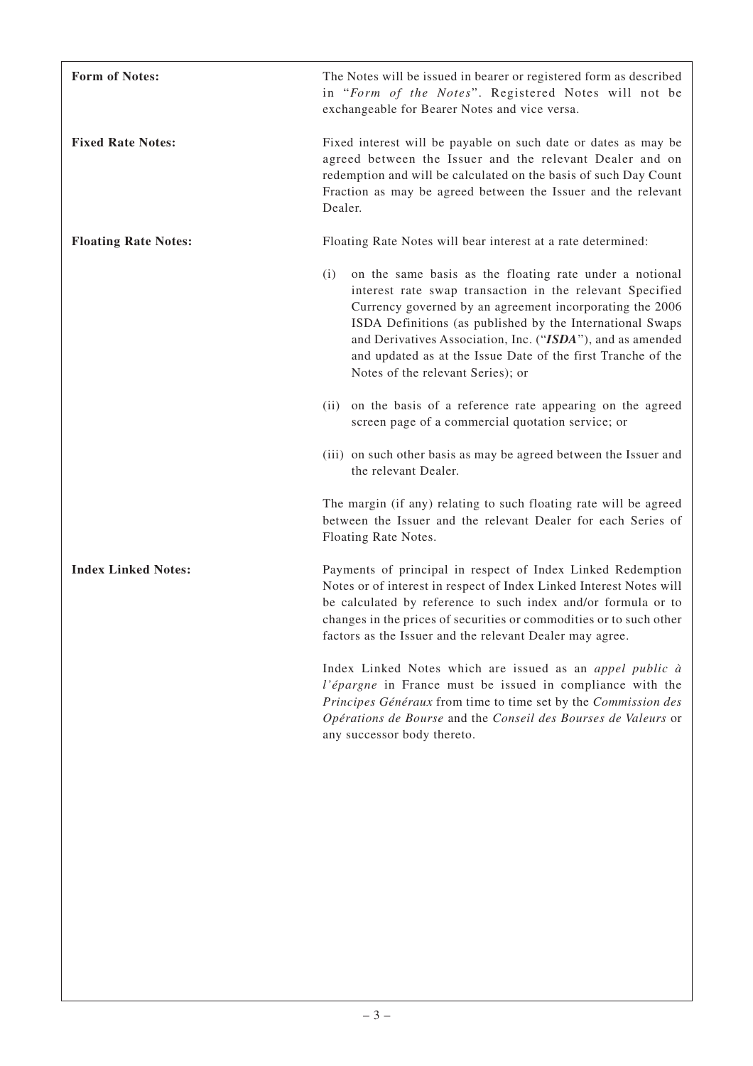**Form of Notes:** The Notes will be issued in bearer or registered form as described in "*Form of the Notes*". Registered Notes will not be exchangeable for Bearer Notes and vice versa.

**Fixed Rate Notes:** Fixed interest will be payable on such date or dates as may be agreed between the Issuer and the relevant Dealer and on redemption and will be calculated on the basis of such Day Count Fraction as may be agreed between the Issuer and the relevant Dealer.

**Floating Rate Notes:** Floating Rate Notes will bear interest at a rate determined:

(i) on the same basis as the floating rate under a notional interest rate swap transaction in the relevant Specified Currency governed by an agreement incorporating the 2006 ISDA Definitions (as published by the International Swaps and Derivatives Association, Inc. ("***ISDA***"), and as amended and updated as at the Issue Date of the first Tranche of the Notes of the relevant Series); or

(ii) on the basis of a reference rate appearing on the agreed screen page of a commercial quotation service; or

(iii) on such other basis as may be agreed between the Issuer and the relevant Dealer.

The margin (if any) relating to such floating rate will be agreed between the Issuer and the relevant Dealer for each Series of Floating Rate Notes.

**Index Linked Notes:** Payments of principal in respect of Index Linked Redemption Notes or of interest in respect of Index Linked Interest Notes will be calculated by reference to such index and/or formula or to changes in the prices of securities or commodities or to such other factors as the Issuer and the relevant Dealer may agree.

Index Linked Notes which are issued as an *appel public à l'épargne* in France must be issued in compliance with the *Principes Généraux* from time to time set by the *Commission des Opérations de Bourse* and the *Conseil des Bourses de Valeurs* or any successor body thereto.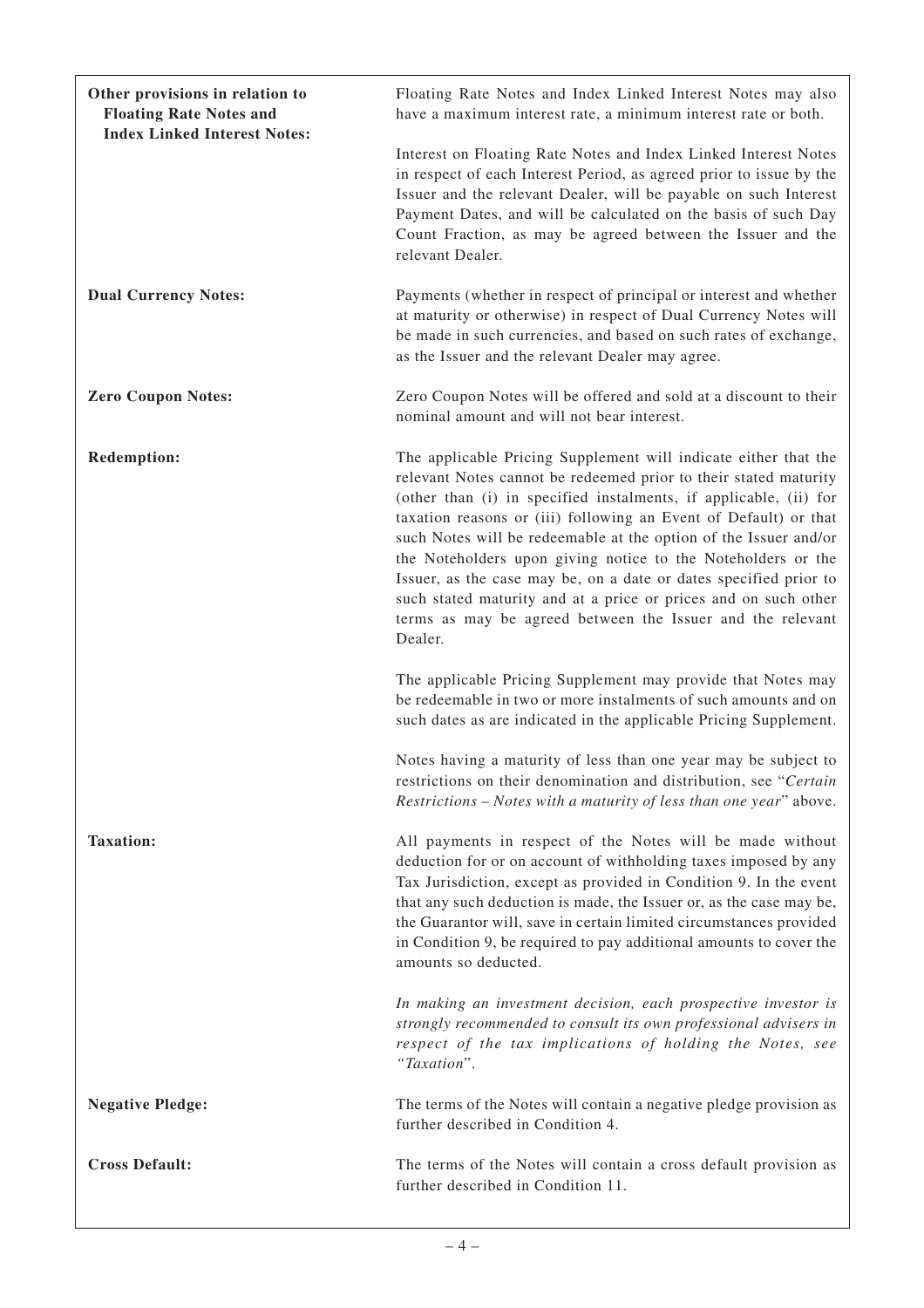| | |
|---|---|
| **Other provisions in relation to Floating Rate Notes and Index Linked Interest Notes:** | Floating Rate Notes and Index Linked Interest Notes may also have a maximum interest rate, a minimum interest rate or both.<br><br>Interest on Floating Rate Notes and Index Linked Interest Notes in respect of each Interest Period, as agreed prior to issue by the Issuer and the relevant Dealer, will be payable on such Interest Payment Dates, and will be calculated on the basis of such Day Count Fraction, as may be agreed between the Issuer and the relevant Dealer. |
| **Dual Currency Notes:** | Payments (whether in respect of principal or interest and whether at maturity or otherwise) in respect of Dual Currency Notes will be made in such currencies, and based on such rates of exchange, as the Issuer and the relevant Dealer may agree. |
| **Zero Coupon Notes:** | Zero Coupon Notes will be offered and sold at a discount to their nominal amount and will not bear interest. |
| **Redemption:** | The applicable Pricing Supplement will indicate either that the relevant Notes cannot be redeemed prior to their stated maturity (other than (i) in specified instalments, if applicable, (ii) for taxation reasons or (iii) following an Event of Default) or that such Notes will be redeemable at the option of the Issuer and/or the Noteholders upon giving notice to the Noteholders or the Issuer, as the case may be, on a date or dates specified prior to such stated maturity and at a price or prices and on such other terms as may be agreed between the Issuer and the relevant Dealer.<br><br>The applicable Pricing Supplement may provide that Notes may be redeemable in two or more instalments of such amounts and on such dates as are indicated in the applicable Pricing Supplement.<br><br>Notes having a maturity of less than one year may be subject to restrictions on their denomination and distribution, see "*Certain Restrictions – Notes with a maturity of less than one year*" above. |
| **Taxation:** | All payments in respect of the Notes will be made without deduction for or on account of withholding taxes imposed by any Tax Jurisdiction, except as provided in Condition 9. In the event that any such deduction is made, the Issuer or, as the case may be, the Guarantor will, save in certain limited circumstances provided in Condition 9, be required to pay additional amounts to cover the amounts so deducted.<br><br>*In making an investment decision, each prospective investor is strongly recommended to consult its own professional advisers in respect of the tax implications of holding the Notes, see "Taxation".* |
| **Negative Pledge:** | The terms of the Notes will contain a negative pledge provision as further described in Condition 4. |
| **Cross Default:** | The terms of the Notes will contain a cross default provision as further described in Condition 11. |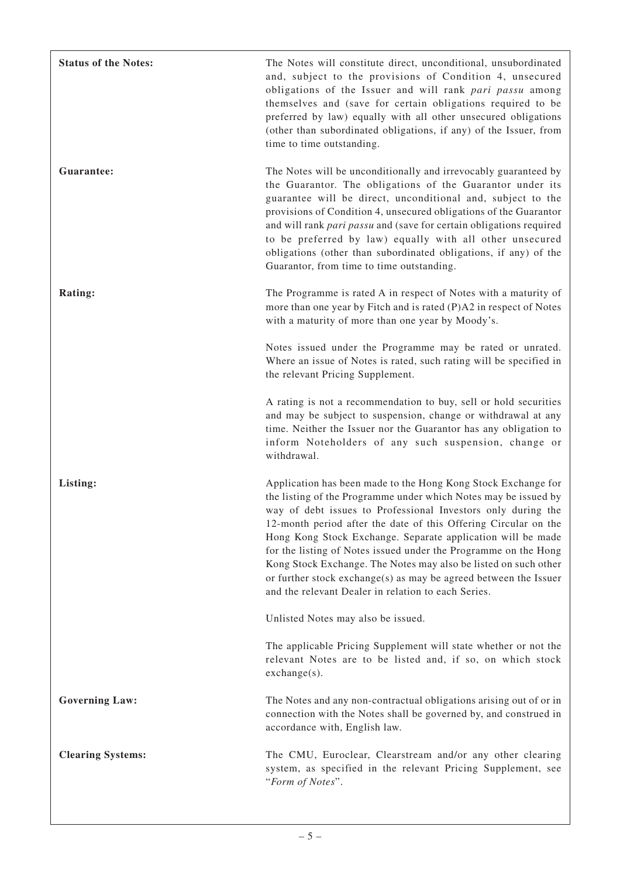| | |
|---|---|
| **Status of the Notes:** | The Notes will constitute direct, unconditional, unsubordinated and, subject to the provisions of Condition 4, unsecured obligations of the Issuer and will rank *pari passu* among themselves and (save for certain obligations required to be preferred by law) equally with all other unsecured obligations (other than subordinated obligations, if any) of the Issuer, from time to time outstanding. |
| **Guarantee:** | The Notes will be unconditionally and irrevocably guaranteed by the Guarantor. The obligations of the Guarantor under its guarantee will be direct, unconditional and, subject to the provisions of Condition 4, unsecured obligations of the Guarantor and will rank *pari passu* and (save for certain obligations required to be preferred by law) equally with all other unsecured obligations (other than subordinated obligations, if any) of the Guarantor, from time to time outstanding. |
| **Rating:** | The Programme is rated A in respect of Notes with a maturity of more than one year by Fitch and is rated (P)A2 in respect of Notes with a maturity of more than one year by Moody's.<br><br>Notes issued under the Programme may be rated or unrated. Where an issue of Notes is rated, such rating will be specified in the relevant Pricing Supplement.<br><br>A rating is not a recommendation to buy, sell or hold securities and may be subject to suspension, change or withdrawal at any time. Neither the Issuer nor the Guarantor has any obligation to inform Noteholders of any such suspension, change or withdrawal. |
| **Listing:** | Application has been made to the Hong Kong Stock Exchange for the listing of the Programme under which Notes may be issued by way of debt issues to Professional Investors only during the 12-month period after the date of this Offering Circular on the Hong Kong Stock Exchange. Separate application will be made for the listing of Notes issued under the Programme on the Hong Kong Stock Exchange. The Notes may also be listed on such other or further stock exchange(s) as may be agreed between the Issuer and the relevant Dealer in relation to each Series.<br><br>Unlisted Notes may also be issued.<br><br>The applicable Pricing Supplement will state whether or not the relevant Notes are to be listed and, if so, on which stock exchange(s). |
| **Governing Law:** | The Notes and any non-contractual obligations arising out of or in connection with the Notes shall be governed by, and construed in accordance with, English law. |
| **Clearing Systems:** | The CMU, Euroclear, Clearstream and/or any other clearing system, as specified in the relevant Pricing Supplement, see "*Form of Notes*". |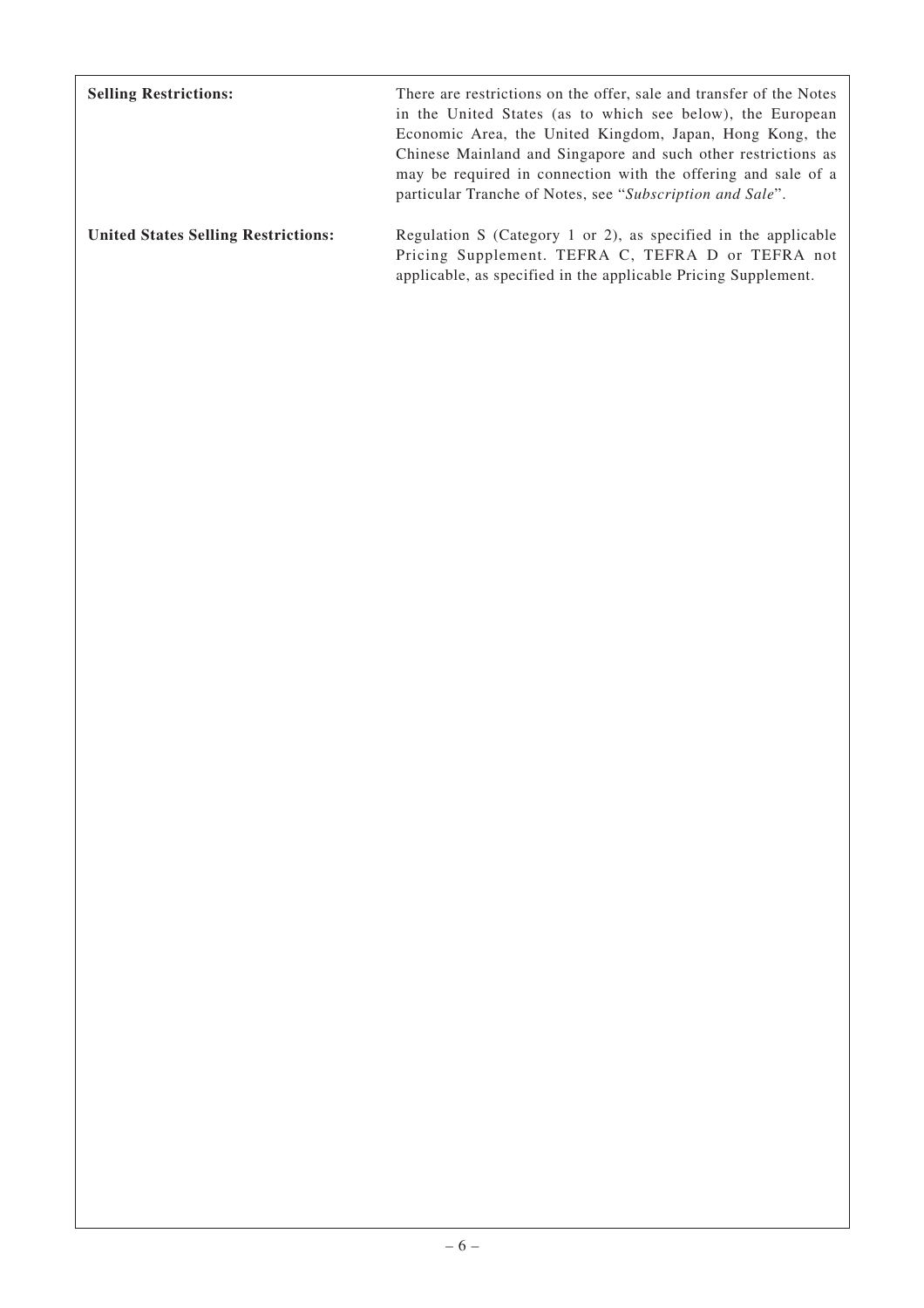| | |
|---|---|
| **Selling Restrictions:** | There are restrictions on the offer, sale and transfer of the Notes in the United States (as to which see below), the European Economic Area, the United Kingdom, Japan, Hong Kong, the Chinese Mainland and Singapore and such other restrictions as may be required in connection with the offering and sale of a particular Tranche of Notes, see "*Subscription and Sale*". |
| **United States Selling Restrictions:** | Regulation S (Category 1 or 2), as specified in the applicable Pricing Supplement. TEFRA C, TEFRA D or TEFRA not applicable, as specified in the applicable Pricing Supplement. |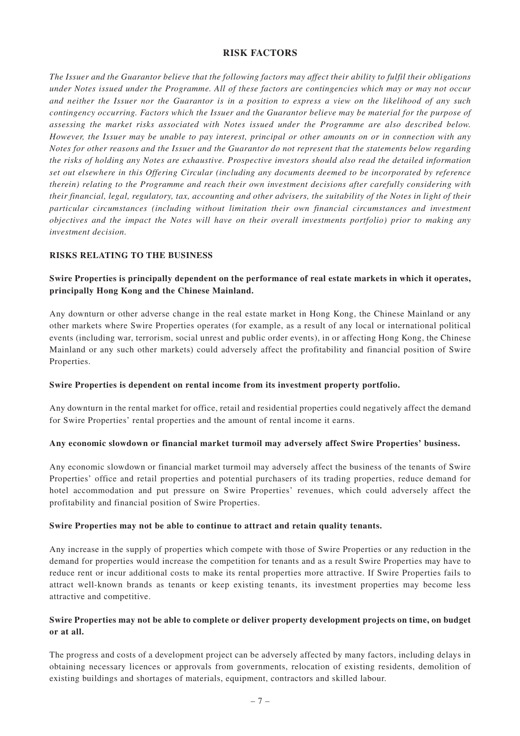# RISK FACTORS

*The Issuer and the Guarantor believe that the following factors may affect their ability to fulfil their obligations under Notes issued under the Programme. All of these factors are contingencies which may or may not occur and neither the Issuer nor the Guarantor is in a position to express a view on the likelihood of any such contingency occurring. Factors which the Issuer and the Guarantor believe may be material for the purpose of assessing the market risks associated with Notes issued under the Programme are also described below. However, the Issuer may be unable to pay interest, principal or other amounts on or in connection with any Notes for other reasons and the Issuer and the Guarantor do not represent that the statements below regarding the risks of holding any Notes are exhaustive. Prospective investors should also read the detailed information set out elsewhere in this Offering Circular (including any documents deemed to be incorporated by reference therein) relating to the Programme and reach their own investment decisions after carefully considering with their financial, legal, regulatory, tax, accounting and other advisers, the suitability of the Notes in light of their particular circumstances (including without limitation their own financial circumstances and investment objectives and the impact the Notes will have on their overall investments portfolio) prior to making any investment decision.*

## RISKS RELATING TO THE BUSINESS

### Swire Properties is principally dependent on the performance of real estate markets in which it operates, principally Hong Kong and the Chinese Mainland.

Any downturn or other adverse change in the real estate market in Hong Kong, the Chinese Mainland or any other markets where Swire Properties operates (for example, as a result of any local or international political events (including war, terrorism, social unrest and public order events), in or affecting Hong Kong, the Chinese Mainland or any such other markets) could adversely affect the profitability and financial position of Swire Properties.

### Swire Properties is dependent on rental income from its investment property portfolio.

Any downturn in the rental market for office, retail and residential properties could negatively affect the demand for Swire Properties' rental properties and the amount of rental income it earns.

### Any economic slowdown or financial market turmoil may adversely affect Swire Properties' business.

Any economic slowdown or financial market turmoil may adversely affect the business of the tenants of Swire Properties' office and retail properties and potential purchasers of its trading properties, reduce demand for hotel accommodation and put pressure on Swire Properties' revenues, which could adversely affect the profitability and financial position of Swire Properties.

### Swire Properties may not be able to continue to attract and retain quality tenants.

Any increase in the supply of properties which compete with those of Swire Properties or any reduction in the demand for properties would increase the competition for tenants and as a result Swire Properties may have to reduce rent or incur additional costs to make its rental properties more attractive. If Swire Properties fails to attract well-known brands as tenants or keep existing tenants, its investment properties may become less attractive and competitive.

### Swire Properties may not be able to complete or deliver property development projects on time, on budget or at all.

The progress and costs of a development project can be adversely affected by many factors, including delays in obtaining necessary licences or approvals from governments, relocation of existing residents, demolition of existing buildings and shortages of materials, equipment, contractors and skilled labour.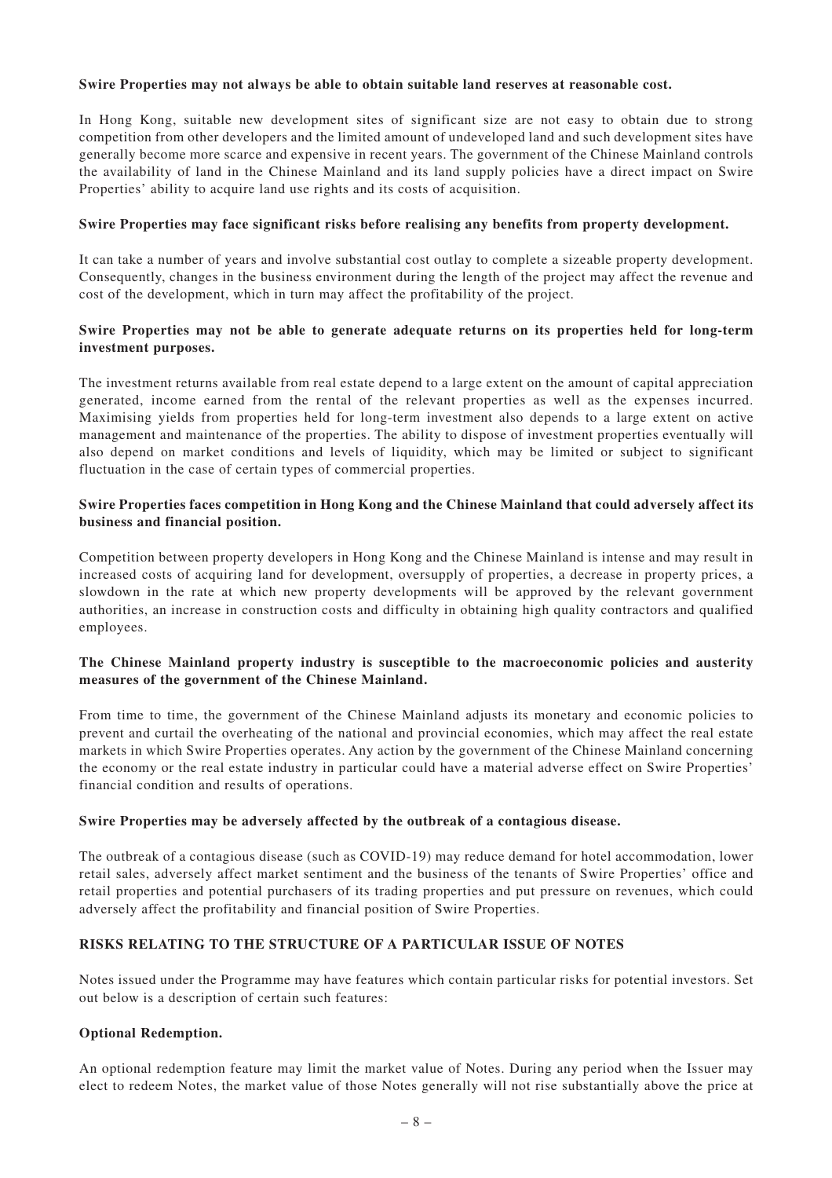**Swire Properties may not always be able to obtain suitable land reserves at reasonable cost.**

In Hong Kong, suitable new development sites of significant size are not easy to obtain due to strong competition from other developers and the limited amount of undeveloped land and such development sites have generally become more scarce and expensive in recent years. The government of the Chinese Mainland controls the availability of land in the Chinese Mainland and its land supply policies have a direct impact on Swire Properties' ability to acquire land use rights and its costs of acquisition.

**Swire Properties may face significant risks before realising any benefits from property development.**

It can take a number of years and involve substantial cost outlay to complete a sizeable property development. Consequently, changes in the business environment during the length of the project may affect the revenue and cost of the development, which in turn may affect the profitability of the project.

**Swire Properties may not be able to generate adequate returns on its properties held for long-term investment purposes.**

The investment returns available from real estate depend to a large extent on the amount of capital appreciation generated, income earned from the rental of the relevant properties as well as the expenses incurred. Maximising yields from properties held for long-term investment also depends to a large extent on active management and maintenance of the properties. The ability to dispose of investment properties eventually will also depend on market conditions and levels of liquidity, which may be limited or subject to significant fluctuation in the case of certain types of commercial properties.

**Swire Properties faces competition in Hong Kong and the Chinese Mainland that could adversely affect its business and financial position.**

Competition between property developers in Hong Kong and the Chinese Mainland is intense and may result in increased costs of acquiring land for development, oversupply of properties, a decrease in property prices, a slowdown in the rate at which new property developments will be approved by the relevant government authorities, an increase in construction costs and difficulty in obtaining high quality contractors and qualified employees.

**The Chinese Mainland property industry is susceptible to the macroeconomic policies and austerity measures of the government of the Chinese Mainland.**

From time to time, the government of the Chinese Mainland adjusts its monetary and economic policies to prevent and curtail the overheating of the national and provincial economies, which may affect the real estate markets in which Swire Properties operates. Any action by the government of the Chinese Mainland concerning the economy or the real estate industry in particular could have a material adverse effect on Swire Properties' financial condition and results of operations.

**Swire Properties may be adversely affected by the outbreak of a contagious disease.**

The outbreak of a contagious disease (such as COVID-19) may reduce demand for hotel accommodation, lower retail sales, adversely affect market sentiment and the business of the tenants of Swire Properties' office and retail properties and potential purchasers of its trading properties and put pressure on revenues, which could adversely affect the profitability and financial position of Swire Properties.

## RISKS RELATING TO THE STRUCTURE OF A PARTICULAR ISSUE OF NOTES

Notes issued under the Programme may have features which contain particular risks for potential investors. Set out below is a description of certain such features:

**Optional Redemption.**

An optional redemption feature may limit the market value of Notes. During any period when the Issuer may elect to redeem Notes, the market value of those Notes generally will not rise substantially above the price at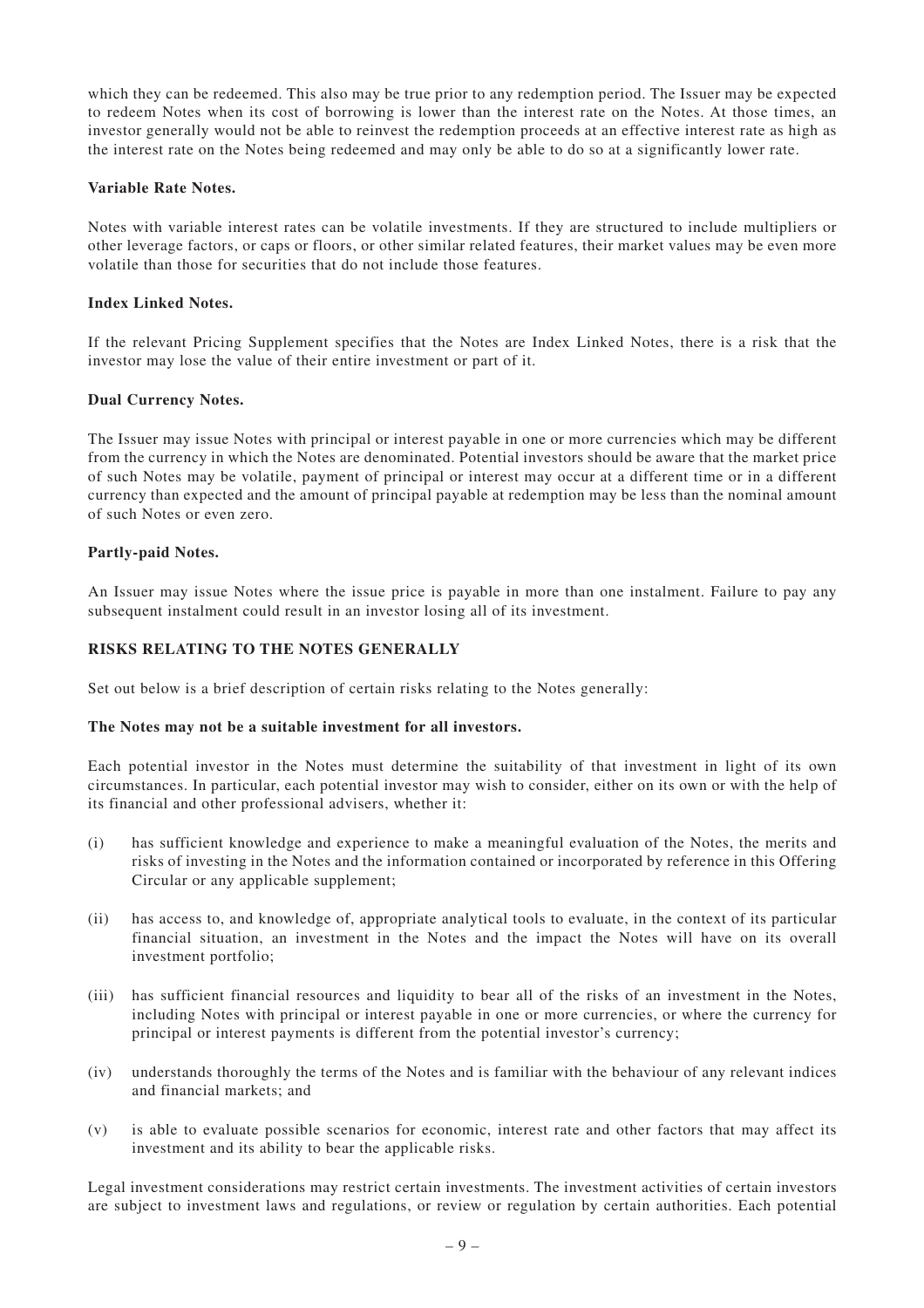which they can be redeemed. This also may be true prior to any redemption period. The Issuer may be expected to redeem Notes when its cost of borrowing is lower than the interest rate on the Notes. At those times, an investor generally would not be able to reinvest the redemption proceeds at an effective interest rate as high as the interest rate on the Notes being redeemed and may only be able to do so at a significantly lower rate.

**Variable Rate Notes.**

Notes with variable interest rates can be volatile investments. If they are structured to include multipliers or other leverage factors, or caps or floors, or other similar related features, their market values may be even more volatile than those for securities that do not include those features.

**Index Linked Notes.**

If the relevant Pricing Supplement specifies that the Notes are Index Linked Notes, there is a risk that the investor may lose the value of their entire investment or part of it.

**Dual Currency Notes.**

The Issuer may issue Notes with principal or interest payable in one or more currencies which may be different from the currency in which the Notes are denominated. Potential investors should be aware that the market price of such Notes may be volatile, payment of principal or interest may occur at a different time or in a different currency than expected and the amount of principal payable at redemption may be less than the nominal amount of such Notes or even zero.

**Partly-paid Notes.**

An Issuer may issue Notes where the issue price is payable in more than one instalment. Failure to pay any subsequent instalment could result in an investor losing all of its investment.

## RISKS RELATING TO THE NOTES GENERALLY

Set out below is a brief description of certain risks relating to the Notes generally:

**The Notes may not be a suitable investment for all investors.**

Each potential investor in the Notes must determine the suitability of that investment in light of its own circumstances. In particular, each potential investor may wish to consider, either on its own or with the help of its financial and other professional advisers, whether it:

(i) has sufficient knowledge and experience to make a meaningful evaluation of the Notes, the merits and risks of investing in the Notes and the information contained or incorporated by reference in this Offering Circular or any applicable supplement;

(ii) has access to, and knowledge of, appropriate analytical tools to evaluate, in the context of its particular financial situation, an investment in the Notes and the impact the Notes will have on its overall investment portfolio;

(iii) has sufficient financial resources and liquidity to bear all of the risks of an investment in the Notes, including Notes with principal or interest payable in one or more currencies, or where the currency for principal or interest payments is different from the potential investor's currency;

(iv) understands thoroughly the terms of the Notes and is familiar with the behaviour of any relevant indices and financial markets; and

(v) is able to evaluate possible scenarios for economic, interest rate and other factors that may affect its investment and its ability to bear the applicable risks.

Legal investment considerations may restrict certain investments. The investment activities of certain investors are subject to investment laws and regulations, or review or regulation by certain authorities. Each potential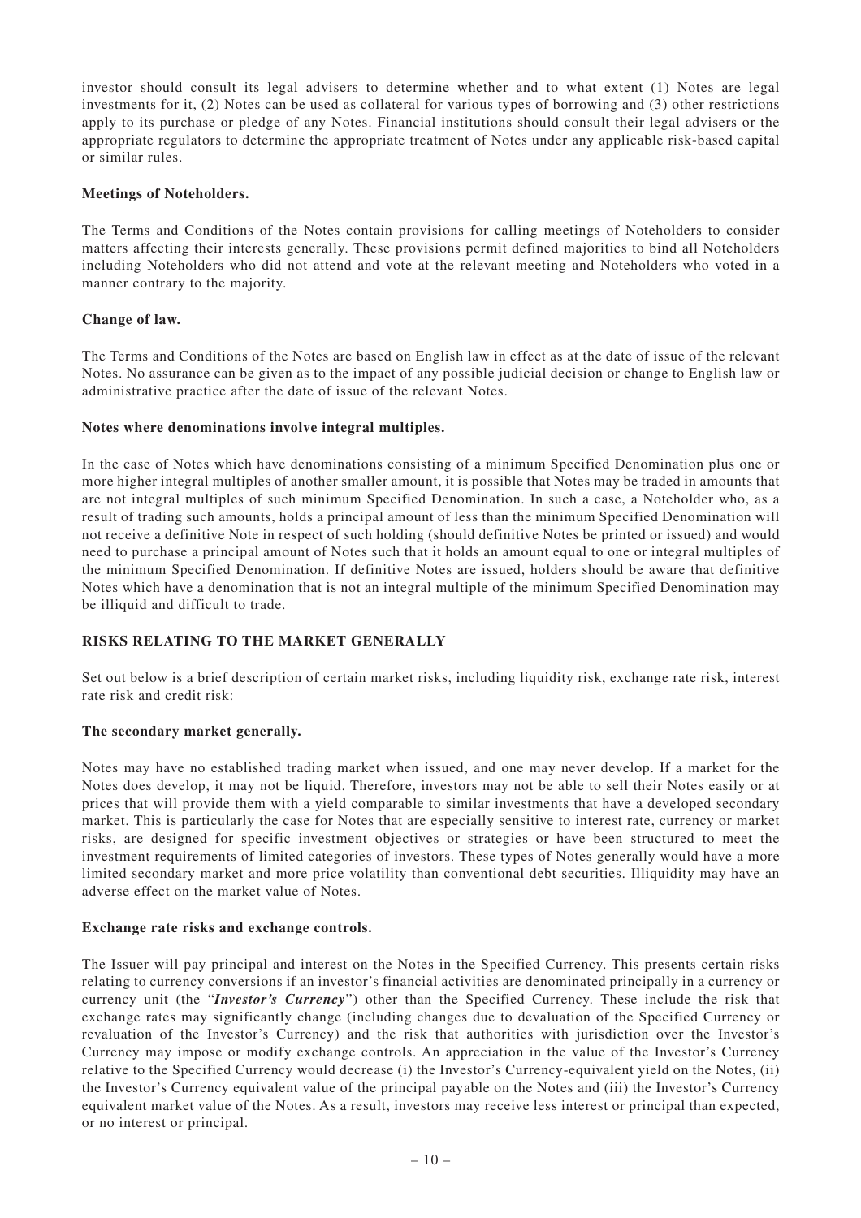investor should consult its legal advisers to determine whether and to what extent (1) Notes are legal investments for it, (2) Notes can be used as collateral for various types of borrowing and (3) other restrictions apply to its purchase or pledge of any Notes. Financial institutions should consult their legal advisers or the appropriate regulators to determine the appropriate treatment of Notes under any applicable risk-based capital or similar rules.

**Meetings of Noteholders.**

The Terms and Conditions of the Notes contain provisions for calling meetings of Noteholders to consider matters affecting their interests generally. These provisions permit defined majorities to bind all Noteholders including Noteholders who did not attend and vote at the relevant meeting and Noteholders who voted in a manner contrary to the majority.

**Change of law.**

The Terms and Conditions of the Notes are based on English law in effect as at the date of issue of the relevant Notes. No assurance can be given as to the impact of any possible judicial decision or change to English law or administrative practice after the date of issue of the relevant Notes.

**Notes where denominations involve integral multiples.**

In the case of Notes which have denominations consisting of a minimum Specified Denomination plus one or more higher integral multiples of another smaller amount, it is possible that Notes may be traded in amounts that are not integral multiples of such minimum Specified Denomination. In such a case, a Noteholder who, as a result of trading such amounts, holds a principal amount of less than the minimum Specified Denomination will not receive a definitive Note in respect of such holding (should definitive Notes be printed or issued) and would need to purchase a principal amount of Notes such that it holds an amount equal to one or integral multiples of the minimum Specified Denomination. If definitive Notes are issued, holders should be aware that definitive Notes which have a denomination that is not an integral multiple of the minimum Specified Denomination may be illiquid and difficult to trade.

## RISKS RELATING TO THE MARKET GENERALLY

Set out below is a brief description of certain market risks, including liquidity risk, exchange rate risk, interest rate risk and credit risk:

**The secondary market generally.**

Notes may have no established trading market when issued, and one may never develop. If a market for the Notes does develop, it may not be liquid. Therefore, investors may not be able to sell their Notes easily or at prices that will provide them with a yield comparable to similar investments that have a developed secondary market. This is particularly the case for Notes that are especially sensitive to interest rate, currency or market risks, are designed for specific investment objectives or strategies or have been structured to meet the investment requirements of limited categories of investors. These types of Notes generally would have a more limited secondary market and more price volatility than conventional debt securities. Illiquidity may have an adverse effect on the market value of Notes.

**Exchange rate risks and exchange controls.**

The Issuer will pay principal and interest on the Notes in the Specified Currency. This presents certain risks relating to currency conversions if an investor's financial activities are denominated principally in a currency or currency unit (the "***Investor's Currency***") other than the Specified Currency. These include the risk that exchange rates may significantly change (including changes due to devaluation of the Specified Currency or revaluation of the Investor's Currency) and the risk that authorities with jurisdiction over the Investor's Currency may impose or modify exchange controls. An appreciation in the value of the Investor's Currency relative to the Specified Currency would decrease (i) the Investor's Currency-equivalent yield on the Notes, (ii) the Investor's Currency equivalent value of the principal payable on the Notes and (iii) the Investor's Currency equivalent market value of the Notes. As a result, investors may receive less interest or principal than expected, or no interest or principal.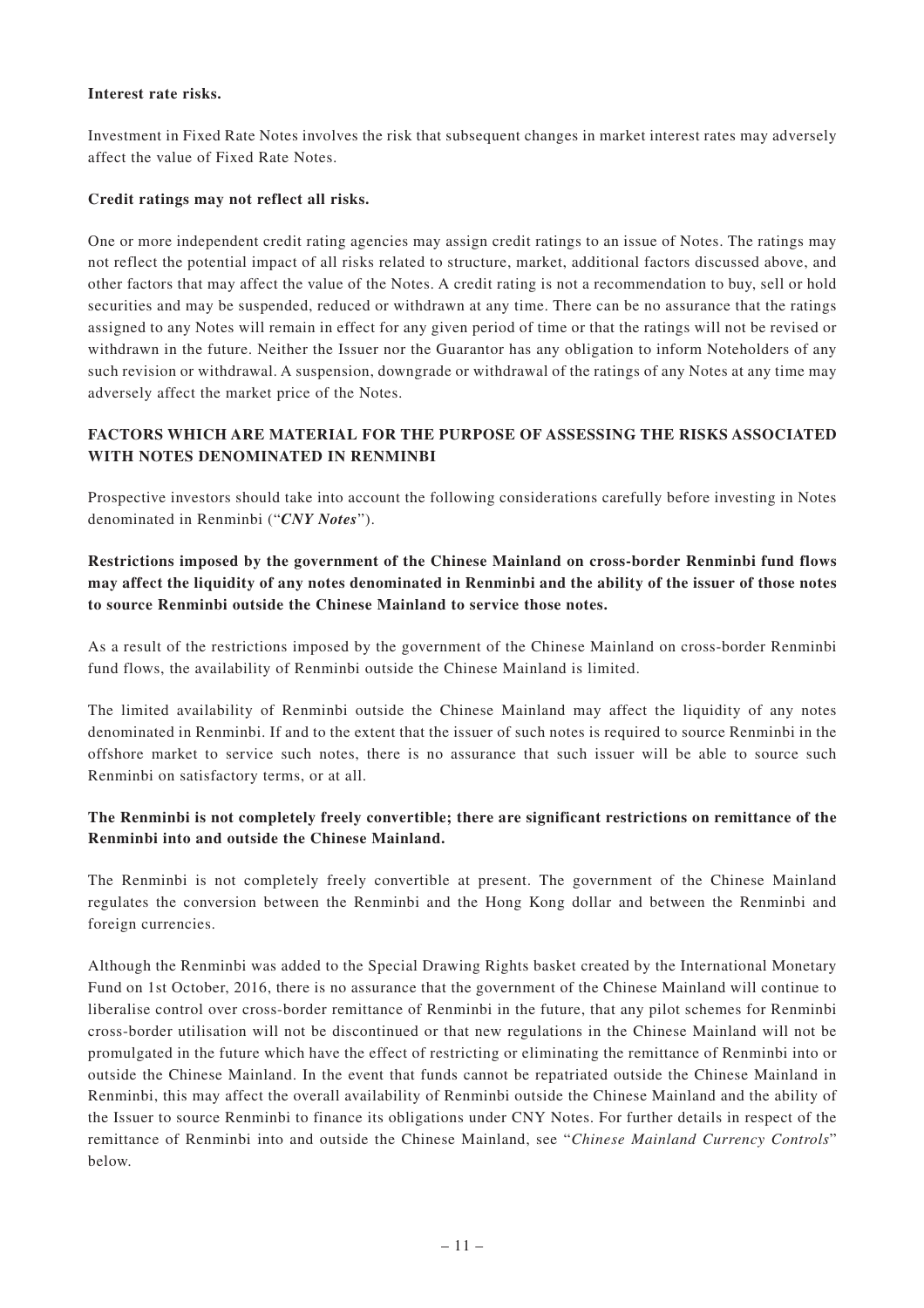**Interest rate risks.**

Investment in Fixed Rate Notes involves the risk that subsequent changes in market interest rates may adversely affect the value of Fixed Rate Notes.

**Credit ratings may not reflect all risks.**

One or more independent credit rating agencies may assign credit ratings to an issue of Notes. The ratings may not reflect the potential impact of all risks related to structure, market, additional factors discussed above, and other factors that may affect the value of the Notes. A credit rating is not a recommendation to buy, sell or hold securities and may be suspended, reduced or withdrawn at any time. There can be no assurance that the ratings assigned to any Notes will remain in effect for any given period of time or that the ratings will not be revised or withdrawn in the future. Neither the Issuer nor the Guarantor has any obligation to inform Noteholders of any such revision or withdrawal. A suspension, downgrade or withdrawal of the ratings of any Notes at any time may adversely affect the market price of the Notes.

## FACTORS WHICH ARE MATERIAL FOR THE PURPOSE OF ASSESSING THE RISKS ASSOCIATED WITH NOTES DENOMINATED IN RENMINBI

Prospective investors should take into account the following considerations carefully before investing in Notes denominated in Renminbi ("***CNY Notes***").

**Restrictions imposed by the government of the Chinese Mainland on cross-border Renminbi fund flows may affect the liquidity of any notes denominated in Renminbi and the ability of the issuer of those notes to source Renminbi outside the Chinese Mainland to service those notes.**

As a result of the restrictions imposed by the government of the Chinese Mainland on cross-border Renminbi fund flows, the availability of Renminbi outside the Chinese Mainland is limited.

The limited availability of Renminbi outside the Chinese Mainland may affect the liquidity of any notes denominated in Renminbi. If and to the extent that the issuer of such notes is required to source Renminbi in the offshore market to service such notes, there is no assurance that such issuer will be able to source such Renminbi on satisfactory terms, or at all.

**The Renminbi is not completely freely convertible; there are significant restrictions on remittance of the Renminbi into and outside the Chinese Mainland.**

The Renminbi is not completely freely convertible at present. The government of the Chinese Mainland regulates the conversion between the Renminbi and the Hong Kong dollar and between the Renminbi and foreign currencies.

Although the Renminbi was added to the Special Drawing Rights basket created by the International Monetary Fund on 1st October, 2016, there is no assurance that the government of the Chinese Mainland will continue to liberalise control over cross-border remittance of Renminbi in the future, that any pilot schemes for Renminbi cross-border utilisation will not be discontinued or that new regulations in the Chinese Mainland will not be promulgated in the future which have the effect of restricting or eliminating the remittance of Renminbi into or outside the Chinese Mainland. In the event that funds cannot be repatriated outside the Chinese Mainland in Renminbi, this may affect the overall availability of Renminbi outside the Chinese Mainland and the ability of the Issuer to source Renminbi to finance its obligations under CNY Notes. For further details in respect of the remittance of Renminbi into and outside the Chinese Mainland, see "*Chinese Mainland Currency Controls*" below.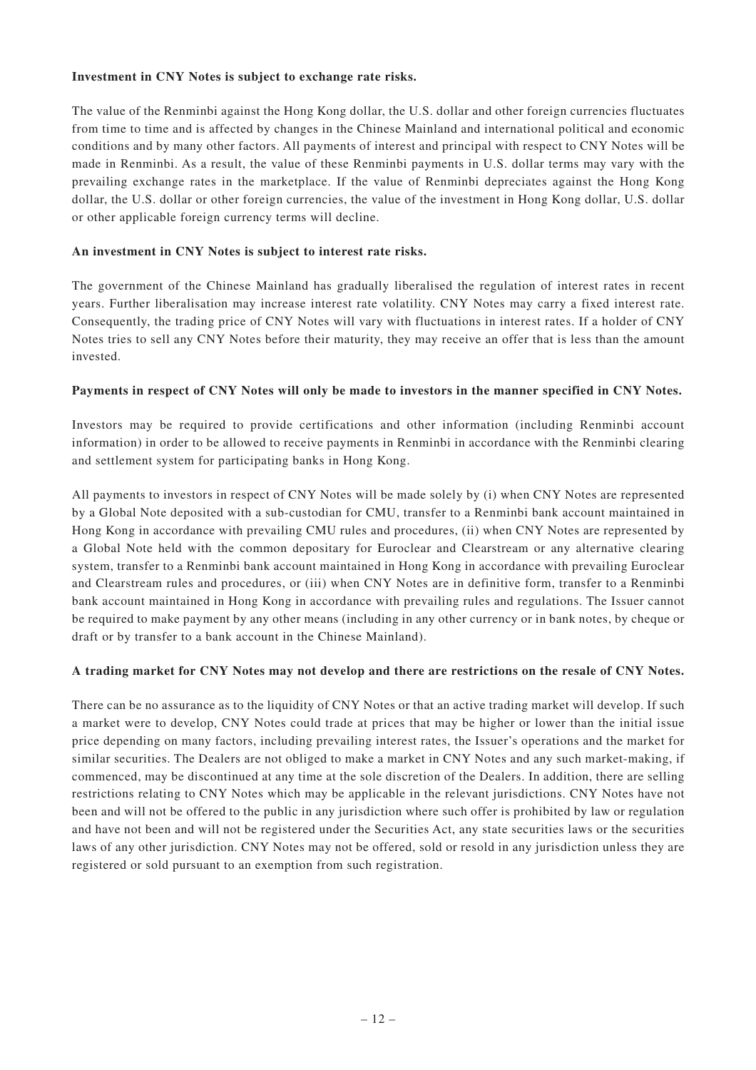**Investment in CNY Notes is subject to exchange rate risks.**

The value of the Renminbi against the Hong Kong dollar, the U.S. dollar and other foreign currencies fluctuates from time to time and is affected by changes in the Chinese Mainland and international political and economic conditions and by many other factors. All payments of interest and principal with respect to CNY Notes will be made in Renminbi. As a result, the value of these Renminbi payments in U.S. dollar terms may vary with the prevailing exchange rates in the marketplace. If the value of Renminbi depreciates against the Hong Kong dollar, the U.S. dollar or other foreign currencies, the value of the investment in Hong Kong dollar, U.S. dollar or other applicable foreign currency terms will decline.

**An investment in CNY Notes is subject to interest rate risks.**

The government of the Chinese Mainland has gradually liberalised the regulation of interest rates in recent years. Further liberalisation may increase interest rate volatility. CNY Notes may carry a fixed interest rate. Consequently, the trading price of CNY Notes will vary with fluctuations in interest rates. If a holder of CNY Notes tries to sell any CNY Notes before their maturity, they may receive an offer that is less than the amount invested.

**Payments in respect of CNY Notes will only be made to investors in the manner specified in CNY Notes.**

Investors may be required to provide certifications and other information (including Renminbi account information) in order to be allowed to receive payments in Renminbi in accordance with the Renminbi clearing and settlement system for participating banks in Hong Kong.

All payments to investors in respect of CNY Notes will be made solely by (i) when CNY Notes are represented by a Global Note deposited with a sub-custodian for CMU, transfer to a Renminbi bank account maintained in Hong Kong in accordance with prevailing CMU rules and procedures, (ii) when CNY Notes are represented by a Global Note held with the common depositary for Euroclear and Clearstream or any alternative clearing system, transfer to a Renminbi bank account maintained in Hong Kong in accordance with prevailing Euroclear and Clearstream rules and procedures, or (iii) when CNY Notes are in definitive form, transfer to a Renminbi bank account maintained in Hong Kong in accordance with prevailing rules and regulations. The Issuer cannot be required to make payment by any other means (including in any other currency or in bank notes, by cheque or draft or by transfer to a bank account in the Chinese Mainland).

**A trading market for CNY Notes may not develop and there are restrictions on the resale of CNY Notes.**

There can be no assurance as to the liquidity of CNY Notes or that an active trading market will develop. If such a market were to develop, CNY Notes could trade at prices that may be higher or lower than the initial issue price depending on many factors, including prevailing interest rates, the Issuer's operations and the market for similar securities. The Dealers are not obliged to make a market in CNY Notes and any such market-making, if commenced, may be discontinued at any time at the sole discretion of the Dealers. In addition, there are selling restrictions relating to CNY Notes which may be applicable in the relevant jurisdictions. CNY Notes have not been and will not be offered to the public in any jurisdiction where such offer is prohibited by law or regulation and have not been and will not be registered under the Securities Act, any state securities laws or the securities laws of any other jurisdiction. CNY Notes may not be offered, sold or resold in any jurisdiction unless they are registered or sold pursuant to an exemption from such registration.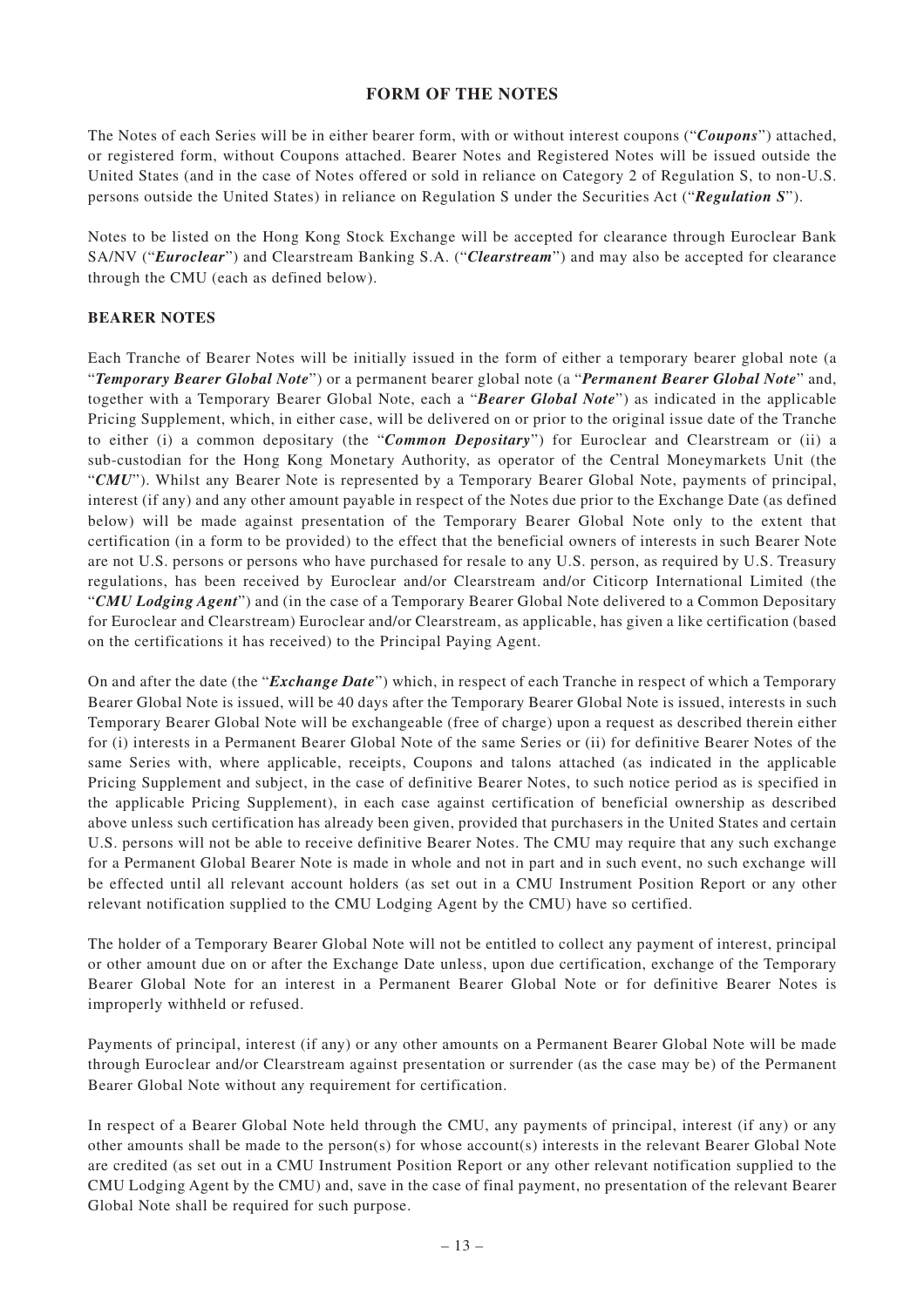## FORM OF THE NOTES

The Notes of each Series will be in either bearer form, with or without interest coupons ("***Coupons***") attached, or registered form, without Coupons attached. Bearer Notes and Registered Notes will be issued outside the United States (and in the case of Notes offered or sold in reliance on Category 2 of Regulation S, to non-U.S. persons outside the United States) in reliance on Regulation S under the Securities Act ("***Regulation S***").

Notes to be listed on the Hong Kong Stock Exchange will be accepted for clearance through Euroclear Bank SA/NV ("***Euroclear***") and Clearstream Banking S.A. ("***Clearstream***") and may also be accepted for clearance through the CMU (each as defined below).

### BEARER NOTES

Each Tranche of Bearer Notes will be initially issued in the form of either a temporary bearer global note (a "***Temporary Bearer Global Note***") or a permanent bearer global note (a "***Permanent Bearer Global Note***" and, together with a Temporary Bearer Global Note, each a "***Bearer Global Note***") as indicated in the applicable Pricing Supplement, which, in either case, will be delivered on or prior to the original issue date of the Tranche to either (i) a common depositary (the "***Common Depositary***") for Euroclear and Clearstream or (ii) a sub-custodian for the Hong Kong Monetary Authority, as operator of the Central Moneymarkets Unit (the "***CMU***"). Whilst any Bearer Note is represented by a Temporary Bearer Global Note, payments of principal, interest (if any) and any other amount payable in respect of the Notes due prior to the Exchange Date (as defined below) will be made against presentation of the Temporary Bearer Global Note only to the extent that certification (in a form to be provided) to the effect that the beneficial owners of interests in such Bearer Note are not U.S. persons or persons who have purchased for resale to any U.S. person, as required by U.S. Treasury regulations, has been received by Euroclear and/or Clearstream and/or Citicorp International Limited (the "***CMU Lodging Agent***") and (in the case of a Temporary Bearer Global Note delivered to a Common Depositary for Euroclear and Clearstream) Euroclear and/or Clearstream, as applicable, has given a like certification (based on the certifications it has received) to the Principal Paying Agent.

On and after the date (the "***Exchange Date***") which, in respect of each Tranche in respect of which a Temporary Bearer Global Note is issued, will be 40 days after the Temporary Bearer Global Note is issued, interests in such Temporary Bearer Global Note will be exchangeable (free of charge) upon a request as described therein either for (i) interests in a Permanent Bearer Global Note of the same Series or (ii) for definitive Bearer Notes of the same Series with, where applicable, receipts, Coupons and talons attached (as indicated in the applicable Pricing Supplement and subject, in the case of definitive Bearer Notes, to such notice period as is specified in the applicable Pricing Supplement), in each case against certification of beneficial ownership as described above unless such certification has already been given, provided that purchasers in the United States and certain U.S. persons will not be able to receive definitive Bearer Notes. The CMU may require that any such exchange for a Permanent Global Bearer Note is made in whole and not in part and in such event, no such exchange will be effected until all relevant account holders (as set out in a CMU Instrument Position Report or any other relevant notification supplied to the CMU Lodging Agent by the CMU) have so certified.

The holder of a Temporary Bearer Global Note will not be entitled to collect any payment of interest, principal or other amount due on or after the Exchange Date unless, upon due certification, exchange of the Temporary Bearer Global Note for an interest in a Permanent Bearer Global Note or for definitive Bearer Notes is improperly withheld or refused.

Payments of principal, interest (if any) or any other amounts on a Permanent Bearer Global Note will be made through Euroclear and/or Clearstream against presentation or surrender (as the case may be) of the Permanent Bearer Global Note without any requirement for certification.

In respect of a Bearer Global Note held through the CMU, any payments of principal, interest (if any) or any other amounts shall be made to the person(s) for whose account(s) interests in the relevant Bearer Global Note are credited (as set out in a CMU Instrument Position Report or any other relevant notification supplied to the CMU Lodging Agent by the CMU) and, save in the case of final payment, no presentation of the relevant Bearer Global Note shall be required for such purpose.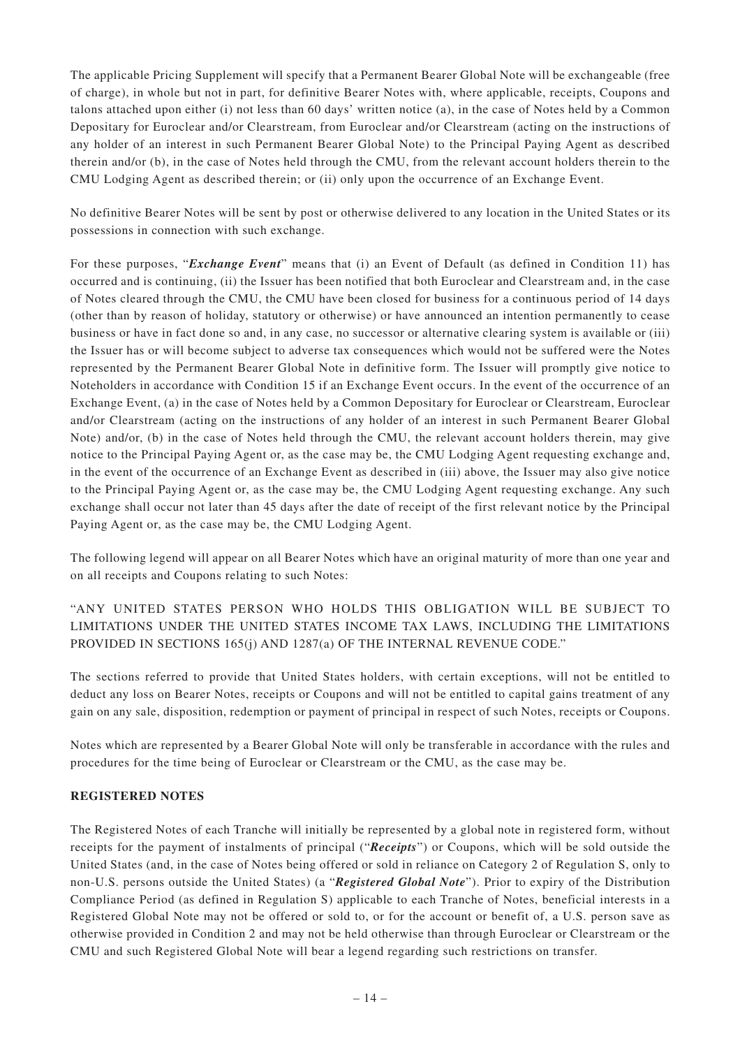The applicable Pricing Supplement will specify that a Permanent Bearer Global Note will be exchangeable (free of charge), in whole but not in part, for definitive Bearer Notes with, where applicable, receipts, Coupons and talons attached upon either (i) not less than 60 days' written notice (a), in the case of Notes held by a Common Depositary for Euroclear and/or Clearstream, from Euroclear and/or Clearstream (acting on the instructions of any holder of an interest in such Permanent Bearer Global Note) to the Principal Paying Agent as described therein and/or (b), in the case of Notes held through the CMU, from the relevant account holders therein to the CMU Lodging Agent as described therein; or (ii) only upon the occurrence of an Exchange Event.

No definitive Bearer Notes will be sent by post or otherwise delivered to any location in the United States or its possessions in connection with such exchange.

For these purposes, "***Exchange Event***" means that (i) an Event of Default (as defined in Condition 11) has occurred and is continuing, (ii) the Issuer has been notified that both Euroclear and Clearstream and, in the case of Notes cleared through the CMU, the CMU have been closed for business for a continuous period of 14 days (other than by reason of holiday, statutory or otherwise) or have announced an intention permanently to cease business or have in fact done so and, in any case, no successor or alternative clearing system is available or (iii) the Issuer has or will become subject to adverse tax consequences which would not be suffered were the Notes represented by the Permanent Bearer Global Note in definitive form. The Issuer will promptly give notice to Noteholders in accordance with Condition 15 if an Exchange Event occurs. In the event of the occurrence of an Exchange Event, (a) in the case of Notes held by a Common Depositary for Euroclear or Clearstream, Euroclear and/or Clearstream (acting on the instructions of any holder of an interest in such Permanent Bearer Global Note) and/or, (b) in the case of Notes held through the CMU, the relevant account holders therein, may give notice to the Principal Paying Agent or, as the case may be, the CMU Lodging Agent requesting exchange and, in the event of the occurrence of an Exchange Event as described in (iii) above, the Issuer may also give notice to the Principal Paying Agent or, as the case may be, the CMU Lodging Agent requesting exchange. Any such exchange shall occur not later than 45 days after the date of receipt of the first relevant notice by the Principal Paying Agent or, as the case may be, the CMU Lodging Agent.

The following legend will appear on all Bearer Notes which have an original maturity of more than one year and on all receipts and Coupons relating to such Notes:

"ANY UNITED STATES PERSON WHO HOLDS THIS OBLIGATION WILL BE SUBJECT TO LIMITATIONS UNDER THE UNITED STATES INCOME TAX LAWS, INCLUDING THE LIMITATIONS PROVIDED IN SECTIONS 165(j) AND 1287(a) OF THE INTERNAL REVENUE CODE."

The sections referred to provide that United States holders, with certain exceptions, will not be entitled to deduct any loss on Bearer Notes, receipts or Coupons and will not be entitled to capital gains treatment of any gain on any sale, disposition, redemption or payment of principal in respect of such Notes, receipts or Coupons.

Notes which are represented by a Bearer Global Note will only be transferable in accordance with the rules and procedures for the time being of Euroclear or Clearstream or the CMU, as the case may be.

**REGISTERED NOTES**

The Registered Notes of each Tranche will initially be represented by a global note in registered form, without receipts for the payment of instalments of principal ("***Receipts***") or Coupons, which will be sold outside the United States (and, in the case of Notes being offered or sold in reliance on Category 2 of Regulation S, only to non-U.S. persons outside the United States) (a "***Registered Global Note***"). Prior to expiry of the Distribution Compliance Period (as defined in Regulation S) applicable to each Tranche of Notes, beneficial interests in a Registered Global Note may not be offered or sold to, or for the account or benefit of, a U.S. person save as otherwise provided in Condition 2 and may not be held otherwise than through Euroclear or Clearstream or the CMU and such Registered Global Note will bear a legend regarding such restrictions on transfer.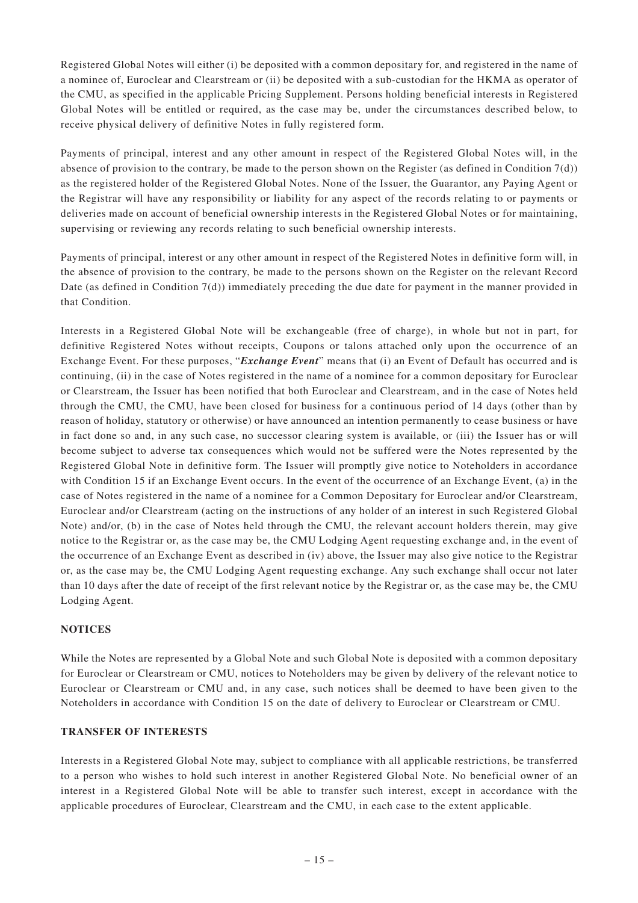Registered Global Notes will either (i) be deposited with a common depositary for, and registered in the name of a nominee of, Euroclear and Clearstream or (ii) be deposited with a sub-custodian for the HKMA as operator of the CMU, as specified in the applicable Pricing Supplement. Persons holding beneficial interests in Registered Global Notes will be entitled or required, as the case may be, under the circumstances described below, to receive physical delivery of definitive Notes in fully registered form.

Payments of principal, interest and any other amount in respect of the Registered Global Notes will, in the absence of provision to the contrary, be made to the person shown on the Register (as defined in Condition 7(d)) as the registered holder of the Registered Global Notes. None of the Issuer, the Guarantor, any Paying Agent or the Registrar will have any responsibility or liability for any aspect of the records relating to or payments or deliveries made on account of beneficial ownership interests in the Registered Global Notes or for maintaining, supervising or reviewing any records relating to such beneficial ownership interests.

Payments of principal, interest or any other amount in respect of the Registered Notes in definitive form will, in the absence of provision to the contrary, be made to the persons shown on the Register on the relevant Record Date (as defined in Condition 7(d)) immediately preceding the due date for payment in the manner provided in that Condition.

Interests in a Registered Global Note will be exchangeable (free of charge), in whole but not in part, for definitive Registered Notes without receipts, Coupons or talons attached only upon the occurrence of an Exchange Event. For these purposes, "***Exchange Event***" means that (i) an Event of Default has occurred and is continuing, (ii) in the case of Notes registered in the name of a nominee for a common depositary for Euroclear or Clearstream, the Issuer has been notified that both Euroclear and Clearstream, and in the case of Notes held through the CMU, the CMU, have been closed for business for a continuous period of 14 days (other than by reason of holiday, statutory or otherwise) or have announced an intention permanently to cease business or have in fact done so and, in any such case, no successor clearing system is available, or (iii) the Issuer has or will become subject to adverse tax consequences which would not be suffered were the Notes represented by the Registered Global Note in definitive form. The Issuer will promptly give notice to Noteholders in accordance with Condition 15 if an Exchange Event occurs. In the event of the occurrence of an Exchange Event, (a) in the case of Notes registered in the name of a nominee for a Common Depositary for Euroclear and/or Clearstream, Euroclear and/or Clearstream (acting on the instructions of any holder of an interest in such Registered Global Note) and/or, (b) in the case of Notes held through the CMU, the relevant account holders therein, may give notice to the Registrar or, as the case may be, the CMU Lodging Agent requesting exchange and, in the event of the occurrence of an Exchange Event as described in (iv) above, the Issuer may also give notice to the Registrar or, as the case may be, the CMU Lodging Agent requesting exchange. Any such exchange shall occur not later than 10 days after the date of receipt of the first relevant notice by the Registrar or, as the case may be, the CMU Lodging Agent.

**NOTICES**

While the Notes are represented by a Global Note and such Global Note is deposited with a common depositary for Euroclear or Clearstream or CMU, notices to Noteholders may be given by delivery of the relevant notice to Euroclear or Clearstream or CMU and, in any case, such notices shall be deemed to have been given to the Noteholders in accordance with Condition 15 on the date of delivery to Euroclear or Clearstream or CMU.

**TRANSFER OF INTERESTS**

Interests in a Registered Global Note may, subject to compliance with all applicable restrictions, be transferred to a person who wishes to hold such interest in another Registered Global Note. No beneficial owner of an interest in a Registered Global Note will be able to transfer such interest, except in accordance with the applicable procedures of Euroclear, Clearstream and the CMU, in each case to the extent applicable.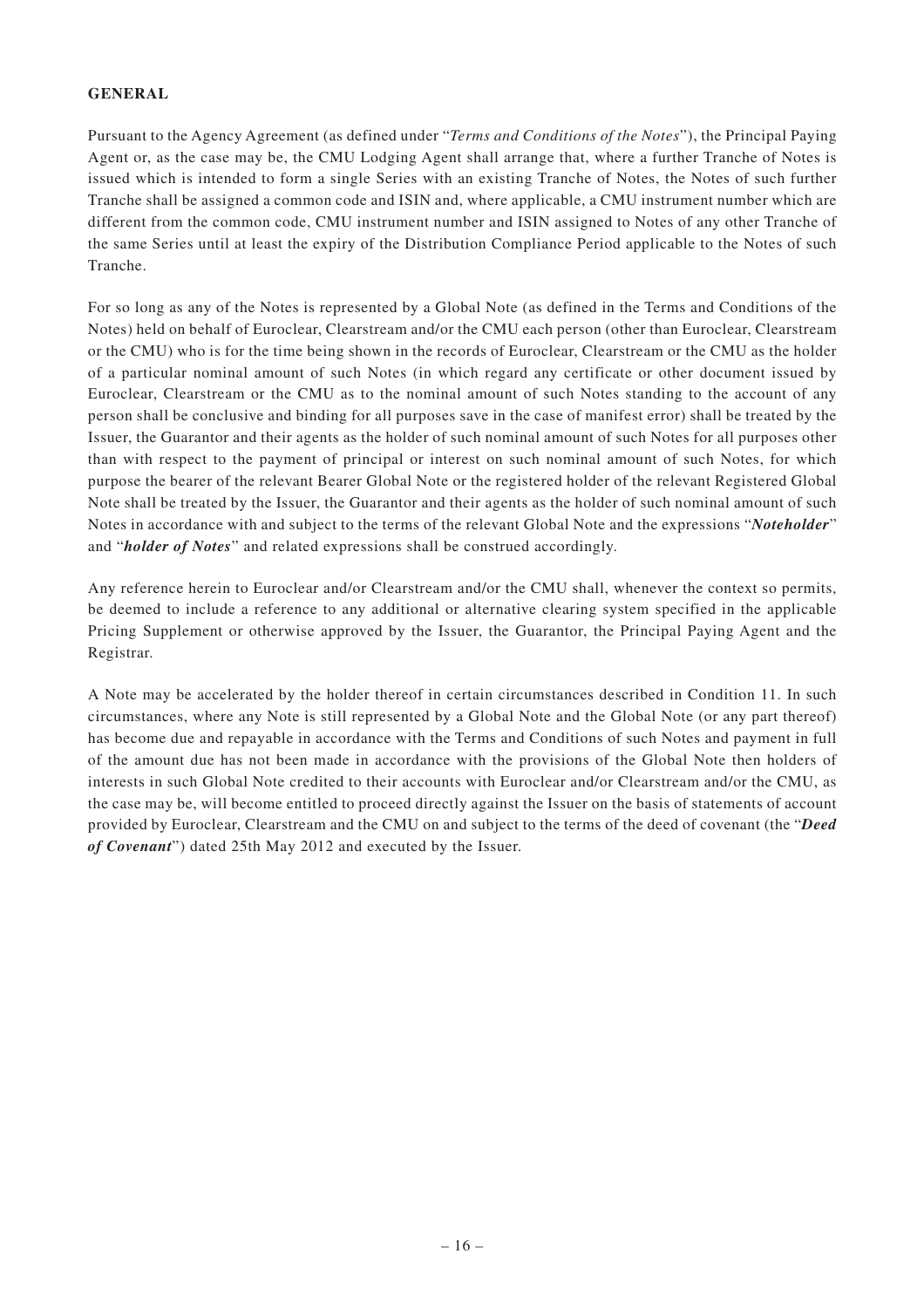**GENERAL**

Pursuant to the Agency Agreement (as defined under "*Terms and Conditions of the Notes*"), the Principal Paying Agent or, as the case may be, the CMU Lodging Agent shall arrange that, where a further Tranche of Notes is issued which is intended to form a single Series with an existing Tranche of Notes, the Notes of such further Tranche shall be assigned a common code and ISIN and, where applicable, a CMU instrument number which are different from the common code, CMU instrument number and ISIN assigned to Notes of any other Tranche of the same Series until at least the expiry of the Distribution Compliance Period applicable to the Notes of such Tranche.

For so long as any of the Notes is represented by a Global Note (as defined in the Terms and Conditions of the Notes) held on behalf of Euroclear, Clearstream and/or the CMU each person (other than Euroclear, Clearstream or the CMU) who is for the time being shown in the records of Euroclear, Clearstream or the CMU as the holder of a particular nominal amount of such Notes (in which regard any certificate or other document issued by Euroclear, Clearstream or the CMU as to the nominal amount of such Notes standing to the account of any person shall be conclusive and binding for all purposes save in the case of manifest error) shall be treated by the Issuer, the Guarantor and their agents as the holder of such nominal amount of such Notes for all purposes other than with respect to the payment of principal or interest on such nominal amount of such Notes, for which purpose the bearer of the relevant Bearer Global Note or the registered holder of the relevant Registered Global Note shall be treated by the Issuer, the Guarantor and their agents as the holder of such nominal amount of such Notes in accordance with and subject to the terms of the relevant Global Note and the expressions "***Noteholder***" and "***holder of Notes***" and related expressions shall be construed accordingly.

Any reference herein to Euroclear and/or Clearstream and/or the CMU shall, whenever the context so permits, be deemed to include a reference to any additional or alternative clearing system specified in the applicable Pricing Supplement or otherwise approved by the Issuer, the Guarantor, the Principal Paying Agent and the Registrar.

A Note may be accelerated by the holder thereof in certain circumstances described in Condition 11. In such circumstances, where any Note is still represented by a Global Note and the Global Note (or any part thereof) has become due and repayable in accordance with the Terms and Conditions of such Notes and payment in full of the amount due has not been made in accordance with the provisions of the Global Note then holders of interests in such Global Note credited to their accounts with Euroclear and/or Clearstream and/or the CMU, as the case may be, will become entitled to proceed directly against the Issuer on the basis of statements of account provided by Euroclear, Clearstream and the CMU on and subject to the terms of the deed of covenant (the "***Deed of Covenant***") dated 25th May 2012 and executed by the Issuer.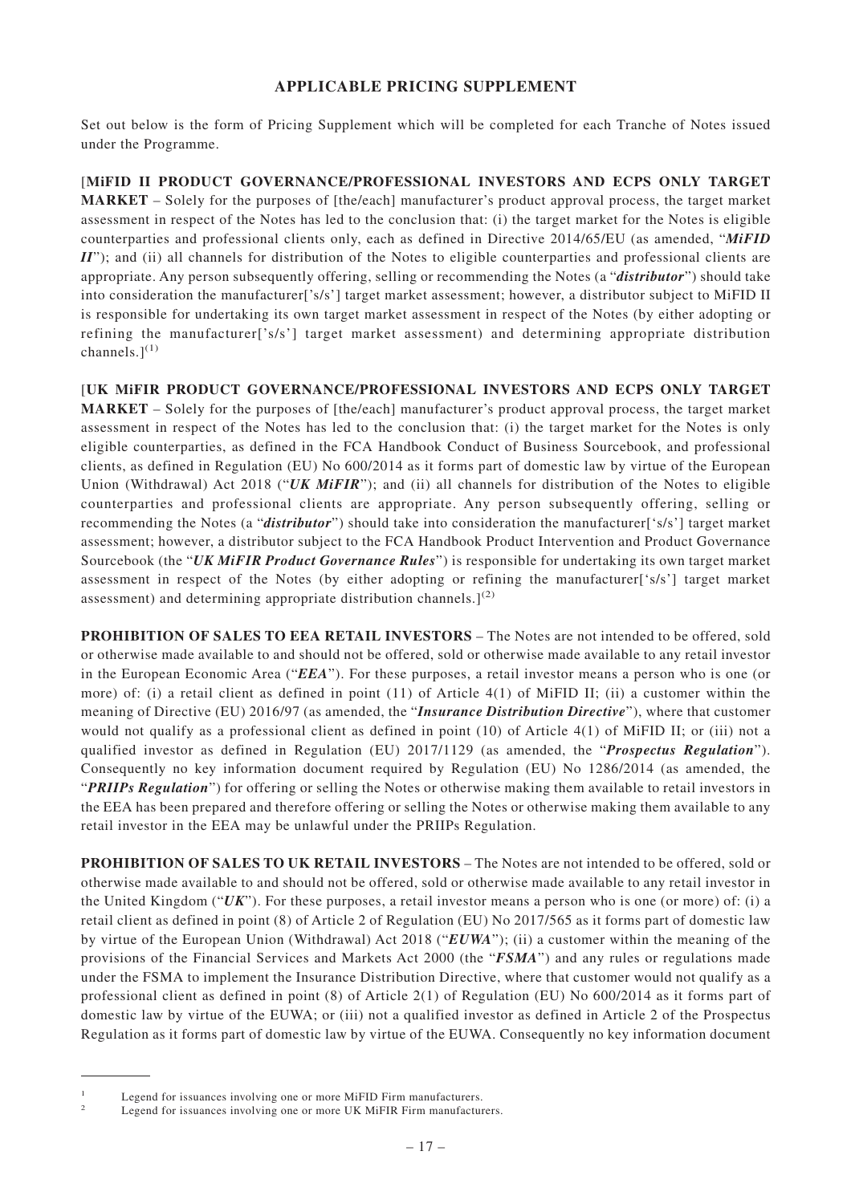# APPLICABLE PRICING SUPPLEMENT

Set out below is the form of Pricing Supplement which will be completed for each Tranche of Notes issued under the Programme.

[**MiFID II PRODUCT GOVERNANCE/PROFESSIONAL INVESTORS AND ECPS ONLY TARGET MARKET** – Solely for the purposes of [the/each] manufacturer's product approval process, the target market assessment in respect of the Notes has led to the conclusion that: (i) the target market for the Notes is eligible counterparties and professional clients only, each as defined in Directive 2014/65/EU (as amended, "***MiFID II***"); and (ii) all channels for distribution of the Notes to eligible counterparties and professional clients are appropriate. Any person subsequently offering, selling or recommending the Notes (a "***distributor***") should take into consideration the manufacturer['s/s'] target market assessment; however, a distributor subject to MiFID II is responsible for undertaking its own target market assessment in respect of the Notes (by either adopting or refining the manufacturer['s/s'] target market assessment) and determining appropriate distribution channels.][1]

[**UK MiFIR PRODUCT GOVERNANCE/PROFESSIONAL INVESTORS AND ECPS ONLY TARGET MARKET** – Solely for the purposes of [the/each] manufacturer's product approval process, the target market assessment in respect of the Notes has led to the conclusion that: (i) the target market for the Notes is only eligible counterparties, as defined in the FCA Handbook Conduct of Business Sourcebook, and professional clients, as defined in Regulation (EU) No 600/2014 as it forms part of domestic law by virtue of the European Union (Withdrawal) Act 2018 ("***UK MiFIR***"); and (ii) all channels for distribution of the Notes to eligible counterparties and professional clients are appropriate. Any person subsequently offering, selling or recommending the Notes (a "***distributor***") should take into consideration the manufacturer['s/s'] target market assessment; however, a distributor subject to the FCA Handbook Product Intervention and Product Governance Sourcebook (the "***UK MiFIR Product Governance Rules***") is responsible for undertaking its own target market assessment in respect of the Notes (by either adopting or refining the manufacturer['s/s'] target market assessment) and determining appropriate distribution channels.][2]

**PROHIBITION OF SALES TO EEA RETAIL INVESTORS** – The Notes are not intended to be offered, sold or otherwise made available to and should not be offered, sold or otherwise made available to any retail investor in the European Economic Area ("***EEA***"). For these purposes, a retail investor means a person who is one (or more) of: (i) a retail client as defined in point (11) of Article 4(1) of MiFID II; (ii) a customer within the meaning of Directive (EU) 2016/97 (as amended, the "***Insurance Distribution Directive***"), where that customer would not qualify as a professional client as defined in point (10) of Article 4(1) of MiFID II; or (iii) not a qualified investor as defined in Regulation (EU) 2017/1129 (as amended, the "***Prospectus Regulation***"). Consequently no key information document required by Regulation (EU) No 1286/2014 (as amended, the "***PRIIPs Regulation***") for offering or selling the Notes or otherwise making them available to retail investors in the EEA has been prepared and therefore offering or selling the Notes or otherwise making them available to any retail investor in the EEA may be unlawful under the PRIIPs Regulation.

**PROHIBITION OF SALES TO UK RETAIL INVESTORS** – The Notes are not intended to be offered, sold or otherwise made available to and should not be offered, sold or otherwise made available to any retail investor in the United Kingdom ("***UK***"). For these purposes, a retail investor means a person who is one (or more) of: (i) a retail client as defined in point (8) of Article 2 of Regulation (EU) No 2017/565 as it forms part of domestic law by virtue of the European Union (Withdrawal) Act 2018 ("***EUWA***"); (ii) a customer within the meaning of the provisions of the Financial Services and Markets Act 2000 (the "***FSMA***") and any rules or regulations made under the FSMA to implement the Insurance Distribution Directive, where that customer would not qualify as a professional client as defined in point (8) of Article 2(1) of Regulation (EU) No 600/2014 as it forms part of domestic law by virtue of the EUWA; or (iii) not a qualified investor as defined in Article 2 of the Prospectus Regulation as it forms part of domestic law by virtue of the EUWA. Consequently no key information document

---

[1] Legend for issuances involving one or more MiFID Firm manufacturers.

[2] Legend for issuances involving one or more UK MiFIR Firm manufacturers.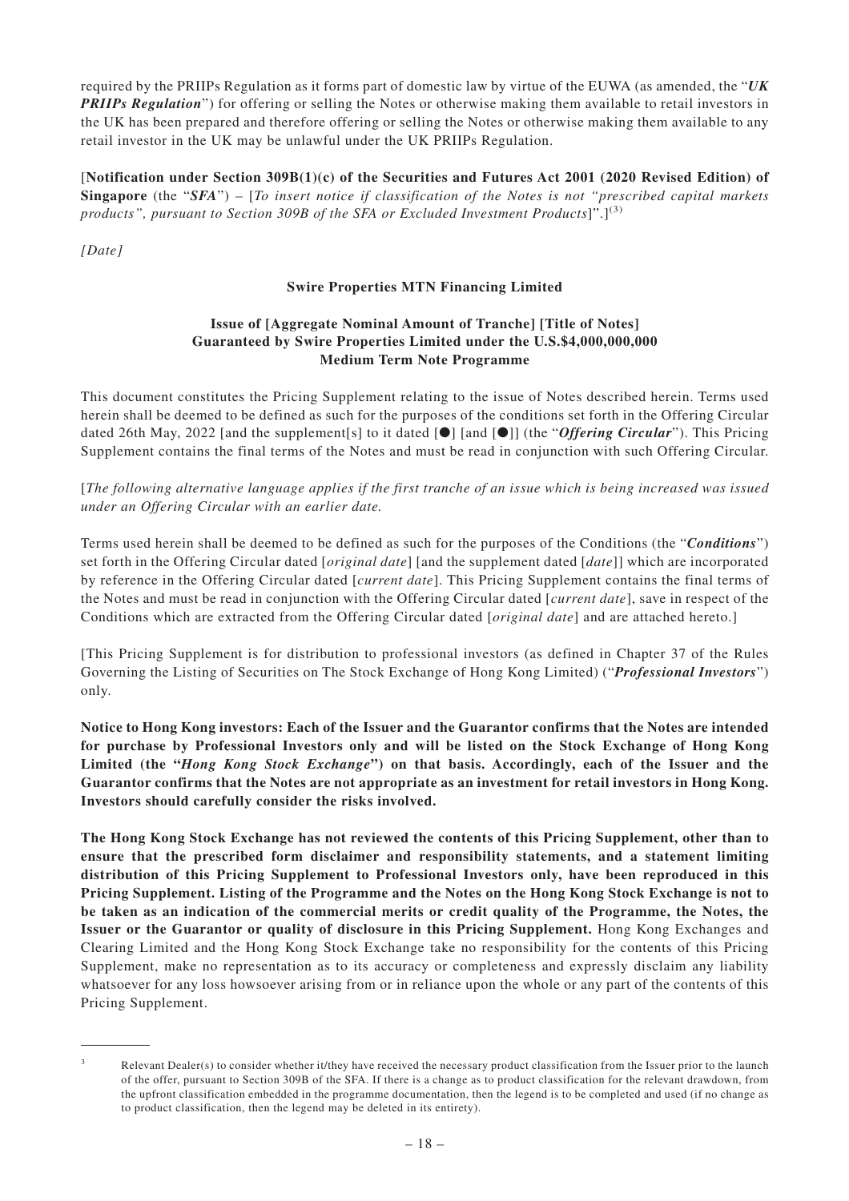required by the PRIIPs Regulation as it forms part of domestic law by virtue of the EUWA (as amended, the "***UK PRIIPs Regulation***") for offering or selling the Notes or otherwise making them available to retail investors in the UK has been prepared and therefore offering or selling the Notes or otherwise making them available to any retail investor in the UK may be unlawful under the UK PRIIPs Regulation.

[**Notification under Section 309B(1)(c) of the Securities and Futures Act 2001 (2020 Revised Edition) of Singapore** (the "***SFA***") – [*To insert notice if classification of the Notes is not "prescribed capital markets products", pursuant to Section 309B of the SFA or Excluded Investment Products*]".][3]

*[Date]*

**Swire Properties MTN Financing Limited**

**Issue of [Aggregate Nominal Amount of Tranche] [Title of Notes] Guaranteed by Swire Properties Limited under the U.S.$4,000,000,000 Medium Term Note Programme**

This document constitutes the Pricing Supplement relating to the issue of Notes described herein. Terms used herein shall be deemed to be defined as such for the purposes of the conditions set forth in the Offering Circular dated 26th May, 2022 [and the supplement[s] to it dated [●] [and [●]] (the "***Offering Circular***"). This Pricing Supplement contains the final terms of the Notes and must be read in conjunction with such Offering Circular.

[*The following alternative language applies if the first tranche of an issue which is being increased was issued under an Offering Circular with an earlier date.*

Terms used herein shall be deemed to be defined as such for the purposes of the Conditions (the "***Conditions***") set forth in the Offering Circular dated [*original date*] [and the supplement dated [*date*]] which are incorporated by reference in the Offering Circular dated [*current date*]. This Pricing Supplement contains the final terms of the Notes and must be read in conjunction with the Offering Circular dated [*current date*], save in respect of the Conditions which are extracted from the Offering Circular dated [*original date*] and are attached hereto.]

[This Pricing Supplement is for distribution to professional investors (as defined in Chapter 37 of the Rules Governing the Listing of Securities on The Stock Exchange of Hong Kong Limited) ("***Professional Investors***") only.

**Notice to Hong Kong investors: Each of the Issuer and the Guarantor confirms that the Notes are intended for purchase by Professional Investors only and will be listed on the Stock Exchange of Hong Kong Limited (the "*Hong Kong Stock Exchange*") on that basis. Accordingly, each of the Issuer and the Guarantor confirms that the Notes are not appropriate as an investment for retail investors in Hong Kong. Investors should carefully consider the risks involved.**

**The Hong Kong Stock Exchange has not reviewed the contents of this Pricing Supplement, other than to ensure that the prescribed form disclaimer and responsibility statements, and a statement limiting distribution of this Pricing Supplement to Professional Investors only, have been reproduced in this Pricing Supplement. Listing of the Programme and the Notes on the Hong Kong Stock Exchange is not to be taken as an indication of the commercial merits or credit quality of the Programme, the Notes, the Issuer or the Guarantor or quality of disclosure in this Pricing Supplement.** Hong Kong Exchanges and Clearing Limited and the Hong Kong Stock Exchange take no responsibility for the contents of this Pricing Supplement, make no representation as to its accuracy or completeness and expressly disclaim any liability whatsoever for any loss howsoever arising from or in reliance upon the whole or any part of the contents of this Pricing Supplement.

---

[3] Relevant Dealer(s) to consider whether it/they have received the necessary product classification from the Issuer prior to the launch of the offer, pursuant to Section 309B of the SFA. If there is a change as to product classification for the relevant drawdown, from the upfront classification embedded in the programme documentation, then the legend is to be completed and used (if no change as to product classification, then the legend may be deleted in its entirety).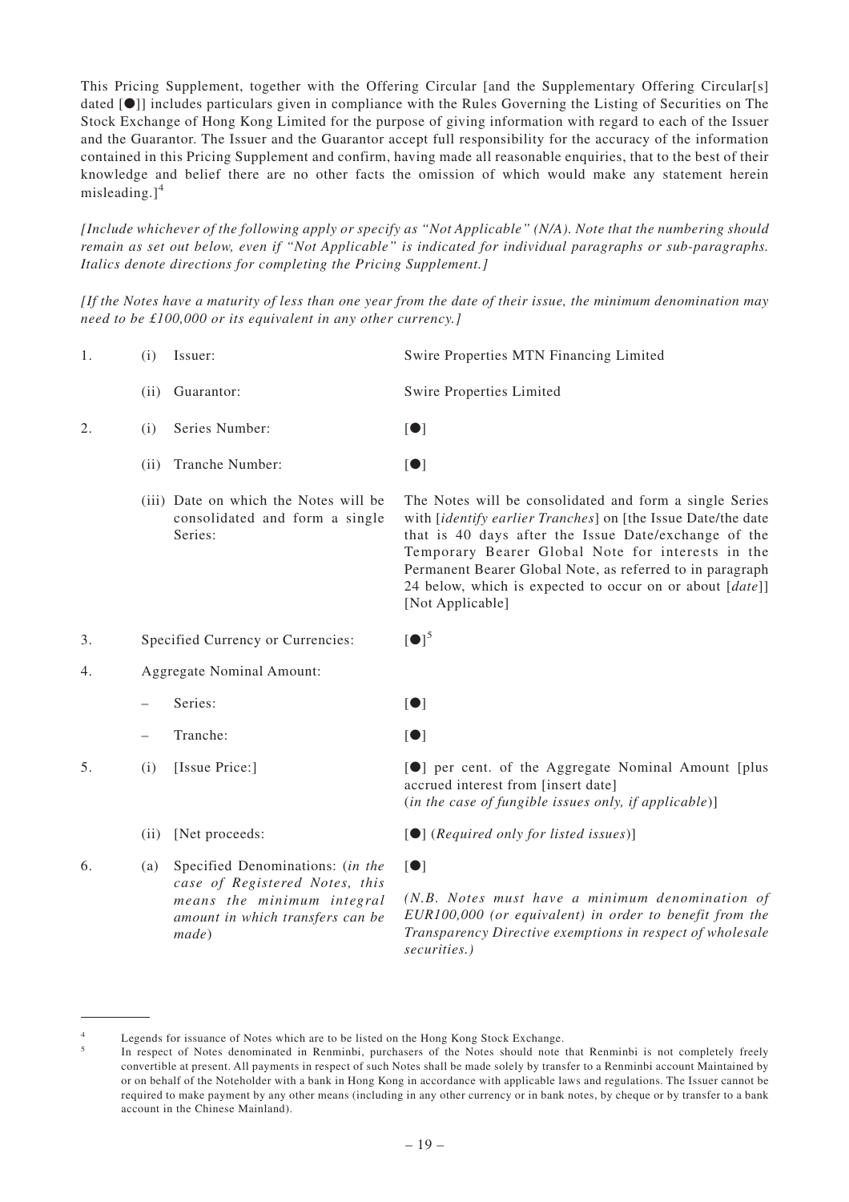This Pricing Supplement, together with the Offering Circular [and the Supplementary Offering Circular[s] dated [●]] includes particulars given in compliance with the Rules Governing the Listing of Securities on The Stock Exchange of Hong Kong Limited for the purpose of giving information with regard to each of the Issuer and the Guarantor. The Issuer and the Guarantor accept full responsibility for the accuracy of the information contained in this Pricing Supplement and confirm, having made all reasonable enquiries, that to the best of their knowledge and belief there are no other facts the omission of which would make any statement herein misleading.][4]

*[Include whichever of the following apply or specify as "Not Applicable" (N/A). Note that the numbering should remain as set out below, even if "Not Applicable" is indicated for individual paragraphs or sub-paragraphs. Italics denote directions for completing the Pricing Supplement.]*

*[If the Notes have a maturity of less than one year from the date of their issue, the minimum denomination may need to be £100,000 or its equivalent in any other currency.]*

| | | | |
|---|---|---|---|
| 1. | (i) | Issuer: | Swire Properties MTN Financing Limited |
| | (ii) | Guarantor: | Swire Properties Limited |
| 2. | (i) | Series Number: | [●] |
| | (ii) | Tranche Number: | [●] |
| | (iii) | Date on which the Notes will be consolidated and form a single Series: | The Notes will be consolidated and form a single Series with [*identify earlier Tranches*] on [the Issue Date/the date that is 40 days after the Issue Date/exchange of the Temporary Bearer Global Note for interests in the Permanent Bearer Global Note, as referred to in paragraph 24 below, which is expected to occur on or about [*date*]] [Not Applicable] |
| 3. | | Specified Currency or Currencies: | [●][5] |
| 4. | | Aggregate Nominal Amount: | |
| | – | Series: | [●] |
| | – | Tranche: | [●] |
| 5. | (i) | [Issue Price:] | [●] per cent. of the Aggregate Nominal Amount [plus accrued interest from [insert date] (*in the case of fungible issues only, if applicable*)] |
| | (ii) | [Net proceeds: | [●] (*Required only for listed issues*)] |
| 6. | (a) | Specified Denominations: (*in the case of Registered Notes, this means the minimum integral amount in which transfers can be made*) | [●]<br><br>*(N.B. Notes must have a minimum denomination of EUR100,000 (or equivalent) in order to benefit from the Transparency Directive exemptions in respect of wholesale securities.)* |

[4] Legends for issuance of Notes which are to be listed on the Hong Kong Stock Exchange.

[5] In respect of Notes denominated in Renminbi, purchasers of the Notes should note that Renminbi is not completely freely convertible at present. All payments in respect of such Notes shall be made solely by transfer to a Renminbi account Maintained by or on behalf of the Noteholder with a bank in Hong Kong in accordance with applicable laws and regulations. The Issuer cannot be required to make payment by any other means (including in any other currency or in bank notes, by cheque or by transfer to a bank account in the Chinese Mainland).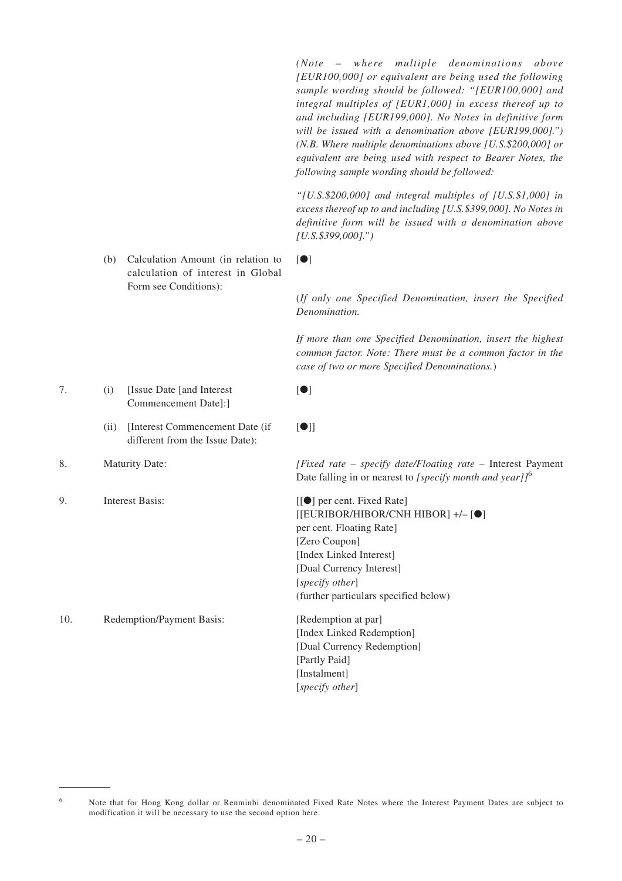| | | | |
|---|---|---|---|
| | | | *(Note – where multiple denominations above [EUR100,000] or equivalent are being used the following sample wording should be followed: "[EUR100,000] and integral multiples of [EUR1,000] in excess thereof up to and including [EUR199,000]. No Notes in definitive form will be issued with a denomination above [EUR199,000].") (N.B. Where multiple denominations above [U.S.$200,000] or equivalent are being used with respect to Bearer Notes, the following sample wording should be followed:*<br><br>*"[U.S.$200,000] and integral multiples of [U.S.$1,000] in excess thereof up to and including [U.S.$399,000]. No Notes in definitive form will be issued with a denomination above [U.S.$399,000].")* |
| | (b) | Calculation Amount (in relation to calculation of interest in Global Form see Conditions): | [●]<br><br>(*If only one Specified Denomination, insert the Specified Denomination.*<br><br>*If more than one Specified Denomination, insert the highest common factor. Note: There must be a common factor in the case of two or more Specified Denominations.*) |
| 7. | (i) | [Issue Date [and Interest Commencement Date]:] | [●] |
| | (ii) | [Interest Commencement Date (if different from the Issue Date): | [●]] |
| 8. | | Maturity Date: | *[Fixed rate – specify date/Floating rate –* Interest Payment Date falling in or nearest to *[specify month and year]]*[6] |
| 9. | | Interest Basis: | [[●] per cent. Fixed Rate]<br>[[EURIBOR/HIBOR/CNH HIBOR] +/– [●] per cent. Floating Rate]<br>[Zero Coupon]<br>[Index Linked Interest]<br>[Dual Currency Interest]<br>[*specify other*]<br>(further particulars specified below) |
| 10. | | Redemption/Payment Basis: | [Redemption at par]<br>[Index Linked Redemption]<br>[Dual Currency Redemption]<br>[Partly Paid]<br>[Instalment]<br>[*specify other*] |

[6] Note that for Hong Kong dollar or Renminbi denominated Fixed Rate Notes where the Interest Payment Dates are subject to modification it will be necessary to use the second option here.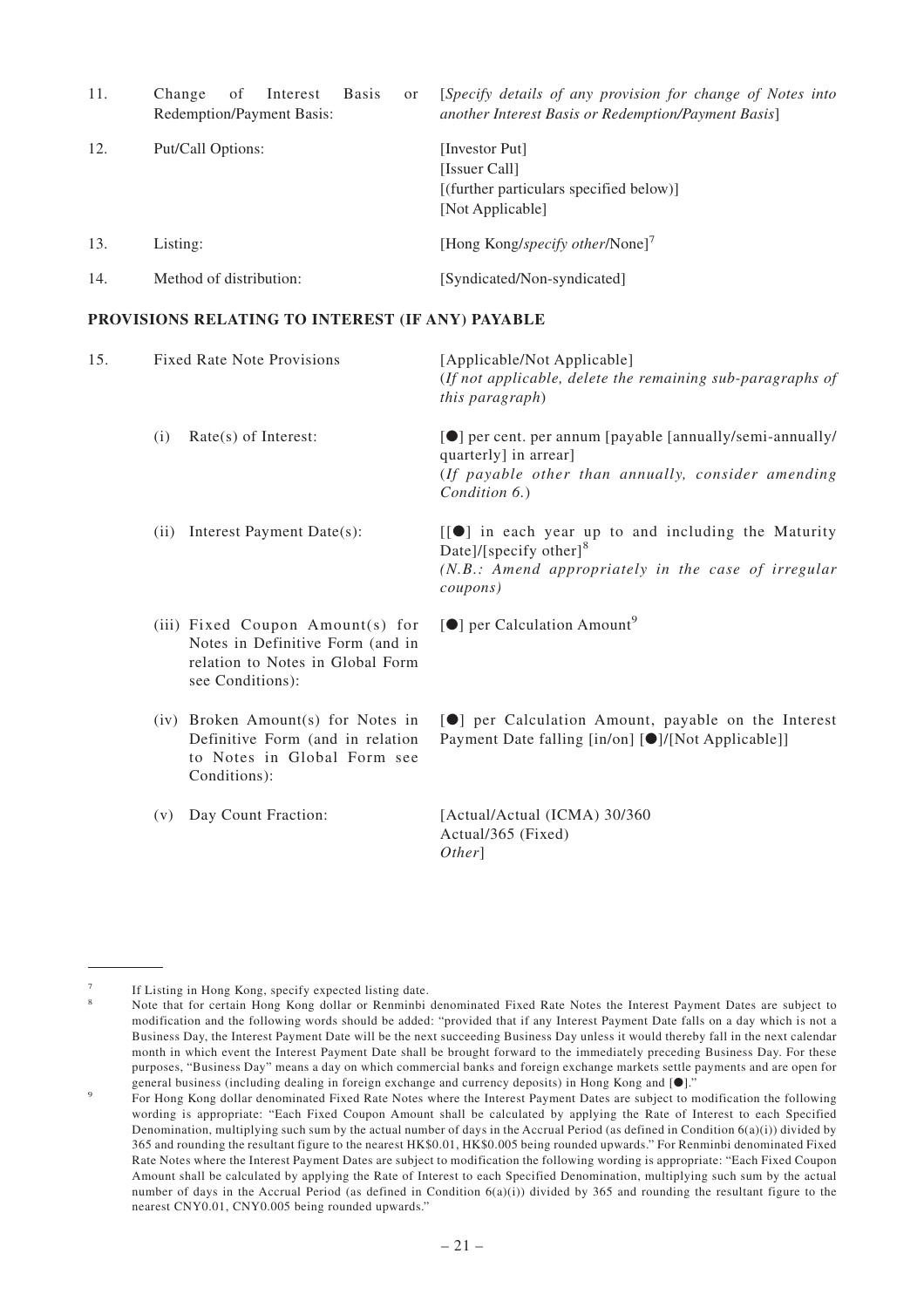| | | |
|---|---|---|
| 11. | Change of Interest Basis or Redemption/Payment Basis: | [*Specify details of any provision for change of Notes into another Interest Basis or Redemption/Payment Basis*] |
| 12. | Put/Call Options: | [Investor Put]<br>[Issuer Call]<br>[(further particulars specified below)]<br>[Not Applicable] |
| 13. | Listing: | [Hong Kong/*specify other*/None][7] |
| 14. | Method of distribution: | [Syndicated/Non-syndicated] |

**PROVISIONS RELATING TO INTEREST (IF ANY) PAYABLE**

| | | |
|---|---|---|
| 15. | Fixed Rate Note Provisions | [Applicable/Not Applicable]<br>(*If not applicable, delete the remaining sub-paragraphs of this paragraph*) |
| | (i) Rate(s) of Interest: | [●] per cent. per annum [payable [annually/semi-annually/quarterly] in arrear]<br>(*If payable other than annually, consider amending Condition 6.*) |
| | (ii) Interest Payment Date(s): | [[●] in each year up to and including the Maturity Date]/[specify other][8]<br>*(N.B.: Amend appropriately in the case of irregular coupons)* |
| | (iii) Fixed Coupon Amount(s) for Notes in Definitive Form (and in relation to Notes in Global Form see Conditions): | [●] per Calculation Amount[9] |
| | (iv) Broken Amount(s) for Notes in Definitive Form (and in relation to Notes in Global Form see Conditions): | [●] per Calculation Amount, payable on the Interest Payment Date falling [in/on] [●]/[Not Applicable]] |
| | (v) Day Count Fraction: | [Actual/Actual (ICMA) 30/360<br>Actual/365 (Fixed)<br>*Other*] |

---

[7] If Listing in Hong Kong, specify expected listing date.

[8] Note that for certain Hong Kong dollar or Renminbi denominated Fixed Rate Notes the Interest Payment Dates are subject to modification and the following words should be added: "provided that if any Interest Payment Date falls on a day which is not a Business Day, the Interest Payment Date will be the next succeeding Business Day unless it would thereby fall in the next calendar month in which event the Interest Payment Date shall be brought forward to the immediately preceding Business Day. For these purposes, "Business Day" means a day on which commercial banks and foreign exchange markets settle payments and are open for general business (including dealing in foreign exchange and currency deposits) in Hong Kong and [●]."

[9] For Hong Kong dollar denominated Fixed Rate Notes where the Interest Payment Dates are subject to modification the following wording is appropriate: "Each Fixed Coupon Amount shall be calculated by applying the Rate of Interest to each Specified Denomination, multiplying such sum by the actual number of days in the Accrual Period (as defined in Condition 6(a)(i)) divided by 365 and rounding the resultant figure to the nearest HK$0.01, HK$0.005 being rounded upwards." For Renminbi denominated Fixed Rate Notes where the Interest Payment Dates are subject to modification the following wording is appropriate: "Each Fixed Coupon Amount shall be calculated by applying the Rate of Interest to each Specified Denomination, multiplying such sum by the actual number of days in the Accrual Period (as defined in Condition 6(a)(i)) divided by 365 and rounding the resultant figure to the nearest CNY0.01, CNY0.005 being rounded upwards."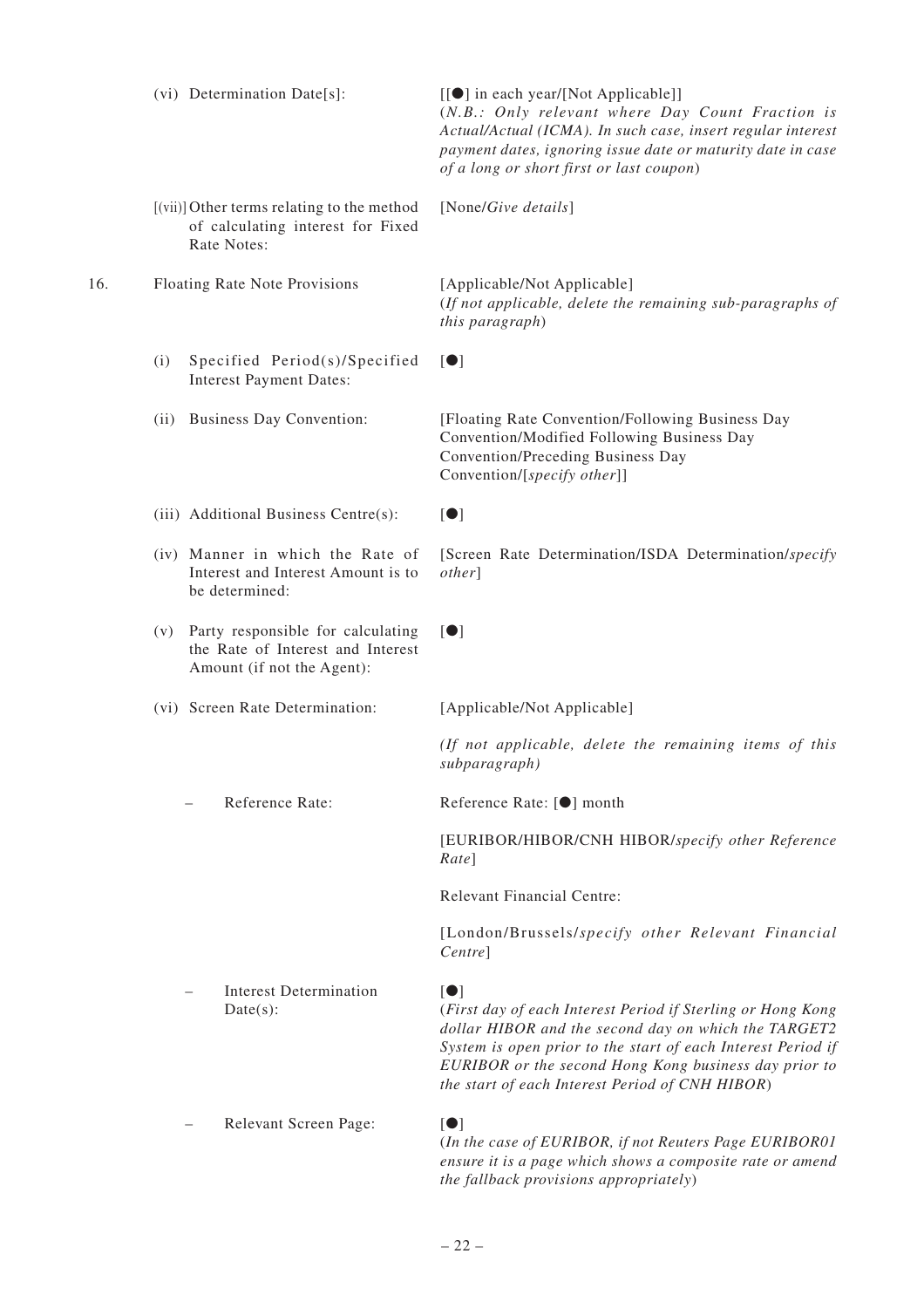| | | |
|---|---|---|
| | (vi) Determination Date[s]: | [[●] in each year/[Not Applicable]]<br>(*N.B.: Only relevant where Day Count Fraction is Actual/Actual (ICMA). In such case, insert regular interest payment dates, ignoring issue date or maturity date in case of a long or short first or last coupon*) |
| | [(vii)] Other terms relating to the method of calculating interest for Fixed Rate Notes: | [None/*Give details*] |
| 16. | Floating Rate Note Provisions | [Applicable/Not Applicable]<br>(*If not applicable, delete the remaining sub-paragraphs of this paragraph*) |
| | (i) Specified Period(s)/Specified Interest Payment Dates: | [●] |
| | (ii) Business Day Convention: | [Floating Rate Convention/Following Business Day Convention/Modified Following Business Day Convention/Preceding Business Day Convention/[*specify other*]] |
| | (iii) Additional Business Centre(s): | [●] |
| | (iv) Manner in which the Rate of Interest and Interest Amount is to be determined: | [Screen Rate Determination/ISDA Determination/*specify other*] |
| | (v) Party responsible for calculating the Rate of Interest and Interest Amount (if not the Agent): | [●] |
| | (vi) Screen Rate Determination: | [Applicable/Not Applicable]<br>*(If not applicable, delete the remaining items of this subparagraph)* |
| | – Reference Rate: | Reference Rate: [●] month<br>[EURIBOR/HIBOR/CNH HIBOR/*specify other Reference Rate*]<br>Relevant Financial Centre:<br>[London/Brussels/*specify other Relevant Financial Centre*] |
| | – Interest Determination Date(s): | [●]<br>(*First day of each Interest Period if Sterling or Hong Kong dollar HIBOR and the second day on which the TARGET2 System is open prior to the start of each Interest Period if EURIBOR or the second Hong Kong business day prior to the start of each Interest Period of CNH HIBOR*) |
| | – Relevant Screen Page: | [●]<br>(*In the case of EURIBOR, if not Reuters Page EURIBOR01 ensure it is a page which shows a composite rate or amend the fallback provisions appropriately*) |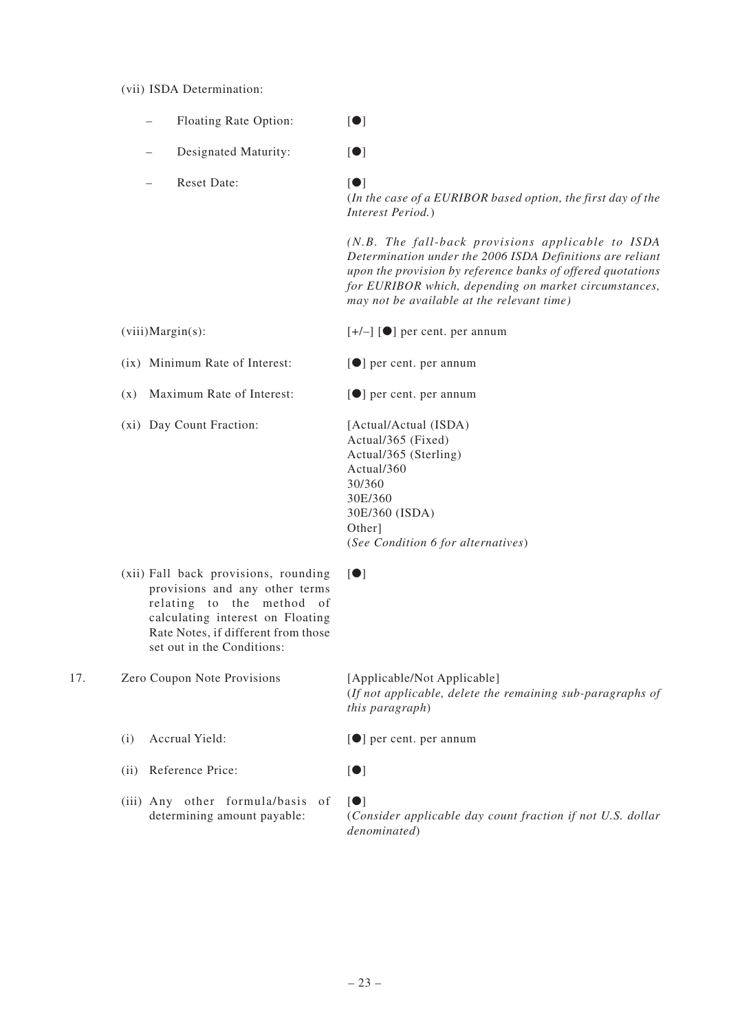| | |
|---|---|
| (vii) ISDA Determination: | |
| – Floating Rate Option: | [●] |
| – Designated Maturity: | [●] |
| – Reset Date: | [●]<br>(*In the case of a EURIBOR based option, the first day of the Interest Period.*)<br><br>*(N.B. The fall-back provisions applicable to ISDA Determination under the 2006 ISDA Definitions are reliant upon the provision by reference banks of offered quotations for EURIBOR which, depending on market circumstances, may not be available at the relevant time)* |
| (viii) Margin(s): | [+/–] [●] per cent. per annum |
| (ix) Minimum Rate of Interest: | [●] per cent. per annum |
| (x) Maximum Rate of Interest: | [●] per cent. per annum |
| (xi) Day Count Fraction: | [Actual/Actual (ISDA)<br>Actual/365 (Fixed)<br>Actual/365 (Sterling)<br>Actual/360<br>30/360<br>30E/360<br>30E/360 (ISDA)<br>Other]<br>(*See Condition 6 for alternatives*) |
| (xii) Fall back provisions, rounding provisions and any other terms relating to the method of calculating interest on Floating Rate Notes, if different from those set out in the Conditions: | [●] |

| | | |
|---|---|---|
| 17. | Zero Coupon Note Provisions | [Applicable/Not Applicable]<br>(*If not applicable, delete the remaining sub-paragraphs of this paragraph*) |
| | (i) Accrual Yield: | [●] per cent. per annum |
| | (ii) Reference Price: | [●] |
| | (iii) Any other formula/basis of determining amount payable: | [●]<br>(*Consider applicable day count fraction if not U.S. dollar denominated*) |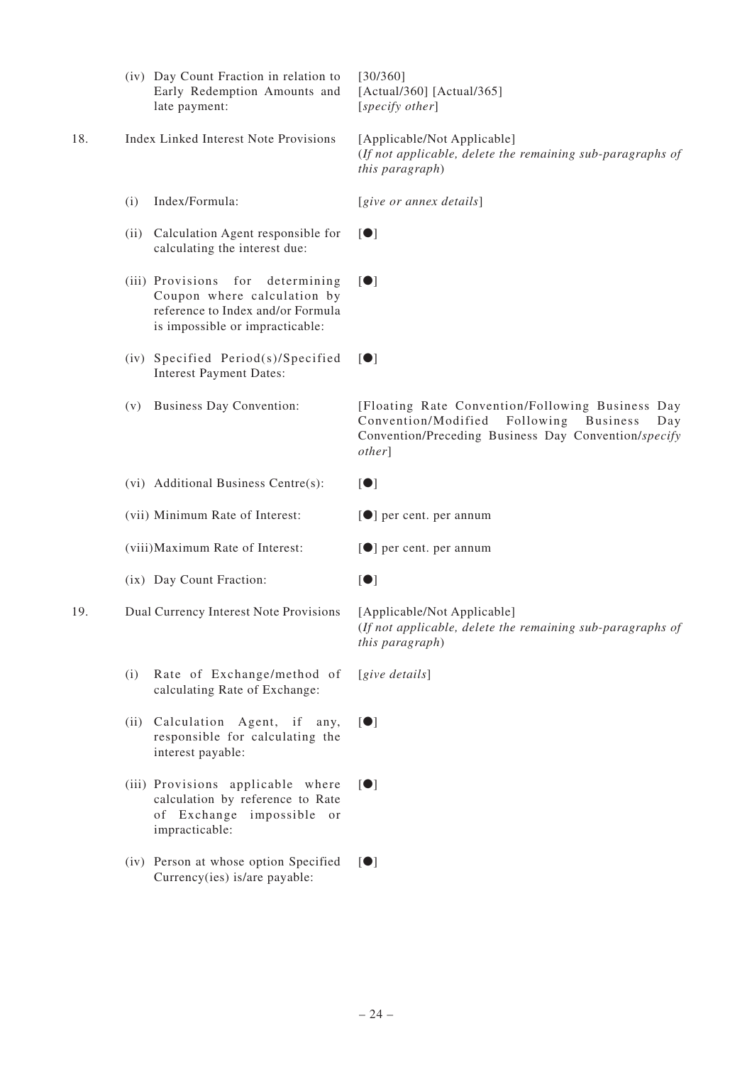| | | |
|---|---|---|
| | (iv) Day Count Fraction in relation to Early Redemption Amounts and late payment: | [30/360]<br>[Actual/360] [Actual/365]<br>[*specify other*] |
| 18. | Index Linked Interest Note Provisions | [Applicable/Not Applicable]<br>(*If not applicable, delete the remaining sub-paragraphs of this paragraph*) |
| | (i) Index/Formula: | [*give or annex details*] |
| | (ii) Calculation Agent responsible for calculating the interest due: | [●] |
| | (iii) Provisions for determining Coupon where calculation by reference to Index and/or Formula is impossible or impracticable: | [●] |
| | (iv) Specified Period(s)/Specified Interest Payment Dates: | [●] |
| | (v) Business Day Convention: | [Floating Rate Convention/Following Business Day Convention/Modified Following Business Day Convention/Preceding Business Day Convention/*specify other*] |
| | (vi) Additional Business Centre(s): | [●] |
| | (vii) Minimum Rate of Interest: | [●] per cent. per annum |
| | (viii) Maximum Rate of Interest: | [●] per cent. per annum |
| | (ix) Day Count Fraction: | [●] |
| 19. | Dual Currency Interest Note Provisions | [Applicable/Not Applicable]<br>(*If not applicable, delete the remaining sub-paragraphs of this paragraph*) |
| | (i) Rate of Exchange/method of calculating Rate of Exchange: | [*give details*] |
| | (ii) Calculation Agent, if any, responsible for calculating the interest payable: | [●] |
| | (iii) Provisions applicable where calculation by reference to Rate of Exchange impossible or impracticable: | [●] |
| | (iv) Person at whose option Specified Currency(ies) is/are payable: | [●] |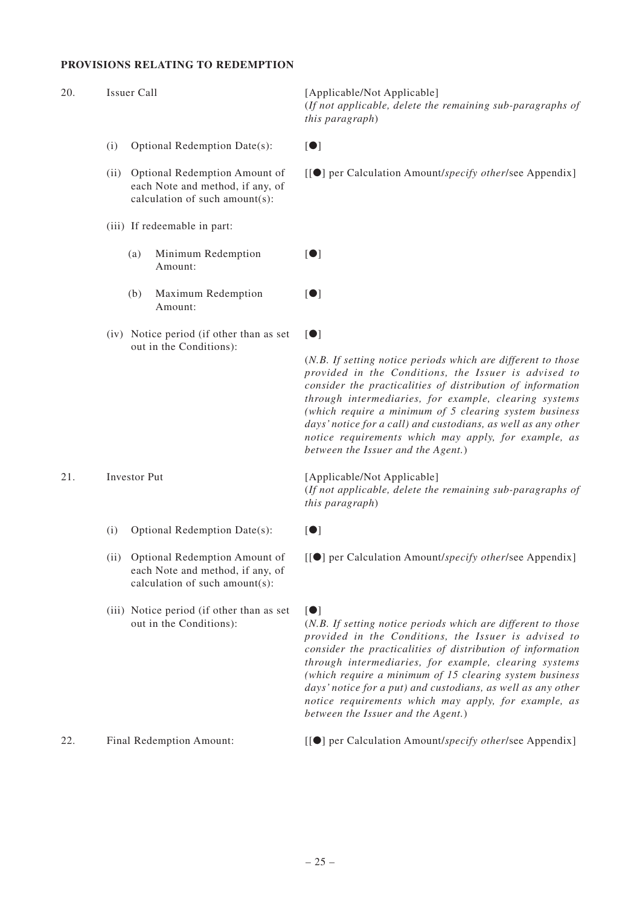**PROVISIONS RELATING TO REDEMPTION**

| | | |
|---|---|---|
| 20. | Issuer Call | [Applicable/Not Applicable] (*If not applicable, delete the remaining sub-paragraphs of this paragraph*) |
| | (i) Optional Redemption Date(s): | [●] |
| | (ii) Optional Redemption Amount of each Note and method, if any, of calculation of such amount(s): | [[●] per Calculation Amount/*specify other*/see Appendix] |
| | (iii) If redeemable in part: | |
| | (a) Minimum Redemption Amount: | [●] |
| | (b) Maximum Redemption Amount: | [●] |
| | (iv) Notice period (if other than as set out in the Conditions): | [●] (*N.B. If setting notice periods which are different to those provided in the Conditions, the Issuer is advised to consider the practicalities of distribution of information through intermediaries, for example, clearing systems (which require a minimum of 5 clearing system business days' notice for a call) and custodians, as well as any other notice requirements which may apply, for example, as between the Issuer and the Agent.*) |
| 21. | Investor Put | [Applicable/Not Applicable] (*If not applicable, delete the remaining sub-paragraphs of this paragraph*) |
| | (i) Optional Redemption Date(s): | [●] |
| | (ii) Optional Redemption Amount of each Note and method, if any, of calculation of such amount(s): | [[●] per Calculation Amount/*specify other*/see Appendix] |
| | (iii) Notice period (if other than as set out in the Conditions): | [●] (*N.B. If setting notice periods which are different to those provided in the Conditions, the Issuer is advised to consider the practicalities of distribution of information through intermediaries, for example, clearing systems (which require a minimum of 15 clearing system business days' notice for a put) and custodians, as well as any other notice requirements which may apply, for example, as between the Issuer and the Agent.*) |
| 22. | Final Redemption Amount: | [[●] per Calculation Amount/*specify other*/see Appendix] |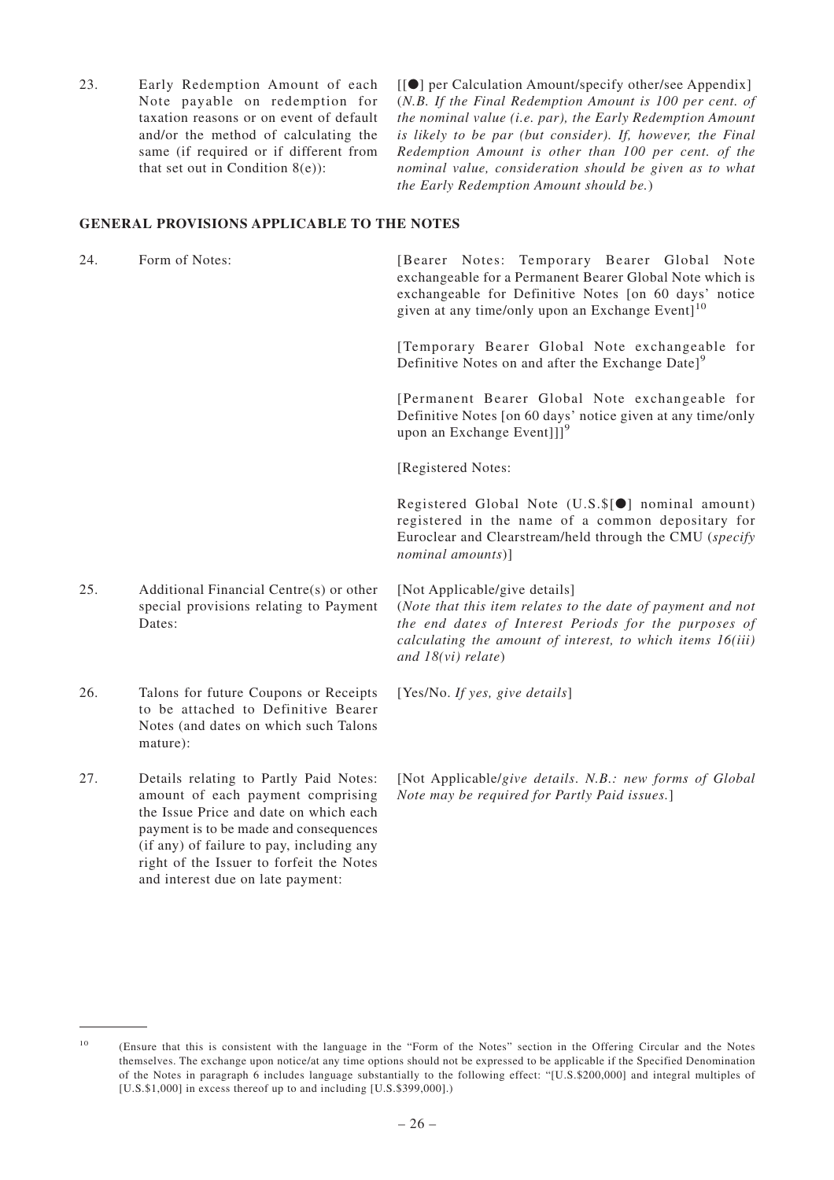| | | |
|---|---|---|
| 23. | Early Redemption Amount of each Note payable on redemption for taxation reasons or on event of default and/or the method of calculating the same (if required or if different from that set out in Condition 8(e)): | [[●] per Calculation Amount/specify other/see Appendix] (*N.B. If the Final Redemption Amount is 100 per cent. of the nominal value (i.e. par), the Early Redemption Amount is likely to be par (but consider). If, however, the Final Redemption Amount is other than 100 per cent. of the nominal value, consideration should be given as to what the Early Redemption Amount should be.*) |

**GENERAL PROVISIONS APPLICABLE TO THE NOTES**

| | | |
|---|---|---|
| 24. | Form of Notes: | [Bearer Notes: Temporary Bearer Global Note exchangeable for a Permanent Bearer Global Note which is exchangeable for Definitive Notes [on 60 days' notice given at any time/only upon an Exchange Event][10]<br><br>[Temporary Bearer Global Note exchangeable for Definitive Notes on and after the Exchange Date][9]<br><br>[Permanent Bearer Global Note exchangeable for Definitive Notes [on 60 days' notice given at any time/only upon an Exchange Event]]][9]<br><br>[Registered Notes:<br><br>Registered Global Note (U.S.$[●] nominal amount) registered in the name of a common depositary for Euroclear and Clearstream/held through the CMU (*specify nominal amounts*)] |
| 25. | Additional Financial Centre(s) or other special provisions relating to Payment Dates: | [Not Applicable/give details]<br>(*Note that this item relates to the date of payment and not the end dates of Interest Periods for the purposes of calculating the amount of interest, to which items 16(iii) and 18(vi) relate*) |
| 26. | Talons for future Coupons or Receipts to be attached to Definitive Bearer Notes (and dates on which such Talons mature): | [Yes/No. *If yes, give details*] |
| 27. | Details relating to Partly Paid Notes: amount of each payment comprising the Issue Price and date on which each payment is to be made and consequences (if any) of failure to pay, including any right of the Issuer to forfeit the Notes and interest due on late payment: | [Not Applicable/*give details. N.B.: new forms of Global Note may be required for Partly Paid issues.*] |

[10] (Ensure that this is consistent with the language in the "Form of the Notes" section in the Offering Circular and the Notes themselves. The exchange upon notice/at any time options should not be expressed to be applicable if the Specified Denomination of the Notes in paragraph 6 includes language substantially to the following effect: "[U.S.$200,000] and integral multiples of [U.S.$1,000] in excess thereof up to and including [U.S.$399,000].)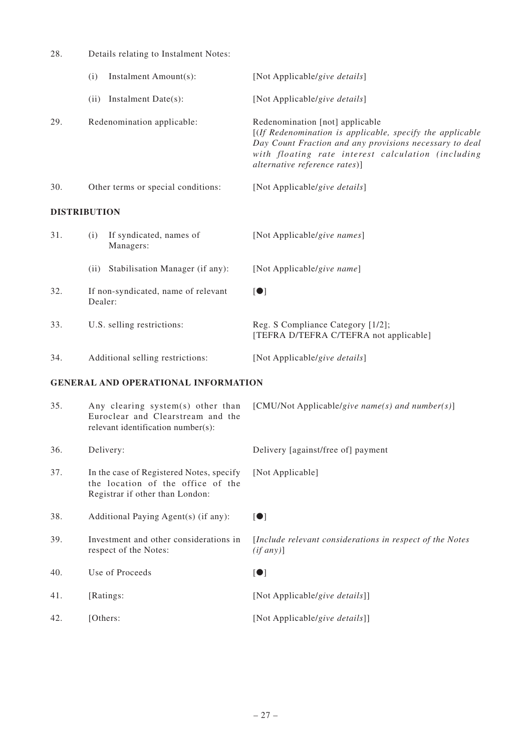| | | |
|---|---|---|
| 28. | Details relating to Instalment Notes: | |
| | (i) Instalment Amount(s): | [Not Applicable/*give details*] |
| | (ii) Instalment Date(s): | [Not Applicable/*give details*] |
| 29. | Redenomination applicable: | Redenomination [not] applicable [(*If Redenomination is applicable, specify the applicable Day Count Fraction and any provisions necessary to deal with floating rate interest calculation (including alternative reference rates*)] |
| 30. | Other terms or special conditions: | [Not Applicable/*give details*] |

**DISTRIBUTION**

| | | |
|---|---|---|
| 31. | (i) If syndicated, names of Managers: | [Not Applicable/*give names*] |
| | (ii) Stabilisation Manager (if any): | [Not Applicable/*give name*] |
| 32. | If non-syndicated, name of relevant Dealer: | [●] |
| 33. | U.S. selling restrictions: | Reg. S Compliance Category [1/2]; [TEFRA D/TEFRA C/TEFRA not applicable] |
| 34. | Additional selling restrictions: | [Not Applicable/*give details*] |

**GENERAL AND OPERATIONAL INFORMATION**

| | | |
|---|---|---|
| 35. | Any clearing system(s) other than Euroclear and Clearstream and the relevant identification number(s): | [CMU/Not Applicable/*give name(s) and number(s)*] |
| 36. | Delivery: | Delivery [against/free of] payment |
| 37. | In the case of Registered Notes, specify the location of the office of the Registrar if other than London: | [Not Applicable] |
| 38. | Additional Paying Agent(s) (if any): | [●] |
| 39. | Investment and other considerations in respect of the Notes: | [*Include relevant considerations in respect of the Notes (if any)*] |
| 40. | Use of Proceeds | [●] |
| 41. | [Ratings: | [Not Applicable/*give details*]] |
| 42. | [Others: | [Not Applicable/*give details*]] |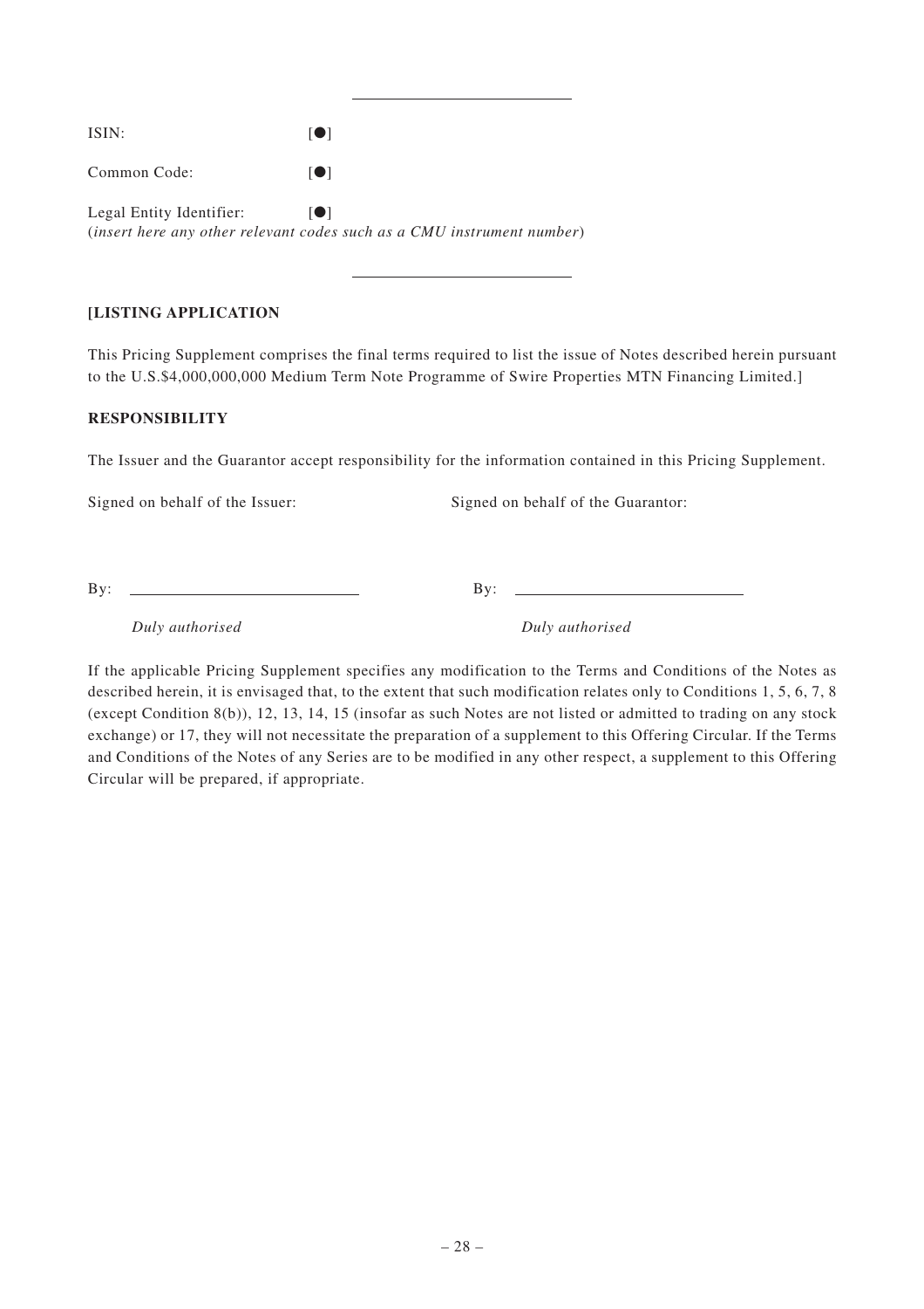---

ISIN: [●]

Common Code: [●]

Legal Entity Identifier: [●]
(*insert here any other relevant codes such as a CMU instrument number*)

---

**[LISTING APPLICATION**

This Pricing Supplement comprises the final terms required to list the issue of Notes described herein pursuant to the U.S.$4,000,000,000 Medium Term Note Programme of Swire Properties MTN Financing Limited.]

**RESPONSIBILITY**

The Issuer and the Guarantor accept responsibility for the information contained in this Pricing Supplement.

Signed on behalf of the Issuer:

By: ____________________________

*Duly authorised*

Signed on behalf of the Guarantor:

By: ____________________________

*Duly authorised*

If the applicable Pricing Supplement specifies any modification to the Terms and Conditions of the Notes as described herein, it is envisaged that, to the extent that such modification relates only to Conditions 1, 5, 6, 7, 8 (except Condition 8(b)), 12, 13, 14, 15 (insofar as such Notes are not listed or admitted to trading on any stock exchange) or 17, they will not necessitate the preparation of a supplement to this Offering Circular. If the Terms and Conditions of the Notes of any Series are to be modified in any other respect, a supplement to this Offering Circular will be prepared, if appropriate.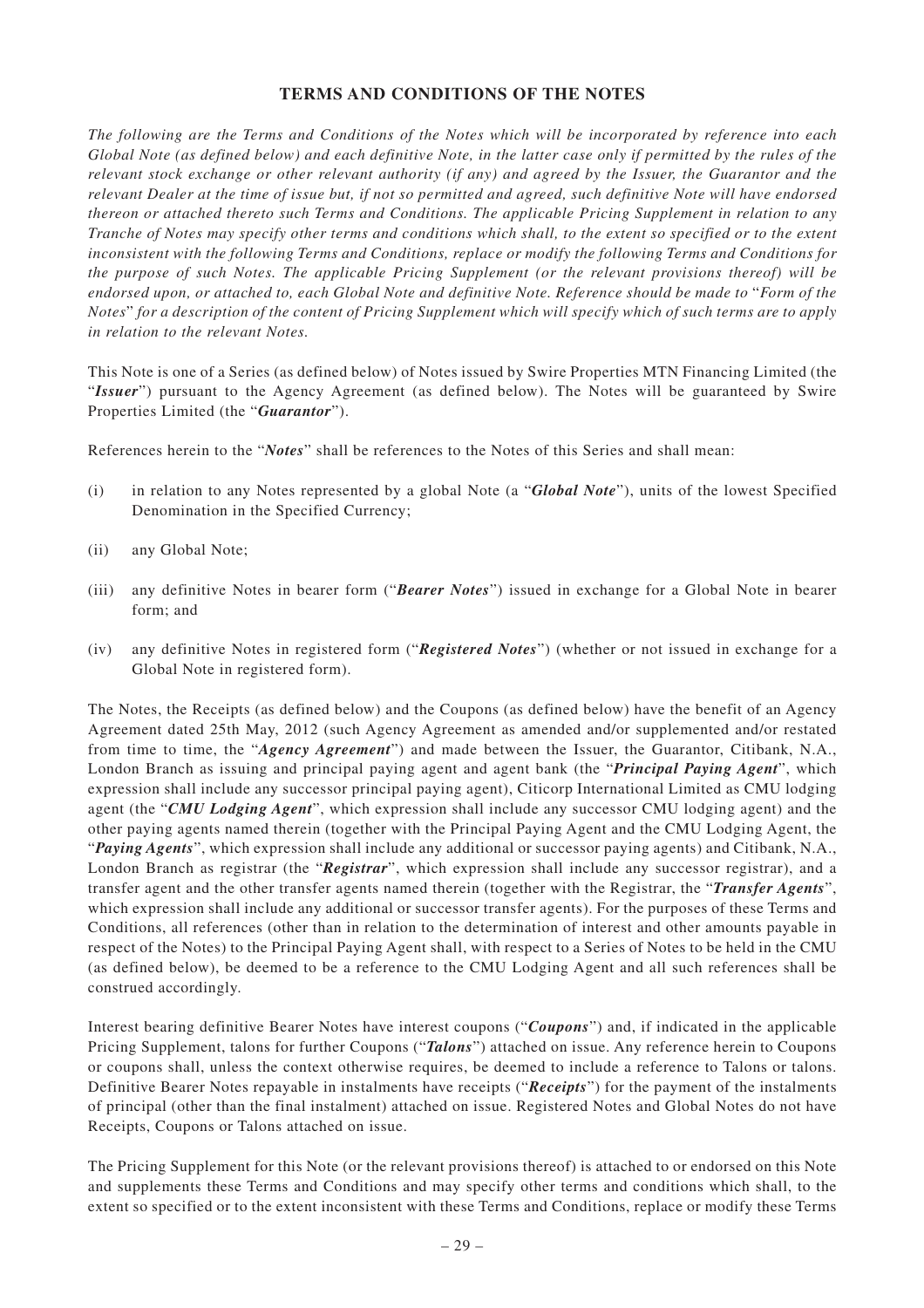## TERMS AND CONDITIONS OF THE NOTES

*The following are the Terms and Conditions of the Notes which will be incorporated by reference into each Global Note (as defined below) and each definitive Note, in the latter case only if permitted by the rules of the relevant stock exchange or other relevant authority (if any) and agreed by the Issuer, the Guarantor and the relevant Dealer at the time of issue but, if not so permitted and agreed, such definitive Note will have endorsed thereon or attached thereto such Terms and Conditions. The applicable Pricing Supplement in relation to any Tranche of Notes may specify other terms and conditions which shall, to the extent so specified or to the extent inconsistent with the following Terms and Conditions, replace or modify the following Terms and Conditions for the purpose of such Notes. The applicable Pricing Supplement (or the relevant provisions thereof) will be endorsed upon, or attached to, each Global Note and definitive Note. Reference should be made to* "*Form of the Notes*" *for a description of the content of Pricing Supplement which will specify which of such terms are to apply in relation to the relevant Notes.*

This Note is one of a Series (as defined below) of Notes issued by Swire Properties MTN Financing Limited (the "***Issuer***") pursuant to the Agency Agreement (as defined below). The Notes will be guaranteed by Swire Properties Limited (the "***Guarantor***").

References herein to the "***Notes***" shall be references to the Notes of this Series and shall mean:

(i) in relation to any Notes represented by a global Note (a "***Global Note***"), units of the lowest Specified Denomination in the Specified Currency;

(ii) any Global Note;

(iii) any definitive Notes in bearer form ("***Bearer Notes***") issued in exchange for a Global Note in bearer form; and

(iv) any definitive Notes in registered form ("***Registered Notes***") (whether or not issued in exchange for a Global Note in registered form).

The Notes, the Receipts (as defined below) and the Coupons (as defined below) have the benefit of an Agency Agreement dated 25th May, 2012 (such Agency Agreement as amended and/or supplemented and/or restated from time to time, the "***Agency Agreement***") and made between the Issuer, the Guarantor, Citibank, N.A., London Branch as issuing and principal paying agent and agent bank (the "***Principal Paying Agent***", which expression shall include any successor principal paying agent), Citicorp International Limited as CMU lodging agent (the "***CMU Lodging Agent***", which expression shall include any successor CMU lodging agent) and the other paying agents named therein (together with the Principal Paying Agent and the CMU Lodging Agent, the "***Paying Agents***", which expression shall include any additional or successor paying agents) and Citibank, N.A., London Branch as registrar (the "***Registrar***", which expression shall include any successor registrar), and a transfer agent and the other transfer agents named therein (together with the Registrar, the "***Transfer Agents***", which expression shall include any additional or successor transfer agents). For the purposes of these Terms and Conditions, all references (other than in relation to the determination of interest and other amounts payable in respect of the Notes) to the Principal Paying Agent shall, with respect to a Series of Notes to be held in the CMU (as defined below), be deemed to be a reference to the CMU Lodging Agent and all such references shall be construed accordingly.

Interest bearing definitive Bearer Notes have interest coupons ("***Coupons***") and, if indicated in the applicable Pricing Supplement, talons for further Coupons ("***Talons***") attached on issue. Any reference herein to Coupons or coupons shall, unless the context otherwise requires, be deemed to include a reference to Talons or talons. Definitive Bearer Notes repayable in instalments have receipts ("***Receipts***") for the payment of the instalments of principal (other than the final instalment) attached on issue. Registered Notes and Global Notes do not have Receipts, Coupons or Talons attached on issue.

The Pricing Supplement for this Note (or the relevant provisions thereof) is attached to or endorsed on this Note and supplements these Terms and Conditions and may specify other terms and conditions which shall, to the extent so specified or to the extent inconsistent with these Terms and Conditions, replace or modify these Terms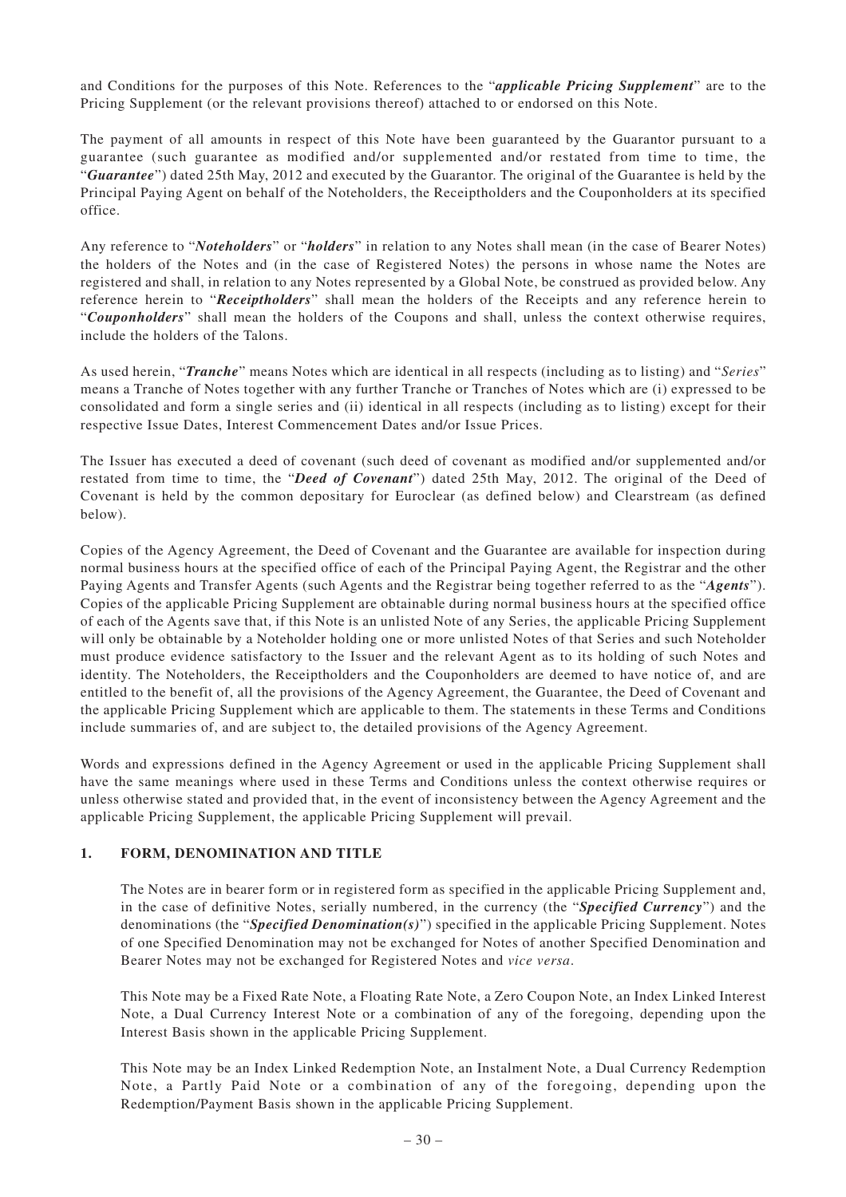and Conditions for the purposes of this Note. References to the "***applicable Pricing Supplement***" are to the Pricing Supplement (or the relevant provisions thereof) attached to or endorsed on this Note.

The payment of all amounts in respect of this Note have been guaranteed by the Guarantor pursuant to a guarantee (such guarantee as modified and/or supplemented and/or restated from time to time, the "***Guarantee***") dated 25th May, 2012 and executed by the Guarantor. The original of the Guarantee is held by the Principal Paying Agent on behalf of the Noteholders, the Receiptholders and the Couponholders at its specified office.

Any reference to "***Noteholders***" or "***holders***" in relation to any Notes shall mean (in the case of Bearer Notes) the holders of the Notes and (in the case of Registered Notes) the persons in whose name the Notes are registered and shall, in relation to any Notes represented by a Global Note, be construed as provided below. Any reference herein to "***Receiptholders***" shall mean the holders of the Receipts and any reference herein to "***Couponholders***" shall mean the holders of the Coupons and shall, unless the context otherwise requires, include the holders of the Talons.

As used herein, "***Tranche***" means Notes which are identical in all respects (including as to listing) and "*Series*" means a Tranche of Notes together with any further Tranche or Tranches of Notes which are (i) expressed to be consolidated and form a single series and (ii) identical in all respects (including as to listing) except for their respective Issue Dates, Interest Commencement Dates and/or Issue Prices.

The Issuer has executed a deed of covenant (such deed of covenant as modified and/or supplemented and/or restated from time to time, the "***Deed of Covenant***") dated 25th May, 2012. The original of the Deed of Covenant is held by the common depositary for Euroclear (as defined below) and Clearstream (as defined below).

Copies of the Agency Agreement, the Deed of Covenant and the Guarantee are available for inspection during normal business hours at the specified office of each of the Principal Paying Agent, the Registrar and the other Paying Agents and Transfer Agents (such Agents and the Registrar being together referred to as the "***Agents***"). Copies of the applicable Pricing Supplement are obtainable during normal business hours at the specified office of each of the Agents save that, if this Note is an unlisted Note of any Series, the applicable Pricing Supplement will only be obtainable by a Noteholder holding one or more unlisted Notes of that Series and such Noteholder must produce evidence satisfactory to the Issuer and the relevant Agent as to its holding of such Notes and identity. The Noteholders, the Receiptholders and the Couponholders are deemed to have notice of, and are entitled to the benefit of, all the provisions of the Agency Agreement, the Guarantee, the Deed of Covenant and the applicable Pricing Supplement which are applicable to them. The statements in these Terms and Conditions include summaries of, and are subject to, the detailed provisions of the Agency Agreement.

Words and expressions defined in the Agency Agreement or used in the applicable Pricing Supplement shall have the same meanings where used in these Terms and Conditions unless the context otherwise requires or unless otherwise stated and provided that, in the event of inconsistency between the Agency Agreement and the applicable Pricing Supplement, the applicable Pricing Supplement will prevail.

## 1. FORM, DENOMINATION AND TITLE

The Notes are in bearer form or in registered form as specified in the applicable Pricing Supplement and, in the case of definitive Notes, serially numbered, in the currency (the "***Specified Currency***") and the denominations (the "***Specified Denomination(s)***") specified in the applicable Pricing Supplement. Notes of one Specified Denomination may not be exchanged for Notes of another Specified Denomination and Bearer Notes may not be exchanged for Registered Notes and *vice versa*.

This Note may be a Fixed Rate Note, a Floating Rate Note, a Zero Coupon Note, an Index Linked Interest Note, a Dual Currency Interest Note or a combination of any of the foregoing, depending upon the Interest Basis shown in the applicable Pricing Supplement.

This Note may be an Index Linked Redemption Note, an Instalment Note, a Dual Currency Redemption Note, a Partly Paid Note or a combination of any of the foregoing, depending upon the Redemption/Payment Basis shown in the applicable Pricing Supplement.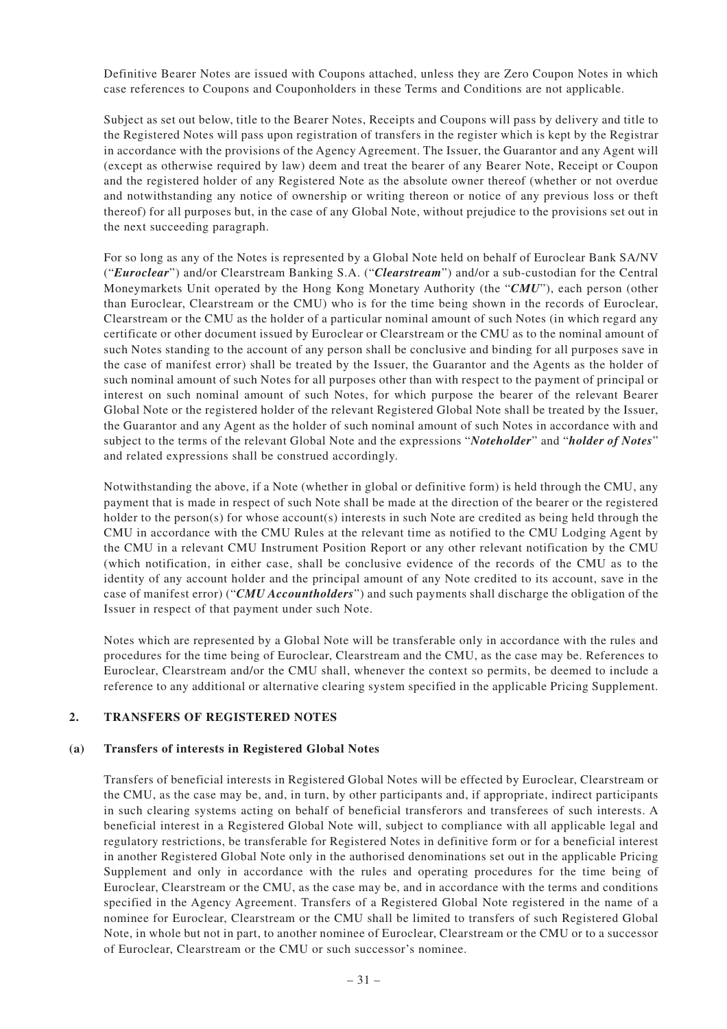Definitive Bearer Notes are issued with Coupons attached, unless they are Zero Coupon Notes in which case references to Coupons and Couponholders in these Terms and Conditions are not applicable.

Subject as set out below, title to the Bearer Notes, Receipts and Coupons will pass by delivery and title to the Registered Notes will pass upon registration of transfers in the register which is kept by the Registrar in accordance with the provisions of the Agency Agreement. The Issuer, the Guarantor and any Agent will (except as otherwise required by law) deem and treat the bearer of any Bearer Note, Receipt or Coupon and the registered holder of any Registered Note as the absolute owner thereof (whether or not overdue and notwithstanding any notice of ownership or writing thereon or notice of any previous loss or theft thereof) for all purposes but, in the case of any Global Note, without prejudice to the provisions set out in the next succeeding paragraph.

For so long as any of the Notes is represented by a Global Note held on behalf of Euroclear Bank SA/NV ("***Euroclear***") and/or Clearstream Banking S.A. ("***Clearstream***") and/or a sub-custodian for the Central Moneymarkets Unit operated by the Hong Kong Monetary Authority (the "***CMU***"), each person (other than Euroclear, Clearstream or the CMU) who is for the time being shown in the records of Euroclear, Clearstream or the CMU as the holder of a particular nominal amount of such Notes (in which regard any certificate or other document issued by Euroclear or Clearstream or the CMU as to the nominal amount of such Notes standing to the account of any person shall be conclusive and binding for all purposes save in the case of manifest error) shall be treated by the Issuer, the Guarantor and the Agents as the holder of such nominal amount of such Notes for all purposes other than with respect to the payment of principal or interest on such nominal amount of such Notes, for which purpose the bearer of the relevant Bearer Global Note or the registered holder of the relevant Registered Global Note shall be treated by the Issuer, the Guarantor and any Agent as the holder of such nominal amount of such Notes in accordance with and subject to the terms of the relevant Global Note and the expressions "***Noteholder***" and "***holder of Notes***" and related expressions shall be construed accordingly.

Notwithstanding the above, if a Note (whether in global or definitive form) is held through the CMU, any payment that is made in respect of such Note shall be made at the direction of the bearer or the registered holder to the person(s) for whose account(s) interests in such Note are credited as being held through the CMU in accordance with the CMU Rules at the relevant time as notified to the CMU Lodging Agent by the CMU in a relevant CMU Instrument Position Report or any other relevant notification by the CMU (which notification, in either case, shall be conclusive evidence of the records of the CMU as to the identity of any account holder and the principal amount of any Note credited to its account, save in the case of manifest error) ("***CMU Accountholders***") and such payments shall discharge the obligation of the Issuer in respect of that payment under such Note.

Notes which are represented by a Global Note will be transferable only in accordance with the rules and procedures for the time being of Euroclear, Clearstream and the CMU, as the case may be. References to Euroclear, Clearstream and/or the CMU shall, whenever the context so permits, be deemed to include a reference to any additional or alternative clearing system specified in the applicable Pricing Supplement.

## 2. TRANSFERS OF REGISTERED NOTES

### (a) Transfers of interests in Registered Global Notes

Transfers of beneficial interests in Registered Global Notes will be effected by Euroclear, Clearstream or the CMU, as the case may be, and, in turn, by other participants and, if appropriate, indirect participants in such clearing systems acting on behalf of beneficial transferors and transferees of such interests. A beneficial interest in a Registered Global Note will, subject to compliance with all applicable legal and regulatory restrictions, be transferable for Registered Notes in definitive form or for a beneficial interest in another Registered Global Note only in the authorised denominations set out in the applicable Pricing Supplement and only in accordance with the rules and operating procedures for the time being of Euroclear, Clearstream or the CMU, as the case may be, and in accordance with the terms and conditions specified in the Agency Agreement. Transfers of a Registered Global Note registered in the name of a nominee for Euroclear, Clearstream or the CMU shall be limited to transfers of such Registered Global Note, in whole but not in part, to another nominee of Euroclear, Clearstream or the CMU or to a successor of Euroclear, Clearstream or the CMU or such successor's nominee.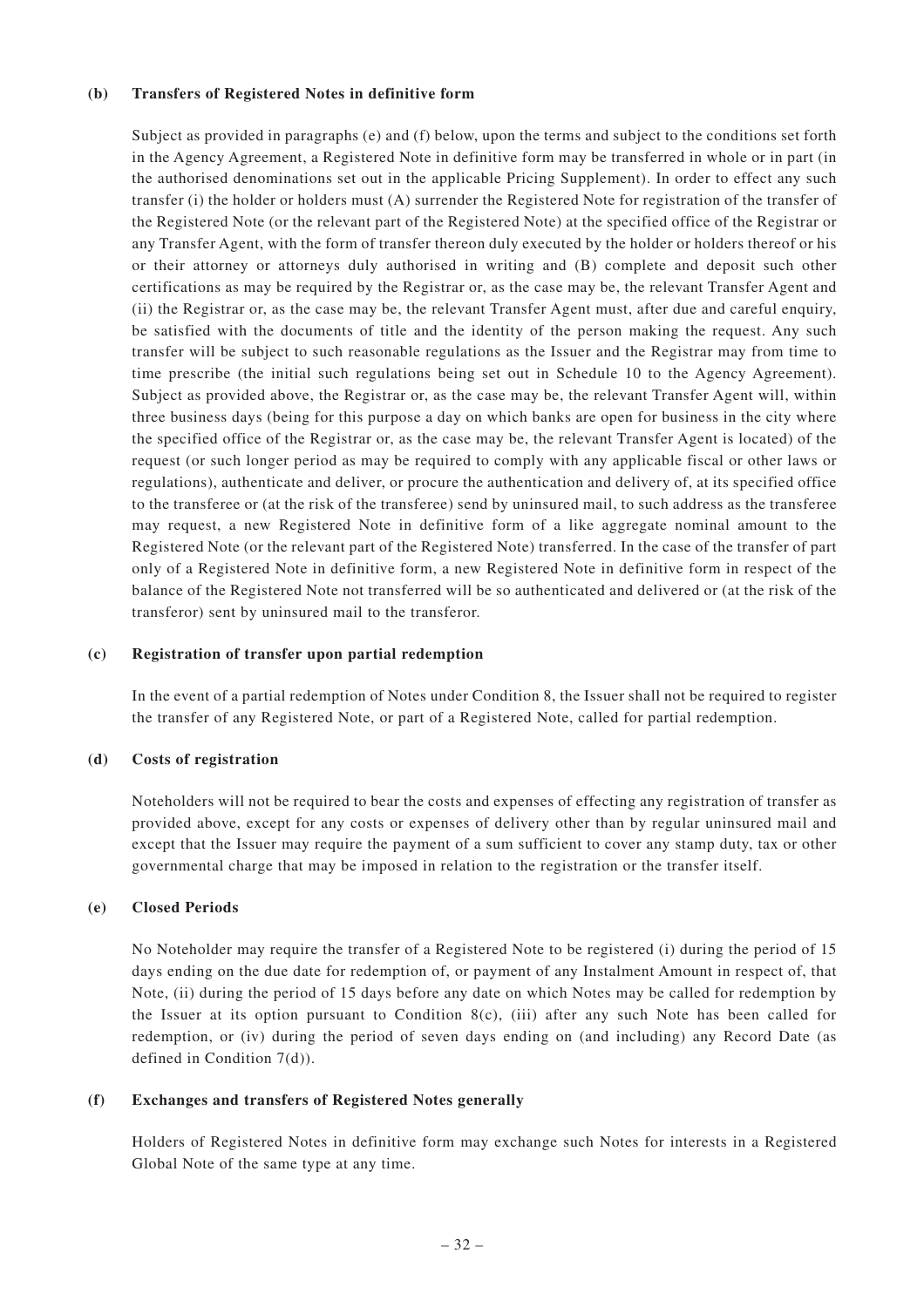**(b) Transfers of Registered Notes in definitive form**

Subject as provided in paragraphs (e) and (f) below, upon the terms and subject to the conditions set forth in the Agency Agreement, a Registered Note in definitive form may be transferred in whole or in part (in the authorised denominations set out in the applicable Pricing Supplement). In order to effect any such transfer (i) the holder or holders must (A) surrender the Registered Note for registration of the transfer of the Registered Note (or the relevant part of the Registered Note) at the specified office of the Registrar or any Transfer Agent, with the form of transfer thereon duly executed by the holder or holders thereof or his or their attorney or attorneys duly authorised in writing and (B) complete and deposit such other certifications as may be required by the Registrar or, as the case may be, the relevant Transfer Agent and (ii) the Registrar or, as the case may be, the relevant Transfer Agent must, after due and careful enquiry, be satisfied with the documents of title and the identity of the person making the request. Any such transfer will be subject to such reasonable regulations as the Issuer and the Registrar may from time to time prescribe (the initial such regulations being set out in Schedule 10 to the Agency Agreement). Subject as provided above, the Registrar or, as the case may be, the relevant Transfer Agent will, within three business days (being for this purpose a day on which banks are open for business in the city where the specified office of the Registrar or, as the case may be, the relevant Transfer Agent is located) of the request (or such longer period as may be required to comply with any applicable fiscal or other laws or regulations), authenticate and deliver, or procure the authentication and delivery of, at its specified office to the transferee or (at the risk of the transferee) send by uninsured mail, to such address as the transferee may request, a new Registered Note in definitive form of a like aggregate nominal amount to the Registered Note (or the relevant part of the Registered Note) transferred. In the case of the transfer of part only of a Registered Note in definitive form, a new Registered Note in definitive form in respect of the balance of the Registered Note not transferred will be so authenticated and delivered or (at the risk of the transferor) sent by uninsured mail to the transferor.

**(c) Registration of transfer upon partial redemption**

In the event of a partial redemption of Notes under Condition 8, the Issuer shall not be required to register the transfer of any Registered Note, or part of a Registered Note, called for partial redemption.

**(d) Costs of registration**

Noteholders will not be required to bear the costs and expenses of effecting any registration of transfer as provided above, except for any costs or expenses of delivery other than by regular uninsured mail and except that the Issuer may require the payment of a sum sufficient to cover any stamp duty, tax or other governmental charge that may be imposed in relation to the registration or the transfer itself.

**(e) Closed Periods**

No Noteholder may require the transfer of a Registered Note to be registered (i) during the period of 15 days ending on the due date for redemption of, or payment of any Instalment Amount in respect of, that Note, (ii) during the period of 15 days before any date on which Notes may be called for redemption by the Issuer at its option pursuant to Condition 8(c), (iii) after any such Note has been called for redemption, or (iv) during the period of seven days ending on (and including) any Record Date (as defined in Condition 7(d)).

**(f) Exchanges and transfers of Registered Notes generally**

Holders of Registered Notes in definitive form may exchange such Notes for interests in a Registered Global Note of the same type at any time.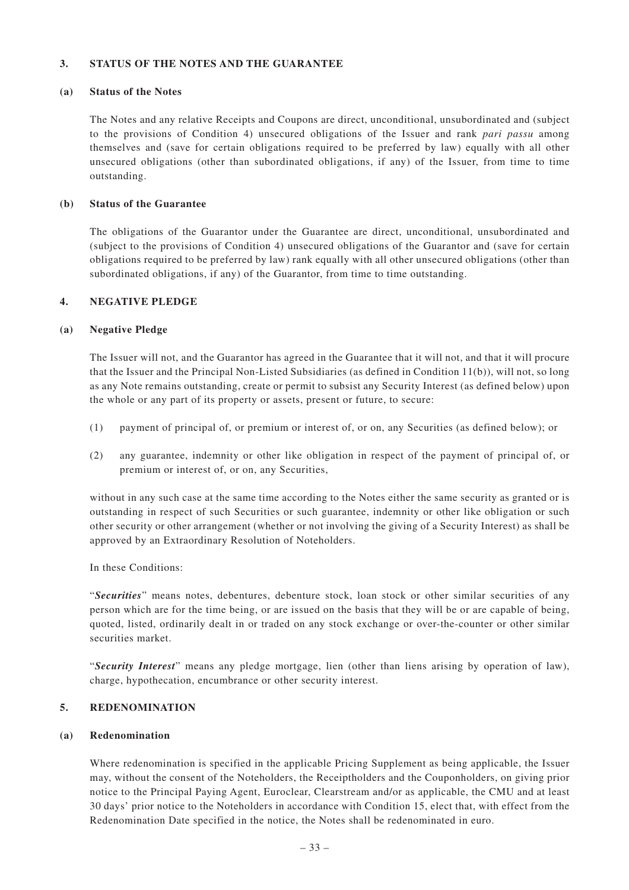## 3. STATUS OF THE NOTES AND THE GUARANTEE

### (a) Status of the Notes

The Notes and any relative Receipts and Coupons are direct, unconditional, unsubordinated and (subject to the provisions of Condition 4) unsecured obligations of the Issuer and rank *pari passu* among themselves and (save for certain obligations required to be preferred by law) equally with all other unsecured obligations (other than subordinated obligations, if any) of the Issuer, from time to time outstanding.

### (b) Status of the Guarantee

The obligations of the Guarantor under the Guarantee are direct, unconditional, unsubordinated and (subject to the provisions of Condition 4) unsecured obligations of the Guarantor and (save for certain obligations required to be preferred by law) rank equally with all other unsecured obligations (other than subordinated obligations, if any) of the Guarantor, from time to time outstanding.

## 4. NEGATIVE PLEDGE

### (a) Negative Pledge

The Issuer will not, and the Guarantor has agreed in the Guarantee that it will not, and that it will procure that the Issuer and the Principal Non-Listed Subsidiaries (as defined in Condition 11(b)), will not, so long as any Note remains outstanding, create or permit to subsist any Security Interest (as defined below) upon the whole or any part of its property or assets, present or future, to secure:

(1) payment of principal of, or premium or interest of, or on, any Securities (as defined below); or

(2) any guarantee, indemnity or other like obligation in respect of the payment of principal of, or premium or interest of, or on, any Securities,

without in any such case at the same time according to the Notes either the same security as granted or is outstanding in respect of such Securities or such guarantee, indemnity or other like obligation or such other security or other arrangement (whether or not involving the giving of a Security Interest) as shall be approved by an Extraordinary Resolution of Noteholders.

In these Conditions:

"***Securities***" means notes, debentures, debenture stock, loan stock or other similar securities of any person which are for the time being, or are issued on the basis that they will be or are capable of being, quoted, listed, ordinarily dealt in or traded on any stock exchange or over-the-counter or other similar securities market.

"***Security Interest***" means any pledge mortgage, lien (other than liens arising by operation of law), charge, hypothecation, encumbrance or other security interest.

## 5. REDENOMINATION

### (a) Redenomination

Where redenomination is specified in the applicable Pricing Supplement as being applicable, the Issuer may, without the consent of the Noteholders, the Receiptholders and the Couponholders, on giving prior notice to the Principal Paying Agent, Euroclear, Clearstream and/or as applicable, the CMU and at least 30 days' prior notice to the Noteholders in accordance with Condition 15, elect that, with effect from the Redenomination Date specified in the notice, the Notes shall be redenominated in euro.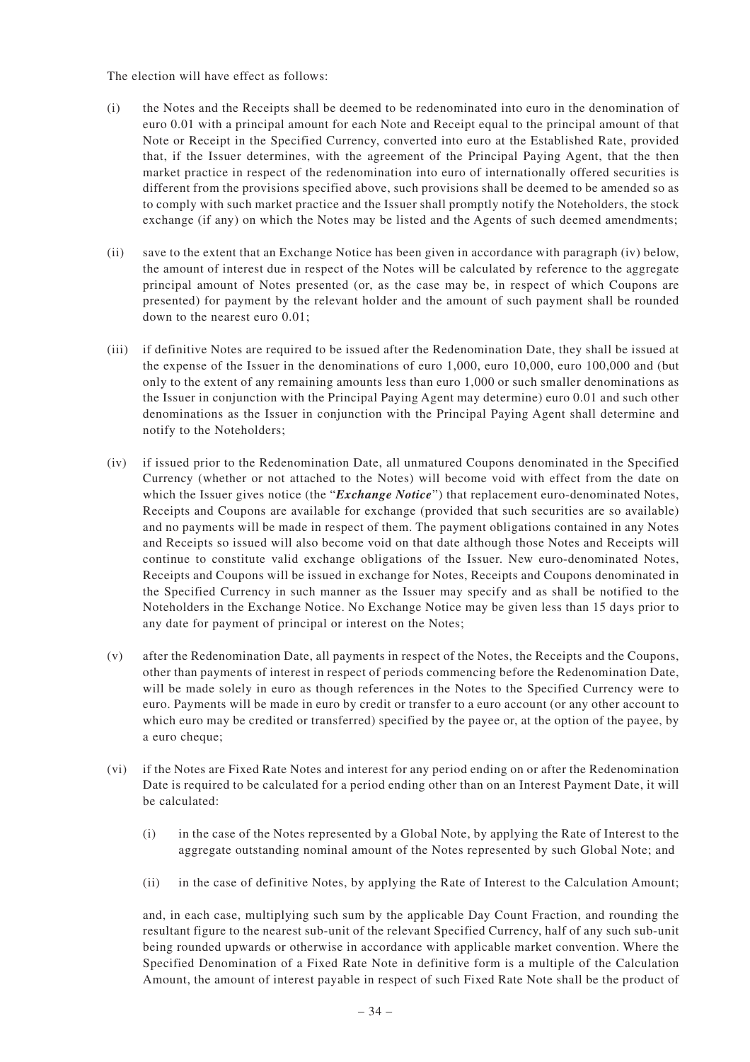The election will have effect as follows:

(i) the Notes and the Receipts shall be deemed to be redenominated into euro in the denomination of euro 0.01 with a principal amount for each Note and Receipt equal to the principal amount of that Note or Receipt in the Specified Currency, converted into euro at the Established Rate, provided that, if the Issuer determines, with the agreement of the Principal Paying Agent, that the then market practice in respect of the redenomination into euro of internationally offered securities is different from the provisions specified above, such provisions shall be deemed to be amended so as to comply with such market practice and the Issuer shall promptly notify the Noteholders, the stock exchange (if any) on which the Notes may be listed and the Agents of such deemed amendments;

(ii) save to the extent that an Exchange Notice has been given in accordance with paragraph (iv) below, the amount of interest due in respect of the Notes will be calculated by reference to the aggregate principal amount of Notes presented (or, as the case may be, in respect of which Coupons are presented) for payment by the relevant holder and the amount of such payment shall be rounded down to the nearest euro 0.01;

(iii) if definitive Notes are required to be issued after the Redenomination Date, they shall be issued at the expense of the Issuer in the denominations of euro 1,000, euro 10,000, euro 100,000 and (but only to the extent of any remaining amounts less than euro 1,000 or such smaller denominations as the Issuer in conjunction with the Principal Paying Agent may determine) euro 0.01 and such other denominations as the Issuer in conjunction with the Principal Paying Agent shall determine and notify to the Noteholders;

(iv) if issued prior to the Redenomination Date, all unmatured Coupons denominated in the Specified Currency (whether or not attached to the Notes) will become void with effect from the date on which the Issuer gives notice (the "***Exchange Notice***") that replacement euro-denominated Notes, Receipts and Coupons are available for exchange (provided that such securities are so available) and no payments will be made in respect of them. The payment obligations contained in any Notes and Receipts so issued will also become void on that date although those Notes and Receipts will continue to constitute valid exchange obligations of the Issuer. New euro-denominated Notes, Receipts and Coupons will be issued in exchange for Notes, Receipts and Coupons denominated in the Specified Currency in such manner as the Issuer may specify and as shall be notified to the Noteholders in the Exchange Notice. No Exchange Notice may be given less than 15 days prior to any date for payment of principal or interest on the Notes;

(v) after the Redenomination Date, all payments in respect of the Notes, the Receipts and the Coupons, other than payments of interest in respect of periods commencing before the Redenomination Date, will be made solely in euro as though references in the Notes to the Specified Currency were to euro. Payments will be made in euro by credit or transfer to a euro account (or any other account to which euro may be credited or transferred) specified by the payee or, at the option of the payee, by a euro cheque;

(vi) if the Notes are Fixed Rate Notes and interest for any period ending on or after the Redenomination Date is required to be calculated for a period ending other than on an Interest Payment Date, it will be calculated:

   (i) in the case of the Notes represented by a Global Note, by applying the Rate of Interest to the aggregate outstanding nominal amount of the Notes represented by such Global Note; and

   (ii) in the case of definitive Notes, by applying the Rate of Interest to the Calculation Amount;

   and, in each case, multiplying such sum by the applicable Day Count Fraction, and rounding the resultant figure to the nearest sub-unit of the relevant Specified Currency, half of any such sub-unit being rounded upwards or otherwise in accordance with applicable market convention. Where the Specified Denomination of a Fixed Rate Note in definitive form is a multiple of the Calculation Amount, the amount of interest payable in respect of such Fixed Rate Note shall be the product of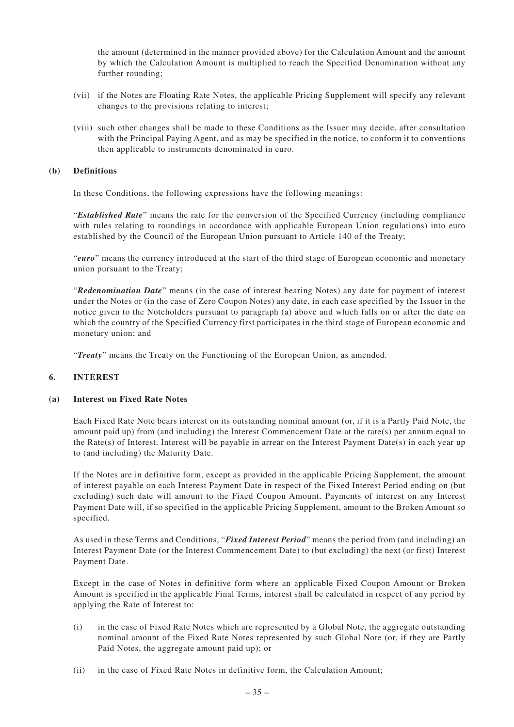the amount (determined in the manner provided above) for the Calculation Amount and the amount by which the Calculation Amount is multiplied to reach the Specified Denomination without any further rounding;

(vii) if the Notes are Floating Rate Notes, the applicable Pricing Supplement will specify any relevant changes to the provisions relating to interest;

(viii) such other changes shall be made to these Conditions as the Issuer may decide, after consultation with the Principal Paying Agent, and as may be specified in the notice, to conform it to conventions then applicable to instruments denominated in euro.

**(b) Definitions**

In these Conditions, the following expressions have the following meanings:

"***Established Rate***" means the rate for the conversion of the Specified Currency (including compliance with rules relating to roundings in accordance with applicable European Union regulations) into euro established by the Council of the European Union pursuant to Article 140 of the Treaty;

"***euro***" means the currency introduced at the start of the third stage of European economic and monetary union pursuant to the Treaty;

"***Redenomination Date***" means (in the case of interest bearing Notes) any date for payment of interest under the Notes or (in the case of Zero Coupon Notes) any date, in each case specified by the Issuer in the notice given to the Noteholders pursuant to paragraph (a) above and which falls on or after the date on which the country of the Specified Currency first participates in the third stage of European economic and monetary union; and

"***Treaty***" means the Treaty on the Functioning of the European Union, as amended.

## 6. INTEREST

**(a) Interest on Fixed Rate Notes**

Each Fixed Rate Note bears interest on its outstanding nominal amount (or, if it is a Partly Paid Note, the amount paid up) from (and including) the Interest Commencement Date at the rate(s) per annum equal to the Rate(s) of Interest. Interest will be payable in arrear on the Interest Payment Date(s) in each year up to (and including) the Maturity Date.

If the Notes are in definitive form, except as provided in the applicable Pricing Supplement, the amount of interest payable on each Interest Payment Date in respect of the Fixed Interest Period ending on (but excluding) such date will amount to the Fixed Coupon Amount. Payments of interest on any Interest Payment Date will, if so specified in the applicable Pricing Supplement, amount to the Broken Amount so specified.

As used in these Terms and Conditions, "***Fixed Interest Period***" means the period from (and including) an Interest Payment Date (or the Interest Commencement Date) to (but excluding) the next (or first) Interest Payment Date.

Except in the case of Notes in definitive form where an applicable Fixed Coupon Amount or Broken Amount is specified in the applicable Final Terms, interest shall be calculated in respect of any period by applying the Rate of Interest to:

(i) in the case of Fixed Rate Notes which are represented by a Global Note, the aggregate outstanding nominal amount of the Fixed Rate Notes represented by such Global Note (or, if they are Partly Paid Notes, the aggregate amount paid up); or

(ii) in the case of Fixed Rate Notes in definitive form, the Calculation Amount;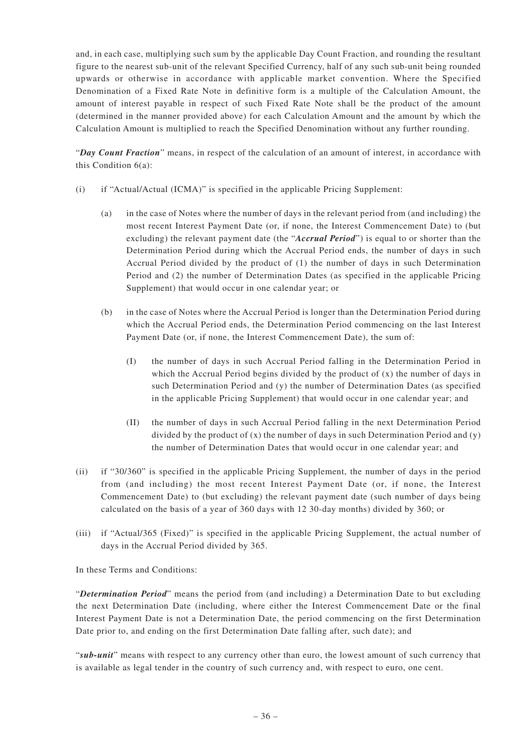and, in each case, multiplying such sum by the applicable Day Count Fraction, and rounding the resultant figure to the nearest sub-unit of the relevant Specified Currency, half of any such sub-unit being rounded upwards or otherwise in accordance with applicable market convention. Where the Specified Denomination of a Fixed Rate Note in definitive form is a multiple of the Calculation Amount, the amount of interest payable in respect of such Fixed Rate Note shall be the product of the amount (determined in the manner provided above) for each Calculation Amount and the amount by which the Calculation Amount is multiplied to reach the Specified Denomination without any further rounding.

"***Day Count Fraction***" means, in respect of the calculation of an amount of interest, in accordance with this Condition 6(a):

(i) if "Actual/Actual (ICMA)" is specified in the applicable Pricing Supplement:

  (a) in the case of Notes where the number of days in the relevant period from (and including) the most recent Interest Payment Date (or, if none, the Interest Commencement Date) to (but excluding) the relevant payment date (the "***Accrual Period***") is equal to or shorter than the Determination Period during which the Accrual Period ends, the number of days in such Accrual Period divided by the product of (1) the number of days in such Determination Period and (2) the number of Determination Dates (as specified in the applicable Pricing Supplement) that would occur in one calendar year; or

  (b) in the case of Notes where the Accrual Period is longer than the Determination Period during which the Accrual Period ends, the Determination Period commencing on the last Interest Payment Date (or, if none, the Interest Commencement Date), the sum of:

    (I) the number of days in such Accrual Period falling in the Determination Period in which the Accrual Period begins divided by the product of (x) the number of days in such Determination Period and (y) the number of Determination Dates (as specified in the applicable Pricing Supplement) that would occur in one calendar year; and

    (II) the number of days in such Accrual Period falling in the next Determination Period divided by the product of (x) the number of days in such Determination Period and (y) the number of Determination Dates that would occur in one calendar year; and

(ii) if "30/360" is specified in the applicable Pricing Supplement, the number of days in the period from (and including) the most recent Interest Payment Date (or, if none, the Interest Commencement Date) to (but excluding) the relevant payment date (such number of days being calculated on the basis of a year of 360 days with 12 30-day months) divided by 360; or

(iii) if "Actual/365 (Fixed)" is specified in the applicable Pricing Supplement, the actual number of days in the Accrual Period divided by 365.

In these Terms and Conditions:

"***Determination Period***" means the period from (and including) a Determination Date to but excluding the next Determination Date (including, where either the Interest Commencement Date or the final Interest Payment Date is not a Determination Date, the period commencing on the first Determination Date prior to, and ending on the first Determination Date falling after, such date); and

"***sub-unit***" means with respect to any currency other than euro, the lowest amount of such currency that is available as legal tender in the country of such currency and, with respect to euro, one cent.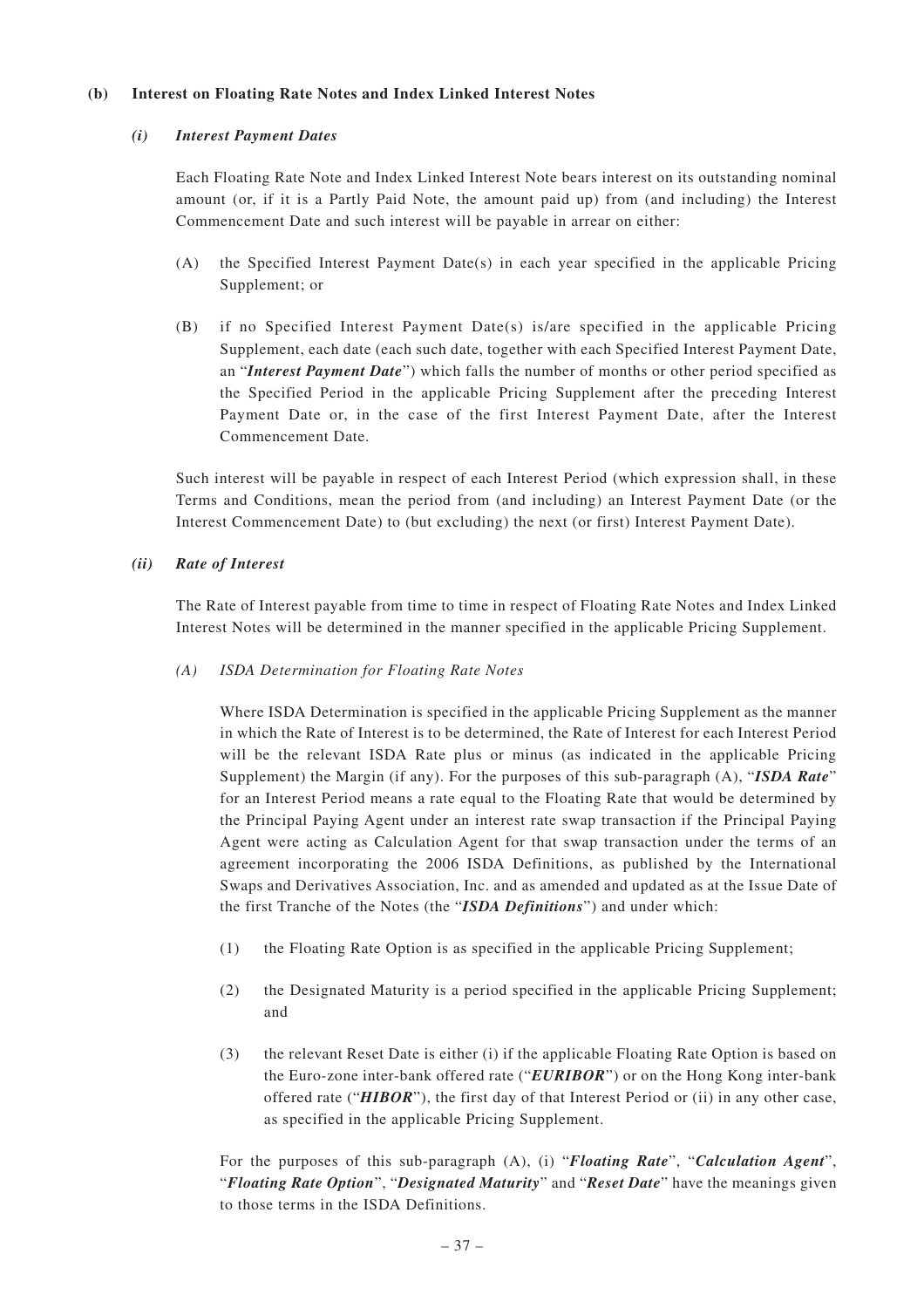### (b) Interest on Floating Rate Notes and Index Linked Interest Notes

#### *(i) Interest Payment Dates*

Each Floating Rate Note and Index Linked Interest Note bears interest on its outstanding nominal amount (or, if it is a Partly Paid Note, the amount paid up) from (and including) the Interest Commencement Date and such interest will be payable in arrear on either:

(A) the Specified Interest Payment Date(s) in each year specified in the applicable Pricing Supplement; or

(B) if no Specified Interest Payment Date(s) is/are specified in the applicable Pricing Supplement, each date (each such date, together with each Specified Interest Payment Date, an "***Interest Payment Date***") which falls the number of months or other period specified as the Specified Period in the applicable Pricing Supplement after the preceding Interest Payment Date or, in the case of the first Interest Payment Date, after the Interest Commencement Date.

Such interest will be payable in respect of each Interest Period (which expression shall, in these Terms and Conditions, mean the period from (and including) an Interest Payment Date (or the Interest Commencement Date) to (but excluding) the next (or first) Interest Payment Date).

#### *(ii) Rate of Interest*

The Rate of Interest payable from time to time in respect of Floating Rate Notes and Index Linked Interest Notes will be determined in the manner specified in the applicable Pricing Supplement.

*(A) ISDA Determination for Floating Rate Notes*

Where ISDA Determination is specified in the applicable Pricing Supplement as the manner in which the Rate of Interest is to be determined, the Rate of Interest for each Interest Period will be the relevant ISDA Rate plus or minus (as indicated in the applicable Pricing Supplement) the Margin (if any). For the purposes of this sub-paragraph (A), "***ISDA Rate***" for an Interest Period means a rate equal to the Floating Rate that would be determined by the Principal Paying Agent under an interest rate swap transaction if the Principal Paying Agent were acting as Calculation Agent for that swap transaction under the terms of an agreement incorporating the 2006 ISDA Definitions, as published by the International Swaps and Derivatives Association, Inc. and as amended and updated as at the Issue Date of the first Tranche of the Notes (the "***ISDA Definitions***") and under which:

(1) the Floating Rate Option is as specified in the applicable Pricing Supplement;

(2) the Designated Maturity is a period specified in the applicable Pricing Supplement; and

(3) the relevant Reset Date is either (i) if the applicable Floating Rate Option is based on the Euro-zone inter-bank offered rate ("***EURIBOR***") or on the Hong Kong inter-bank offered rate ("***HIBOR***"), the first day of that Interest Period or (ii) in any other case, as specified in the applicable Pricing Supplement.

For the purposes of this sub-paragraph (A), (i) "***Floating Rate***", "***Calculation Agent***", "***Floating Rate Option***", "***Designated Maturity***" and "***Reset Date***" have the meanings given to those terms in the ISDA Definitions.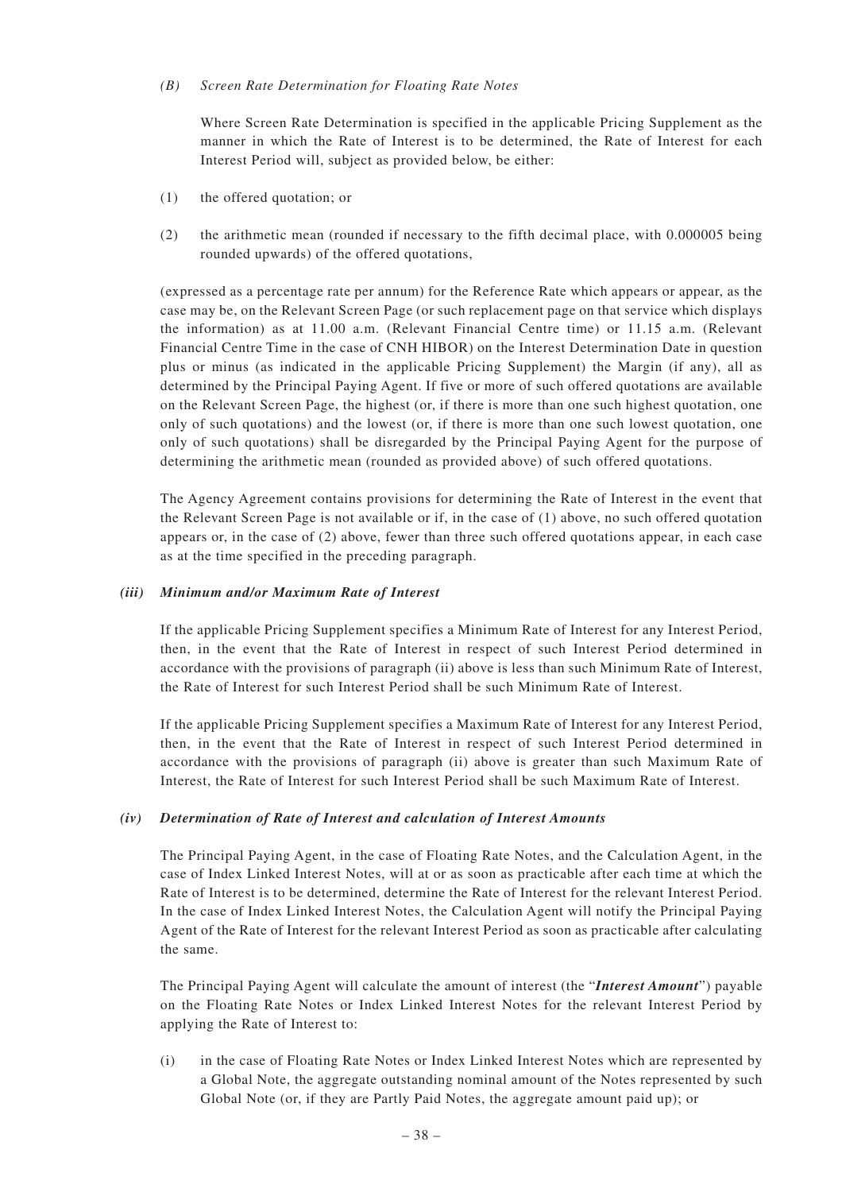*(B) Screen Rate Determination for Floating Rate Notes*

Where Screen Rate Determination is specified in the applicable Pricing Supplement as the manner in which the Rate of Interest is to be determined, the Rate of Interest for each Interest Period will, subject as provided below, be either:

(1) the offered quotation; or

(2) the arithmetic mean (rounded if necessary to the fifth decimal place, with 0.000005 being rounded upwards) of the offered quotations,

(expressed as a percentage rate per annum) for the Reference Rate which appears or appear, as the case may be, on the Relevant Screen Page (or such replacement page on that service which displays the information) as at 11.00 a.m. (Relevant Financial Centre time) or 11.15 a.m. (Relevant Financial Centre Time in the case of CNH HIBOR) on the Interest Determination Date in question plus or minus (as indicated in the applicable Pricing Supplement) the Margin (if any), all as determined by the Principal Paying Agent. If five or more of such offered quotations are available on the Relevant Screen Page, the highest (or, if there is more than one such highest quotation, one only of such quotations) and the lowest (or, if there is more than one such lowest quotation, one only of such quotations) shall be disregarded by the Principal Paying Agent for the purpose of determining the arithmetic mean (rounded as provided above) of such offered quotations.

The Agency Agreement contains provisions for determining the Rate of Interest in the event that the Relevant Screen Page is not available or if, in the case of (1) above, no such offered quotation appears or, in the case of (2) above, fewer than three such offered quotations appear, in each case as at the time specified in the preceding paragraph.

***(iii) Minimum and/or Maximum Rate of Interest***

If the applicable Pricing Supplement specifies a Minimum Rate of Interest for any Interest Period, then, in the event that the Rate of Interest in respect of such Interest Period determined in accordance with the provisions of paragraph (ii) above is less than such Minimum Rate of Interest, the Rate of Interest for such Interest Period shall be such Minimum Rate of Interest.

If the applicable Pricing Supplement specifies a Maximum Rate of Interest for any Interest Period, then, in the event that the Rate of Interest in respect of such Interest Period determined in accordance with the provisions of paragraph (ii) above is greater than such Maximum Rate of Interest, the Rate of Interest for such Interest Period shall be such Maximum Rate of Interest.

***(iv) Determination of Rate of Interest and calculation of Interest Amounts***

The Principal Paying Agent, in the case of Floating Rate Notes, and the Calculation Agent, in the case of Index Linked Interest Notes, will at or as soon as practicable after each time at which the Rate of Interest is to be determined, determine the Rate of Interest for the relevant Interest Period. In the case of Index Linked Interest Notes, the Calculation Agent will notify the Principal Paying Agent of the Rate of Interest for the relevant Interest Period as soon as practicable after calculating the same.

The Principal Paying Agent will calculate the amount of interest (the "***Interest Amount***") payable on the Floating Rate Notes or Index Linked Interest Notes for the relevant Interest Period by applying the Rate of Interest to:

(i) in the case of Floating Rate Notes or Index Linked Interest Notes which are represented by a Global Note, the aggregate outstanding nominal amount of the Notes represented by such Global Note (or, if they are Partly Paid Notes, the aggregate amount paid up); or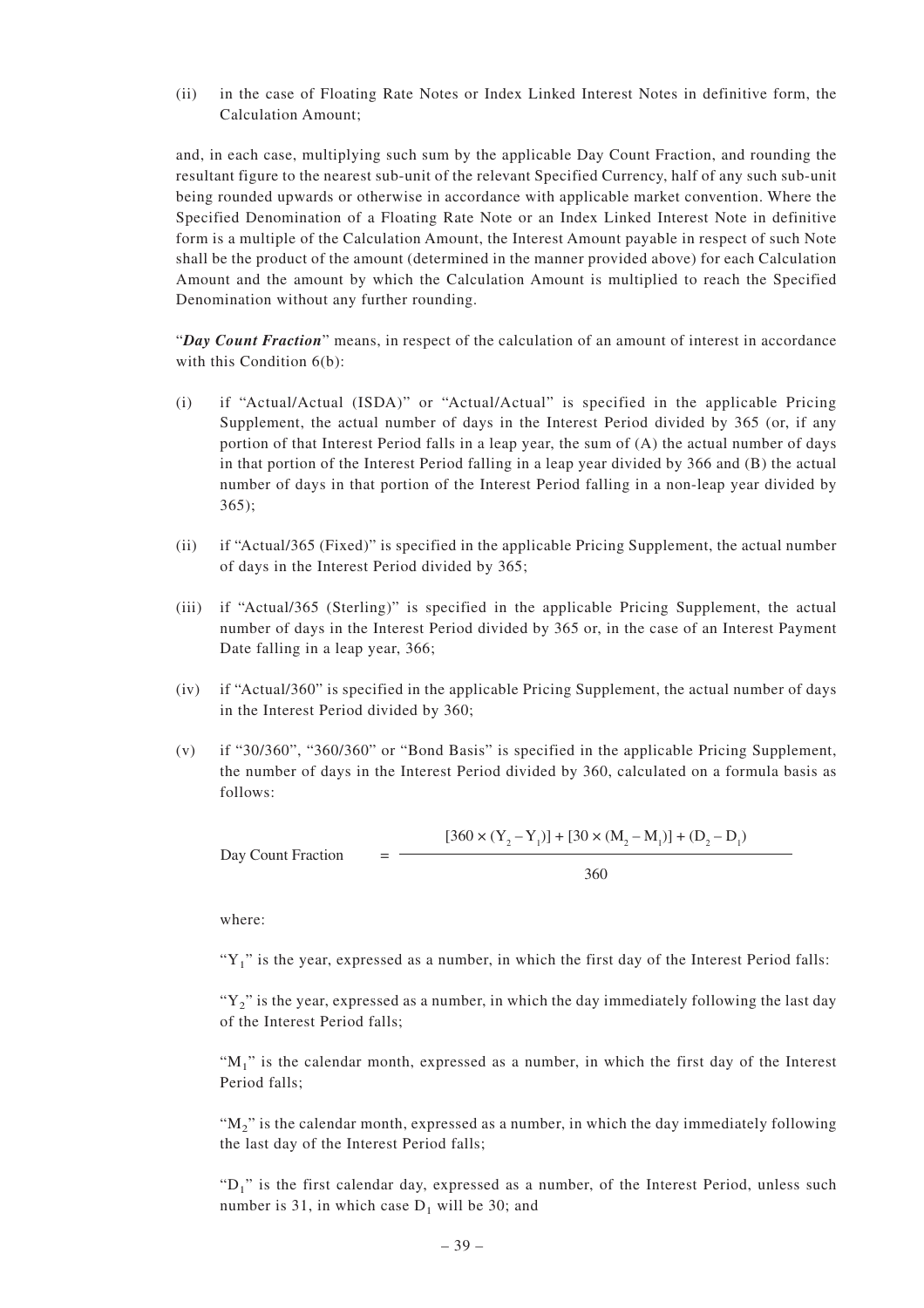(ii) in the case of Floating Rate Notes or Index Linked Interest Notes in definitive form, the Calculation Amount;

and, in each case, multiplying such sum by the applicable Day Count Fraction, and rounding the resultant figure to the nearest sub-unit of the relevant Specified Currency, half of any such sub-unit being rounded upwards or otherwise in accordance with applicable market convention. Where the Specified Denomination of a Floating Rate Note or an Index Linked Interest Note in definitive form is a multiple of the Calculation Amount, the Interest Amount payable in respect of such Note shall be the product of the amount (determined in the manner provided above) for each Calculation Amount and the amount by which the Calculation Amount is multiplied to reach the Specified Denomination without any further rounding.

"***Day Count Fraction***" means, in respect of the calculation of an amount of interest in accordance with this Condition 6(b):

(i) if "Actual/Actual (ISDA)" or "Actual/Actual" is specified in the applicable Pricing Supplement, the actual number of days in the Interest Period divided by 365 (or, if any portion of that Interest Period falls in a leap year, the sum of (A) the actual number of days in that portion of the Interest Period falling in a leap year divided by 366 and (B) the actual number of days in that portion of the Interest Period falling in a non-leap year divided by 365);

(ii) if "Actual/365 (Fixed)" is specified in the applicable Pricing Supplement, the actual number of days in the Interest Period divided by 365;

(iii) if "Actual/365 (Sterling)" is specified in the applicable Pricing Supplement, the actual number of days in the Interest Period divided by 365 or, in the case of an Interest Payment Date falling in a leap year, 366;

(iv) if "Actual/360" is specified in the applicable Pricing Supplement, the actual number of days in the Interest Period divided by 360;

(v) if "30/360", "360/360" or "Bond Basis" is specified in the applicable Pricing Supplement, the number of days in the Interest Period divided by 360, calculated on a formula basis as follows:

$$\text{Day Count Fraction} = \frac{[360 \times (Y_2 - Y_1)] + [30 \times (M_2 - M_1)] + (D_2 - D_1)}{360}$$

where:

"$Y_1$" is the year, expressed as a number, in which the first day of the Interest Period falls:

"$Y_2$" is the year, expressed as a number, in which the day immediately following the last day of the Interest Period falls;

"$M_1$" is the calendar month, expressed as a number, in which the first day of the Interest Period falls;

"$M_2$" is the calendar month, expressed as a number, in which the day immediately following the last day of the Interest Period falls;

"$D_1$" is the first calendar day, expressed as a number, of the Interest Period, unless such number is 31, in which case $D_1$ will be 30; and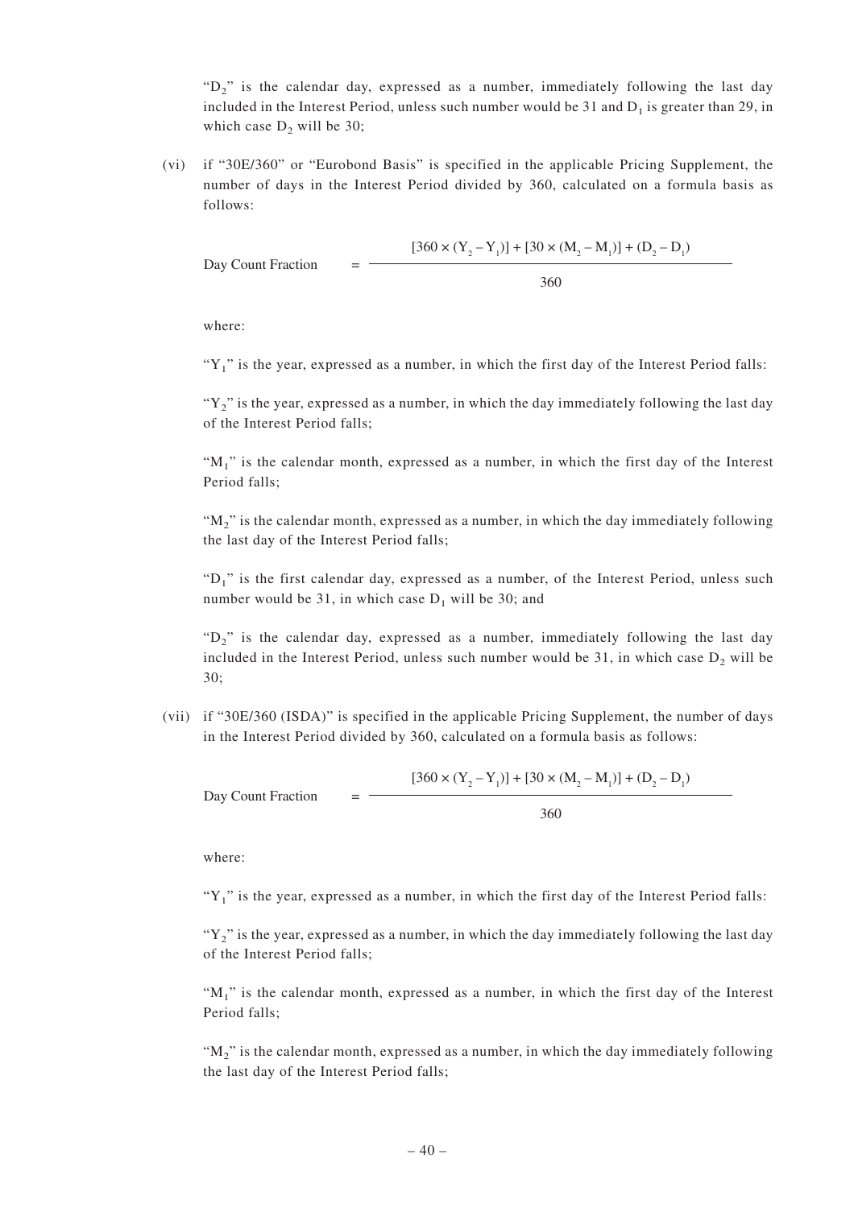"$D_2$" is the calendar day, expressed as a number, immediately following the last day included in the Interest Period, unless such number would be 31 and $D_1$ is greater than 29, in which case $D_2$ will be 30;

(vi) if "30E/360" or "Eurobond Basis" is specified in the applicable Pricing Supplement, the number of days in the Interest Period divided by 360, calculated on a formula basis as follows:

$$\text{Day Count Fraction} = \frac{[360 \times (Y_2 - Y_1)] + [30 \times (M_2 - M_1)] + (D_2 - D_1)}{360}$$

where:

"$Y_1$" is the year, expressed as a number, in which the first day of the Interest Period falls:

"$Y_2$" is the year, expressed as a number, in which the day immediately following the last day of the Interest Period falls;

"$M_1$" is the calendar month, expressed as a number, in which the first day of the Interest Period falls;

"$M_2$" is the calendar month, expressed as a number, in which the day immediately following the last day of the Interest Period falls;

"$D_1$" is the first calendar day, expressed as a number, of the Interest Period, unless such number would be 31, in which case $D_1$ will be 30; and

"$D_2$" is the calendar day, expressed as a number, immediately following the last day included in the Interest Period, unless such number would be 31, in which case $D_2$ will be 30;

(vii) if "30E/360 (ISDA)" is specified in the applicable Pricing Supplement, the number of days in the Interest Period divided by 360, calculated on a formula basis as follows:

$$\text{Day Count Fraction} = \frac{[360 \times (Y_2 - Y_1)] + [30 \times (M_2 - M_1)] + (D_2 - D_1)}{360}$$

where:

"$Y_1$" is the year, expressed as a number, in which the first day of the Interest Period falls:

"$Y_2$" is the year, expressed as a number, in which the day immediately following the last day of the Interest Period falls;

"$M_1$" is the calendar month, expressed as a number, in which the first day of the Interest Period falls;

"$M_2$" is the calendar month, expressed as a number, in which the day immediately following the last day of the Interest Period falls;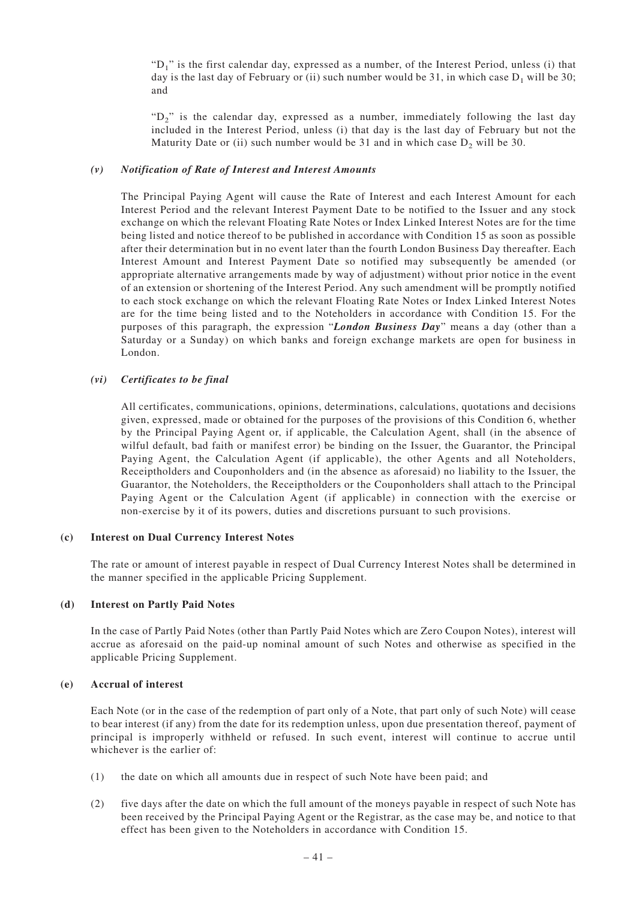"$D_1$" is the first calendar day, expressed as a number, of the Interest Period, unless (i) that day is the last day of February or (ii) such number would be 31, in which case $D_1$ will be 30; and

"$D_2$" is the calendar day, expressed as a number, immediately following the last day included in the Interest Period, unless (i) that day is the last day of February but not the Maturity Date or (ii) such number would be 31 and in which case $D_2$ will be 30.

#### *(v) Notification of Rate of Interest and Interest Amounts*

The Principal Paying Agent will cause the Rate of Interest and each Interest Amount for each Interest Period and the relevant Interest Payment Date to be notified to the Issuer and any stock exchange on which the relevant Floating Rate Notes or Index Linked Interest Notes are for the time being listed and notice thereof to be published in accordance with Condition 15 as soon as possible after their determination but in no event later than the fourth London Business Day thereafter. Each Interest Amount and Interest Payment Date so notified may subsequently be amended (or appropriate alternative arrangements made by way of adjustment) without prior notice in the event of an extension or shortening of the Interest Period. Any such amendment will be promptly notified to each stock exchange on which the relevant Floating Rate Notes or Index Linked Interest Notes are for the time being listed and to the Noteholders in accordance with Condition 15. For the purposes of this paragraph, the expression "***London Business Day***" means a day (other than a Saturday or a Sunday) on which banks and foreign exchange markets are open for business in London.

#### *(vi) Certificates to be final*

All certificates, communications, opinions, determinations, calculations, quotations and decisions given, expressed, made or obtained for the purposes of the provisions of this Condition 6, whether by the Principal Paying Agent or, if applicable, the Calculation Agent, shall (in the absence of wilful default, bad faith or manifest error) be binding on the Issuer, the Guarantor, the Principal Paying Agent, the Calculation Agent (if applicable), the other Agents and all Noteholders, Receiptholders and Couponholders and (in the absence as aforesaid) no liability to the Issuer, the Guarantor, the Noteholders, the Receiptholders or the Couponholders shall attach to the Principal Paying Agent or the Calculation Agent (if applicable) in connection with the exercise or non-exercise by it of its powers, duties and discretions pursuant to such provisions.

### (c) Interest on Dual Currency Interest Notes

The rate or amount of interest payable in respect of Dual Currency Interest Notes shall be determined in the manner specified in the applicable Pricing Supplement.

### (d) Interest on Partly Paid Notes

In the case of Partly Paid Notes (other than Partly Paid Notes which are Zero Coupon Notes), interest will accrue as aforesaid on the paid-up nominal amount of such Notes and otherwise as specified in the applicable Pricing Supplement.

### (e) Accrual of interest

Each Note (or in the case of the redemption of part only of a Note, that part only of such Note) will cease to bear interest (if any) from the date for its redemption unless, upon due presentation thereof, payment of principal is improperly withheld or refused. In such event, interest will continue to accrue until whichever is the earlier of:

(1) the date on which all amounts due in respect of such Note have been paid; and

(2) five days after the date on which the full amount of the moneys payable in respect of such Note has been received by the Principal Paying Agent or the Registrar, as the case may be, and notice to that effect has been given to the Noteholders in accordance with Condition 15.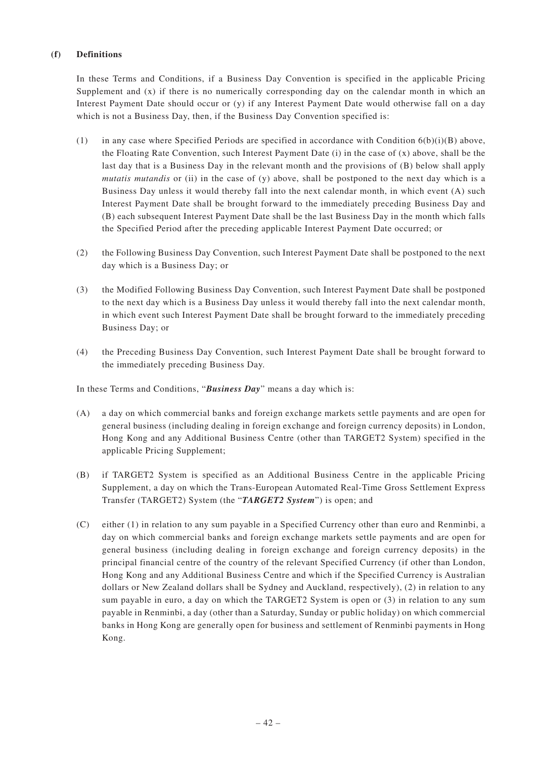**(f) Definitions**

In these Terms and Conditions, if a Business Day Convention is specified in the applicable Pricing Supplement and (x) if there is no numerically corresponding day on the calendar month in which an Interest Payment Date should occur or (y) if any Interest Payment Date would otherwise fall on a day which is not a Business Day, then, if the Business Day Convention specified is:

(1) in any case where Specified Periods are specified in accordance with Condition 6(b)(i)(B) above, the Floating Rate Convention, such Interest Payment Date (i) in the case of (x) above, shall be the last day that is a Business Day in the relevant month and the provisions of (B) below shall apply *mutatis mutandis* or (ii) in the case of (y) above, shall be postponed to the next day which is a Business Day unless it would thereby fall into the next calendar month, in which event (A) such Interest Payment Date shall be brought forward to the immediately preceding Business Day and (B) each subsequent Interest Payment Date shall be the last Business Day in the month which falls the Specified Period after the preceding applicable Interest Payment Date occurred; or

(2) the Following Business Day Convention, such Interest Payment Date shall be postponed to the next day which is a Business Day; or

(3) the Modified Following Business Day Convention, such Interest Payment Date shall be postponed to the next day which is a Business Day unless it would thereby fall into the next calendar month, in which event such Interest Payment Date shall be brought forward to the immediately preceding Business Day; or

(4) the Preceding Business Day Convention, such Interest Payment Date shall be brought forward to the immediately preceding Business Day.

In these Terms and Conditions, "***Business Day***" means a day which is:

(A) a day on which commercial banks and foreign exchange markets settle payments and are open for general business (including dealing in foreign exchange and foreign currency deposits) in London, Hong Kong and any Additional Business Centre (other than TARGET2 System) specified in the applicable Pricing Supplement;

(B) if TARGET2 System is specified as an Additional Business Centre in the applicable Pricing Supplement, a day on which the Trans-European Automated Real-Time Gross Settlement Express Transfer (TARGET2) System (the "***TARGET2 System***") is open; and

(C) either (1) in relation to any sum payable in a Specified Currency other than euro and Renminbi, a day on which commercial banks and foreign exchange markets settle payments and are open for general business (including dealing in foreign exchange and foreign currency deposits) in the principal financial centre of the country of the relevant Specified Currency (if other than London, Hong Kong and any Additional Business Centre and which if the Specified Currency is Australian dollars or New Zealand dollars shall be Sydney and Auckland, respectively), (2) in relation to any sum payable in euro, a day on which the TARGET2 System is open or (3) in relation to any sum payable in Renminbi, a day (other than a Saturday, Sunday or public holiday) on which commercial banks in Hong Kong are generally open for business and settlement of Renminbi payments in Hong Kong.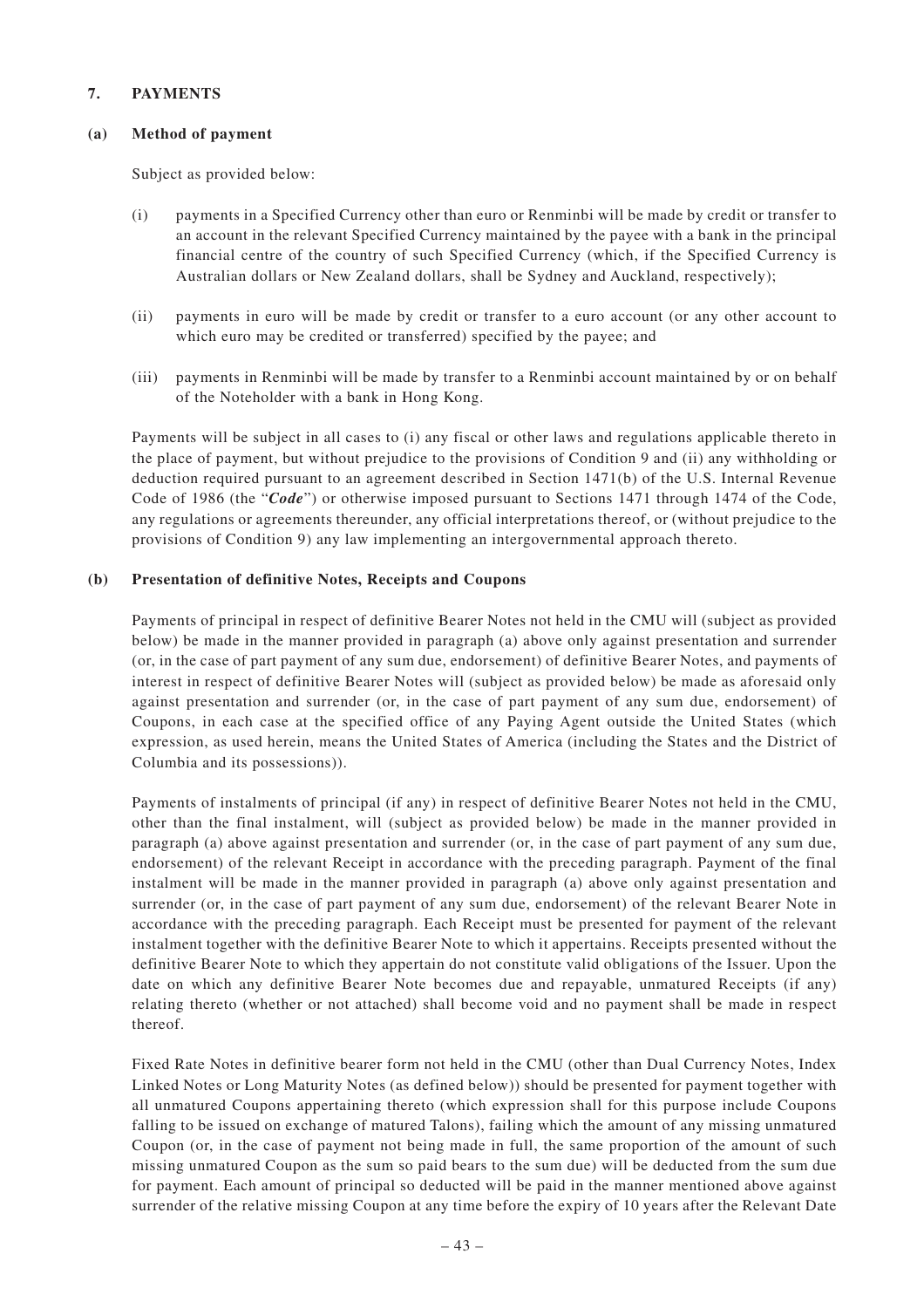## 7. PAYMENTS

### (a) Method of payment

Subject as provided below:

(i) payments in a Specified Currency other than euro or Renminbi will be made by credit or transfer to an account in the relevant Specified Currency maintained by the payee with a bank in the principal financial centre of the country of such Specified Currency (which, if the Specified Currency is Australian dollars or New Zealand dollars, shall be Sydney and Auckland, respectively);

(ii) payments in euro will be made by credit or transfer to a euro account (or any other account to which euro may be credited or transferred) specified by the payee; and

(iii) payments in Renminbi will be made by transfer to a Renminbi account maintained by or on behalf of the Noteholder with a bank in Hong Kong.

Payments will be subject in all cases to (i) any fiscal or other laws and regulations applicable thereto in the place of payment, but without prejudice to the provisions of Condition 9 and (ii) any withholding or deduction required pursuant to an agreement described in Section 1471(b) of the U.S. Internal Revenue Code of 1986 (the "***Code***") or otherwise imposed pursuant to Sections 1471 through 1474 of the Code, any regulations or agreements thereunder, any official interpretations thereof, or (without prejudice to the provisions of Condition 9) any law implementing an intergovernmental approach thereto.

### (b) Presentation of definitive Notes, Receipts and Coupons

Payments of principal in respect of definitive Bearer Notes not held in the CMU will (subject as provided below) be made in the manner provided in paragraph (a) above only against presentation and surrender (or, in the case of part payment of any sum due, endorsement) of definitive Bearer Notes, and payments of interest in respect of definitive Bearer Notes will (subject as provided below) be made as aforesaid only against presentation and surrender (or, in the case of part payment of any sum due, endorsement) of Coupons, in each case at the specified office of any Paying Agent outside the United States (which expression, as used herein, means the United States of America (including the States and the District of Columbia and its possessions)).

Payments of instalments of principal (if any) in respect of definitive Bearer Notes not held in the CMU, other than the final instalment, will (subject as provided below) be made in the manner provided in paragraph (a) above against presentation and surrender (or, in the case of part payment of any sum due, endorsement) of the relevant Receipt in accordance with the preceding paragraph. Payment of the final instalment will be made in the manner provided in paragraph (a) above only against presentation and surrender (or, in the case of part payment of any sum due, endorsement) of the relevant Bearer Note in accordance with the preceding paragraph. Each Receipt must be presented for payment of the relevant instalment together with the definitive Bearer Note to which it appertains. Receipts presented without the definitive Bearer Note to which they appertain do not constitute valid obligations of the Issuer. Upon the date on which any definitive Bearer Note becomes due and repayable, unmatured Receipts (if any) relating thereto (whether or not attached) shall become void and no payment shall be made in respect thereof.

Fixed Rate Notes in definitive bearer form not held in the CMU (other than Dual Currency Notes, Index Linked Notes or Long Maturity Notes (as defined below)) should be presented for payment together with all unmatured Coupons appertaining thereto (which expression shall for this purpose include Coupons falling to be issued on exchange of matured Talons), failing which the amount of any missing unmatured Coupon (or, in the case of payment not being made in full, the same proportion of the amount of such missing unmatured Coupon as the sum so paid bears to the sum due) will be deducted from the sum due for payment. Each amount of principal so deducted will be paid in the manner mentioned above against surrender of the relative missing Coupon at any time before the expiry of 10 years after the Relevant Date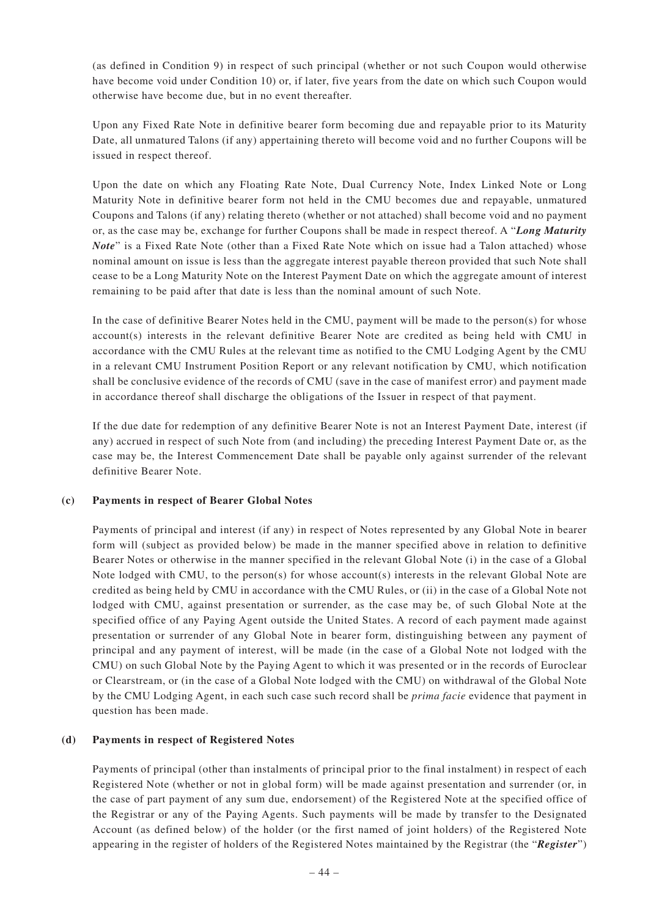(as defined in Condition 9) in respect of such principal (whether or not such Coupon would otherwise have become void under Condition 10) or, if later, five years from the date on which such Coupon would otherwise have become due, but in no event thereafter.

Upon any Fixed Rate Note in definitive bearer form becoming due and repayable prior to its Maturity Date, all unmatured Talons (if any) appertaining thereto will become void and no further Coupons will be issued in respect thereof.

Upon the date on which any Floating Rate Note, Dual Currency Note, Index Linked Note or Long Maturity Note in definitive bearer form not held in the CMU becomes due and repayable, unmatured Coupons and Talons (if any) relating thereto (whether or not attached) shall become void and no payment or, as the case may be, exchange for further Coupons shall be made in respect thereof. A "***Long Maturity Note***" is a Fixed Rate Note (other than a Fixed Rate Note which on issue had a Talon attached) whose nominal amount on issue is less than the aggregate interest payable thereon provided that such Note shall cease to be a Long Maturity Note on the Interest Payment Date on which the aggregate amount of interest remaining to be paid after that date is less than the nominal amount of such Note.

In the case of definitive Bearer Notes held in the CMU, payment will be made to the person(s) for whose account(s) interests in the relevant definitive Bearer Note are credited as being held with CMU in accordance with the CMU Rules at the relevant time as notified to the CMU Lodging Agent by the CMU in a relevant CMU Instrument Position Report or any relevant notification by CMU, which notification shall be conclusive evidence of the records of CMU (save in the case of manifest error) and payment made in accordance thereof shall discharge the obligations of the Issuer in respect of that payment.

If the due date for redemption of any definitive Bearer Note is not an Interest Payment Date, interest (if any) accrued in respect of such Note from (and including) the preceding Interest Payment Date or, as the case may be, the Interest Commencement Date shall be payable only against surrender of the relevant definitive Bearer Note.

**(c) Payments in respect of Bearer Global Notes**

Payments of principal and interest (if any) in respect of Notes represented by any Global Note in bearer form will (subject as provided below) be made in the manner specified above in relation to definitive Bearer Notes or otherwise in the manner specified in the relevant Global Note (i) in the case of a Global Note lodged with CMU, to the person(s) for whose account(s) interests in the relevant Global Note are credited as being held by CMU in accordance with the CMU Rules, or (ii) in the case of a Global Note not lodged with CMU, against presentation or surrender, as the case may be, of such Global Note at the specified office of any Paying Agent outside the United States. A record of each payment made against presentation or surrender of any Global Note in bearer form, distinguishing between any payment of principal and any payment of interest, will be made (in the case of a Global Note not lodged with the CMU) on such Global Note by the Paying Agent to which it was presented or in the records of Euroclear or Clearstream, or (in the case of a Global Note lodged with the CMU) on withdrawal of the Global Note by the CMU Lodging Agent, in each such case such record shall be *prima facie* evidence that payment in question has been made.

**(d) Payments in respect of Registered Notes**

Payments of principal (other than instalments of principal prior to the final instalment) in respect of each Registered Note (whether or not in global form) will be made against presentation and surrender (or, in the case of part payment of any sum due, endorsement) of the Registered Note at the specified office of the Registrar or any of the Paying Agents. Such payments will be made by transfer to the Designated Account (as defined below) of the holder (or the first named of joint holders) of the Registered Note appearing in the register of holders of the Registered Notes maintained by the Registrar (the "***Register***")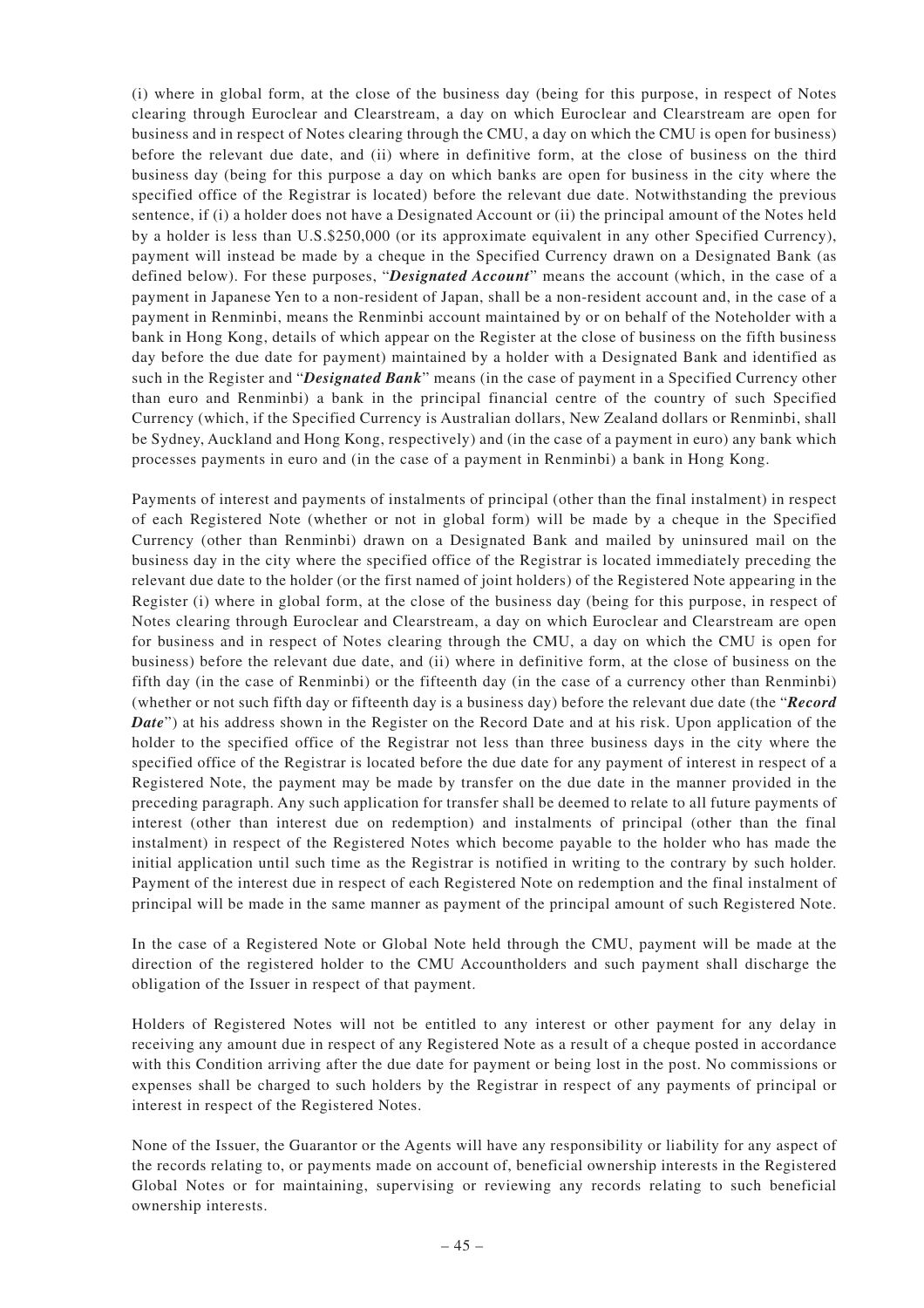(i) where in global form, at the close of the business day (being for this purpose, in respect of Notes clearing through Euroclear and Clearstream, a day on which Euroclear and Clearstream are open for business and in respect of Notes clearing through the CMU, a day on which the CMU is open for business) before the relevant due date, and (ii) where in definitive form, at the close of business on the third business day (being for this purpose a day on which banks are open for business in the city where the specified office of the Registrar is located) before the relevant due date. Notwithstanding the previous sentence, if (i) a holder does not have a Designated Account or (ii) the principal amount of the Notes held by a holder is less than U.S.$250,000 (or its approximate equivalent in any other Specified Currency), payment will instead be made by a cheque in the Specified Currency drawn on a Designated Bank (as defined below). For these purposes, "***Designated Account***" means the account (which, in the case of a payment in Japanese Yen to a non-resident of Japan, shall be a non-resident account and, in the case of a payment in Renminbi, means the Renminbi account maintained by or on behalf of the Noteholder with a bank in Hong Kong, details of which appear on the Register at the close of business on the fifth business day before the due date for payment) maintained by a holder with a Designated Bank and identified as such in the Register and "***Designated Bank***" means (in the case of payment in a Specified Currency other than euro and Renminbi) a bank in the principal financial centre of the country of such Specified Currency (which, if the Specified Currency is Australian dollars, New Zealand dollars or Renminbi, shall be Sydney, Auckland and Hong Kong, respectively) and (in the case of a payment in euro) any bank which processes payments in euro and (in the case of a payment in Renminbi) a bank in Hong Kong.

Payments of interest and payments of instalments of principal (other than the final instalment) in respect of each Registered Note (whether or not in global form) will be made by a cheque in the Specified Currency (other than Renminbi) drawn on a Designated Bank and mailed by uninsured mail on the business day in the city where the specified office of the Registrar is located immediately preceding the relevant due date to the holder (or the first named of joint holders) of the Registered Note appearing in the Register (i) where in global form, at the close of the business day (being for this purpose, in respect of Notes clearing through Euroclear and Clearstream, a day on which Euroclear and Clearstream are open for business and in respect of Notes clearing through the CMU, a day on which the CMU is open for business) before the relevant due date, and (ii) where in definitive form, at the close of business on the fifth day (in the case of Renminbi) or the fifteenth day (in the case of a currency other than Renminbi) (whether or not such fifth day or fifteenth day is a business day) before the relevant due date (the "***Record Date***") at his address shown in the Register on the Record Date and at his risk. Upon application of the holder to the specified office of the Registrar not less than three business days in the city where the specified office of the Registrar is located before the due date for any payment of interest in respect of a Registered Note, the payment may be made by transfer on the due date in the manner provided in the preceding paragraph. Any such application for transfer shall be deemed to relate to all future payments of interest (other than interest due on redemption) and instalments of principal (other than the final instalment) in respect of the Registered Notes which become payable to the holder who has made the initial application until such time as the Registrar is notified in writing to the contrary by such holder. Payment of the interest due in respect of each Registered Note on redemption and the final instalment of principal will be made in the same manner as payment of the principal amount of such Registered Note.

In the case of a Registered Note or Global Note held through the CMU, payment will be made at the direction of the registered holder to the CMU Accountholders and such payment shall discharge the obligation of the Issuer in respect of that payment.

Holders of Registered Notes will not be entitled to any interest or other payment for any delay in receiving any amount due in respect of any Registered Note as a result of a cheque posted in accordance with this Condition arriving after the due date for payment or being lost in the post. No commissions or expenses shall be charged to such holders by the Registrar in respect of any payments of principal or interest in respect of the Registered Notes.

None of the Issuer, the Guarantor or the Agents will have any responsibility or liability for any aspect of the records relating to, or payments made on account of, beneficial ownership interests in the Registered Global Notes or for maintaining, supervising or reviewing any records relating to such beneficial ownership interests.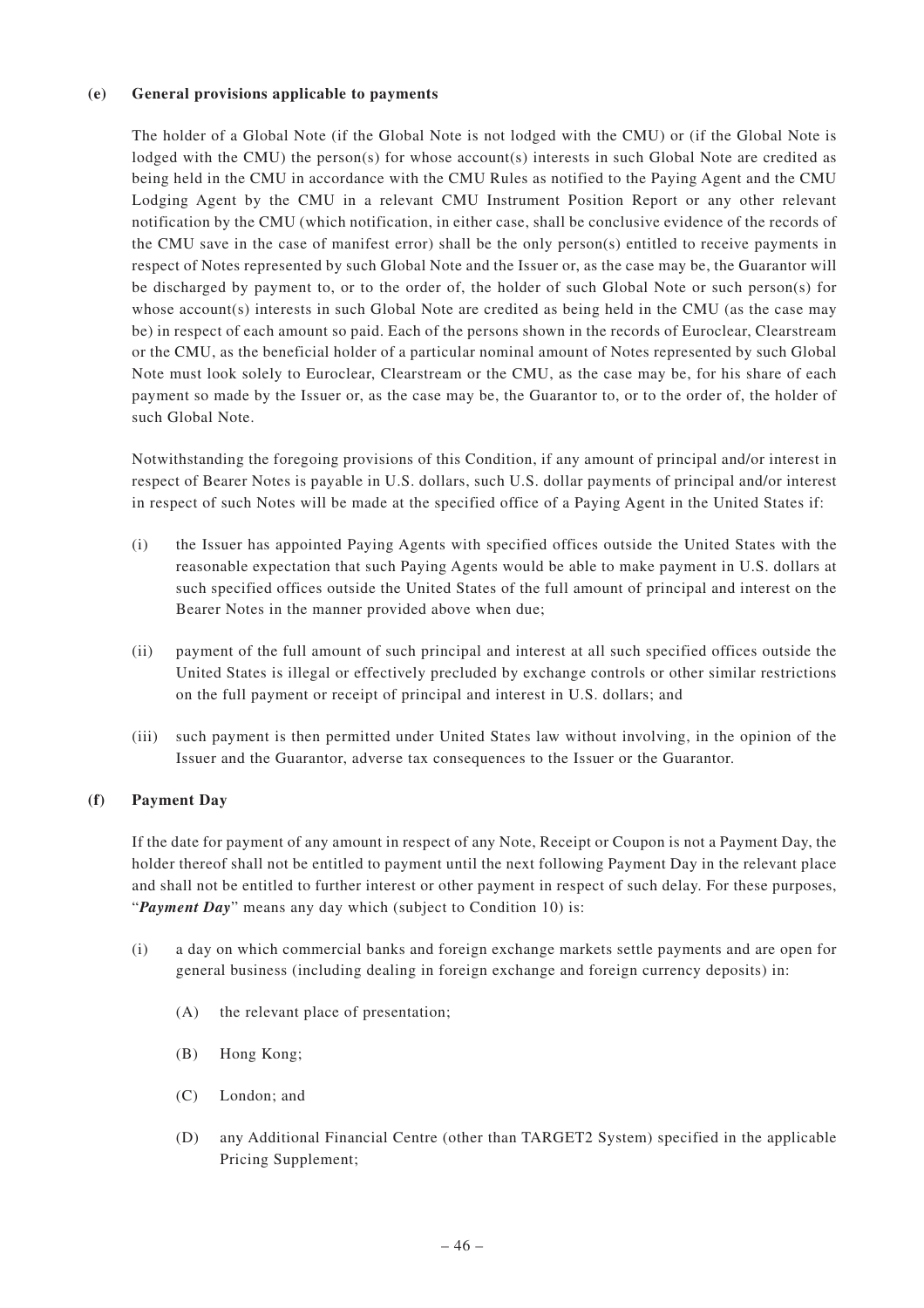**(e) General provisions applicable to payments**

The holder of a Global Note (if the Global Note is not lodged with the CMU) or (if the Global Note is lodged with the CMU) the person(s) for whose account(s) interests in such Global Note are credited as being held in the CMU in accordance with the CMU Rules as notified to the Paying Agent and the CMU Lodging Agent by the CMU in a relevant CMU Instrument Position Report or any other relevant notification by the CMU (which notification, in either case, shall be conclusive evidence of the records of the CMU save in the case of manifest error) shall be the only person(s) entitled to receive payments in respect of Notes represented by such Global Note and the Issuer or, as the case may be, the Guarantor will be discharged by payment to, or to the order of, the holder of such Global Note or such person(s) for whose account(s) interests in such Global Note are credited as being held in the CMU (as the case may be) in respect of each amount so paid. Each of the persons shown in the records of Euroclear, Clearstream or the CMU, as the beneficial holder of a particular nominal amount of Notes represented by such Global Note must look solely to Euroclear, Clearstream or the CMU, as the case may be, for his share of each payment so made by the Issuer or, as the case may be, the Guarantor to, or to the order of, the holder of such Global Note.

Notwithstanding the foregoing provisions of this Condition, if any amount of principal and/or interest in respect of Bearer Notes is payable in U.S. dollars, such U.S. dollar payments of principal and/or interest in respect of such Notes will be made at the specified office of a Paying Agent in the United States if:

(i) the Issuer has appointed Paying Agents with specified offices outside the United States with the reasonable expectation that such Paying Agents would be able to make payment in U.S. dollars at such specified offices outside the United States of the full amount of principal and interest on the Bearer Notes in the manner provided above when due;

(ii) payment of the full amount of such principal and interest at all such specified offices outside the United States is illegal or effectively precluded by exchange controls or other similar restrictions on the full payment or receipt of principal and interest in U.S. dollars; and

(iii) such payment is then permitted under United States law without involving, in the opinion of the Issuer and the Guarantor, adverse tax consequences to the Issuer or the Guarantor.

**(f) Payment Day**

If the date for payment of any amount in respect of any Note, Receipt or Coupon is not a Payment Day, the holder thereof shall not be entitled to payment until the next following Payment Day in the relevant place and shall not be entitled to further interest or other payment in respect of such delay. For these purposes, "***Payment Day***" means any day which (subject to Condition 10) is:

(i) a day on which commercial banks and foreign exchange markets settle payments and are open for general business (including dealing in foreign exchange and foreign currency deposits) in:

(A) the relevant place of presentation;

(B) Hong Kong;

(C) London; and

(D) any Additional Financial Centre (other than TARGET2 System) specified in the applicable Pricing Supplement;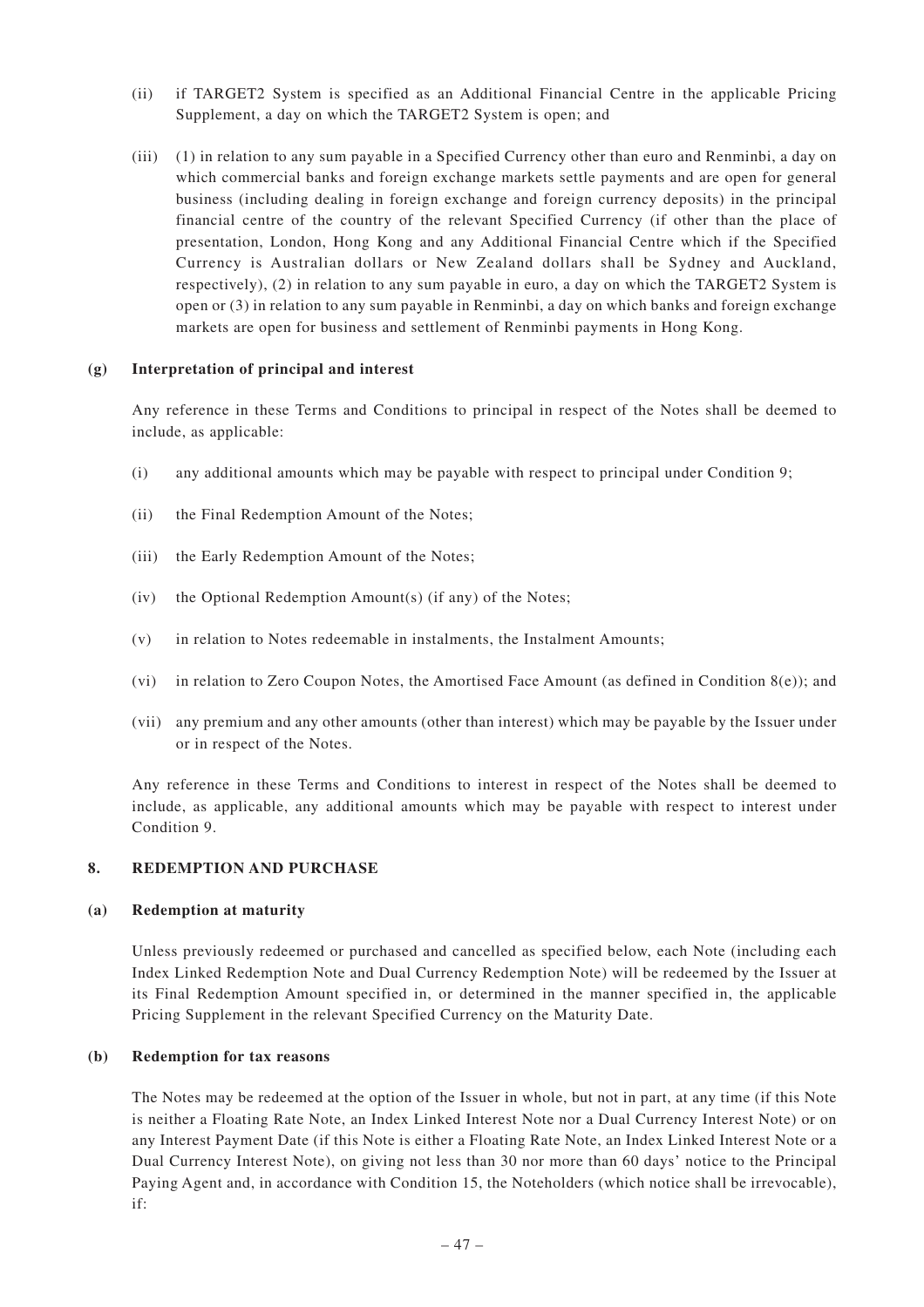(ii) if TARGET2 System is specified as an Additional Financial Centre in the applicable Pricing Supplement, a day on which the TARGET2 System is open; and

(iii) (1) in relation to any sum payable in a Specified Currency other than euro and Renminbi, a day on which commercial banks and foreign exchange markets settle payments and are open for general business (including dealing in foreign exchange and foreign currency deposits) in the principal financial centre of the country of the relevant Specified Currency (if other than the place of presentation, London, Hong Kong and any Additional Financial Centre which if the Specified Currency is Australian dollars or New Zealand dollars shall be Sydney and Auckland, respectively), (2) in relation to any sum payable in euro, a day on which the TARGET2 System is open or (3) in relation to any sum payable in Renminbi, a day on which banks and foreign exchange markets are open for business and settlement of Renminbi payments in Hong Kong.

**(g) Interpretation of principal and interest**

Any reference in these Terms and Conditions to principal in respect of the Notes shall be deemed to include, as applicable:

(i) any additional amounts which may be payable with respect to principal under Condition 9;

(ii) the Final Redemption Amount of the Notes;

(iii) the Early Redemption Amount of the Notes;

(iv) the Optional Redemption Amount(s) (if any) of the Notes;

(v) in relation to Notes redeemable in instalments, the Instalment Amounts;

(vi) in relation to Zero Coupon Notes, the Amortised Face Amount (as defined in Condition 8(e)); and

(vii) any premium and any other amounts (other than interest) which may be payable by the Issuer under or in respect of the Notes.

Any reference in these Terms and Conditions to interest in respect of the Notes shall be deemed to include, as applicable, any additional amounts which may be payable with respect to interest under Condition 9.

## 8. REDEMPTION AND PURCHASE

**(a) Redemption at maturity**

Unless previously redeemed or purchased and cancelled as specified below, each Note (including each Index Linked Redemption Note and Dual Currency Redemption Note) will be redeemed by the Issuer at its Final Redemption Amount specified in, or determined in the manner specified in, the applicable Pricing Supplement in the relevant Specified Currency on the Maturity Date.

**(b) Redemption for tax reasons**

The Notes may be redeemed at the option of the Issuer in whole, but not in part, at any time (if this Note is neither a Floating Rate Note, an Index Linked Interest Note nor a Dual Currency Interest Note) or on any Interest Payment Date (if this Note is either a Floating Rate Note, an Index Linked Interest Note or a Dual Currency Interest Note), on giving not less than 30 nor more than 60 days' notice to the Principal Paying Agent and, in accordance with Condition 15, the Noteholders (which notice shall be irrevocable), if: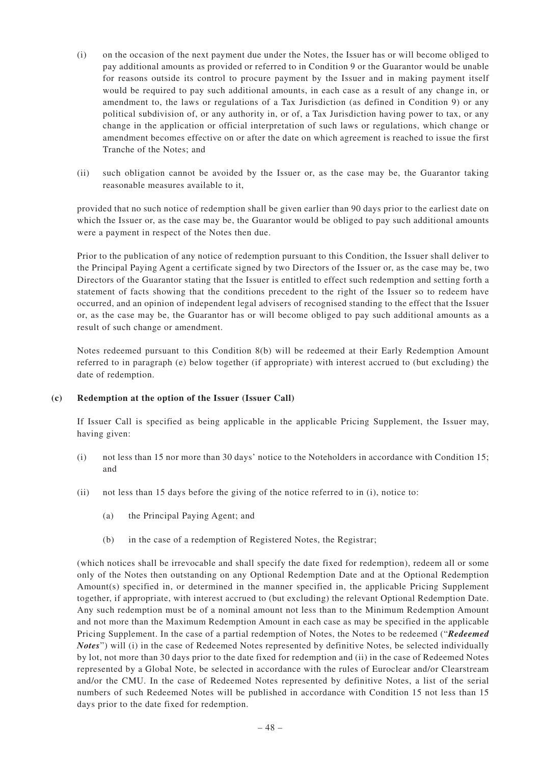(i) on the occasion of the next payment due under the Notes, the Issuer has or will become obliged to pay additional amounts as provided or referred to in Condition 9 or the Guarantor would be unable for reasons outside its control to procure payment by the Issuer and in making payment itself would be required to pay such additional amounts, in each case as a result of any change in, or amendment to, the laws or regulations of a Tax Jurisdiction (as defined in Condition 9) or any political subdivision of, or any authority in, or of, a Tax Jurisdiction having power to tax, or any change in the application or official interpretation of such laws or regulations, which change or amendment becomes effective on or after the date on which agreement is reached to issue the first Tranche of the Notes; and

(ii) such obligation cannot be avoided by the Issuer or, as the case may be, the Guarantor taking reasonable measures available to it,

provided that no such notice of redemption shall be given earlier than 90 days prior to the earliest date on which the Issuer or, as the case may be, the Guarantor would be obliged to pay such additional amounts were a payment in respect of the Notes then due.

Prior to the publication of any notice of redemption pursuant to this Condition, the Issuer shall deliver to the Principal Paying Agent a certificate signed by two Directors of the Issuer or, as the case may be, two Directors of the Guarantor stating that the Issuer is entitled to effect such redemption and setting forth a statement of facts showing that the conditions precedent to the right of the Issuer so to redeem have occurred, and an opinion of independent legal advisers of recognised standing to the effect that the Issuer or, as the case may be, the Guarantor has or will become obliged to pay such additional amounts as a result of such change or amendment.

Notes redeemed pursuant to this Condition 8(b) will be redeemed at their Early Redemption Amount referred to in paragraph (e) below together (if appropriate) with interest accrued to (but excluding) the date of redemption.

**(c) Redemption at the option of the Issuer (Issuer Call)**

If Issuer Call is specified as being applicable in the applicable Pricing Supplement, the Issuer may, having given:

(i) not less than 15 nor more than 30 days' notice to the Noteholders in accordance with Condition 15; and

(ii) not less than 15 days before the giving of the notice referred to in (i), notice to:

  (a) the Principal Paying Agent; and

  (b) in the case of a redemption of Registered Notes, the Registrar;

(which notices shall be irrevocable and shall specify the date fixed for redemption), redeem all or some only of the Notes then outstanding on any Optional Redemption Date and at the Optional Redemption Amount(s) specified in, or determined in the manner specified in, the applicable Pricing Supplement together, if appropriate, with interest accrued to (but excluding) the relevant Optional Redemption Date. Any such redemption must be of a nominal amount not less than to the Minimum Redemption Amount and not more than the Maximum Redemption Amount in each case as may be specified in the applicable Pricing Supplement. In the case of a partial redemption of Notes, the Notes to be redeemed ("***Redeemed Notes***") will (i) in the case of Redeemed Notes represented by definitive Notes, be selected individually by lot, not more than 30 days prior to the date fixed for redemption and (ii) in the case of Redeemed Notes represented by a Global Note, be selected in accordance with the rules of Euroclear and/or Clearstream and/or the CMU. In the case of Redeemed Notes represented by definitive Notes, a list of the serial numbers of such Redeemed Notes will be published in accordance with Condition 15 not less than 15 days prior to the date fixed for redemption.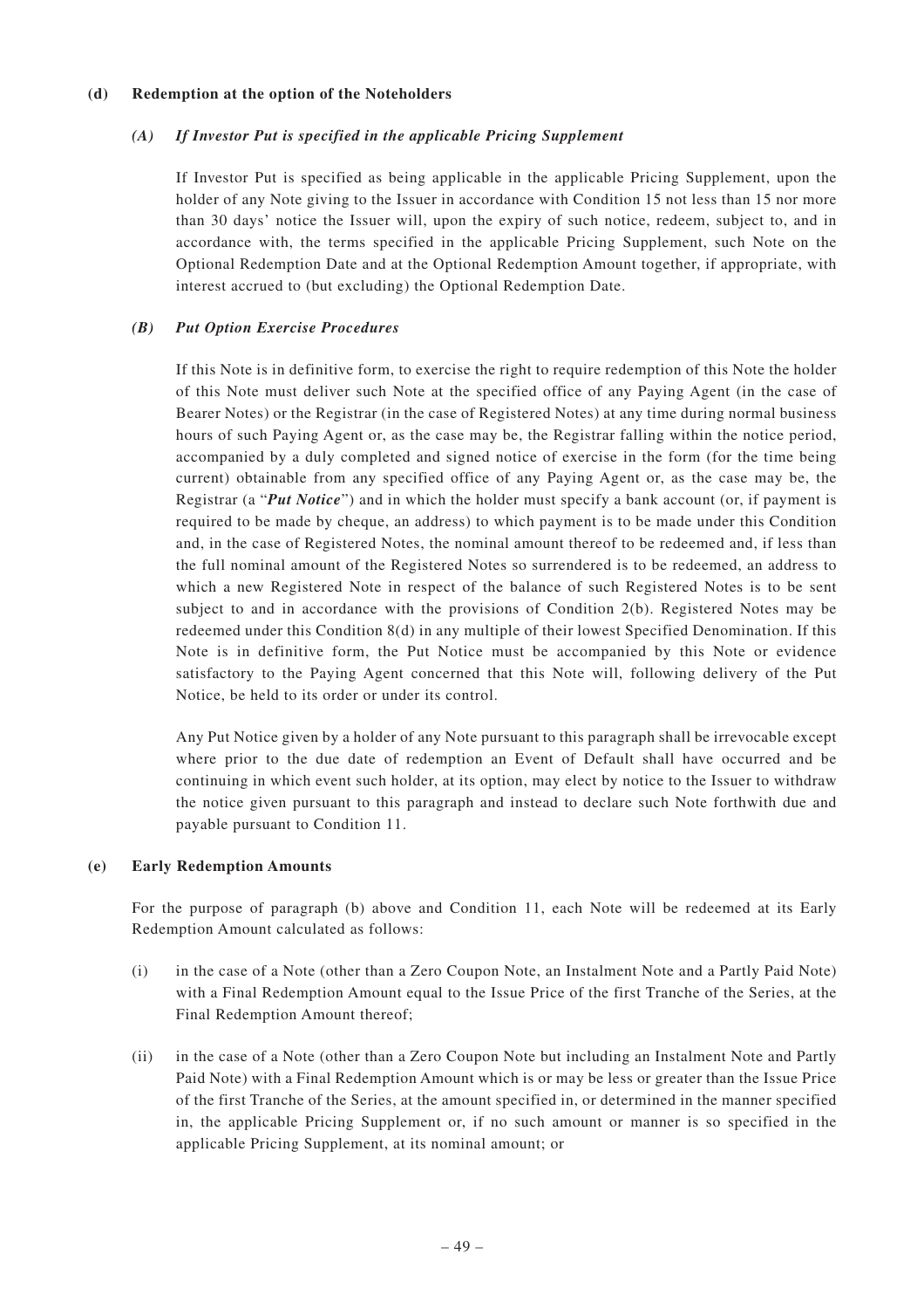### (d) Redemption at the option of the Noteholders

#### *(A) If Investor Put is specified in the applicable Pricing Supplement*

If Investor Put is specified as being applicable in the applicable Pricing Supplement, upon the holder of any Note giving to the Issuer in accordance with Condition 15 not less than 15 nor more than 30 days' notice the Issuer will, upon the expiry of such notice, redeem, subject to, and in accordance with, the terms specified in the applicable Pricing Supplement, such Note on the Optional Redemption Date and at the Optional Redemption Amount together, if appropriate, with interest accrued to (but excluding) the Optional Redemption Date.

#### *(B) Put Option Exercise Procedures*

If this Note is in definitive form, to exercise the right to require redemption of this Note the holder of this Note must deliver such Note at the specified office of any Paying Agent (in the case of Bearer Notes) or the Registrar (in the case of Registered Notes) at any time during normal business hours of such Paying Agent or, as the case may be, the Registrar falling within the notice period, accompanied by a duly completed and signed notice of exercise in the form (for the time being current) obtainable from any specified office of any Paying Agent or, as the case may be, the Registrar (a "***Put Notice***") and in which the holder must specify a bank account (or, if payment is required to be made by cheque, an address) to which payment is to be made under this Condition and, in the case of Registered Notes, the nominal amount thereof to be redeemed and, if less than the full nominal amount of the Registered Notes so surrendered is to be redeemed, an address to which a new Registered Note in respect of the balance of such Registered Notes is to be sent subject to and in accordance with the provisions of Condition 2(b). Registered Notes may be redeemed under this Condition 8(d) in any multiple of their lowest Specified Denomination. If this Note is in definitive form, the Put Notice must be accompanied by this Note or evidence satisfactory to the Paying Agent concerned that this Note will, following delivery of the Put Notice, be held to its order or under its control.

Any Put Notice given by a holder of any Note pursuant to this paragraph shall be irrevocable except where prior to the due date of redemption an Event of Default shall have occurred and be continuing in which event such holder, at its option, may elect by notice to the Issuer to withdraw the notice given pursuant to this paragraph and instead to declare such Note forthwith due and payable pursuant to Condition 11.

### (e) Early Redemption Amounts

For the purpose of paragraph (b) above and Condition 11, each Note will be redeemed at its Early Redemption Amount calculated as follows:

(i) in the case of a Note (other than a Zero Coupon Note, an Instalment Note and a Partly Paid Note) with a Final Redemption Amount equal to the Issue Price of the first Tranche of the Series, at the Final Redemption Amount thereof;

(ii) in the case of a Note (other than a Zero Coupon Note but including an Instalment Note and Partly Paid Note) with a Final Redemption Amount which is or may be less or greater than the Issue Price of the first Tranche of the Series, at the amount specified in, or determined in the manner specified in, the applicable Pricing Supplement or, if no such amount or manner is so specified in the applicable Pricing Supplement, at its nominal amount; or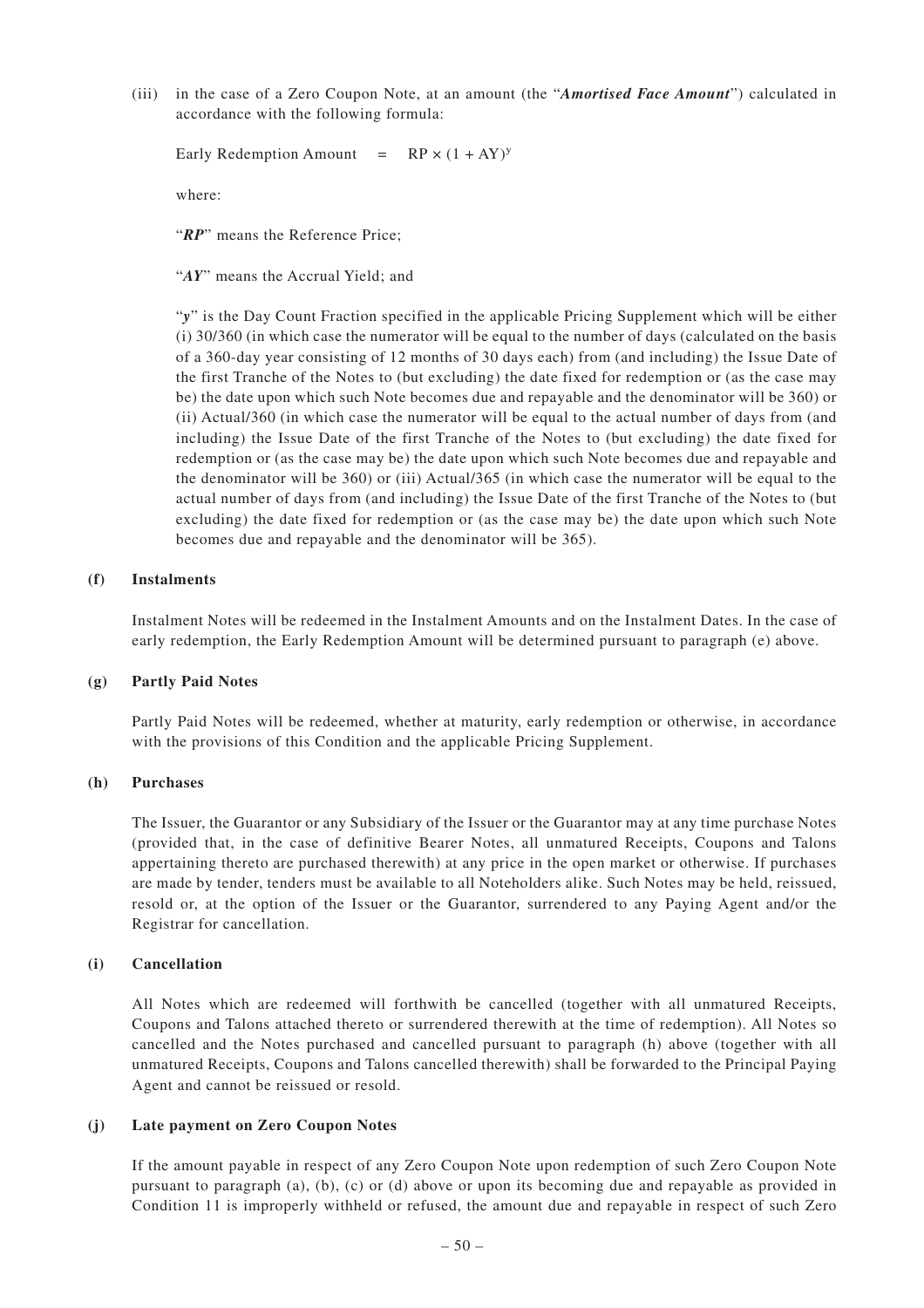(iii) in the case of a Zero Coupon Note, at an amount (the "***Amortised Face Amount***") calculated in accordance with the following formula:

$$\text{Early Redemption Amount} = RP \times (1 + AY)^{y}$$

where:

"***RP***" means the Reference Price;

"***AY***" means the Accrual Yield; and

"***y***" is the Day Count Fraction specified in the applicable Pricing Supplement which will be either (i) 30/360 (in which case the numerator will be equal to the number of days (calculated on the basis of a 360-day year consisting of 12 months of 30 days each) from (and including) the Issue Date of the first Tranche of the Notes to (but excluding) the date fixed for redemption or (as the case may be) the date upon which such Note becomes due and repayable and the denominator will be 360) or (ii) Actual/360 (in which case the numerator will be equal to the actual number of days from (and including) the Issue Date of the first Tranche of the Notes to (but excluding) the date fixed for redemption or (as the case may be) the date upon which such Note becomes due and repayable and the denominator will be 360) or (iii) Actual/365 (in which case the numerator will be equal to the actual number of days from (and including) the Issue Date of the first Tranche of the Notes to (but excluding) the date fixed for redemption or (as the case may be) the date upon which such Note becomes due and repayable and the denominator will be 365).

**(f) Instalments**

Instalment Notes will be redeemed in the Instalment Amounts and on the Instalment Dates. In the case of early redemption, the Early Redemption Amount will be determined pursuant to paragraph (e) above.

**(g) Partly Paid Notes**

Partly Paid Notes will be redeemed, whether at maturity, early redemption or otherwise, in accordance with the provisions of this Condition and the applicable Pricing Supplement.

**(h) Purchases**

The Issuer, the Guarantor or any Subsidiary of the Issuer or the Guarantor may at any time purchase Notes (provided that, in the case of definitive Bearer Notes, all unmatured Receipts, Coupons and Talons appertaining thereto are purchased therewith) at any price in the open market or otherwise. If purchases are made by tender, tenders must be available to all Noteholders alike. Such Notes may be held, reissued, resold or, at the option of the Issuer or the Guarantor, surrendered to any Paying Agent and/or the Registrar for cancellation.

**(i) Cancellation**

All Notes which are redeemed will forthwith be cancelled (together with all unmatured Receipts, Coupons and Talons attached thereto or surrendered therewith at the time of redemption). All Notes so cancelled and the Notes purchased and cancelled pursuant to paragraph (h) above (together with all unmatured Receipts, Coupons and Talons cancelled therewith) shall be forwarded to the Principal Paying Agent and cannot be reissued or resold.

**(j) Late payment on Zero Coupon Notes**

If the amount payable in respect of any Zero Coupon Note upon redemption of such Zero Coupon Note pursuant to paragraph (a), (b), (c) or (d) above or upon its becoming due and repayable as provided in Condition 11 is improperly withheld or refused, the amount due and repayable in respect of such Zero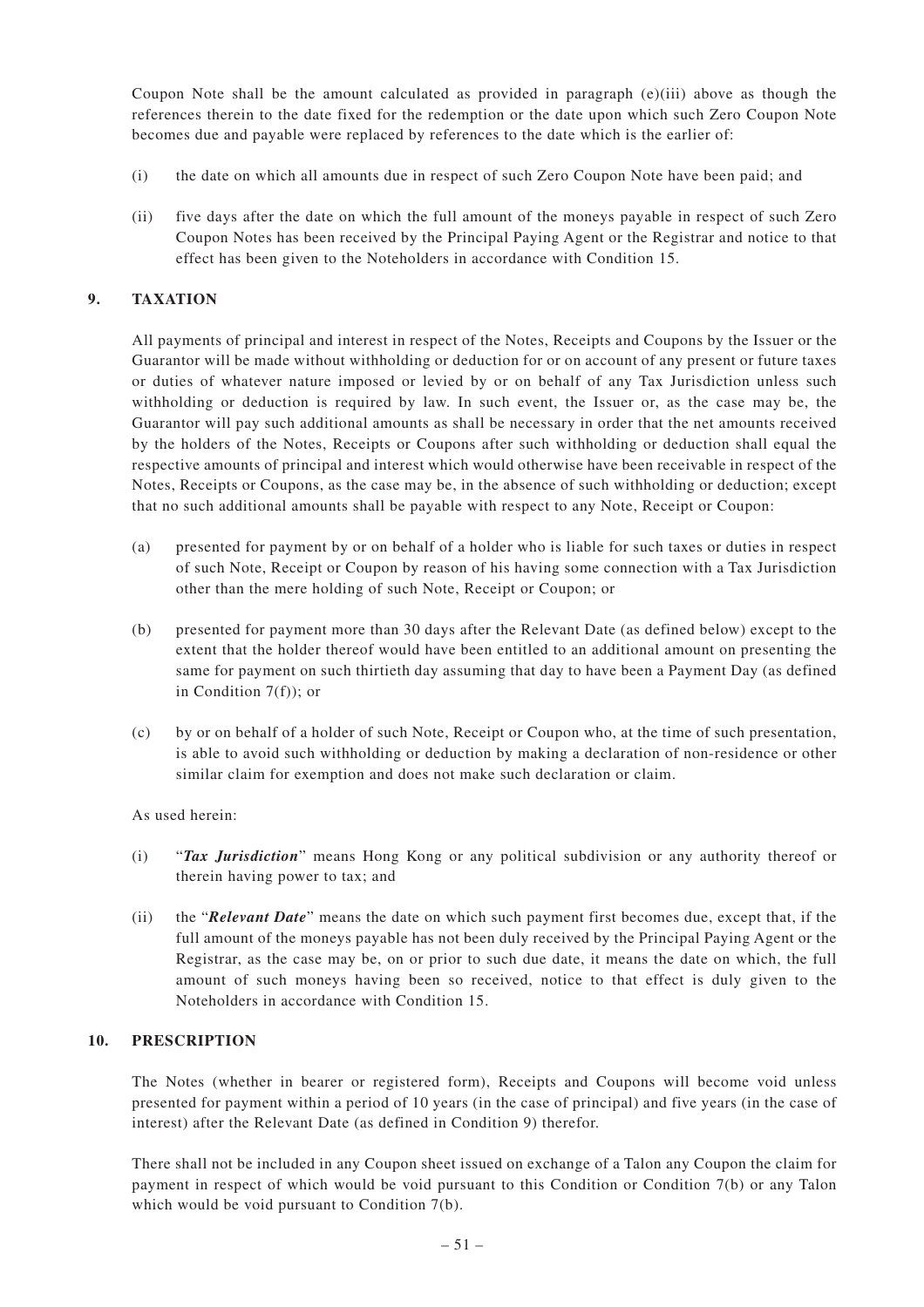Coupon Note shall be the amount calculated as provided in paragraph (e)(iii) above as though the references therein to the date fixed for the redemption or the date upon which such Zero Coupon Note becomes due and payable were replaced by references to the date which is the earlier of:

(i) the date on which all amounts due in respect of such Zero Coupon Note have been paid; and

(ii) five days after the date on which the full amount of the moneys payable in respect of such Zero Coupon Notes has been received by the Principal Paying Agent or the Registrar and notice to that effect has been given to the Noteholders in accordance with Condition 15.

## 9. TAXATION

All payments of principal and interest in respect of the Notes, Receipts and Coupons by the Issuer or the Guarantor will be made without withholding or deduction for or on account of any present or future taxes or duties of whatever nature imposed or levied by or on behalf of any Tax Jurisdiction unless such withholding or deduction is required by law. In such event, the Issuer or, as the case may be, the Guarantor will pay such additional amounts as shall be necessary in order that the net amounts received by the holders of the Notes, Receipts or Coupons after such withholding or deduction shall equal the respective amounts of principal and interest which would otherwise have been receivable in respect of the Notes, Receipts or Coupons, as the case may be, in the absence of such withholding or deduction; except that no such additional amounts shall be payable with respect to any Note, Receipt or Coupon:

(a) presented for payment by or on behalf of a holder who is liable for such taxes or duties in respect of such Note, Receipt or Coupon by reason of his having some connection with a Tax Jurisdiction other than the mere holding of such Note, Receipt or Coupon; or

(b) presented for payment more than 30 days after the Relevant Date (as defined below) except to the extent that the holder thereof would have been entitled to an additional amount on presenting the same for payment on such thirtieth day assuming that day to have been a Payment Day (as defined in Condition 7(f)); or

(c) by or on behalf of a holder of such Note, Receipt or Coupon who, at the time of such presentation, is able to avoid such withholding or deduction by making a declaration of non-residence or other similar claim for exemption and does not make such declaration or claim.

As used herein:

(i) "***Tax Jurisdiction***" means Hong Kong or any political subdivision or any authority thereof or therein having power to tax; and

(ii) the "***Relevant Date***" means the date on which such payment first becomes due, except that, if the full amount of the moneys payable has not been duly received by the Principal Paying Agent or the Registrar, as the case may be, on or prior to such due date, it means the date on which, the full amount of such moneys having been so received, notice to that effect is duly given to the Noteholders in accordance with Condition 15.

## 10. PRESCRIPTION

The Notes (whether in bearer or registered form), Receipts and Coupons will become void unless presented for payment within a period of 10 years (in the case of principal) and five years (in the case of interest) after the Relevant Date (as defined in Condition 9) therefor.

There shall not be included in any Coupon sheet issued on exchange of a Talon any Coupon the claim for payment in respect of which would be void pursuant to this Condition or Condition 7(b) or any Talon which would be void pursuant to Condition 7(b).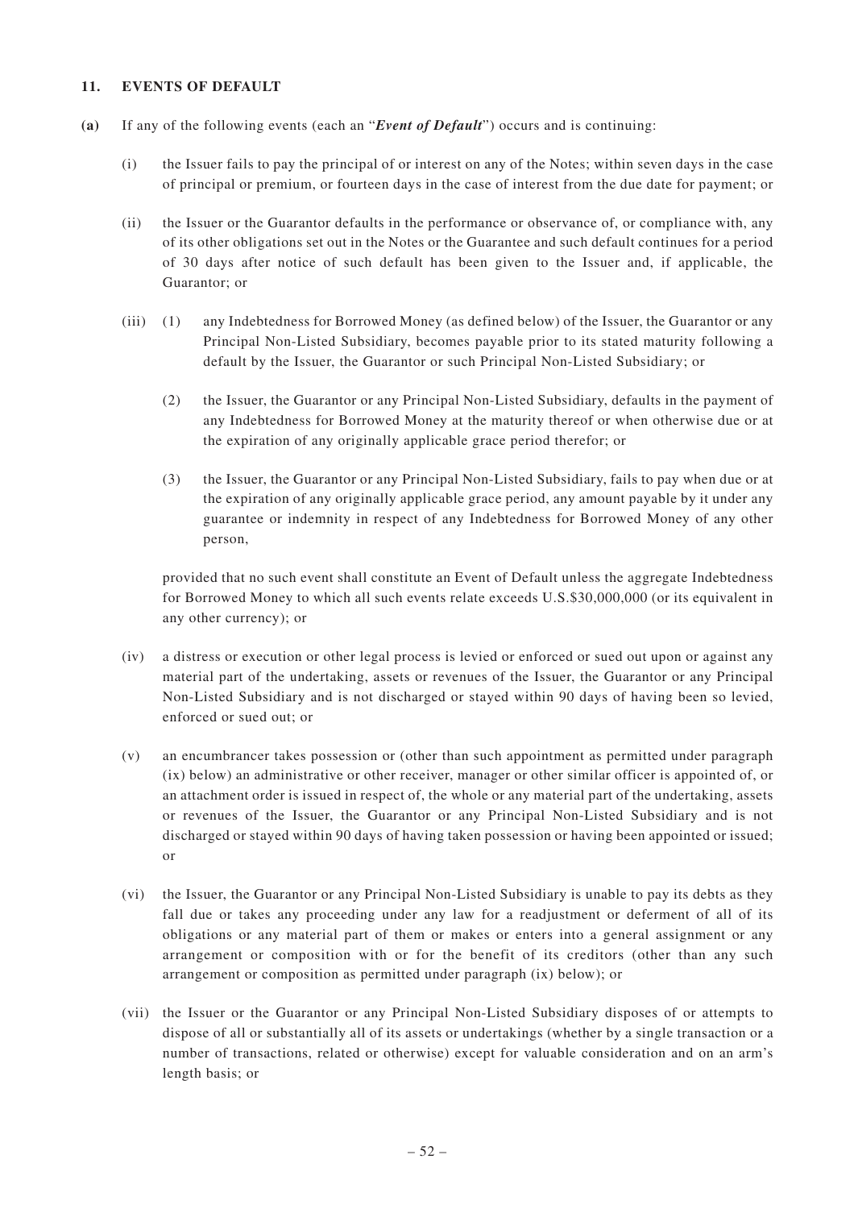## 11. EVENTS OF DEFAULT

**(a)** If any of the following events (each an "***Event of Default***") occurs and is continuing:

(i) the Issuer fails to pay the principal of or interest on any of the Notes; within seven days in the case of principal or premium, or fourteen days in the case of interest from the due date for payment; or

(ii) the Issuer or the Guarantor defaults in the performance or observance of, or compliance with, any of its other obligations set out in the Notes or the Guarantee and such default continues for a period of 30 days after notice of such default has been given to the Issuer and, if applicable, the Guarantor; or

(iii) (1) any Indebtedness for Borrowed Money (as defined below) of the Issuer, the Guarantor or any Principal Non-Listed Subsidiary, becomes payable prior to its stated maturity following a default by the Issuer, the Guarantor or such Principal Non-Listed Subsidiary; or

(2) the Issuer, the Guarantor or any Principal Non-Listed Subsidiary, defaults in the payment of any Indebtedness for Borrowed Money at the maturity thereof or when otherwise due or at the expiration of any originally applicable grace period therefor; or

(3) the Issuer, the Guarantor or any Principal Non-Listed Subsidiary, fails to pay when due or at the expiration of any originally applicable grace period, any amount payable by it under any guarantee or indemnity in respect of any Indebtedness for Borrowed Money of any other person,

provided that no such event shall constitute an Event of Default unless the aggregate Indebtedness for Borrowed Money to which all such events relate exceeds U.S.$30,000,000 (or its equivalent in any other currency); or

(iv) a distress or execution or other legal process is levied or enforced or sued out upon or against any material part of the undertaking, assets or revenues of the Issuer, the Guarantor or any Principal Non-Listed Subsidiary and is not discharged or stayed within 90 days of having been so levied, enforced or sued out; or

(v) an encumbrancer takes possession or (other than such appointment as permitted under paragraph (ix) below) an administrative or other receiver, manager or other similar officer is appointed of, or an attachment order is issued in respect of, the whole or any material part of the undertaking, assets or revenues of the Issuer, the Guarantor or any Principal Non-Listed Subsidiary and is not discharged or stayed within 90 days of having taken possession or having been appointed or issued; or

(vi) the Issuer, the Guarantor or any Principal Non-Listed Subsidiary is unable to pay its debts as they fall due or takes any proceeding under any law for a readjustment or deferment of all of its obligations or any material part of them or makes or enters into a general assignment or any arrangement or composition with or for the benefit of its creditors (other than any such arrangement or composition as permitted under paragraph (ix) below); or

(vii) the Issuer or the Guarantor or any Principal Non-Listed Subsidiary disposes of or attempts to dispose of all or substantially all of its assets or undertakings (whether by a single transaction or a number of transactions, related or otherwise) except for valuable consideration and on an arm's length basis; or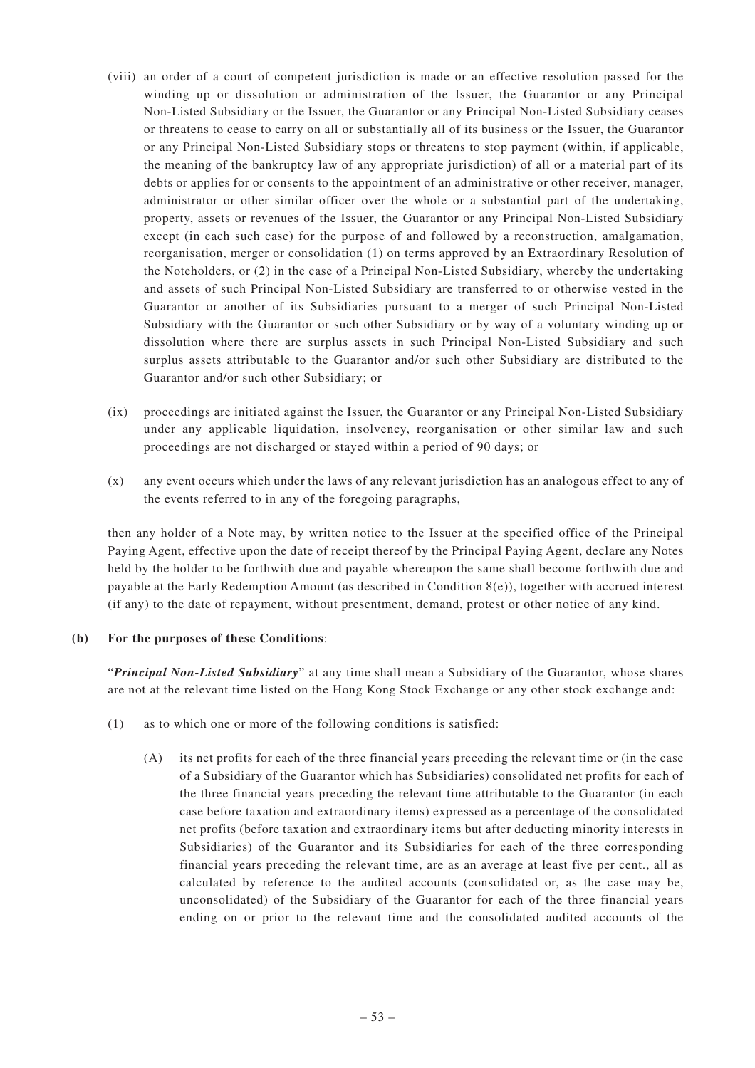(viii) an order of a court of competent jurisdiction is made or an effective resolution passed for the winding up or dissolution or administration of the Issuer, the Guarantor or any Principal Non-Listed Subsidiary or the Issuer, the Guarantor or any Principal Non-Listed Subsidiary ceases or threatens to cease to carry on all or substantially all of its business or the Issuer, the Guarantor or any Principal Non-Listed Subsidiary stops or threatens to stop payment (within, if applicable, the meaning of the bankruptcy law of any appropriate jurisdiction) of all or a material part of its debts or applies for or consents to the appointment of an administrative or other receiver, manager, administrator or other similar officer over the whole or a substantial part of the undertaking, property, assets or revenues of the Issuer, the Guarantor or any Principal Non-Listed Subsidiary except (in each such case) for the purpose of and followed by a reconstruction, amalgamation, reorganisation, merger or consolidation (1) on terms approved by an Extraordinary Resolution of the Noteholders, or (2) in the case of a Principal Non-Listed Subsidiary, whereby the undertaking and assets of such Principal Non-Listed Subsidiary are transferred to or otherwise vested in the Guarantor or another of its Subsidiaries pursuant to a merger of such Principal Non-Listed Subsidiary with the Guarantor or such other Subsidiary or by way of a voluntary winding up or dissolution where there are surplus assets in such Principal Non-Listed Subsidiary and such surplus assets attributable to the Guarantor and/or such other Subsidiary are distributed to the Guarantor and/or such other Subsidiary; or

(ix) proceedings are initiated against the Issuer, the Guarantor or any Principal Non-Listed Subsidiary under any applicable liquidation, insolvency, reorganisation or other similar law and such proceedings are not discharged or stayed within a period of 90 days; or

(x) any event occurs which under the laws of any relevant jurisdiction has an analogous effect to any of the events referred to in any of the foregoing paragraphs,

then any holder of a Note may, by written notice to the Issuer at the specified office of the Principal Paying Agent, effective upon the date of receipt thereof by the Principal Paying Agent, declare any Notes held by the holder to be forthwith due and payable whereupon the same shall become forthwith due and payable at the Early Redemption Amount (as described in Condition 8(e)), together with accrued interest (if any) to the date of repayment, without presentment, demand, protest or other notice of any kind.

**(b) For the purposes of these Conditions**:

"***Principal Non-Listed Subsidiary***" at any time shall mean a Subsidiary of the Guarantor, whose shares are not at the relevant time listed on the Hong Kong Stock Exchange or any other stock exchange and:

(1) as to which one or more of the following conditions is satisfied:

(A) its net profits for each of the three financial years preceding the relevant time or (in the case of a Subsidiary of the Guarantor which has Subsidiaries) consolidated net profits for each of the three financial years preceding the relevant time attributable to the Guarantor (in each case before taxation and extraordinary items) expressed as a percentage of the consolidated net profits (before taxation and extraordinary items but after deducting minority interests in Subsidiaries) of the Guarantor and its Subsidiaries for each of the three corresponding financial years preceding the relevant time, are as an average at least five per cent., all as calculated by reference to the audited accounts (consolidated or, as the case may be, unconsolidated) of the Subsidiary of the Guarantor for each of the three financial years ending on or prior to the relevant time and the consolidated audited accounts of the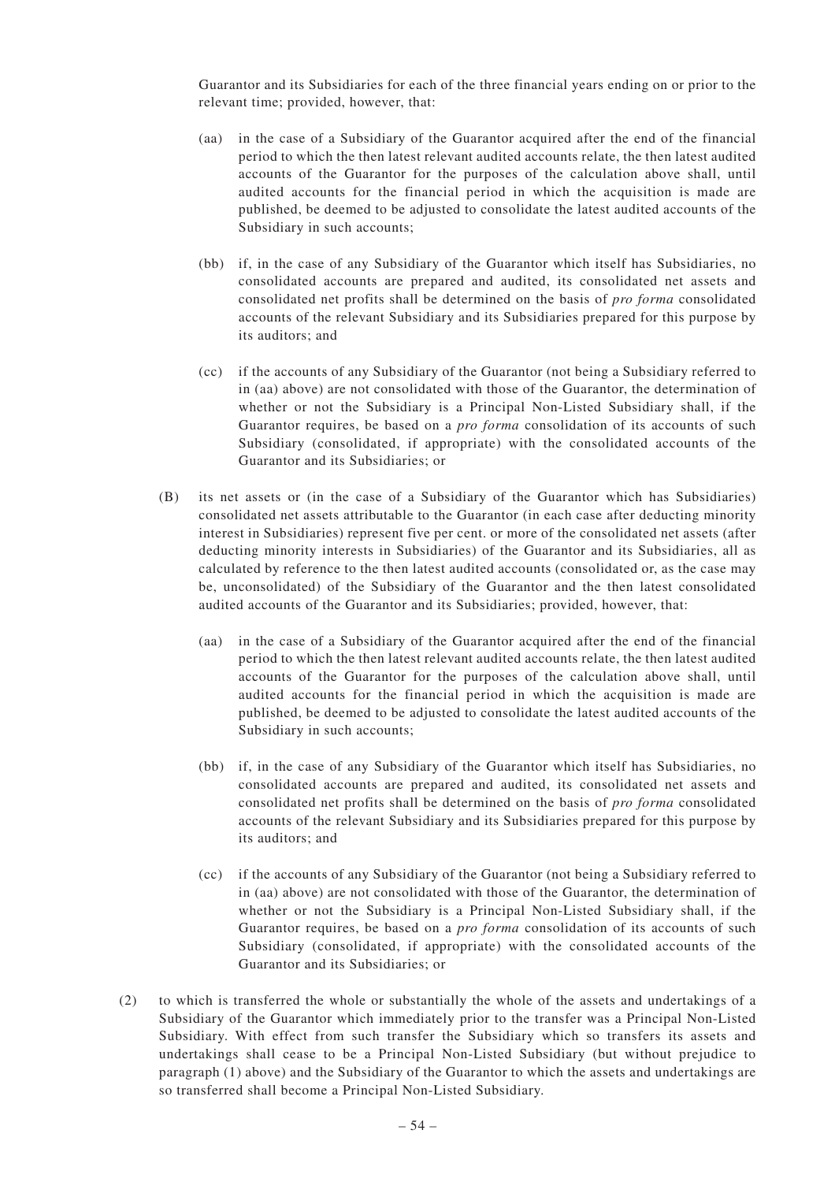Guarantor and its Subsidiaries for each of the three financial years ending on or prior to the relevant time; provided, however, that:

(aa) in the case of a Subsidiary of the Guarantor acquired after the end of the financial period to which the then latest relevant audited accounts relate, the then latest audited accounts of the Guarantor for the purposes of the calculation above shall, until audited accounts for the financial period in which the acquisition is made are published, be deemed to be adjusted to consolidate the latest audited accounts of the Subsidiary in such accounts;

(bb) if, in the case of any Subsidiary of the Guarantor which itself has Subsidiaries, no consolidated accounts are prepared and audited, its consolidated net assets and consolidated net profits shall be determined on the basis of *pro forma* consolidated accounts of the relevant Subsidiary and its Subsidiaries prepared for this purpose by its auditors; and

(cc) if the accounts of any Subsidiary of the Guarantor (not being a Subsidiary referred to in (aa) above) are not consolidated with those of the Guarantor, the determination of whether or not the Subsidiary is a Principal Non-Listed Subsidiary shall, if the Guarantor requires, be based on a *pro forma* consolidation of its accounts of such Subsidiary (consolidated, if appropriate) with the consolidated accounts of the Guarantor and its Subsidiaries; or

(B) its net assets or (in the case of a Subsidiary of the Guarantor which has Subsidiaries) consolidated net assets attributable to the Guarantor (in each case after deducting minority interest in Subsidiaries) represent five per cent. or more of the consolidated net assets (after deducting minority interests in Subsidiaries) of the Guarantor and its Subsidiaries, all as calculated by reference to the then latest audited accounts (consolidated or, as the case may be, unconsolidated) of the Subsidiary of the Guarantor and the then latest consolidated audited accounts of the Guarantor and its Subsidiaries; provided, however, that:

(aa) in the case of a Subsidiary of the Guarantor acquired after the end of the financial period to which the then latest relevant audited accounts relate, the then latest audited accounts of the Guarantor for the purposes of the calculation above shall, until audited accounts for the financial period in which the acquisition is made are published, be deemed to be adjusted to consolidate the latest audited accounts of the Subsidiary in such accounts;

(bb) if, in the case of any Subsidiary of the Guarantor which itself has Subsidiaries, no consolidated accounts are prepared and audited, its consolidated net assets and consolidated net profits shall be determined on the basis of *pro forma* consolidated accounts of the relevant Subsidiary and its Subsidiaries prepared for this purpose by its auditors; and

(cc) if the accounts of any Subsidiary of the Guarantor (not being a Subsidiary referred to in (aa) above) are not consolidated with those of the Guarantor, the determination of whether or not the Subsidiary is a Principal Non-Listed Subsidiary shall, if the Guarantor requires, be based on a *pro forma* consolidation of its accounts of such Subsidiary (consolidated, if appropriate) with the consolidated accounts of the Guarantor and its Subsidiaries; or

(2) to which is transferred the whole or substantially the whole of the assets and undertakings of a Subsidiary of the Guarantor which immediately prior to the transfer was a Principal Non-Listed Subsidiary. With effect from such transfer the Subsidiary which so transfers its assets and undertakings shall cease to be a Principal Non-Listed Subsidiary (but without prejudice to paragraph (1) above) and the Subsidiary of the Guarantor to which the assets and undertakings are so transferred shall become a Principal Non-Listed Subsidiary.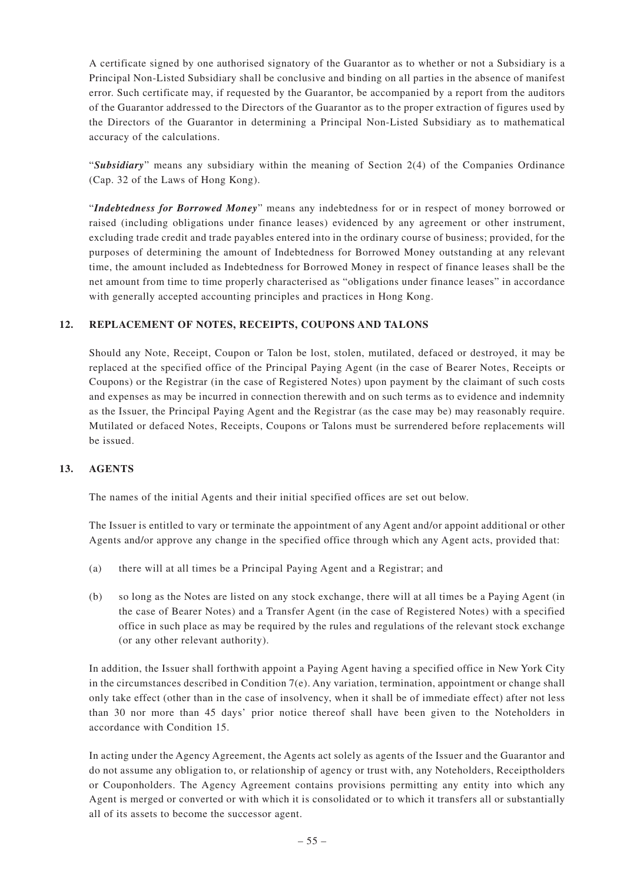A certificate signed by one authorised signatory of the Guarantor as to whether or not a Subsidiary is a Principal Non-Listed Subsidiary shall be conclusive and binding on all parties in the absence of manifest error. Such certificate may, if requested by the Guarantor, be accompanied by a report from the auditors of the Guarantor addressed to the Directors of the Guarantor as to the proper extraction of figures used by the Directors of the Guarantor in determining a Principal Non-Listed Subsidiary as to mathematical accuracy of the calculations.

"***Subsidiary***" means any subsidiary within the meaning of Section 2(4) of the Companies Ordinance (Cap. 32 of the Laws of Hong Kong).

"***Indebtedness for Borrowed Money***" means any indebtedness for or in respect of money borrowed or raised (including obligations under finance leases) evidenced by any agreement or other instrument, excluding trade credit and trade payables entered into in the ordinary course of business; provided, for the purposes of determining the amount of Indebtedness for Borrowed Money outstanding at any relevant time, the amount included as Indebtedness for Borrowed Money in respect of finance leases shall be the net amount from time to time properly characterised as "obligations under finance leases" in accordance with generally accepted accounting principles and practices in Hong Kong.

## 12. REPLACEMENT OF NOTES, RECEIPTS, COUPONS AND TALONS

Should any Note, Receipt, Coupon or Talon be lost, stolen, mutilated, defaced or destroyed, it may be replaced at the specified office of the Principal Paying Agent (in the case of Bearer Notes, Receipts or Coupons) or the Registrar (in the case of Registered Notes) upon payment by the claimant of such costs and expenses as may be incurred in connection therewith and on such terms as to evidence and indemnity as the Issuer, the Principal Paying Agent and the Registrar (as the case may be) may reasonably require. Mutilated or defaced Notes, Receipts, Coupons or Talons must be surrendered before replacements will be issued.

## 13. AGENTS

The names of the initial Agents and their initial specified offices are set out below.

The Issuer is entitled to vary or terminate the appointment of any Agent and/or appoint additional or other Agents and/or approve any change in the specified office through which any Agent acts, provided that:

(a) there will at all times be a Principal Paying Agent and a Registrar; and

(b) so long as the Notes are listed on any stock exchange, there will at all times be a Paying Agent (in the case of Bearer Notes) and a Transfer Agent (in the case of Registered Notes) with a specified office in such place as may be required by the rules and regulations of the relevant stock exchange (or any other relevant authority).

In addition, the Issuer shall forthwith appoint a Paying Agent having a specified office in New York City in the circumstances described in Condition 7(e). Any variation, termination, appointment or change shall only take effect (other than in the case of insolvency, when it shall be of immediate effect) after not less than 30 nor more than 45 days' prior notice thereof shall have been given to the Noteholders in accordance with Condition 15.

In acting under the Agency Agreement, the Agents act solely as agents of the Issuer and the Guarantor and do not assume any obligation to, or relationship of agency or trust with, any Noteholders, Receiptholders or Couponholders. The Agency Agreement contains provisions permitting any entity into which any Agent is merged or converted or with which it is consolidated or to which it transfers all or substantially all of its assets to become the successor agent.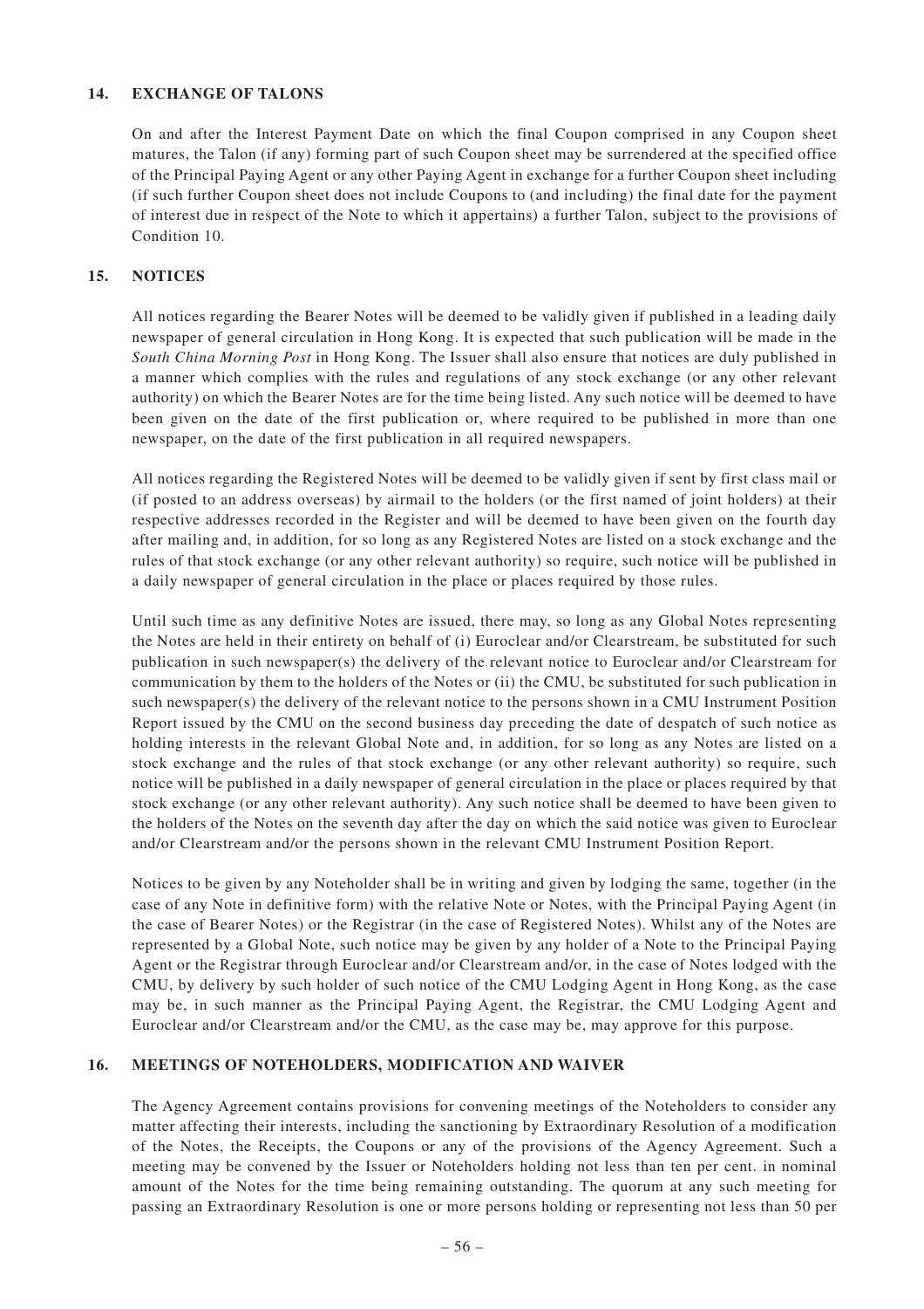## 14. EXCHANGE OF TALONS

On and after the Interest Payment Date on which the final Coupon comprised in any Coupon sheet matures, the Talon (if any) forming part of such Coupon sheet may be surrendered at the specified office of the Principal Paying Agent or any other Paying Agent in exchange for a further Coupon sheet including (if such further Coupon sheet does not include Coupons to (and including) the final date for the payment of interest due in respect of the Note to which it appertains) a further Talon, subject to the provisions of Condition 10.

## 15. NOTICES

All notices regarding the Bearer Notes will be deemed to be validly given if published in a leading daily newspaper of general circulation in Hong Kong. It is expected that such publication will be made in the *South China Morning Post* in Hong Kong. The Issuer shall also ensure that notices are duly published in a manner which complies with the rules and regulations of any stock exchange (or any other relevant authority) on which the Bearer Notes are for the time being listed. Any such notice will be deemed to have been given on the date of the first publication or, where required to be published in more than one newspaper, on the date of the first publication in all required newspapers.

All notices regarding the Registered Notes will be deemed to be validly given if sent by first class mail or (if posted to an address overseas) by airmail to the holders (or the first named of joint holders) at their respective addresses recorded in the Register and will be deemed to have been given on the fourth day after mailing and, in addition, for so long as any Registered Notes are listed on a stock exchange and the rules of that stock exchange (or any other relevant authority) so require, such notice will be published in a daily newspaper of general circulation in the place or places required by those rules.

Until such time as any definitive Notes are issued, there may, so long as any Global Notes representing the Notes are held in their entirety on behalf of (i) Euroclear and/or Clearstream, be substituted for such publication in such newspaper(s) the delivery of the relevant notice to Euroclear and/or Clearstream for communication by them to the holders of the Notes or (ii) the CMU, be substituted for such publication in such newspaper(s) the delivery of the relevant notice to the persons shown in a CMU Instrument Position Report issued by the CMU on the second business day preceding the date of despatch of such notice as holding interests in the relevant Global Note and, in addition, for so long as any Notes are listed on a stock exchange and the rules of that stock exchange (or any other relevant authority) so require, such notice will be published in a daily newspaper of general circulation in the place or places required by that stock exchange (or any other relevant authority). Any such notice shall be deemed to have been given to the holders of the Notes on the seventh day after the day on which the said notice was given to Euroclear and/or Clearstream and/or the persons shown in the relevant CMU Instrument Position Report.

Notices to be given by any Noteholder shall be in writing and given by lodging the same, together (in the case of any Note in definitive form) with the relative Note or Notes, with the Principal Paying Agent (in the case of Bearer Notes) or the Registrar (in the case of Registered Notes). Whilst any of the Notes are represented by a Global Note, such notice may be given by any holder of a Note to the Principal Paying Agent or the Registrar through Euroclear and/or Clearstream and/or, in the case of Notes lodged with the CMU, by delivery by such holder of such notice of the CMU Lodging Agent in Hong Kong, as the case may be, in such manner as the Principal Paying Agent, the Registrar, the CMU Lodging Agent and Euroclear and/or Clearstream and/or the CMU, as the case may be, may approve for this purpose.

## 16. MEETINGS OF NOTEHOLDERS, MODIFICATION AND WAIVER

The Agency Agreement contains provisions for convening meetings of the Noteholders to consider any matter affecting their interests, including the sanctioning by Extraordinary Resolution of a modification of the Notes, the Receipts, the Coupons or any of the provisions of the Agency Agreement. Such a meeting may be convened by the Issuer or Noteholders holding not less than ten per cent. in nominal amount of the Notes for the time being remaining outstanding. The quorum at any such meeting for passing an Extraordinary Resolution is one or more persons holding or representing not less than 50 per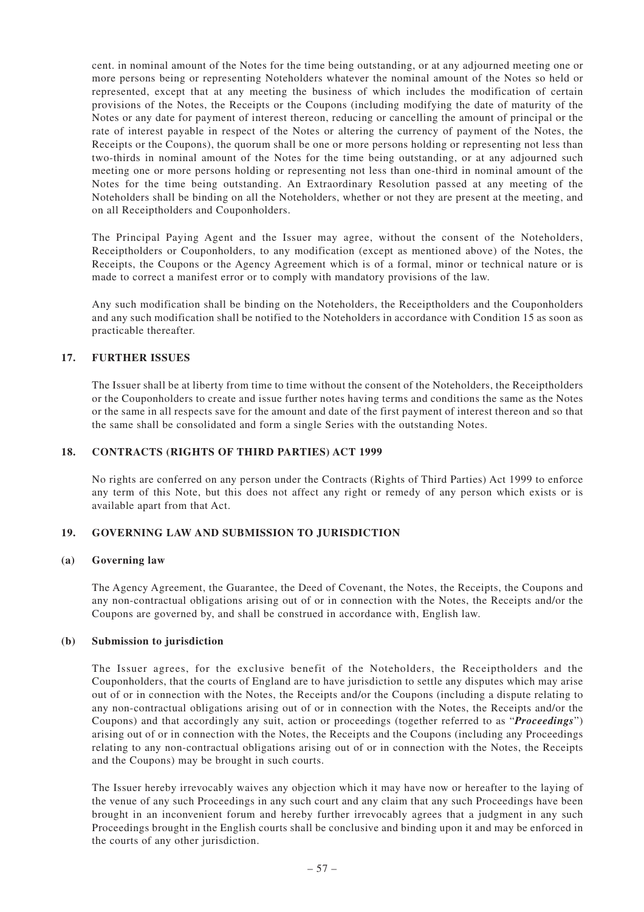cent. in nominal amount of the Notes for the time being outstanding, or at any adjourned meeting one or more persons being or representing Noteholders whatever the nominal amount of the Notes so held or represented, except that at any meeting the business of which includes the modification of certain provisions of the Notes, the Receipts or the Coupons (including modifying the date of maturity of the Notes or any date for payment of interest thereon, reducing or cancelling the amount of principal or the rate of interest payable in respect of the Notes or altering the currency of payment of the Notes, the Receipts or the Coupons), the quorum shall be one or more persons holding or representing not less than two-thirds in nominal amount of the Notes for the time being outstanding, or at any adjourned such meeting one or more persons holding or representing not less than one-third in nominal amount of the Notes for the time being outstanding. An Extraordinary Resolution passed at any meeting of the Noteholders shall be binding on all the Noteholders, whether or not they are present at the meeting, and on all Receiptholders and Couponholders.

The Principal Paying Agent and the Issuer may agree, without the consent of the Noteholders, Receiptholders or Couponholders, to any modification (except as mentioned above) of the Notes, the Receipts, the Coupons or the Agency Agreement which is of a formal, minor or technical nature or is made to correct a manifest error or to comply with mandatory provisions of the law.

Any such modification shall be binding on the Noteholders, the Receiptholders and the Couponholders and any such modification shall be notified to the Noteholders in accordance with Condition 15 as soon as practicable thereafter.

## 17. FURTHER ISSUES

The Issuer shall be at liberty from time to time without the consent of the Noteholders, the Receiptholders or the Couponholders to create and issue further notes having terms and conditions the same as the Notes or the same in all respects save for the amount and date of the first payment of interest thereon and so that the same shall be consolidated and form a single Series with the outstanding Notes.

## 18. CONTRACTS (RIGHTS OF THIRD PARTIES) ACT 1999

No rights are conferred on any person under the Contracts (Rights of Third Parties) Act 1999 to enforce any term of this Note, but this does not affect any right or remedy of any person which exists or is available apart from that Act.

## 19. GOVERNING LAW AND SUBMISSION TO JURISDICTION

### (a) Governing law

The Agency Agreement, the Guarantee, the Deed of Covenant, the Notes, the Receipts, the Coupons and any non-contractual obligations arising out of or in connection with the Notes, the Receipts and/or the Coupons are governed by, and shall be construed in accordance with, English law.

### (b) Submission to jurisdiction

The Issuer agrees, for the exclusive benefit of the Noteholders, the Receiptholders and the Couponholders, that the courts of England are to have jurisdiction to settle any disputes which may arise out of or in connection with the Notes, the Receipts and/or the Coupons (including a dispute relating to any non-contractual obligations arising out of or in connection with the Notes, the Receipts and/or the Coupons) and that accordingly any suit, action or proceedings (together referred to as "***Proceedings***") arising out of or in connection with the Notes, the Receipts and the Coupons (including any Proceedings relating to any non-contractual obligations arising out of or in connection with the Notes, the Receipts and the Coupons) may be brought in such courts.

The Issuer hereby irrevocably waives any objection which it may have now or hereafter to the laying of the venue of any such Proceedings in any such court and any claim that any such Proceedings have been brought in an inconvenient forum and hereby further irrevocably agrees that a judgment in any such Proceedings brought in the English courts shall be conclusive and binding upon it and may be enforced in the courts of any other jurisdiction.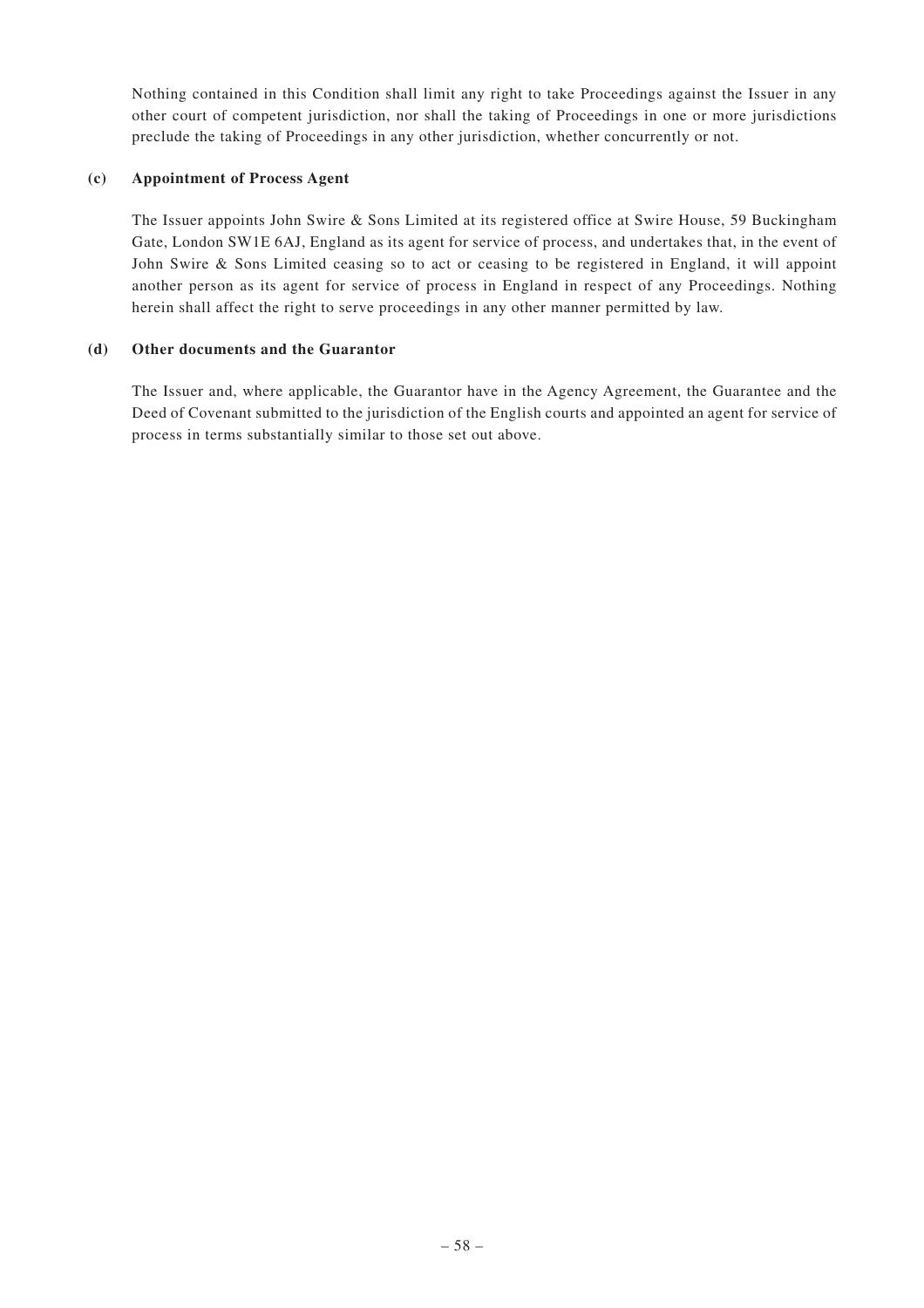Nothing contained in this Condition shall limit any right to take Proceedings against the Issuer in any other court of competent jurisdiction, nor shall the taking of Proceedings in one or more jurisdictions preclude the taking of Proceedings in any other jurisdiction, whether concurrently or not.

**(c) Appointment of Process Agent**

The Issuer appoints John Swire & Sons Limited at its registered office at Swire House, 59 Buckingham Gate, London SW1E 6AJ, England as its agent for service of process, and undertakes that, in the event of John Swire & Sons Limited ceasing so to act or ceasing to be registered in England, it will appoint another person as its agent for service of process in England in respect of any Proceedings. Nothing herein shall affect the right to serve proceedings in any other manner permitted by law.

**(d) Other documents and the Guarantor**

The Issuer and, where applicable, the Guarantor have in the Agency Agreement, the Guarantee and the Deed of Covenant submitted to the jurisdiction of the English courts and appointed an agent for service of process in terms substantially similar to those set out above.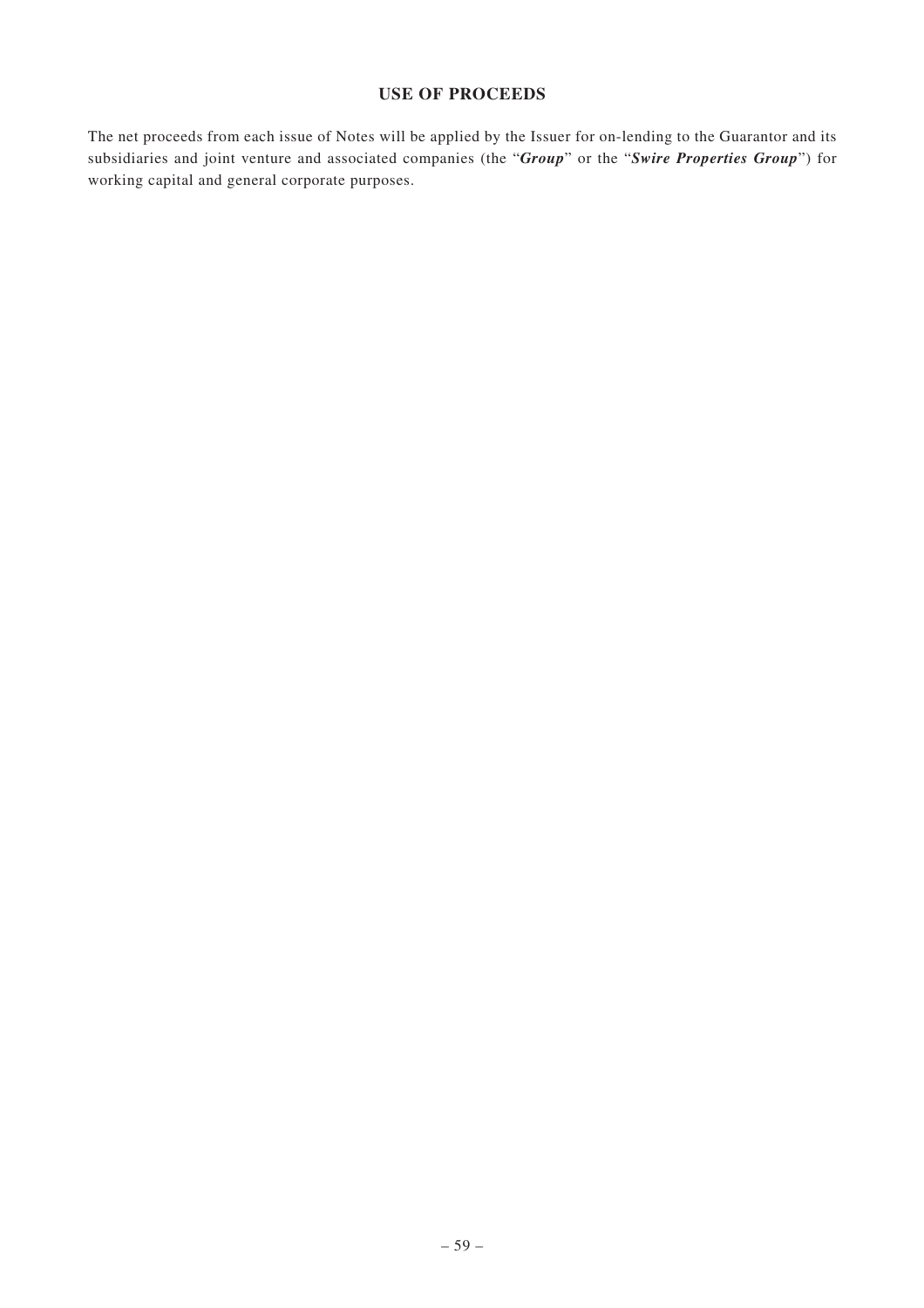# USE OF PROCEEDS

The net proceeds from each issue of Notes will be applied by the Issuer for on-lending to the Guarantor and its subsidiaries and joint venture and associated companies (the "***Group***" or the "***Swire Properties Group***") for working capital and general corporate purposes.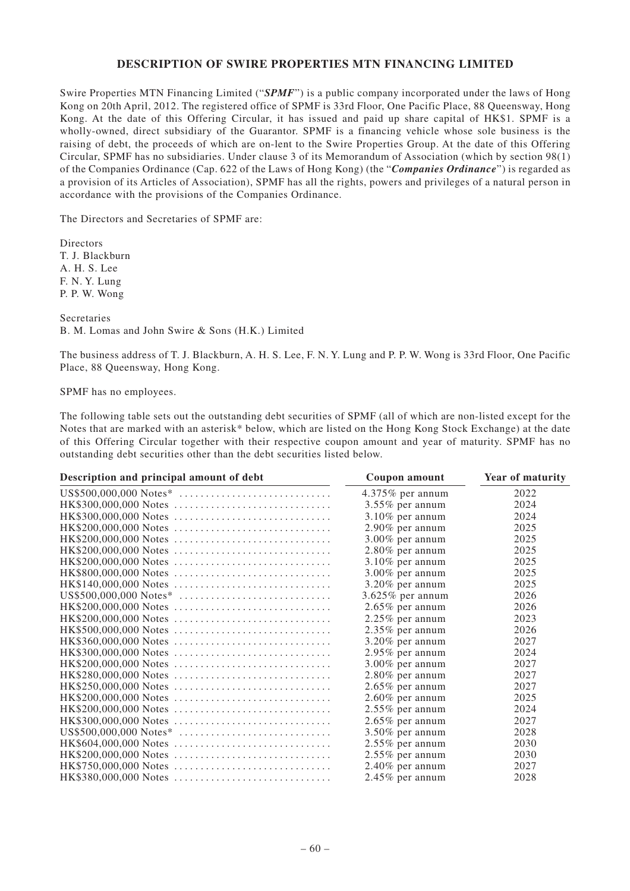## DESCRIPTION OF SWIRE PROPERTIES MTN FINANCING LIMITED

Swire Properties MTN Financing Limited ("***SPMF***") is a public company incorporated under the laws of Hong Kong on 20th April, 2012. The registered office of SPMF is 33rd Floor, One Pacific Place, 88 Queensway, Hong Kong. At the date of this Offering Circular, it has issued and paid up share capital of HK$1. SPMF is a wholly-owned, direct subsidiary of the Guarantor. SPMF is a financing vehicle whose sole business is the raising of debt, the proceeds of which are on-lent to the Swire Properties Group. At the date of this Offering Circular, SPMF has no subsidiaries. Under clause 3 of its Memorandum of Association (which by section 98(1) of the Companies Ordinance (Cap. 622 of the Laws of Hong Kong) (the "***Companies Ordinance***") is regarded as a provision of its Articles of Association), SPMF has all the rights, powers and privileges of a natural person in accordance with the provisions of the Companies Ordinance.

The Directors and Secretaries of SPMF are:

Directors
T. J. Blackburn
A. H. S. Lee
F. N. Y. Lung
P. P. W. Wong

Secretaries
B. M. Lomas and John Swire & Sons (H.K.) Limited

The business address of T. J. Blackburn, A. H. S. Lee, F. N. Y. Lung and P. P. W. Wong is 33rd Floor, One Pacific Place, 88 Queensway, Hong Kong.

SPMF has no employees.

The following table sets out the outstanding debt securities of SPMF (all of which are non-listed except for the Notes that are marked with an asterisk* below, which are listed on the Hong Kong Stock Exchange) at the date of this Offering Circular together with their respective coupon amount and year of maturity. SPMF has no outstanding debt securities other than the debt securities listed below.

| Description and principal amount of debt | Coupon amount | Year of maturity |
|---|---|---|
| US$500,000,000 Notes* | 4.375% per annum | 2022 |
| HK$300,000,000 Notes | 3.55% per annum | 2024 |
| HK$300,000,000 Notes | 3.10% per annum | 2024 |
| HK$200,000,000 Notes | 2.90% per annum | 2025 |
| HK$200,000,000 Notes | 3.00% per annum | 2025 |
| HK$200,000,000 Notes | 2.80% per annum | 2025 |
| HK$200,000,000 Notes | 3.10% per annum | 2025 |
| HK$800,000,000 Notes | 3.00% per annum | 2025 |
| HK$140,000,000 Notes | 3.20% per annum | 2025 |
| US$500,000,000 Notes* | 3.625% per annum | 2026 |
| HK$200,000,000 Notes | 2.65% per annum | 2026 |
| HK$200,000,000 Notes | 2.25% per annum | 2023 |
| HK$500,000,000 Notes | 2.35% per annum | 2026 |
| HK$360,000,000 Notes | 3.20% per annum | 2027 |
| HK$300,000,000 Notes | 2.95% per annum | 2024 |
| HK$200,000,000 Notes | 3.00% per annum | 2027 |
| HK$280,000,000 Notes | 2.80% per annum | 2027 |
| HK$250,000,000 Notes | 2.65% per annum | 2027 |
| HK$200,000,000 Notes | 2.60% per annum | 2025 |
| HK$200,000,000 Notes | 2.55% per annum | 2024 |
| HK$300,000,000 Notes | 2.65% per annum | 2027 |
| US$500,000,000 Notes* | 3.50% per annum | 2028 |
| HK$604,000,000 Notes | 2.55% per annum | 2030 |
| HK$200,000,000 Notes | 2.55% per annum | 2030 |
| HK$750,000,000 Notes | 2.40% per annum | 2027 |
| HK$380,000,000 Notes | 2.45% per annum | 2028 |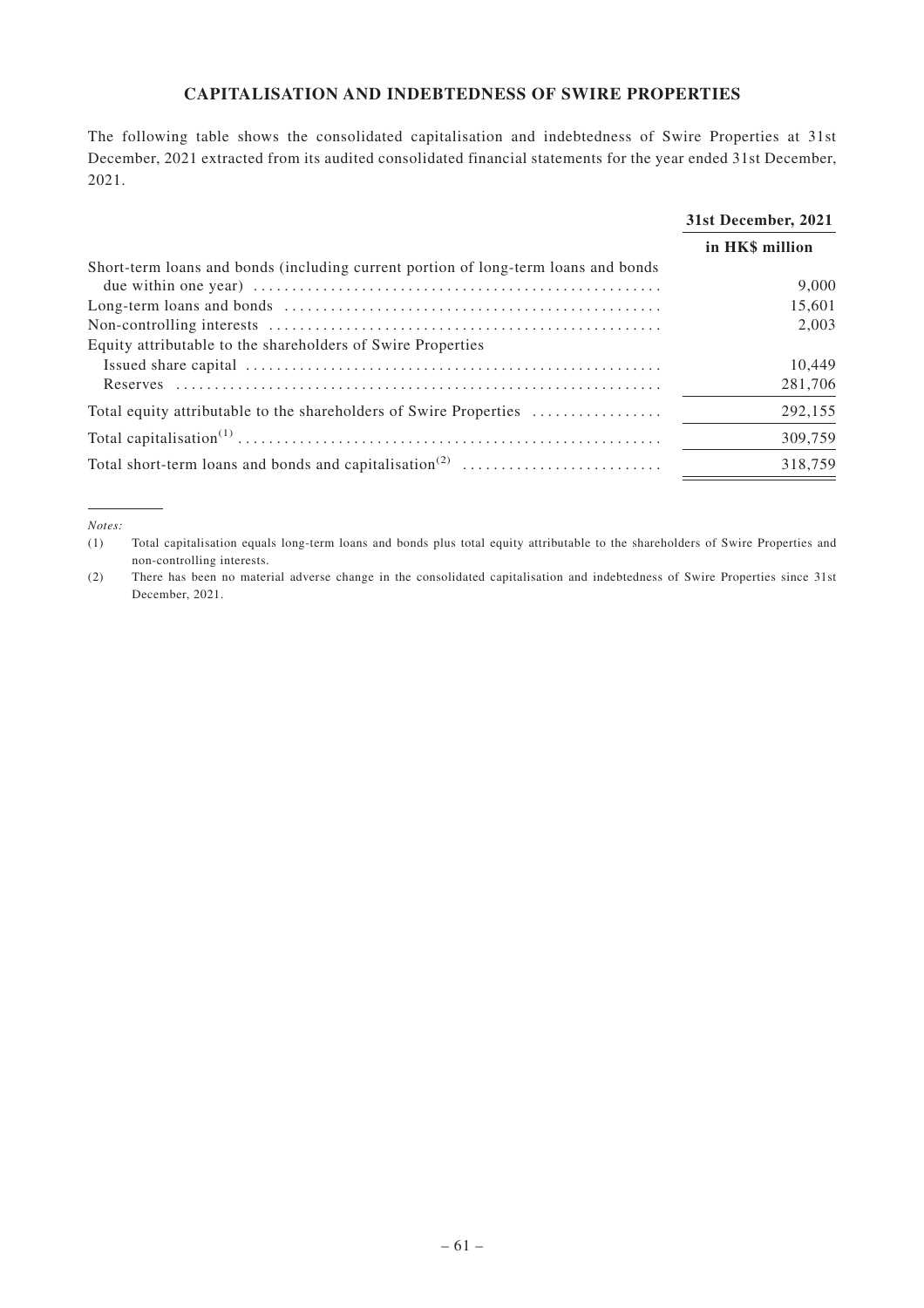## CAPITALISATION AND INDEBTEDNESS OF SWIRE PROPERTIES

The following table shows the consolidated capitalisation and indebtedness of Swire Properties at 31st December, 2021 extracted from its audited consolidated financial statements for the year ended 31st December, 2021.

| | **31st December, 2021** |
|---|---|
| | **in HK$ million** |
| Short-term loans and bonds (including current portion of long-term loans and bonds due within one year) | 9,000 |
| Long-term loans and bonds | 15,601 |
| Non-controlling interests | 2,003 |
| Equity attributable to the shareholders of Swire Properties | |
| Issued share capital | 10,449 |
| Reserves | 281,706 |
| Total equity attributable to the shareholders of Swire Properties | 292,155 |
| Total capitalisation[(1)] | 309,759 |
| Total short-term loans and bonds and capitalisation[(2)] | 318,759 |

*Notes:*

(1) Total capitalisation equals long-term loans and bonds plus total equity attributable to the shareholders of Swire Properties and non-controlling interests.

(2) There has been no material adverse change in the consolidated capitalisation and indebtedness of Swire Properties since 31st December, 2021.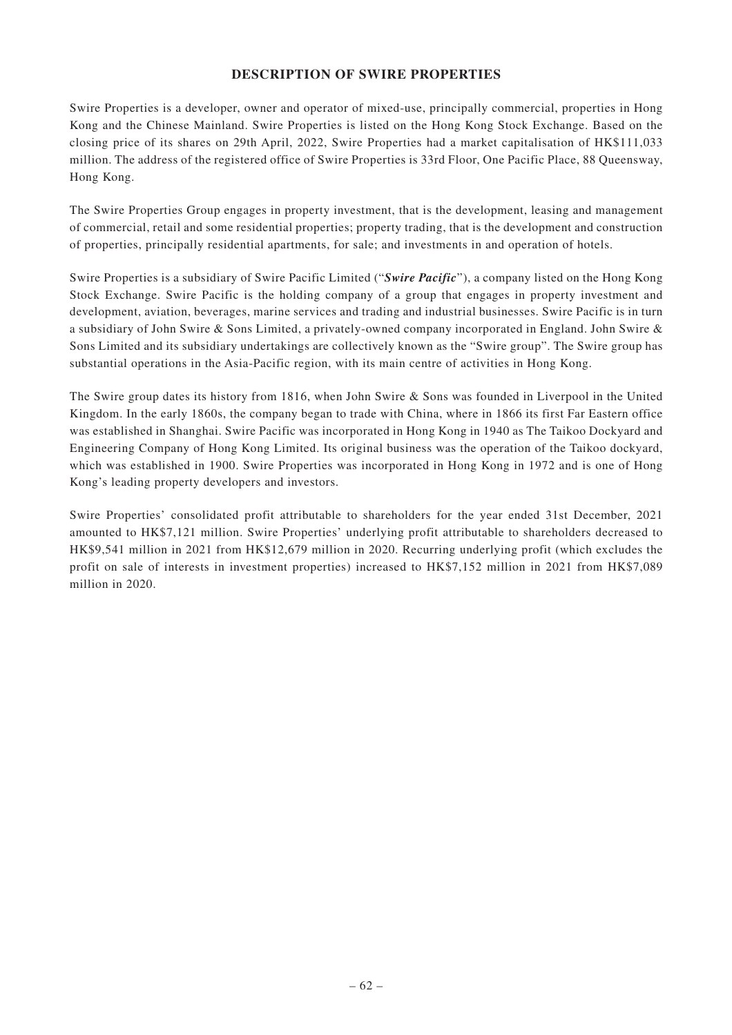## DESCRIPTION OF SWIRE PROPERTIES

Swire Properties is a developer, owner and operator of mixed-use, principally commercial, properties in Hong Kong and the Chinese Mainland. Swire Properties is listed on the Hong Kong Stock Exchange. Based on the closing price of its shares on 29th April, 2022, Swire Properties had a market capitalisation of HK$111,033 million. The address of the registered office of Swire Properties is 33rd Floor, One Pacific Place, 88 Queensway, Hong Kong.

The Swire Properties Group engages in property investment, that is the development, leasing and management of commercial, retail and some residential properties; property trading, that is the development and construction of properties, principally residential apartments, for sale; and investments in and operation of hotels.

Swire Properties is a subsidiary of Swire Pacific Limited ("***Swire Pacific***"), a company listed on the Hong Kong Stock Exchange. Swire Pacific is the holding company of a group that engages in property investment and development, aviation, beverages, marine services and trading and industrial businesses. Swire Pacific is in turn a subsidiary of John Swire & Sons Limited, a privately-owned company incorporated in England. John Swire & Sons Limited and its subsidiary undertakings are collectively known as the "Swire group". The Swire group has substantial operations in the Asia-Pacific region, with its main centre of activities in Hong Kong.

The Swire group dates its history from 1816, when John Swire & Sons was founded in Liverpool in the United Kingdom. In the early 1860s, the company began to trade with China, where in 1866 its first Far Eastern office was established in Shanghai. Swire Pacific was incorporated in Hong Kong in 1940 as The Taikoo Dockyard and Engineering Company of Hong Kong Limited. Its original business was the operation of the Taikoo dockyard, which was established in 1900. Swire Properties was incorporated in Hong Kong in 1972 and is one of Hong Kong's leading property developers and investors.

Swire Properties' consolidated profit attributable to shareholders for the year ended 31st December, 2021 amounted to HK$7,121 million. Swire Properties' underlying profit attributable to shareholders decreased to HK$9,541 million in 2021 from HK$12,679 million in 2020. Recurring underlying profit (which excludes the profit on sale of interests in investment properties) increased to HK$7,152 million in 2021 from HK$7,089 million in 2020.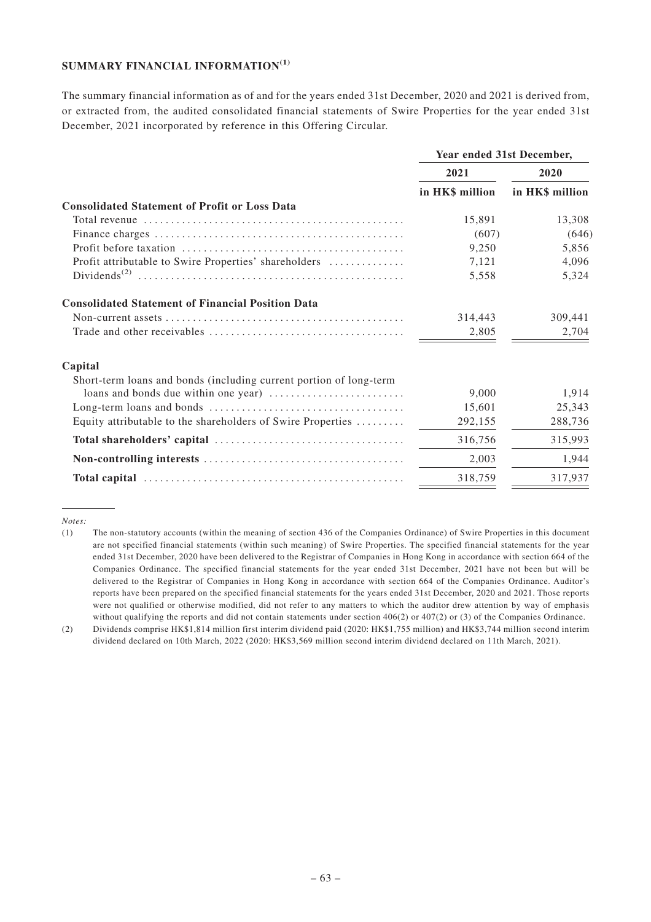## SUMMARY FINANCIAL INFORMATION[1]

The summary financial information as of and for the years ended 31st December, 2020 and 2021 is derived from, or extracted from, the audited consolidated financial statements of Swire Properties for the year ended 31st December, 2021 incorporated by reference in this Offering Circular.

| | Year ended 31st December, | |
|---|---|---|
| | 2021 | 2020 |
| | in HK$ million | in HK$ million |
| **Consolidated Statement of Profit or Loss Data** | | |
| Total revenue | 15,891 | 13,308 |
| Finance charges | (607) | (646) |
| Profit before taxation | 9,250 | 5,856 |
| Profit attributable to Swire Properties' shareholders | 7,121 | 4,096 |
| Dividends[2] | 5,558 | 5,324 |
| **Consolidated Statement of Financial Position Data** | | |
| Non-current assets | 314,443 | 309,441 |
| Trade and other receivables | 2,805 | 2,704 |
| **Capital** | | |
| Short-term loans and bonds (including current portion of long-term loans and bonds due within one year) | 9,000 | 1,914 |
| Long-term loans and bonds | 15,601 | 25,343 |
| Equity attributable to the shareholders of Swire Properties | 292,155 | 288,736 |
| **Total shareholders' capital** | 316,756 | 315,993 |
| **Non-controlling interests** | 2,003 | 1,944 |
| **Total capital** | 318,759 | 317,937 |

*Notes:*

(1) The non-statutory accounts (within the meaning of section 436 of the Companies Ordinance) of Swire Properties in this document are not specified financial statements (within such meaning) of Swire Properties. The specified financial statements for the year ended 31st December, 2020 have been delivered to the Registrar of Companies in Hong Kong in accordance with section 664 of the Companies Ordinance. The specified financial statements for the year ended 31st December, 2021 have not been but will be delivered to the Registrar of Companies in Hong Kong in accordance with section 664 of the Companies Ordinance. Auditor's reports have been prepared on the specified financial statements for the years ended 31st December, 2020 and 2021. Those reports were not qualified or otherwise modified, did not refer to any matters to which the auditor drew attention by way of emphasis without qualifying the reports and did not contain statements under section 406(2) or 407(2) or (3) of the Companies Ordinance.

(2) Dividends comprise HK$1,814 million first interim dividend paid (2020: HK$1,755 million) and HK$3,744 million second interim dividend declared on 10th March, 2022 (2020: HK$3,569 million second interim dividend declared on 11th March, 2021).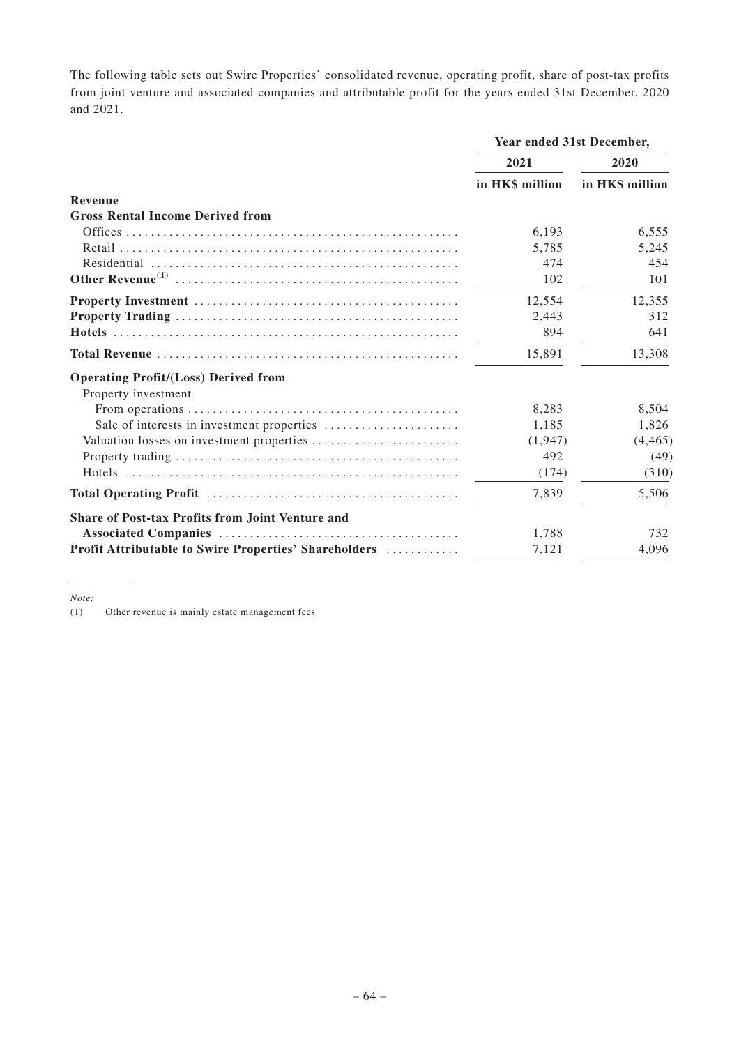The following table sets out Swire Properties' consolidated revenue, operating profit, share of post-tax profits from joint venture and associated companies and attributable profit for the years ended 31st December, 2020 and 2021.

| | Year ended 31st December, | |
|---|---|---|
| | 2021 | 2020 |
| | in HK$ million | in HK$ million |
| **Revenue** | | |
| **Gross Rental Income Derived from** | | |
| Offices | 6,193 | 6,555 |
| Retail | 5,785 | 5,245 |
| Residential | 474 | 454 |
| **Other Revenue**[(1)] | 102 | 101 |
| **Property Investment** | 12,554 | 12,355 |
| **Property Trading** | 2,443 | 312 |
| **Hotels** | 894 | 641 |
| **Total Revenue** | 15,891 | 13,308 |
| **Operating Profit/(Loss) Derived from** | | |
| Property investment | | |
| From operations | 8,283 | 8,504 |
| Sale of interests in investment properties | 1,185 | 1,826 |
| Valuation losses on investment properties | (1,947) | (4,465) |
| Property trading | 492 | (49) |
| Hotels | (174) | (310) |
| **Total Operating Profit** | 7,839 | 5,506 |
| **Share of Post-tax Profits from Joint Venture and Associated Companies** | 1,788 | 732 |
| **Profit Attributable to Swire Properties' Shareholders** | 7,121 | 4,096 |

*Note:*

(1) Other revenue is mainly estate management fees.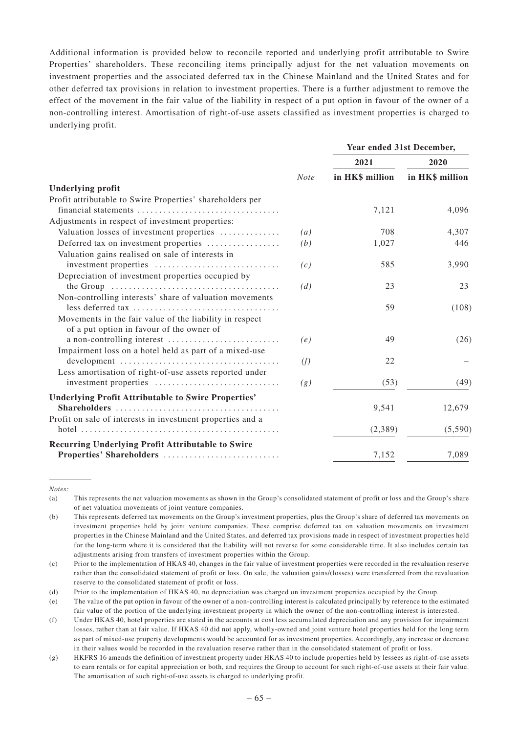Additional information is provided below to reconcile reported and underlying profit attributable to Swire Properties' shareholders. These reconciling items principally adjust for the net valuation movements on investment properties and the associated deferred tax in the Chinese Mainland and the United States and for other deferred tax provisions in relation to investment properties. There is a further adjustment to remove the effect of the movement in the fair value of the liability in respect of a put option in favour of the owner of a non-controlling interest. Amortisation of right-of-use assets classified as investment properties is charged to underlying profit.

| | | Year ended 31st December, | |
|---|---|---|---|
| | | 2021 | 2020 |
| | *Note* | in HK$ million | in HK$ million |
| **Underlying profit** | | | |
| Profit attributable to Swire Properties' shareholders per financial statements | | 7,121 | 4,096 |
| Adjustments in respect of investment properties: | | | |
| Valuation losses of investment properties | *(a)* | 708 | 4,307 |
| Deferred tax on investment properties | *(b)* | 1,027 | 446 |
| Valuation gains realised on sale of interests in investment properties | *(c)* | 585 | 3,990 |
| Depreciation of investment properties occupied by the Group | *(d)* | 23 | 23 |
| Non-controlling interests' share of valuation movements less deferred tax | | 59 | (108) |
| Movements in the fair value of the liability in respect of a put option in favour of the owner of a non-controlling interest | *(e)* | 49 | (26) |
| Impairment loss on a hotel held as part of a mixed-use development | *(f)* | 22 | – |
| Less amortisation of right-of-use assets reported under investment properties | *(g)* | (53) | (49) |
| **Underlying Profit Attributable to Swire Properties' Shareholders** | | 9,541 | 12,679 |
| Profit on sale of interests in investment properties and a hotel | | (2,389) | (5,590) |
| **Recurring Underlying Profit Attributable to Swire Properties' Shareholders** | | 7,152 | 7,089 |

*Notes:*

(a) This represents the net valuation movements as shown in the Group's consolidated statement of profit or loss and the Group's share of net valuation movements of joint venture companies.

(b) This represents deferred tax movements on the Group's investment properties, plus the Group's share of deferred tax movements on investment properties held by joint venture companies. These comprise deferred tax on valuation movements on investment properties in the Chinese Mainland and the United States, and deferred tax provisions made in respect of investment properties held for the long-term where it is considered that the liability will not reverse for some considerable time. It also includes certain tax adjustments arising from transfers of investment properties within the Group.

(c) Prior to the implementation of HKAS 40, changes in the fair value of investment properties were recorded in the revaluation reserve rather than the consolidated statement of profit or loss. On sale, the valuation gains/(losses) were transferred from the revaluation reserve to the consolidated statement of profit or loss.

(d) Prior to the implementation of HKAS 40, no depreciation was charged on investment properties occupied by the Group.

(e) The value of the put option in favour of the owner of a non-controlling interest is calculated principally by reference to the estimated fair value of the portion of the underlying investment property in which the owner of the non-controlling interest is interested.

(f) Under HKAS 40, hotel properties are stated in the accounts at cost less accumulated depreciation and any provision for impairment losses, rather than at fair value. If HKAS 40 did not apply, wholly-owned and joint venture hotel properties held for the long term as part of mixed-use property developments would be accounted for as investment properties. Accordingly, any increase or decrease in their values would be recorded in the revaluation reserve rather than in the consolidated statement of profit or loss.

(g) HKFRS 16 amends the definition of investment property under HKAS 40 to include properties held by lessees as right-of-use assets to earn rentals or for capital appreciation or both, and requires the Group to account for such right-of-use assets at their fair value. The amortisation of such right-of-use assets is charged to underlying profit.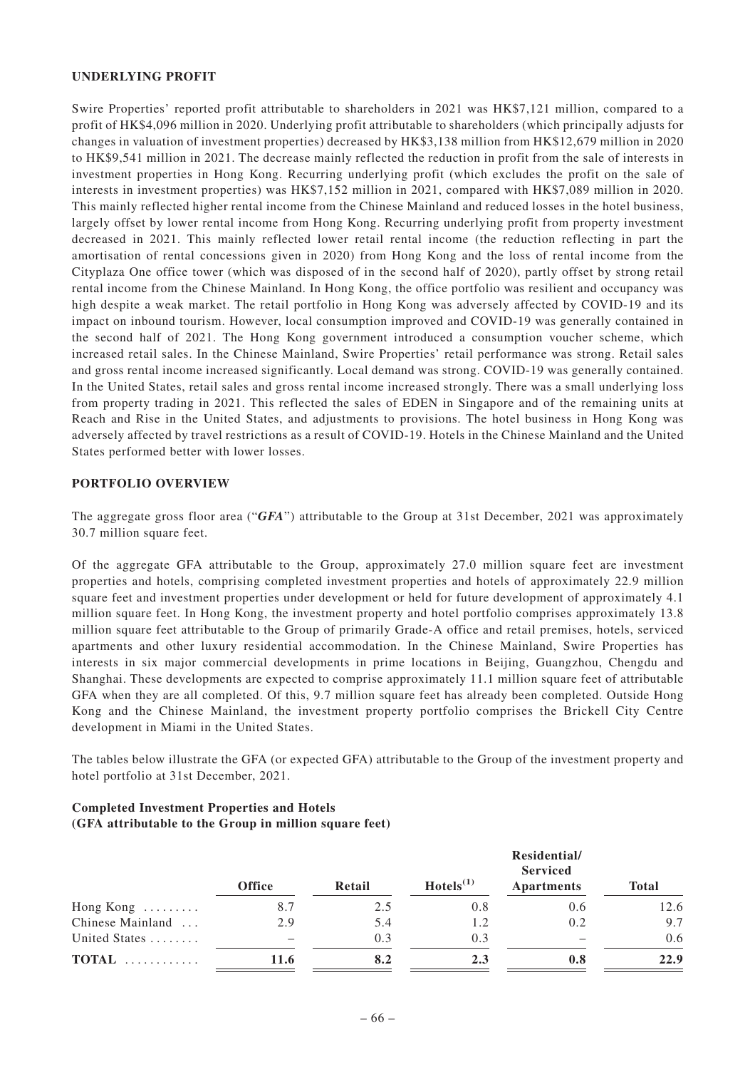**UNDERLYING PROFIT**

Swire Properties' reported profit attributable to shareholders in 2021 was HK$7,121 million, compared to a profit of HK$4,096 million in 2020. Underlying profit attributable to shareholders (which principally adjusts for changes in valuation of investment properties) decreased by HK$3,138 million from HK$12,679 million in 2020 to HK$9,541 million in 2021. The decrease mainly reflected the reduction in profit from the sale of interests in investment properties in Hong Kong. Recurring underlying profit (which excludes the profit on the sale of interests in investment properties) was HK$7,152 million in 2021, compared with HK$7,089 million in 2020. This mainly reflected higher rental income from the Chinese Mainland and reduced losses in the hotel business, largely offset by lower rental income from Hong Kong. Recurring underlying profit from property investment decreased in 2021. This mainly reflected lower retail rental income (the reduction reflecting in part the amortisation of rental concessions given in 2020) from Hong Kong and the loss of rental income from the Cityplaza One office tower (which was disposed of in the second half of 2020), partly offset by strong retail rental income from the Chinese Mainland. In Hong Kong, the office portfolio was resilient and occupancy was high despite a weak market. The retail portfolio in Hong Kong was adversely affected by COVID-19 and its impact on inbound tourism. However, local consumption improved and COVID-19 was generally contained in the second half of 2021. The Hong Kong government introduced a consumption voucher scheme, which increased retail sales. In the Chinese Mainland, Swire Properties' retail performance was strong. Retail sales and gross rental income increased significantly. Local demand was strong. COVID-19 was generally contained. In the United States, retail sales and gross rental income increased strongly. There was a small underlying loss from property trading in 2021. This reflected the sales of EDEN in Singapore and of the remaining units at Reach and Rise in the United States, and adjustments to provisions. The hotel business in Hong Kong was adversely affected by travel restrictions as a result of COVID-19. Hotels in the Chinese Mainland and the United States performed better with lower losses.

**PORTFOLIO OVERVIEW**

The aggregate gross floor area ("***GFA***") attributable to the Group at 31st December, 2021 was approximately 30.7 million square feet.

Of the aggregate GFA attributable to the Group, approximately 27.0 million square feet are investment properties and hotels, comprising completed investment properties and hotels of approximately 22.9 million square feet and investment properties under development or held for future development of approximately 4.1 million square feet. In Hong Kong, the investment property and hotel portfolio comprises approximately 13.8 million square feet attributable to the Group of primarily Grade-A office and retail premises, hotels, serviced apartments and other luxury residential accommodation. In the Chinese Mainland, Swire Properties has interests in six major commercial developments in prime locations in Beijing, Guangzhou, Chengdu and Shanghai. These developments are expected to comprise approximately 11.1 million square feet of attributable GFA when they are all completed. Of this, 9.7 million square feet has already been completed. Outside Hong Kong and the Chinese Mainland, the investment property portfolio comprises the Brickell City Centre development in Miami in the United States.

The tables below illustrate the GFA (or expected GFA) attributable to the Group of the investment property and hotel portfolio at 31st December, 2021.

**Completed Investment Properties and Hotels**
**(GFA attributable to the Group in million square feet)**

| | Office | Retail | Hotels[1] | Residential/ Serviced Apartments | Total |
|---|---|---|---|---|---|
| Hong Kong | 8.7 | 2.5 | 0.8 | 0.6 | 12.6 |
| Chinese Mainland | 2.9 | 5.4 | 1.2 | 0.2 | 9.7 |
| United States | – | 0.3 | 0.3 | – | 0.6 |
| **TOTAL** | **11.6** | **8.2** | **2.3** | **0.8** | **22.9** |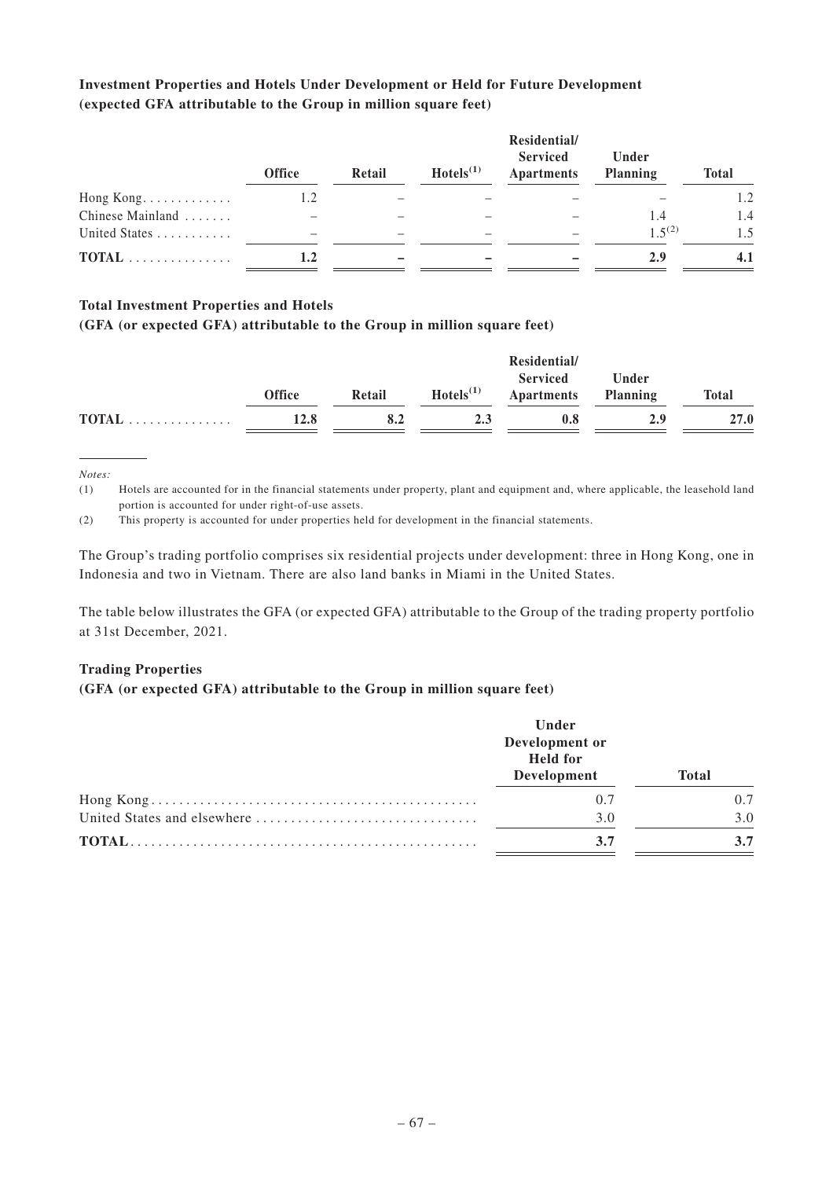**Investment Properties and Hotels Under Development or Held for Future Development**
**(expected GFA attributable to the Group in million square feet)**

| | Office | Retail | Hotels[1] | Residential/ Serviced Apartments | Under Planning | Total |
|---|---|---|---|---|---|---|
| Hong Kong | 1.2 | – | – | – | – | 1.2 |
| Chinese Mainland | – | – | – | – | 1.4 | 1.4 |
| United States | – | – | – | – | 1.5[2] | 1.5 |
| **TOTAL** | **1.2** | **–** | **–** | **–** | **2.9** | **4.1** |

**Total Investment Properties and Hotels**
**(GFA (or expected GFA) attributable to the Group in million square feet)**

| | Office | Retail | Hotels[1] | Residential/ Serviced Apartments | Under Planning | Total |
|---|---|---|---|---|---|---|
| **TOTAL** | **12.8** | **8.2** | **2.3** | **0.8** | **2.9** | **27.0** |

*Notes:*

(1) Hotels are accounted for in the financial statements under property, plant and equipment and, where applicable, the leasehold land portion is accounted for under right-of-use assets.

(2) This property is accounted for under properties held for development in the financial statements.

The Group's trading portfolio comprises six residential projects under development: three in Hong Kong, one in Indonesia and two in Vietnam. There are also land banks in Miami in the United States.

The table below illustrates the GFA (or expected GFA) attributable to the Group of the trading property portfolio at 31st December, 2021.

**Trading Properties**
**(GFA (or expected GFA) attributable to the Group in million square feet)**

| | Under Development or Held for Development | Total |
|---|---|---|
| Hong Kong | 0.7 | 0.7 |
| United States and elsewhere | 3.0 | 3.0 |
| **TOTAL** | **3.7** | **3.7** |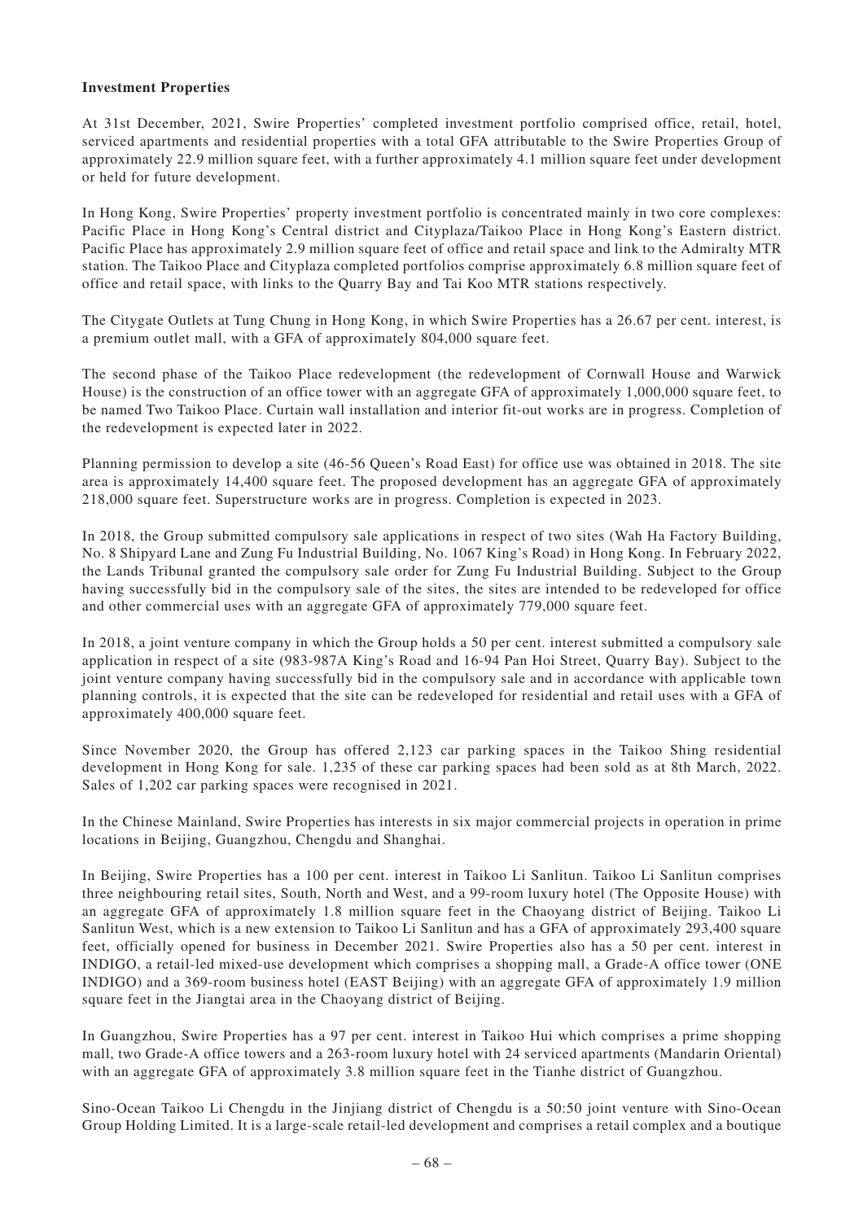**Investment Properties**

At 31st December, 2021, Swire Properties' completed investment portfolio comprised office, retail, hotel, serviced apartments and residential properties with a total GFA attributable to the Swire Properties Group of approximately 22.9 million square feet, with a further approximately 4.1 million square feet under development or held for future development.

In Hong Kong, Swire Properties' property investment portfolio is concentrated mainly in two core complexes: Pacific Place in Hong Kong's Central district and Cityplaza/Taikoo Place in Hong Kong's Eastern district. Pacific Place has approximately 2.9 million square feet of office and retail space and link to the Admiralty MTR station. The Taikoo Place and Cityplaza completed portfolios comprise approximately 6.8 million square feet of office and retail space, with links to the Quarry Bay and Tai Koo MTR stations respectively.

The Citygate Outlets at Tung Chung in Hong Kong, in which Swire Properties has a 26.67 per cent. interest, is a premium outlet mall, with a GFA of approximately 804,000 square feet.

The second phase of the Taikoo Place redevelopment (the redevelopment of Cornwall House and Warwick House) is the construction of an office tower with an aggregate GFA of approximately 1,000,000 square feet, to be named Two Taikoo Place. Curtain wall installation and interior fit-out works are in progress. Completion of the redevelopment is expected later in 2022.

Planning permission to develop a site (46-56 Queen's Road East) for office use was obtained in 2018. The site area is approximately 14,400 square feet. The proposed development has an aggregate GFA of approximately 218,000 square feet. Superstructure works are in progress. Completion is expected in 2023.

In 2018, the Group submitted compulsory sale applications in respect of two sites (Wah Ha Factory Building, No. 8 Shipyard Lane and Zung Fu Industrial Building, No. 1067 King's Road) in Hong Kong. In February 2022, the Lands Tribunal granted the compulsory sale order for Zung Fu Industrial Building. Subject to the Group having successfully bid in the compulsory sale of the sites, the sites are intended to be redeveloped for office and other commercial uses with an aggregate GFA of approximately 779,000 square feet.

In 2018, a joint venture company in which the Group holds a 50 per cent. interest submitted a compulsory sale application in respect of a site (983-987A King's Road and 16-94 Pan Hoi Street, Quarry Bay). Subject to the joint venture company having successfully bid in the compulsory sale and in accordance with applicable town planning controls, it is expected that the site can be redeveloped for residential and retail uses with a GFA of approximately 400,000 square feet.

Since November 2020, the Group has offered 2,123 car parking spaces in the Taikoo Shing residential development in Hong Kong for sale. 1,235 of these car parking spaces had been sold as at 8th March, 2022. Sales of 1,202 car parking spaces were recognised in 2021.

In the Chinese Mainland, Swire Properties has interests in six major commercial projects in operation in prime locations in Beijing, Guangzhou, Chengdu and Shanghai.

In Beijing, Swire Properties has a 100 per cent. interest in Taikoo Li Sanlitun. Taikoo Li Sanlitun comprises three neighbouring retail sites, South, North and West, and a 99-room luxury hotel (The Opposite House) with an aggregate GFA of approximately 1.8 million square feet in the Chaoyang district of Beijing. Taikoo Li Sanlitun West, which is a new extension to Taikoo Li Sanlitun and has a GFA of approximately 293,400 square feet, officially opened for business in December 2021. Swire Properties also has a 50 per cent. interest in INDIGO, a retail-led mixed-use development which comprises a shopping mall, a Grade-A office tower (ONE INDIGO) and a 369-room business hotel (EAST Beijing) with an aggregate GFA of approximately 1.9 million square feet in the Jiangtai area in the Chaoyang district of Beijing.

In Guangzhou, Swire Properties has a 97 per cent. interest in Taikoo Hui which comprises a prime shopping mall, two Grade-A office towers and a 263-room luxury hotel with 24 serviced apartments (Mandarin Oriental) with an aggregate GFA of approximately 3.8 million square feet in the Tianhe district of Guangzhou.

Sino-Ocean Taikoo Li Chengdu in the Jinjiang district of Chengdu is a 50:50 joint venture with Sino-Ocean Group Holding Limited. It is a large-scale retail-led development and comprises a retail complex and a boutique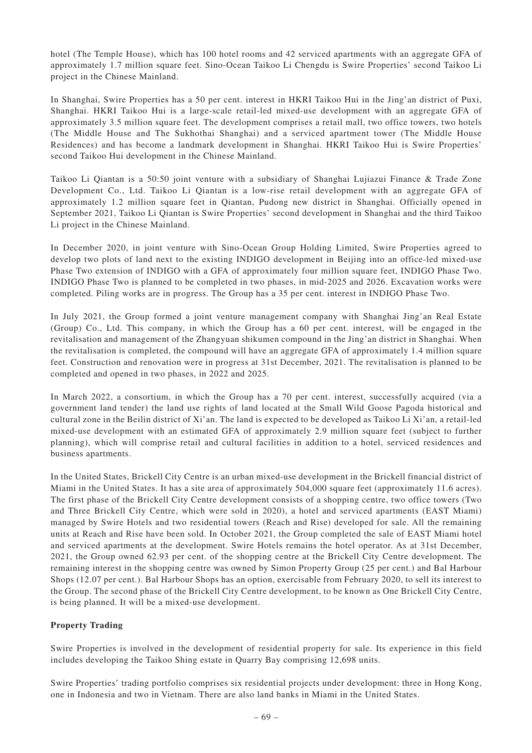hotel (The Temple House), which has 100 hotel rooms and 42 serviced apartments with an aggregate GFA of approximately 1.7 million square feet. Sino-Ocean Taikoo Li Chengdu is Swire Properties' second Taikoo Li project in the Chinese Mainland.

In Shanghai, Swire Properties has a 50 per cent. interest in HKRI Taikoo Hui in the Jing'an district of Puxi, Shanghai. HKRI Taikoo Hui is a large-scale retail-led mixed-use development with an aggregate GFA of approximately 3.5 million square feet. The development comprises a retail mall, two office towers, two hotels (The Middle House and The Sukhothai Shanghai) and a serviced apartment tower (The Middle House Residences) and has become a landmark development in Shanghai. HKRI Taikoo Hui is Swire Properties' second Taikoo Hui development in the Chinese Mainland.

Taikoo Li Qiantan is a 50:50 joint venture with a subsidiary of Shanghai Lujiazui Finance & Trade Zone Development Co., Ltd. Taikoo Li Qiantan is a low-rise retail development with an aggregate GFA of approximately 1.2 million square feet in Qiantan, Pudong new district in Shanghai. Officially opened in September 2021, Taikoo Li Qiantan is Swire Properties' second development in Shanghai and the third Taikoo Li project in the Chinese Mainland.

In December 2020, in joint venture with Sino-Ocean Group Holding Limited, Swire Properties agreed to develop two plots of land next to the existing INDIGO development in Beijing into an office-led mixed-use Phase Two extension of INDIGO with a GFA of approximately four million square feet, INDIGO Phase Two. INDIGO Phase Two is planned to be completed in two phases, in mid-2025 and 2026. Excavation works were completed. Piling works are in progress. The Group has a 35 per cent. interest in INDIGO Phase Two.

In July 2021, the Group formed a joint venture management company with Shanghai Jing'an Real Estate (Group) Co., Ltd. This company, in which the Group has a 60 per cent. interest, will be engaged in the revitalisation and management of the Zhangyuan shikumen compound in the Jing'an district in Shanghai. When the revitalisation is completed, the compound will have an aggregate GFA of approximately 1.4 million square feet. Construction and renovation were in progress at 31st December, 2021. The revitalisation is planned to be completed and opened in two phases, in 2022 and 2025.

In March 2022, a consortium, in which the Group has a 70 per cent. interest, successfully acquired (via a government land tender) the land use rights of land located at the Small Wild Goose Pagoda historical and cultural zone in the Beilin district of Xi'an. The land is expected to be developed as Taikoo Li Xi'an, a retail-led mixed-use development with an estimated GFA of approximately 2.9 million square feet (subject to further planning), which will comprise retail and cultural facilities in addition to a hotel, serviced residences and business apartments.

In the United States, Brickell City Centre is an urban mixed-use development in the Brickell financial district of Miami in the United States. It has a site area of approximately 504,000 square feet (approximately 11.6 acres). The first phase of the Brickell City Centre development consists of a shopping centre, two office towers (Two and Three Brickell City Centre, which were sold in 2020), a hotel and serviced apartments (EAST Miami) managed by Swire Hotels and two residential towers (Reach and Rise) developed for sale. All the remaining units at Reach and Rise have been sold. In October 2021, the Group completed the sale of EAST Miami hotel and serviced apartments at the development. Swire Hotels remains the hotel operator. As at 31st December, 2021, the Group owned 62.93 per cent. of the shopping centre at the Brickell City Centre development. The remaining interest in the shopping centre was owned by Simon Property Group (25 per cent.) and Bal Harbour Shops (12.07 per cent.). Bal Harbour Shops has an option, exercisable from February 2020, to sell its interest to the Group. The second phase of the Brickell City Centre development, to be known as One Brickell City Centre, is being planned. It will be a mixed-use development.

**Property Trading**

Swire Properties is involved in the development of residential property for sale. Its experience in this field includes developing the Taikoo Shing estate in Quarry Bay comprising 12,698 units.

Swire Properties' trading portfolio comprises six residential projects under development: three in Hong Kong, one in Indonesia and two in Vietnam. There are also land banks in Miami in the United States.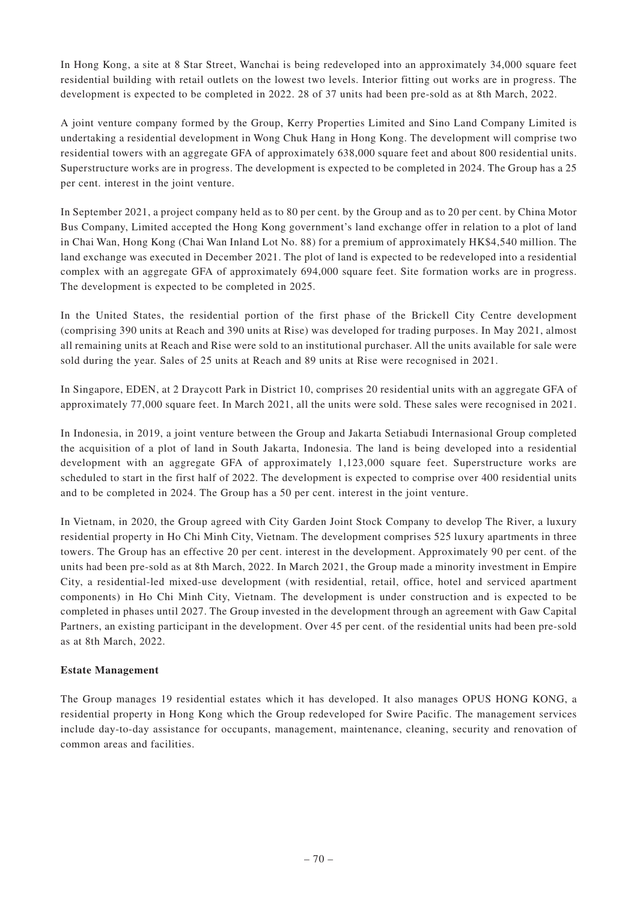In Hong Kong, a site at 8 Star Street, Wanchai is being redeveloped into an approximately 34,000 square feet residential building with retail outlets on the lowest two levels. Interior fitting out works are in progress. The development is expected to be completed in 2022. 28 of 37 units had been pre-sold as at 8th March, 2022.

A joint venture company formed by the Group, Kerry Properties Limited and Sino Land Company Limited is undertaking a residential development in Wong Chuk Hang in Hong Kong. The development will comprise two residential towers with an aggregate GFA of approximately 638,000 square feet and about 800 residential units. Superstructure works are in progress. The development is expected to be completed in 2024. The Group has a 25 per cent. interest in the joint venture.

In September 2021, a project company held as to 80 per cent. by the Group and as to 20 per cent. by China Motor Bus Company, Limited accepted the Hong Kong government's land exchange offer in relation to a plot of land in Chai Wan, Hong Kong (Chai Wan Inland Lot No. 88) for a premium of approximately HK$4,540 million. The land exchange was executed in December 2021. The plot of land is expected to be redeveloped into a residential complex with an aggregate GFA of approximately 694,000 square feet. Site formation works are in progress. The development is expected to be completed in 2025.

In the United States, the residential portion of the first phase of the Brickell City Centre development (comprising 390 units at Reach and 390 units at Rise) was developed for trading purposes. In May 2021, almost all remaining units at Reach and Rise were sold to an institutional purchaser. All the units available for sale were sold during the year. Sales of 25 units at Reach and 89 units at Rise were recognised in 2021.

In Singapore, EDEN, at 2 Draycott Park in District 10, comprises 20 residential units with an aggregate GFA of approximately 77,000 square feet. In March 2021, all the units were sold. These sales were recognised in 2021.

In Indonesia, in 2019, a joint venture between the Group and Jakarta Setiabudi Internasional Group completed the acquisition of a plot of land in South Jakarta, Indonesia. The land is being developed into a residential development with an aggregate GFA of approximately 1,123,000 square feet. Superstructure works are scheduled to start in the first half of 2022. The development is expected to comprise over 400 residential units and to be completed in 2024. The Group has a 50 per cent. interest in the joint venture.

In Vietnam, in 2020, the Group agreed with City Garden Joint Stock Company to develop The River, a luxury residential property in Ho Chi Minh City, Vietnam. The development comprises 525 luxury apartments in three towers. The Group has an effective 20 per cent. interest in the development. Approximately 90 per cent. of the units had been pre-sold as at 8th March, 2022. In March 2021, the Group made a minority investment in Empire City, a residential-led mixed-use development (with residential, retail, office, hotel and serviced apartment components) in Ho Chi Minh City, Vietnam. The development is under construction and is expected to be completed in phases until 2027. The Group invested in the development through an agreement with Gaw Capital Partners, an existing participant in the development. Over 45 per cent. of the residential units had been pre-sold as at 8th March, 2022.

**Estate Management**

The Group manages 19 residential estates which it has developed. It also manages OPUS HONG KONG, a residential property in Hong Kong which the Group redeveloped for Swire Pacific. The management services include day-to-day assistance for occupants, management, maintenance, cleaning, security and renovation of common areas and facilities.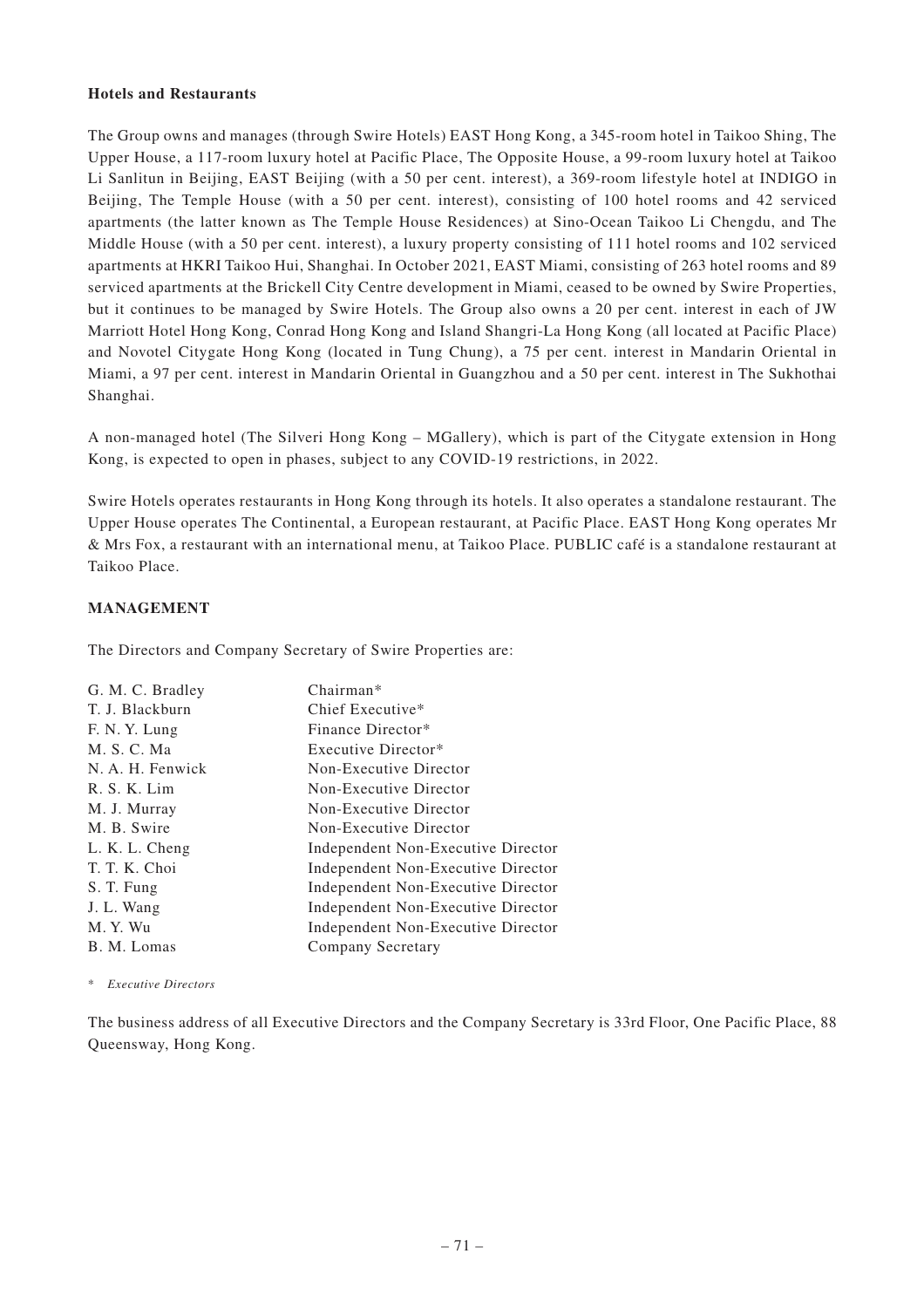**Hotels and Restaurants**

The Group owns and manages (through Swire Hotels) EAST Hong Kong, a 345-room hotel in Taikoo Shing, The Upper House, a 117-room luxury hotel at Pacific Place, The Opposite House, a 99-room luxury hotel at Taikoo Li Sanlitun in Beijing, EAST Beijing (with a 50 per cent. interest), a 369-room lifestyle hotel at INDIGO in Beijing, The Temple House (with a 50 per cent. interest), consisting of 100 hotel rooms and 42 serviced apartments (the latter known as The Temple House Residences) at Sino-Ocean Taikoo Li Chengdu, and The Middle House (with a 50 per cent. interest), a luxury property consisting of 111 hotel rooms and 102 serviced apartments at HKRI Taikoo Hui, Shanghai. In October 2021, EAST Miami, consisting of 263 hotel rooms and 89 serviced apartments at the Brickell City Centre development in Miami, ceased to be owned by Swire Properties, but it continues to be managed by Swire Hotels. The Group also owns a 20 per cent. interest in each of JW Marriott Hotel Hong Kong, Conrad Hong Kong and Island Shangri-La Hong Kong (all located at Pacific Place) and Novotel Citygate Hong Kong (located in Tung Chung), a 75 per cent. interest in Mandarin Oriental in Miami, a 97 per cent. interest in Mandarin Oriental in Guangzhou and a 50 per cent. interest in The Sukhothai Shanghai.

A non-managed hotel (The Silveri Hong Kong – MGallery), which is part of the Citygate extension in Hong Kong, is expected to open in phases, subject to any COVID-19 restrictions, in 2022.

Swire Hotels operates restaurants in Hong Kong through its hotels. It also operates a standalone restaurant. The Upper House operates The Continental, a European restaurant, at Pacific Place. EAST Hong Kong operates Mr & Mrs Fox, a restaurant with an international menu, at Taikoo Place. PUBLIC café is a standalone restaurant at Taikoo Place.

## MANAGEMENT

The Directors and Company Secretary of Swire Properties are:

| | |
|---|---|
| G. M. C. Bradley | Chairman* |
| T. J. Blackburn | Chief Executive* |
| F. N. Y. Lung | Finance Director* |
| M. S. C. Ma | Executive Director* |
| N. A. H. Fenwick | Non-Executive Director |
| R. S. K. Lim | Non-Executive Director |
| M. J. Murray | Non-Executive Director |
| M. B. Swire | Non-Executive Director |
| L. K. L. Cheng | Independent Non-Executive Director |
| T. T. K. Choi | Independent Non-Executive Director |
| S. T. Fung | Independent Non-Executive Director |
| J. L. Wang | Independent Non-Executive Director |
| M. Y. Wu | Independent Non-Executive Director |
| B. M. Lomas | Company Secretary |

\* *Executive Directors*

The business address of all Executive Directors and the Company Secretary is 33rd Floor, One Pacific Place, 88 Queensway, Hong Kong.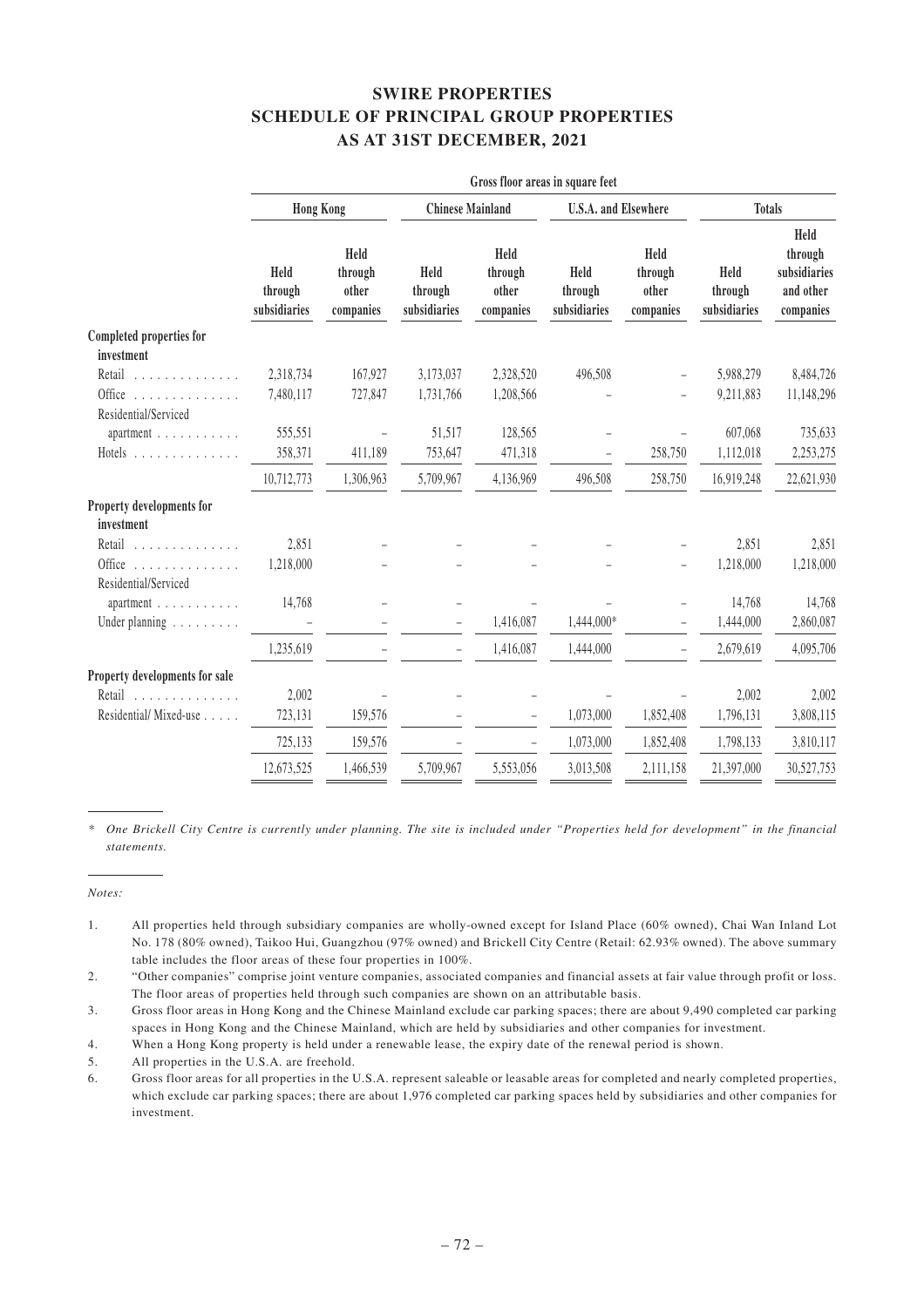# SWIRE PROPERTIES
# SCHEDULE OF PRINCIPAL GROUP PROPERTIES
# AS AT 31ST DECEMBER, 2021

| | Gross floor areas in square feet | | | | | | | |
|---|---|---|---|---|---|---|---|---|
| | Hong Kong | | Chinese Mainland | | U.S.A. and Elsewhere | | Totals | |
| | Held through subsidiaries | Held through other companies | Held through subsidiaries | Held through other companies | Held through subsidiaries | Held through other companies | Held through subsidiaries | Held through subsidiaries and other companies |
| **Completed properties for investment** | | | | | | | | |
| Retail | 2,318,734 | 167,927 | 3,173,037 | 2,328,520 | 496,508 | – | 5,988,279 | 8,484,726 |
| Office | 7,480,117 | 727,847 | 1,731,766 | 1,208,566 | – | – | 9,211,883 | 11,148,296 |
| Residential/Serviced apartment | 555,551 | – | 51,517 | 128,565 | – | – | 607,068 | 735,633 |
| Hotels | 358,371 | 411,189 | 753,647 | 471,318 | – | 258,750 | 1,112,018 | 2,253,275 |
| | 10,712,773 | 1,306,963 | 5,709,967 | 4,136,969 | 496,508 | 258,750 | 16,919,248 | 22,621,930 |
| **Property developments for investment** | | | | | | | | |
| Retail | 2,851 | – | – | – | – | – | 2,851 | 2,851 |
| Office | 1,218,000 | – | – | – | – | – | 1,218,000 | 1,218,000 |
| Residential/Serviced apartment | 14,768 | – | – | – | – | – | 14,768 | 14,768 |
| Under planning | – | – | – | 1,416,087 | 1,444,000* | – | 1,444,000 | 2,860,087 |
| | 1,235,619 | – | – | 1,416,087 | 1,444,000 | – | 2,679,619 | 4,095,706 |
| **Property developments for sale** | | | | | | | | |
| Retail | 2,002 | – | – | – | – | – | 2,002 | 2,002 |
| Residential/ Mixed-use | 723,131 | 159,576 | – | – | 1,073,000 | 1,852,408 | 1,796,131 | 3,808,115 |
| | 725,133 | 159,576 | – | – | 1,073,000 | 1,852,408 | 1,798,133 | 3,810,117 |
| | 12,673,525 | 1,466,539 | 5,709,967 | 5,553,056 | 3,013,508 | 2,111,158 | 21,397,000 | 30,527,753 |

\* *One Brickell City Centre is currently under planning. The site is included under "Properties held for development" in the financial statements.*

*Notes:*

1. All properties held through subsidiary companies are wholly-owned except for Island Place (60% owned), Chai Wan Inland Lot No. 178 (80% owned), Taikoo Hui, Guangzhou (97% owned) and Brickell City Centre (Retail: 62.93% owned). The above summary table includes the floor areas of these four properties in 100%.
2. "Other companies" comprise joint venture companies, associated companies and financial assets at fair value through profit or loss. The floor areas of properties held through such companies are shown on an attributable basis.
3. Gross floor areas in Hong Kong and the Chinese Mainland exclude car parking spaces; there are about 9,490 completed car parking spaces in Hong Kong and the Chinese Mainland, which are held by subsidiaries and other companies for investment.
4. When a Hong Kong property is held under a renewable lease, the expiry date of the renewal period is shown.
5. All properties in the U.S.A. are freehold.
6. Gross floor areas for all properties in the U.S.A. represent saleable or leasable areas for completed and nearly completed properties, which exclude car parking spaces; there are about 1,976 completed car parking spaces held by subsidiaries and other companies for investment.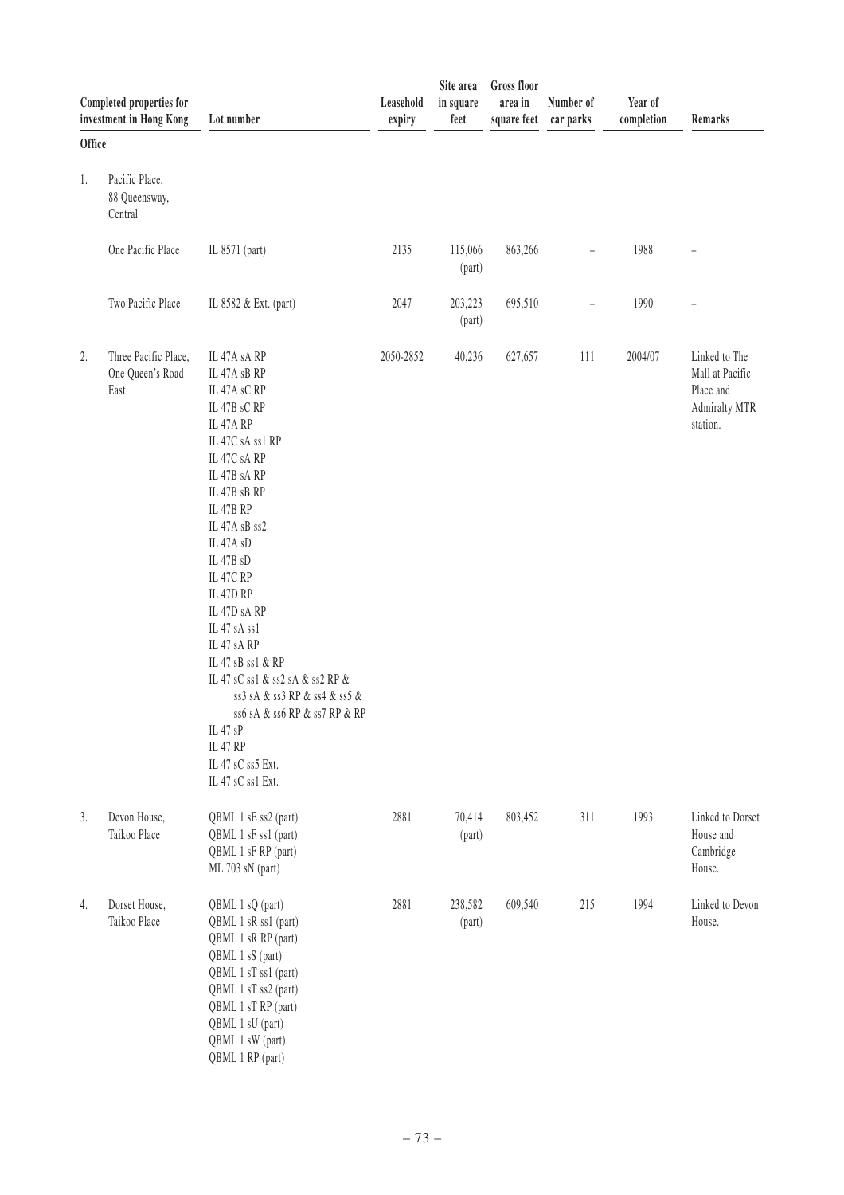| Completed properties for investment in Hong Kong | Lot number | Leasehold expiry | Site area in square feet | Gross floor area in square feet | Number of car parks | Year of completion | Remarks |
|---|---|---|---|---|---|---|---|
| **Office** | | | | | | | |
| 1. Pacific Place, 88 Queensway, Central | | | | | | | |
| One Pacific Place | IL 8571 (part) | 2135 | 115,066 (part) | 863,266 | – | 1988 | – |
| Two Pacific Place | IL 8582 & Ext. (part) | 2047 | 203,223 (part) | 695,510 | – | 1990 | – |
| 2. Three Pacific Place, One Queen's Road East | IL 47A sA RP<br>IL 47A sB RP<br>IL 47A sC RP<br>IL 47B sC RP<br>IL 47A RP<br>IL 47C sA ss1 RP<br>IL 47C sA RP<br>IL 47B sA RP<br>IL 47B sB RP<br>IL 47B RP<br>IL 47A sB ss2<br>IL 47A sD<br>IL 47B sD<br>IL 47C RP<br>IL 47D RP<br>IL 47D sA RP<br>IL 47 sA ss1<br>IL 47 sA RP<br>IL 47 sB ss1 & RP<br>IL 47 sC ss1 & ss2 sA & ss2 RP & ss3 sA & ss3 RP & ss4 & ss5 & ss6 sA & ss6 RP & ss7 RP & RP<br>IL 47 sP<br>IL 47 RP<br>IL 47 sC ss5 Ext.<br>IL 47 sC ss1 Ext. | 2050-2852 | 40,236 | 627,657 | 111 | 2004/07 | Linked to The Mall at Pacific Place and Admiralty MTR station. |
| 3. Devon House, Taikoo Place | QBML 1 sE ss2 (part)<br>QBML 1 sF ss1 (part)<br>QBML 1 sF RP (part)<br>ML 703 sN (part) | 2881 | 70,414 (part) | 803,452 | 311 | 1993 | Linked to Dorset House and Cambridge House. |
| 4. Dorset House, Taikoo Place | QBML 1 sQ (part)<br>QBML 1 sR ss1 (part)<br>QBML 1 sR RP (part)<br>QBML 1 sS (part)<br>QBML 1 sT ss1 (part)<br>QBML 1 sT ss2 (part)<br>QBML 1 sT RP (part)<br>QBML 1 sU (part)<br>QBML 1 sW (part)<br>QBML 1 RP (part) | 2881 | 238,582 (part) | 609,540 | 215 | 1994 | Linked to Devon House. |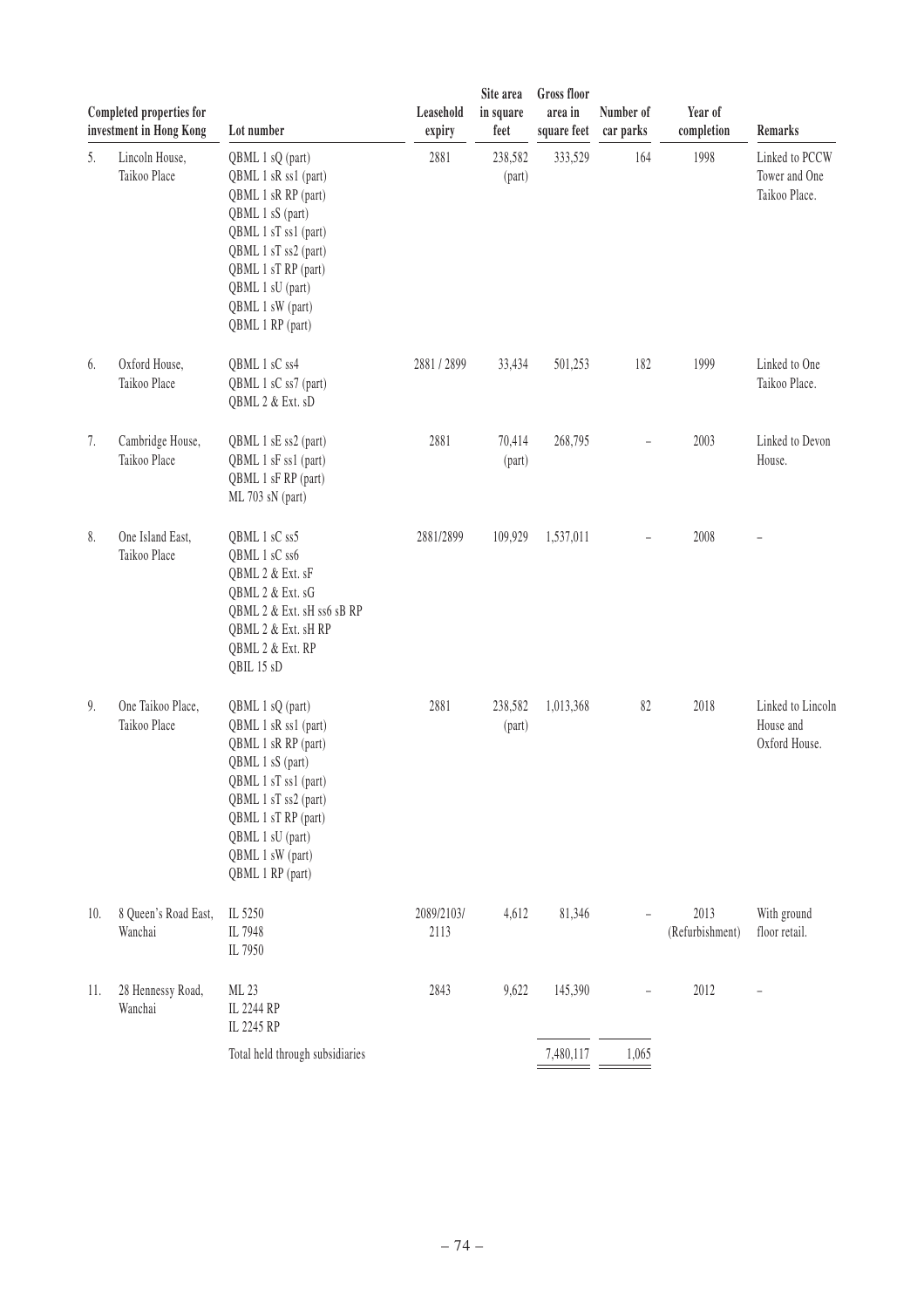| | Completed properties for investment in Hong Kong | Lot number | Leasehold expiry | Site area in square feet | Gross floor area in square feet | Number of car parks | Year of completion | Remarks |
|---|---|---|---|---|---|---|---|---|
| 5. | Lincoln House, Taikoo Place | QBML 1 sQ (part)<br>QBML 1 sR ss1 (part)<br>QBML 1 sR RP (part)<br>QBML 1 sS (part)<br>QBML 1 sT ss1 (part)<br>QBML 1 sT ss2 (part)<br>QBML 1 sT RP (part)<br>QBML 1 sU (part)<br>QBML 1 sW (part)<br>QBML 1 RP (part) | 2881 | 238,582 (part) | 333,529 | 164 | 1998 | Linked to PCCW Tower and One Taikoo Place. |
| 6. | Oxford House, Taikoo Place | QBML 1 sC ss4<br>QBML 1 sC ss7 (part)<br>QBML 2 & Ext. sD | 2881 / 2899 | 33,434 | 501,253 | 182 | 1999 | Linked to One Taikoo Place. |
| 7. | Cambridge House, Taikoo Place | QBML 1 sE ss2 (part)<br>QBML 1 sF ss1 (part)<br>QBML 1 sF RP (part)<br>ML 703 sN (part) | 2881 | 70,414 (part) | 268,795 | – | 2003 | Linked to Devon House. |
| 8. | One Island East, Taikoo Place | QBML 1 sC ss5<br>QBML 1 sC ss6<br>QBML 2 & Ext. sF<br>QBML 2 & Ext. sG<br>QBML 2 & Ext. sH ss6 sB RP<br>QBML 2 & Ext. sH RP<br>QBML 2 & Ext. RP<br>QBIL 15 sD | 2881/2899 | 109,929 | 1,537,011 | – | 2008 | – |
| 9. | One Taikoo Place, Taikoo Place | QBML 1 sQ (part)<br>QBML 1 sR ss1 (part)<br>QBML 1 sR RP (part)<br>QBML 1 sS (part)<br>QBML 1 sT ss1 (part)<br>QBML 1 sT ss2 (part)<br>QBML 1 sT RP (part)<br>QBML 1 sU (part)<br>QBML 1 sW (part)<br>QBML 1 RP (part) | 2881 | 238,582 (part) | 1,013,368 | 82 | 2018 | Linked to Lincoln House and Oxford House. |
| 10. | 8 Queen's Road East, Wanchai | IL 5250<br>IL 7948<br>IL 7950 | 2089/2103/ 2113 | 4,612 | 81,346 | – | 2013 (Refurbishment) | With ground floor retail. |
| 11. | 28 Hennessy Road, Wanchai | ML 23<br>IL 2244 RP<br>IL 2245 RP | 2843 | 9,622 | 145,390 | – | 2012 | – |
| | | Total held through subsidiaries | | | 7,480,117 | 1,065 | | |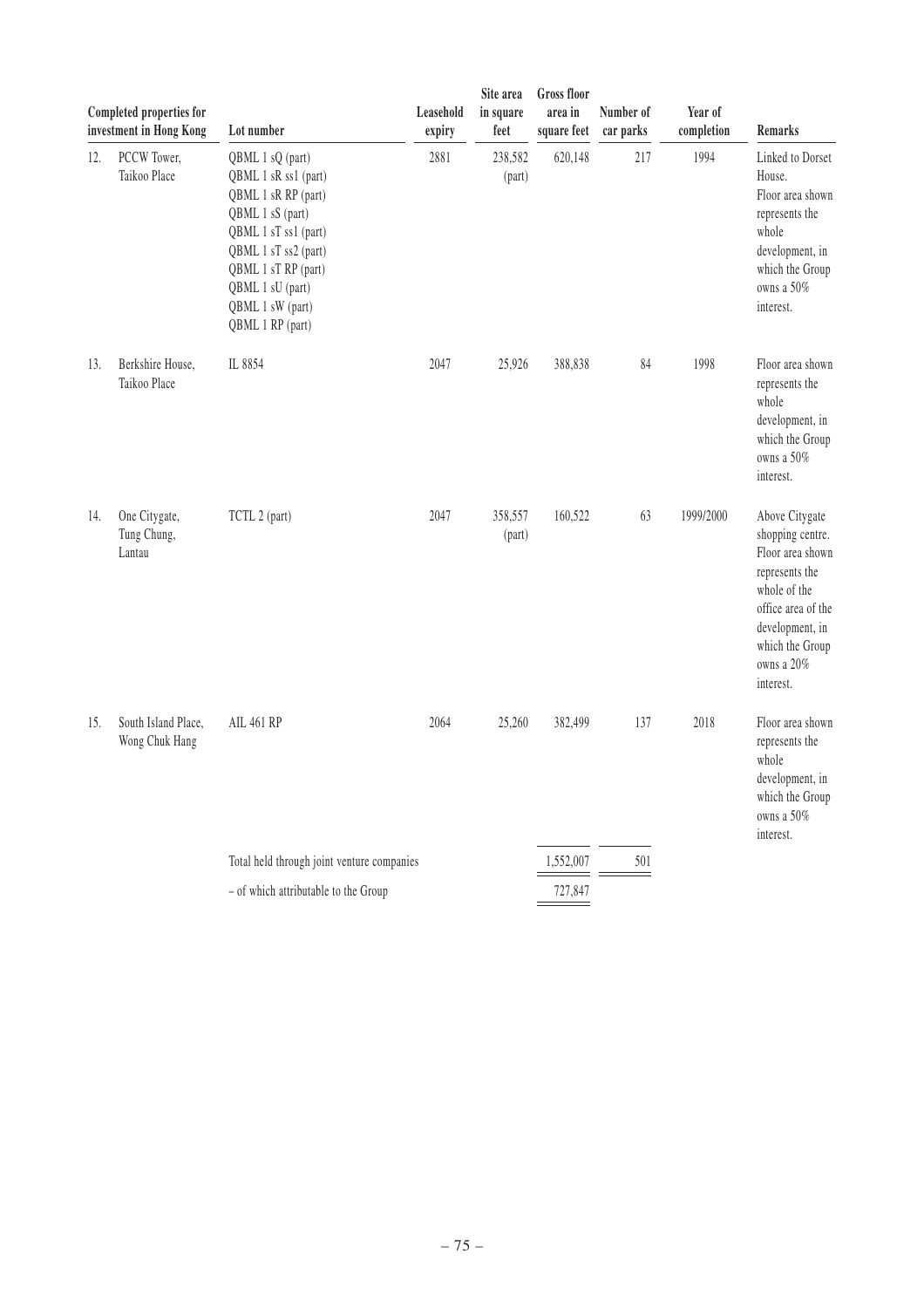| | Completed properties for investment in Hong Kong | Lot number | Leasehold expiry | Site area in square feet | Gross floor area in square feet | Number of car parks | Year of completion | Remarks |
|---|---|---|---|---|---|---|---|---|
| 12. | PCCW Tower, Taikoo Place | QBML 1 sQ (part)<br>QBML 1 sR ss1 (part)<br>QBML 1 sR RP (part)<br>QBML 1 sS (part)<br>QBML 1 sT ss1 (part)<br>QBML 1 sT ss2 (part)<br>QBML 1 sT RP (part)<br>QBML 1 sU (part)<br>QBML 1 sW (part)<br>QBML 1 RP (part) | 2881 | 238,582 (part) | 620,148 | 217 | 1994 | Linked to Dorset House. Floor area shown represents the whole development, in which the Group owns a 50% interest. |
| 13. | Berkshire House, Taikoo Place | IL 8854 | 2047 | 25,926 | 388,838 | 84 | 1998 | Floor area shown represents the whole development, in which the Group owns a 50% interest. |
| 14. | One Citygate, Tung Chung, Lantau | TCTL 2 (part) | 2047 | 358,557 (part) | 160,522 | 63 | 1999/2000 | Above Citygate shopping centre. Floor area shown represents the whole of the office area of the development, in which the Group owns a 20% interest. |
| 15. | South Island Place, Wong Chuk Hang | AIL 461 RP | 2064 | 25,260 | 382,499 | 137 | 2018 | Floor area shown represents the whole development, in which the Group owns a 50% interest. |
| | | Total held through joint venture companies | | | 1,552,007 | 501 | | |
| | | – of which attributable to the Group | | | 727,847 | | | |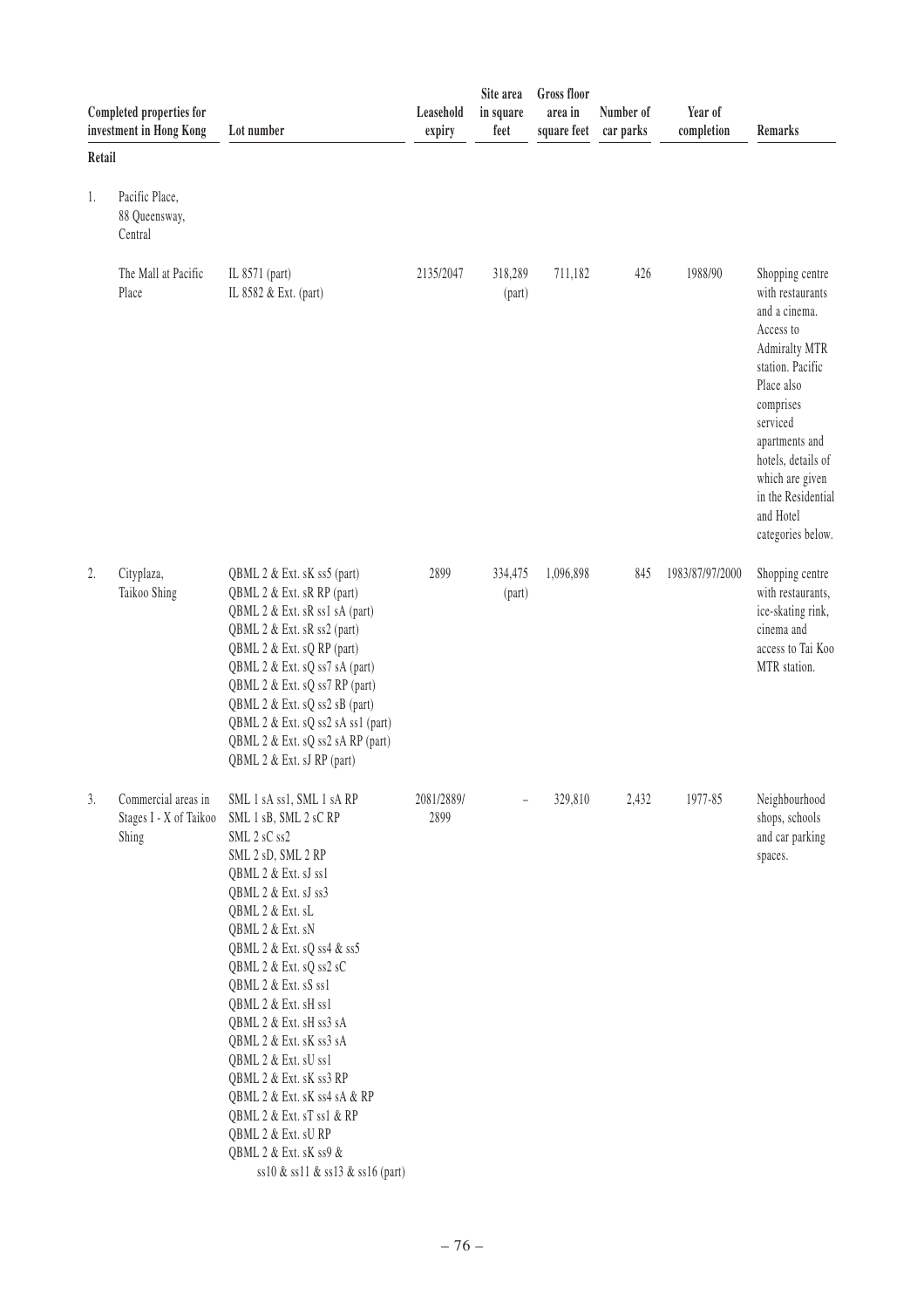| | Completed properties for investment in Hong Kong | Lot number | Leasehold expiry | Site area in square feet | Gross floor area in square feet | Number of car parks | Year of completion | Remarks |
|---|---|---|---|---|---|---|---|---|
| **Retail** | | | | | | | | |
| 1. | Pacific Place, 88 Queensway, Central | | | | | | | |
| | The Mall at Pacific Place | IL 8571 (part)<br>IL 8582 & Ext. (part) | 2135/2047 | 318,289 (part) | 711,182 | 426 | 1988/90 | Shopping centre with restaurants and a cinema. Access to Admiralty MTR station. Pacific Place also comprises serviced apartments and hotels, details of which are given in the Residential and Hotel categories below. |
| 2. | Cityplaza, Taikoo Shing | QBML 2 & Ext. sK ss5 (part)<br>QBML 2 & Ext. sR RP (part)<br>QBML 2 & Ext. sR ss1 sA (part)<br>QBML 2 & Ext. sR ss2 (part)<br>QBML 2 & Ext. sQ RP (part)<br>QBML 2 & Ext. sQ ss7 sA (part)<br>QBML 2 & Ext. sQ ss7 RP (part)<br>QBML 2 & Ext. sQ ss2 sB (part)<br>QBML 2 & Ext. sQ ss2 sA ss1 (part)<br>QBML 2 & Ext. sQ ss2 sA RP (part)<br>QBML 2 & Ext. sJ RP (part) | 2899 | 334,475 (part) | 1,096,898 | 845 | 1983/87/97/2000 | Shopping centre with restaurants, ice-skating rink, cinema and access to Tai Koo MTR station. |
| 3. | Commercial areas in Stages I - X of Taikoo Shing | SML 1 sA ss1, SML 1 sA RP<br>SML 1 sB, SML 2 sC RP<br>SML 2 sC ss2<br>SML 2 sD, SML 2 RP<br>QBML 2 & Ext. sJ ss1<br>QBML 2 & Ext. sJ ss3<br>QBML 2 & Ext. sL<br>QBML 2 & Ext. sN<br>QBML 2 & Ext. sQ ss4 & ss5<br>QBML 2 & Ext. sQ ss2 sC<br>QBML 2 & Ext. sS ss1<br>QBML 2 & Ext. sH ss1<br>QBML 2 & Ext. sH ss3 sA<br>QBML 2 & Ext. sK ss3 sA<br>QBML 2 & Ext. sU ss1<br>QBML 2 & Ext. sK ss3 RP<br>QBML 2 & Ext. sK ss4 sA & RP<br>QBML 2 & Ext. sT ss1 & RP<br>QBML 2 & Ext. sU RP<br>QBML 2 & Ext. sK ss9 & ss10 & ss11 & ss13 & ss16 (part) | 2081/2889/2899 | – | 329,810 | 2,432 | 1977-85 | Neighbourhood shops, schools and car parking spaces. |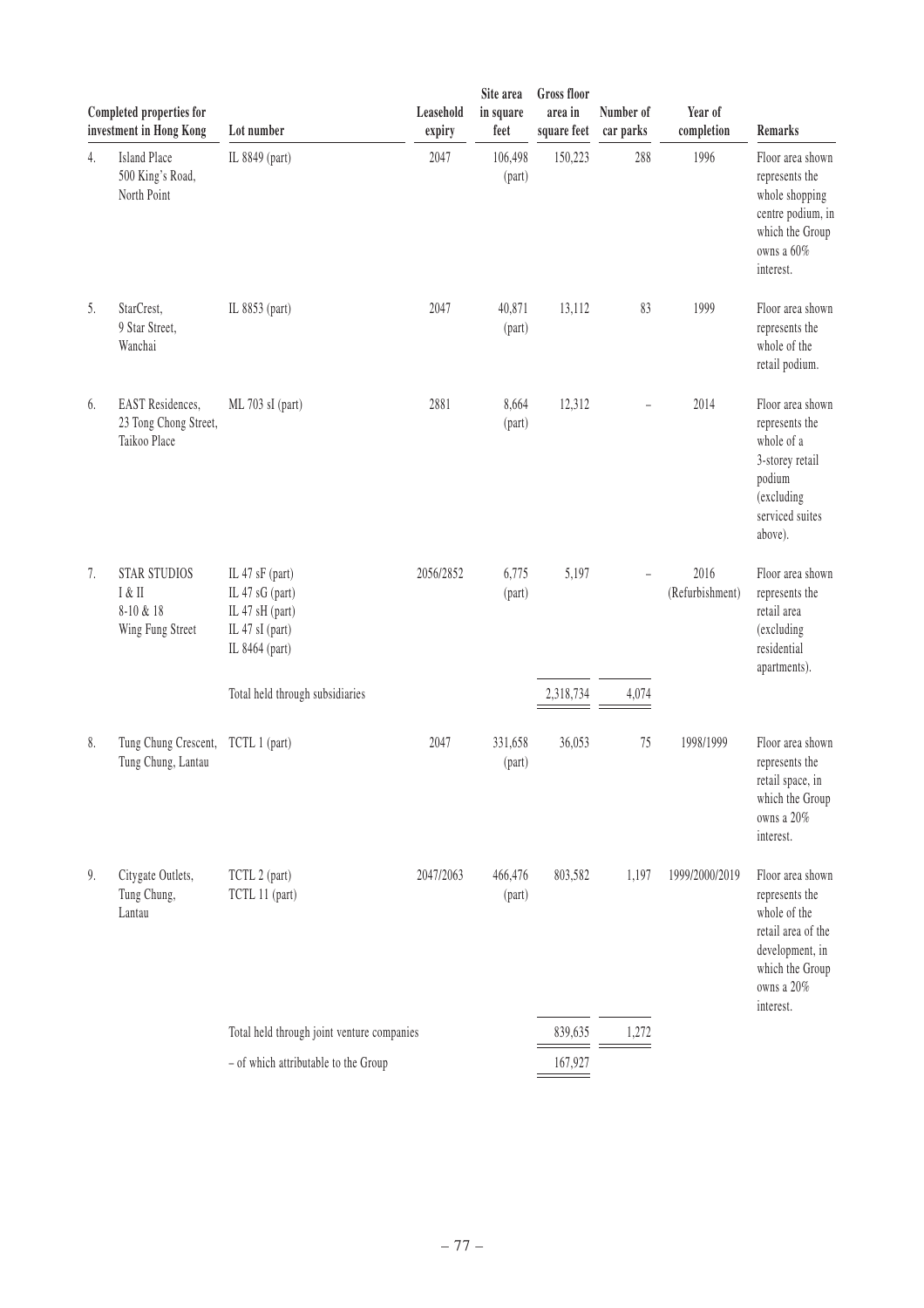| | Completed properties for investment in Hong Kong | Lot number | Leasehold expiry | Site area in square feet | Gross floor area in square feet | Number of car parks | Year of completion | Remarks |
|---|---|---|---|---|---|---|---|---|
| 4. | Island Place 500 King's Road, North Point | IL 8849 (part) | 2047 | 106,498 (part) | 150,223 | 288 | 1996 | Floor area shown represents the whole shopping centre podium, in which the Group owns a 60% interest. |
| 5. | StarCrest, 9 Star Street, Wanchai | IL 8853 (part) | 2047 | 40,871 (part) | 13,112 | 83 | 1999 | Floor area shown represents the whole of the retail podium. |
| 6. | EAST Residences, 23 Tong Chong Street, Taikoo Place | ML 703 sI (part) | 2881 | 8,664 (part) | 12,312 | – | 2014 | Floor area shown represents the whole of a 3-storey retail podium (excluding serviced suites above). |
| 7. | STAR STUDIOS I & II 8-10 & 18 Wing Fung Street | IL 47 sF (part) IL 47 sG (part) IL 47 sH (part) IL 47 sI (part) IL 8464 (part) | 2056/2852 | 6,775 (part) | 5,197 | – | 2016 (Refurbishment) | Floor area shown represents the retail area (excluding residential apartments). |
| | | Total held through subsidiaries | | | 2,318,734 | 4,074 | | |
| 8. | Tung Chung Crescent, Tung Chung, Lantau | TCTL 1 (part) | 2047 | 331,658 (part) | 36,053 | 75 | 1998/1999 | Floor area shown represents the retail space, in which the Group owns a 20% interest. |
| 9. | Citygate Outlets, Tung Chung, Lantau | TCTL 2 (part) TCTL 11 (part) | 2047/2063 | 466,476 (part) | 803,582 | 1,197 | 1999/2000/2019 | Floor area shown represents the whole of the retail area of the development, in which the Group owns a 20% interest. |
| | | Total held through joint venture companies | | | 839,635 | 1,272 | | |
| | | – of which attributable to the Group | | | 167,927 | | | |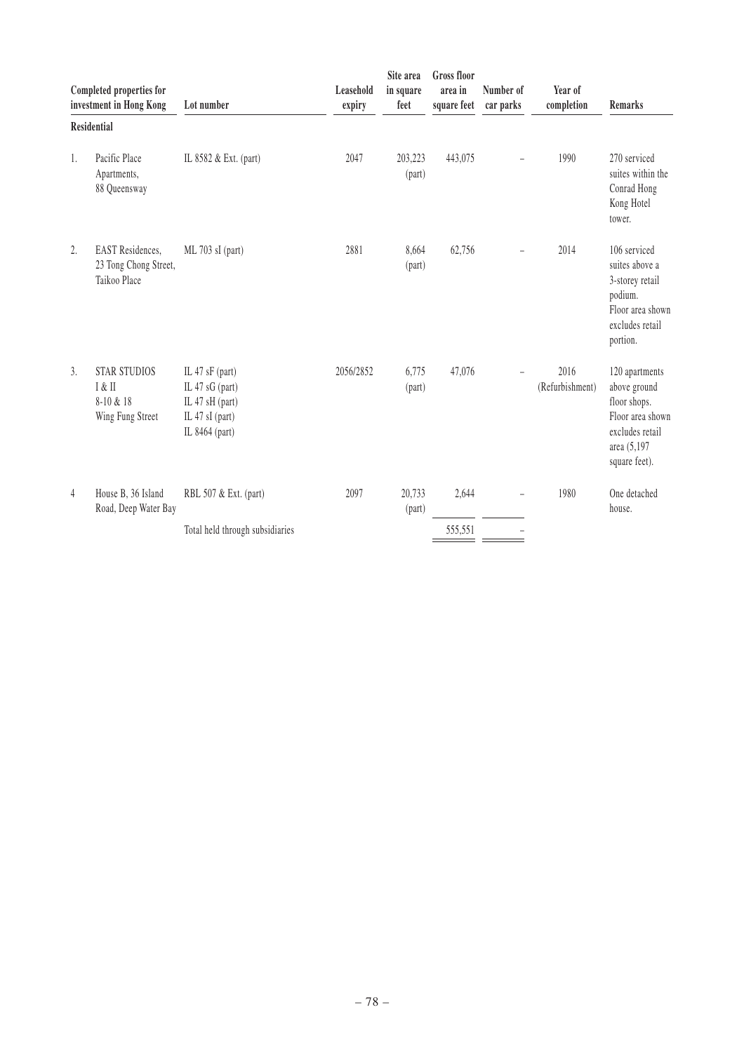| | Completed properties for investment in Hong Kong | Lot number | Leasehold expiry | Site area in square feet | Gross floor area in square feet | Number of car parks | Year of completion | Remarks |
|---|---|---|---|---|---|---|---|---|
| | **Residential** | | | | | | | |
| 1. | Pacific Place Apartments, 88 Queensway | IL 8582 & Ext. (part) | 2047 | 203,223 (part) | 443,075 | – | 1990 | 270 serviced suites within the Conrad Hong Kong Hotel tower. |
| 2. | EAST Residences, 23 Tong Chong Street, Taikoo Place | ML 703 sI (part) | 2881 | 8,664 (part) | 62,756 | – | 2014 | 106 serviced suites above a 3-storey retail podium. Floor area shown excludes retail portion. |
| 3. | STAR STUDIOS I & II 8-10 & 18 Wing Fung Street | IL 47 sF (part) IL 47 sG (part) IL 47 sH (part) IL 47 sI (part) IL 8464 (part) | 2056/2852 | 6,775 (part) | 47,076 | – | 2016 (Refurbishment) | 120 apartments above ground floor shops. Floor area shown excludes retail area (5,197 square feet). |
| 4 | House B, 36 Island Road, Deep Water Bay | RBL 507 & Ext. (part) | 2097 | 20,733 (part) | 2,644 | – | 1980 | One detached house. |
| | | Total held through subsidiaries | | | 555,551 | – | | |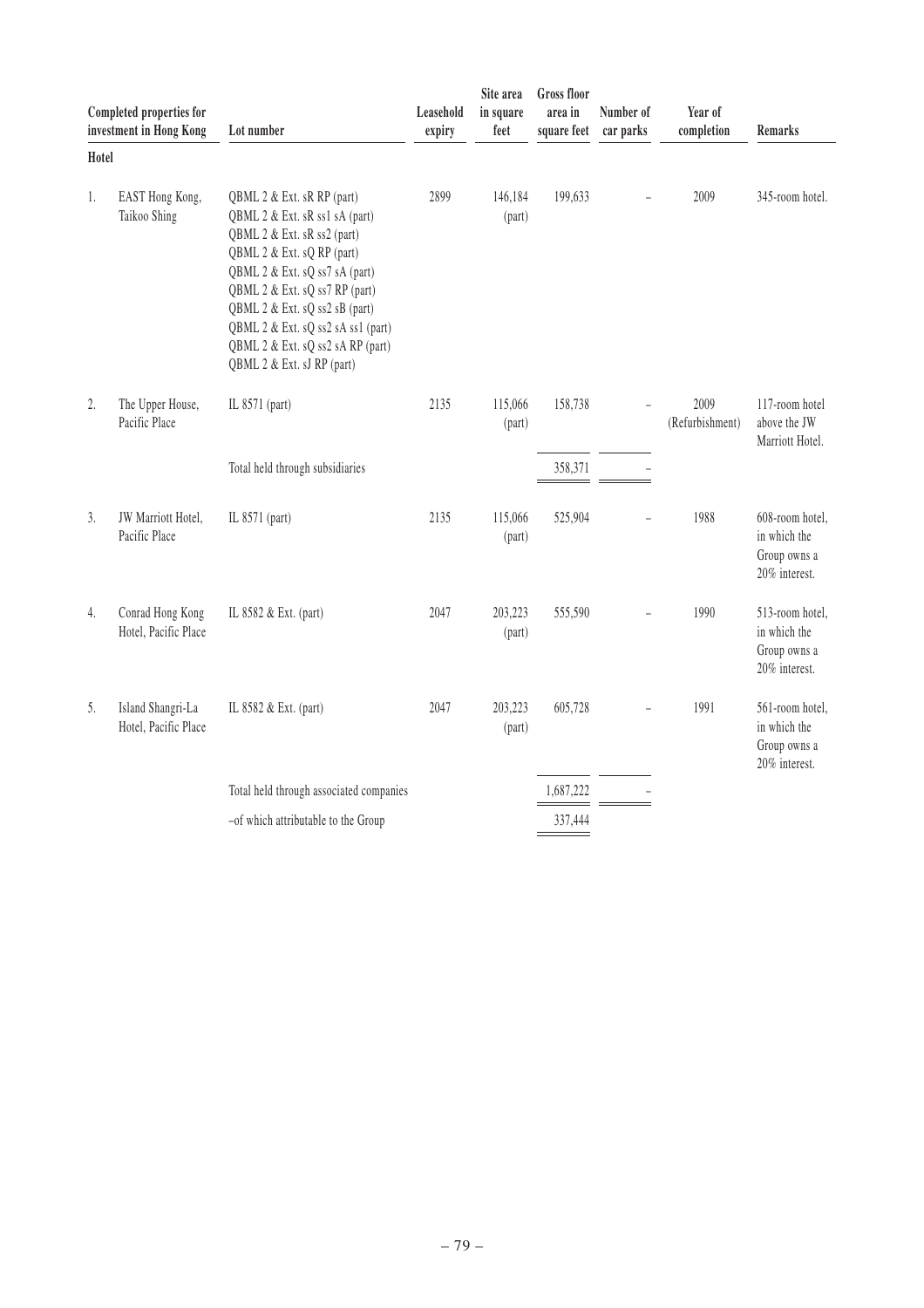| Completed properties for investment in Hong Kong | | Lot number | Leasehold expiry | Site area in square feet | Gross floor area in square feet | Number of car parks | Year of completion | Remarks |
|---|---|---|---|---|---|---|---|---|
| **Hotel** | | | | | | | | |
| 1. | EAST Hong Kong, Taikoo Shing | QBML 2 & Ext. sR RP (part)<br>QBML 2 & Ext. sR ss1 sA (part)<br>QBML 2 & Ext. sR ss2 (part)<br>QBML 2 & Ext. sQ RP (part)<br>QBML 2 & Ext. sQ ss7 sA (part)<br>QBML 2 & Ext. sQ ss7 RP (part)<br>QBML 2 & Ext. sQ ss2 sB (part)<br>QBML 2 & Ext. sQ ss2 sA ss1 (part)<br>QBML 2 & Ext. sQ ss2 sA RP (part)<br>QBML 2 & Ext. sJ RP (part) | 2899 | 146,184 (part) | 199,633 | – | 2009 | 345-room hotel. |
| 2. | The Upper House, Pacific Place | IL 8571 (part) | 2135 | 115,066 (part) | 158,738 | – | 2009 (Refurbishment) | 117-room hotel above the JW Marriott Hotel. |
| | | Total held through subsidiaries | | | 358,371 | – | | |
| 3. | JW Marriott Hotel, Pacific Place | IL 8571 (part) | 2135 | 115,066 (part) | 525,904 | – | 1988 | 608-room hotel, in which the Group owns a 20% interest. |
| 4. | Conrad Hong Kong Hotel, Pacific Place | IL 8582 & Ext. (part) | 2047 | 203,223 (part) | 555,590 | – | 1990 | 513-room hotel, in which the Group owns a 20% interest. |
| 5. | Island Shangri-La Hotel, Pacific Place | IL 8582 & Ext. (part) | 2047 | 203,223 (part) | 605,728 | – | 1991 | 561-room hotel, in which the Group owns a 20% interest. |
| | | Total held through associated companies | | | 1,687,222 | – | | |
| | | –of which attributable to the Group | | | 337,444 | | | |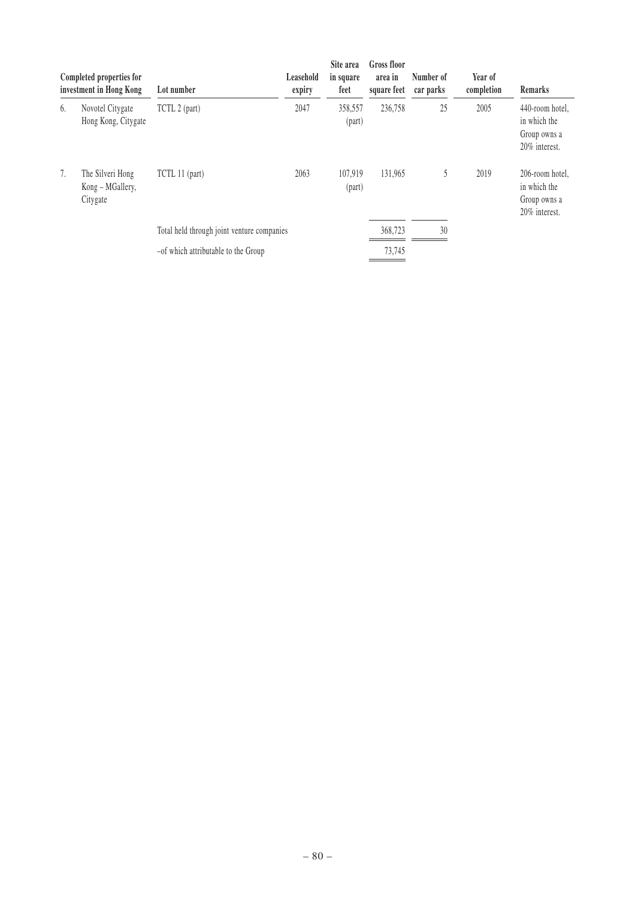| | Completed properties for investment in Hong Kong | Lot number | Leasehold expiry | Site area in square feet | Gross floor area in square feet | Number of car parks | Year of completion | Remarks |
|---|---|---|---|---|---|---|---|---|
| 6. | Novotel Citygate Hong Kong, Citygate | TCTL 2 (part) | 2047 | 358,557 (part) | 236,758 | 25 | 2005 | 440-room hotel, in which the Group owns a 20% interest. |
| 7. | The Silveri Hong Kong – MGallery, Citygate | TCTL 11 (part) | 2063 | 107,919 (part) | 131,965 | 5 | 2019 | 206-room hotel, in which the Group owns a 20% interest. |
| | | Total held through joint venture companies | | | 368,723 | 30 | | |
| | | –of which attributable to the Group | | | 73,745 | | | |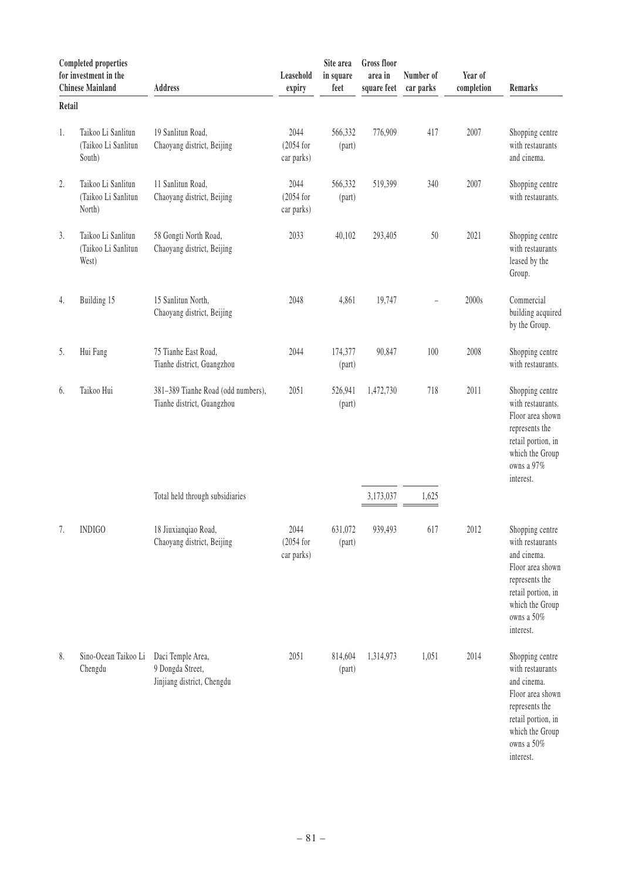| | Completed properties for investment in the Chinese Mainland | Address | Leasehold expiry | Site area in square feet | Gross floor area in square feet | Number of car parks | Year of completion | Remarks |
|---|---|---|---|---|---|---|---|---|
| **Retail** | | | | | | | | |
| 1. | Taikoo Li Sanlitun (Taikoo Li Sanlitun South) | 19 Sanlitun Road, Chaoyang district, Beijing | 2044 (2054 for car parks) | 566,332 (part) | 776,909 | 417 | 2007 | Shopping centre with restaurants and cinema. |
| 2. | Taikoo Li Sanlitun (Taikoo Li Sanlitun North) | 11 Sanlitun Road, Chaoyang district, Beijing | 2044 (2054 for car parks) | 566,332 (part) | 519,399 | 340 | 2007 | Shopping centre with restaurants. |
| 3. | Taikoo Li Sanlitun (Taikoo Li Sanlitun West) | 58 Gongti North Road, Chaoyang district, Beijing | 2033 | 40,102 | 293,405 | 50 | 2021 | Shopping centre with restaurants leased by the Group. |
| 4. | Building 15 | 15 Sanlitun North, Chaoyang district, Beijing | 2048 | 4,861 | 19,747 | – | 2000s | Commercial building acquired by the Group. |
| 5. | Hui Fang | 75 Tianhe East Road, Tianhe district, Guangzhou | 2044 | 174,377 (part) | 90,847 | 100 | 2008 | Shopping centre with restaurants. |
| 6. | Taikoo Hui | 381–389 Tianhe Road (odd numbers), Tianhe district, Guangzhou | 2051 | 526,941 (part) | 1,472,730 | 718 | 2011 | Shopping centre with restaurants. Floor area shown represents the retail portion, in which the Group owns a 97% interest. |
| | | Total held through subsidiaries | | | 3,173,037 | 1,625 | | |
| 7. | INDIGO | 18 Jiuxianqiao Road, Chaoyang district, Beijing | 2044 (2054 for car parks) | 631,072 (part) | 939,493 | 617 | 2012 | Shopping centre with restaurants and cinema. Floor area shown represents the retail portion, in which the Group owns a 50% interest. |
| 8. | Sino-Ocean Taikoo Li Chengdu | Daci Temple Area, 9 Dongda Street, Jinjiang district, Chengdu | 2051 | 814,604 (part) | 1,314,973 | 1,051 | 2014 | Shopping centre with restaurants and cinema. Floor area shown represents the retail portion, in which the Group owns a 50% interest. |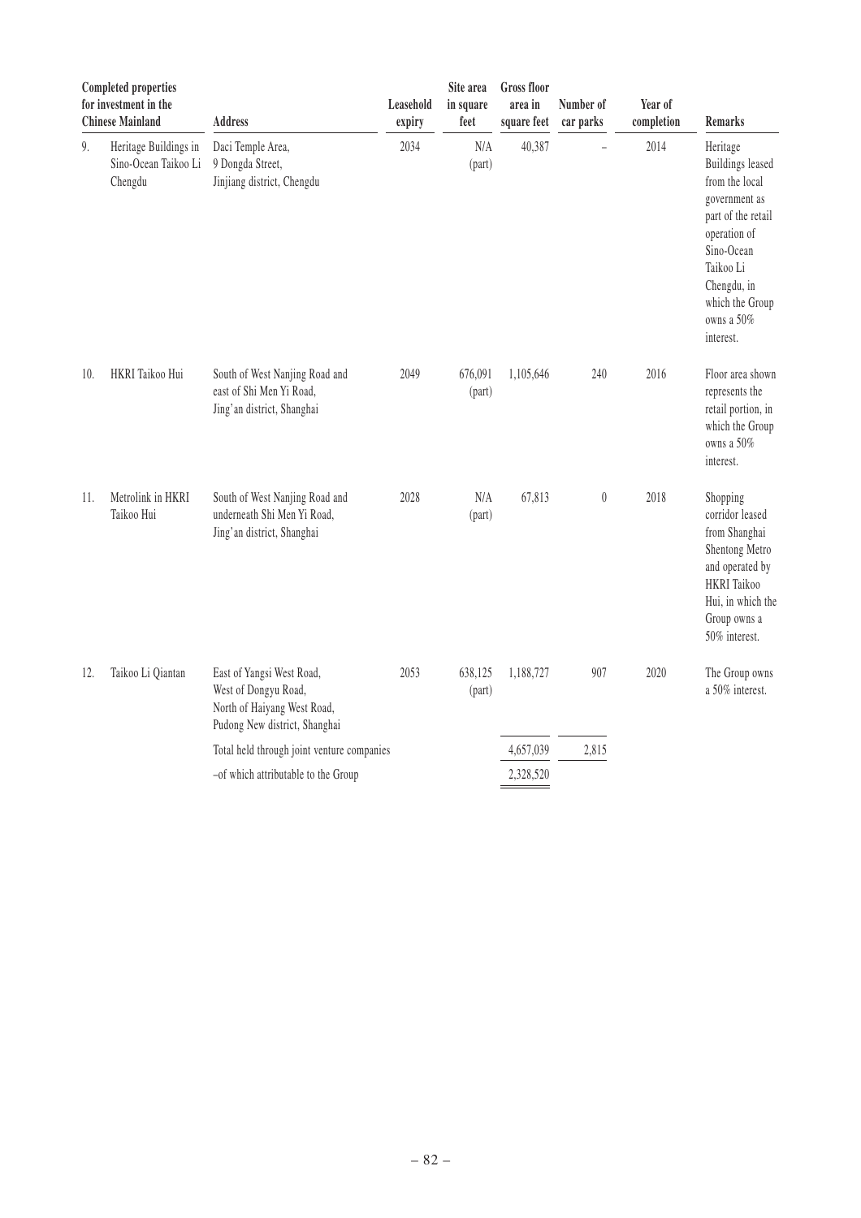| | Completed properties for investment in the Chinese Mainland | Address | Leasehold expiry | Site area in square feet | Gross floor area in square feet | Number of car parks | Year of completion | Remarks |
|---|---|---|---|---|---|---|---|---|
| 9. | Heritage Buildings in Sino-Ocean Taikoo Li Chengdu | Daci Temple Area, 9 Dongda Street, Jinjiang district, Chengdu | 2034 | N/A (part) | 40,387 | – | 2014 | Heritage Buildings leased from the local government as part of the retail operation of Sino-Ocean Taikoo Li Chengdu, in which the Group owns a 50% interest. |
| 10. | HKRI Taikoo Hui | South of West Nanjing Road and east of Shi Men Yi Road, Jing'an district, Shanghai | 2049 | 676,091 (part) | 1,105,646 | 240 | 2016 | Floor area shown represents the retail portion, in which the Group owns a 50% interest. |
| 11. | Metrolink in HKRI Taikoo Hui | South of West Nanjing Road and underneath Shi Men Yi Road, Jing'an district, Shanghai | 2028 | N/A (part) | 67,813 | 0 | 2018 | Shopping corridor leased from Shanghai Shentong Metro and operated by HKRI Taikoo Hui, in which the Group owns a 50% interest. |
| 12. | Taikoo Li Qiantan | East of Yangsi West Road, West of Dongyu Road, North of Haiyang West Road, Pudong New district, Shanghai | 2053 | 638,125 (part) | 1,188,727 | 907 | 2020 | The Group owns a 50% interest. |
| | | Total held through joint venture companies | | | 4,657,039 | 2,815 | | |
| | | –of which attributable to the Group | | | 2,328,520 | | | |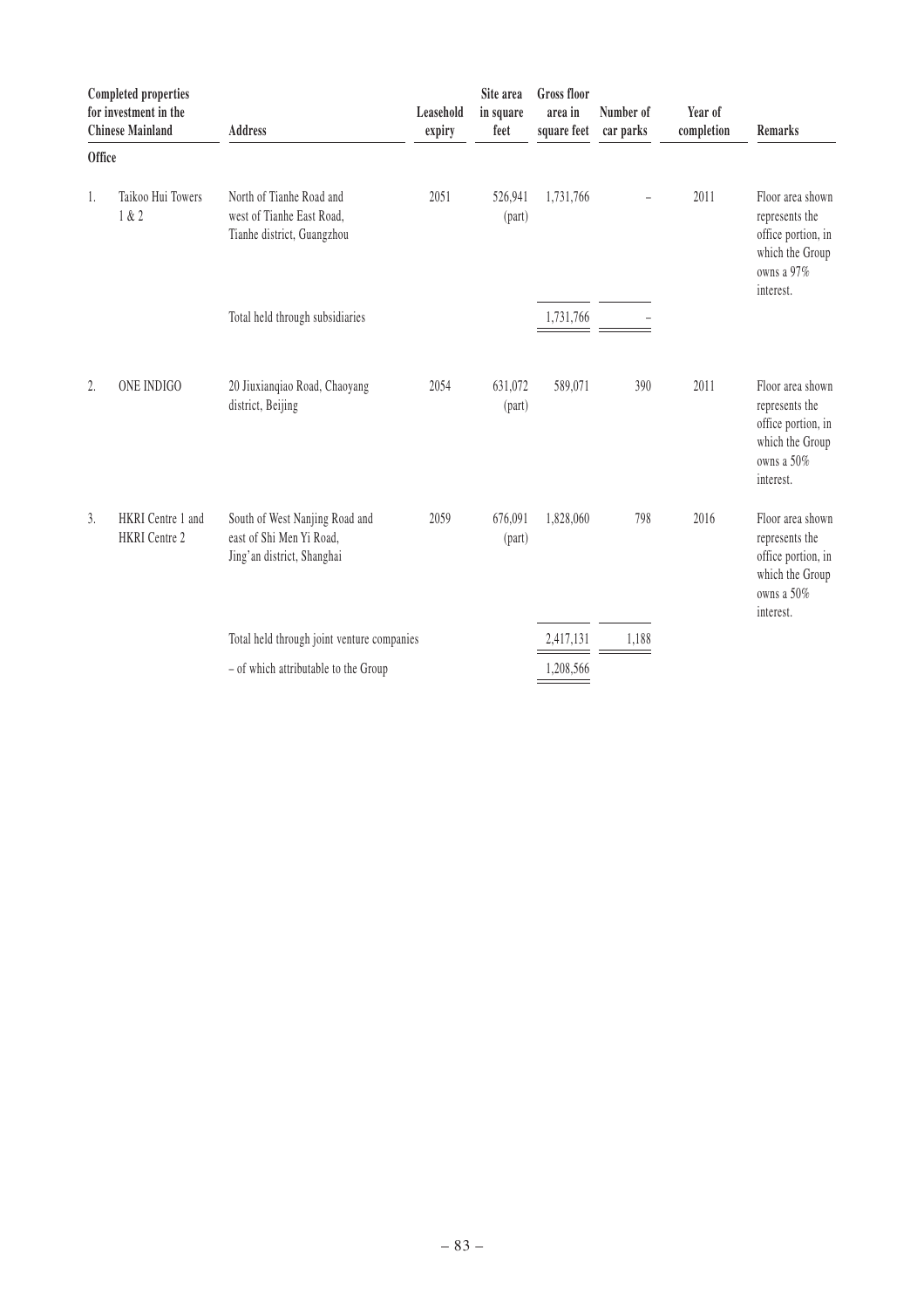| Completed properties for investment in the Chinese Mainland | Address | Leasehold expiry | Site area in square feet | Gross floor area in square feet | Number of car parks | Year of completion | Remarks |
|---|---|---|---|---|---|---|---|
| **Office** | | | | | | | |
| 1. Taikoo Hui Towers 1 & 2 | North of Tianhe Road and west of Tianhe East Road, Tianhe district, Guangzhou | 2051 | 526,941 (part) | 1,731,766 | – | 2011 | Floor area shown represents the office portion, in which the Group owns a 97% interest. |
| | Total held through subsidiaries | | | 1,731,766 | – | | |
| 2. ONE INDIGO | 20 Jiuxianqiao Road, Chaoyang district, Beijing | 2054 | 631,072 (part) | 589,071 | 390 | 2011 | Floor area shown represents the office portion, in which the Group owns a 50% interest. |
| 3. HKRI Centre 1 and HKRI Centre 2 | South of West Nanjing Road and east of Shi Men Yi Road, Jing'an district, Shanghai | 2059 | 676,091 (part) | 1,828,060 | 798 | 2016 | Floor area shown represents the office portion, in which the Group owns a 50% interest. |
| | Total held through joint venture companies | | | 2,417,131 | 1,188 | | |
| | – of which attributable to the Group | | | 1,208,566 | | | |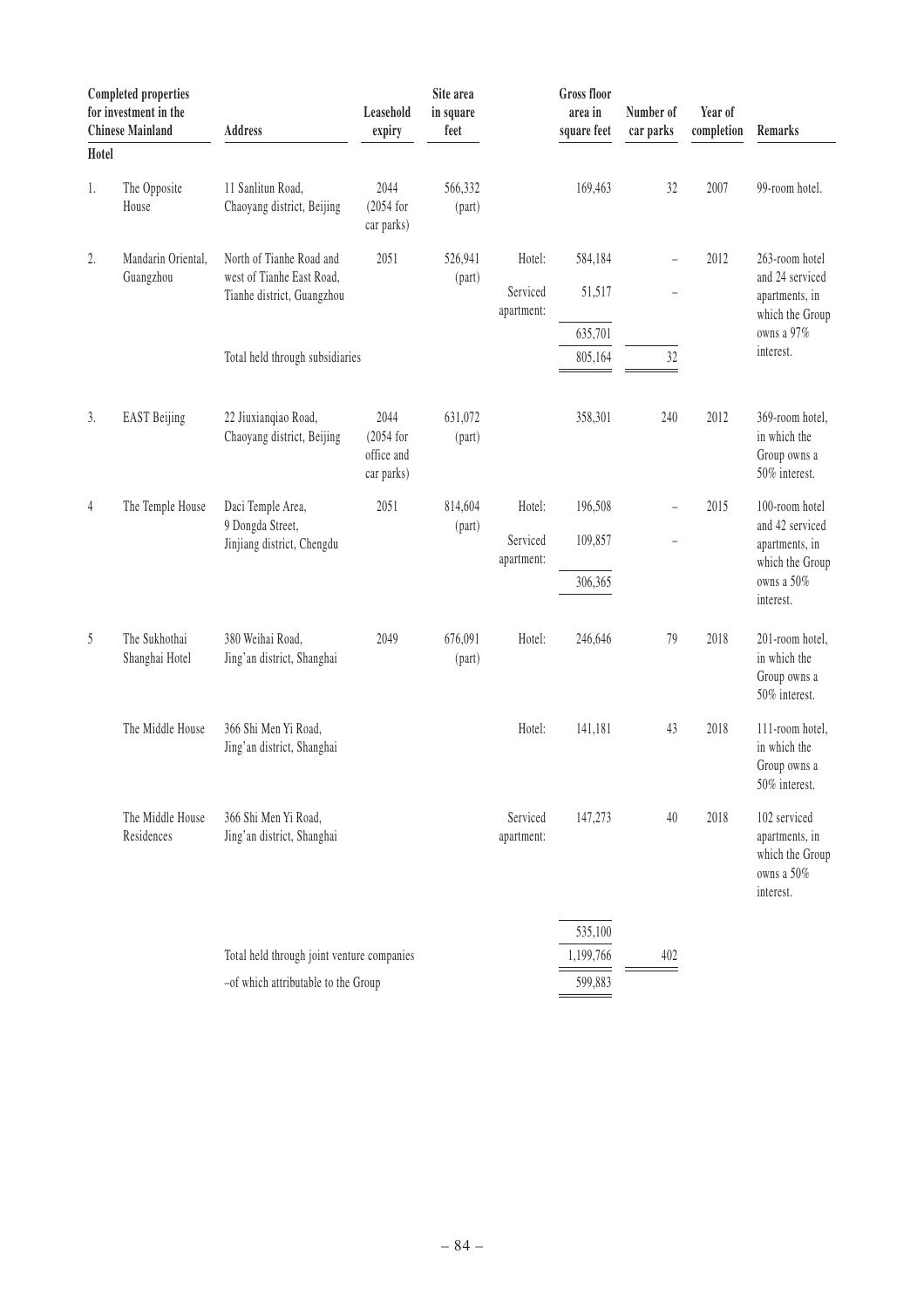| | Completed properties for investment in the Chinese Mainland | Address | Leasehold expiry | Site area in square feet | | Gross floor area in square feet | Number of car parks | Year of completion | Remarks |
|---|---|---|---|---|---|---|---|---|---|
| **Hotel** | | | | | | | | | |
| 1. | The Opposite House | 11 Sanlitun Road, Chaoyang district, Beijing | 2044 (2054 for car parks) | 566,332 (part) | | 169,463 | 32 | 2007 | 99-room hotel. |
| 2. | Mandarin Oriental, Guangzhou | North of Tianhe Road and west of Tianhe East Road, Tianhe district, Guangzhou | 2051 | 526,941 (part) | Hotel: | 584,184 | – | 2012 | 263-room hotel and 24 serviced apartments, in which the Group owns a 97% interest. |
| | | | | | Serviced apartment: | 51,517 | – | | |
| | | | | | | 635,701 | | | |
| | | Total held through subsidiaries | | | | 805,164 | 32 | | |
| 3. | EAST Beijing | 22 Jiuxianqiao Road, Chaoyang district, Beijing | 2044 (2054 for office and car parks) | 631,072 (part) | | 358,301 | 240 | 2012 | 369-room hotel, in which the Group owns a 50% interest. |
| 4 | The Temple House | Daci Temple Area, 9 Dongda Street, Jinjiang district, Chengdu | 2051 | 814,604 (part) | Hotel: | 196,508 | – | 2015 | 100-room hotel and 42 serviced apartments, in which the Group owns a 50% interest. |
| | | | | | Serviced apartment: | 109,857 | – | | |
| | | | | | | 306,365 | | | |
| 5 | The Sukhothai Shanghai Hotel | 380 Weihai Road, Jing'an district, Shanghai | 2049 | 676,091 (part) | Hotel: | 246,646 | 79 | 2018 | 201-room hotel, in which the Group owns a 50% interest. |
| | The Middle House | 366 Shi Men Yi Road, Jing'an district, Shanghai | | | Hotel: | 141,181 | 43 | 2018 | 111-room hotel, in which the Group owns a 50% interest. |
| | The Middle House Residences | 366 Shi Men Yi Road, Jing'an district, Shanghai | | | Serviced apartment: | 147,273 | 40 | 2018 | 102 serviced apartments, in which the Group owns a 50% interest. |
| | | | | | | 535,100 | | | |
| | | Total held through joint venture companies | | | | 1,199,766 | 402 | | |
| | | –of which attributable to the Group | | | | 599,883 | | | |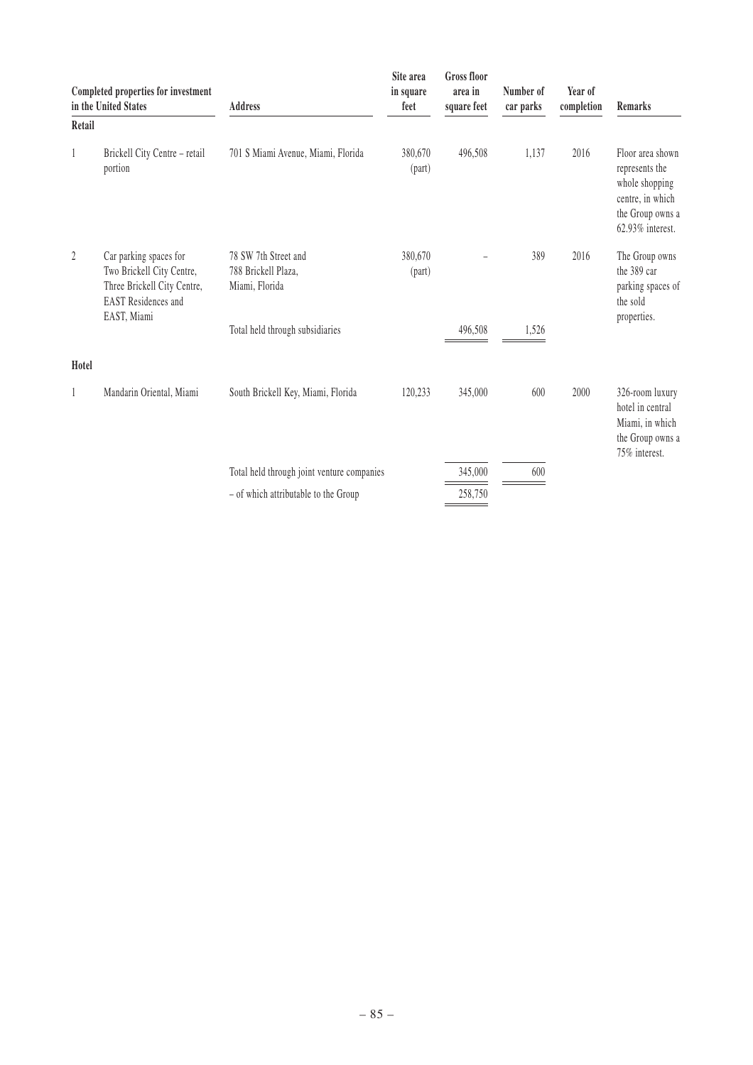| | Completed properties for investment in the United States | Address | Site area in square feet | Gross floor area in square feet | Number of car parks | Year of completion | Remarks |
|---|---|---|---|---|---|---|---|
| **Retail** | | | | | | | |
| 1 | Brickell City Centre – retail portion | 701 S Miami Avenue, Miami, Florida | 380,670 (part) | 496,508 | 1,137 | 2016 | Floor area shown represents the whole shopping centre, in which the Group owns a 62.93% interest. |
| 2 | Car parking spaces for Two Brickell City Centre, Three Brickell City Centre, EAST Residences and EAST, Miami | 78 SW 7th Street and 788 Brickell Plaza, Miami, Florida | 380,670 (part) | – | 389 | 2016 | The Group owns the 389 car parking spaces of the sold properties. |
| | | Total held through subsidiaries | | 496,508 | 1,526 | | |
| **Hotel** | | | | | | | |
| 1 | Mandarin Oriental, Miami | South Brickell Key, Miami, Florida | 120,233 | 345,000 | 600 | 2000 | 326-room luxury hotel in central Miami, in which the Group owns a 75% interest. |
| | | Total held through joint venture companies | | 345,000 | 600 | | |
| | | – of which attributable to the Group | | 258,750 | | | |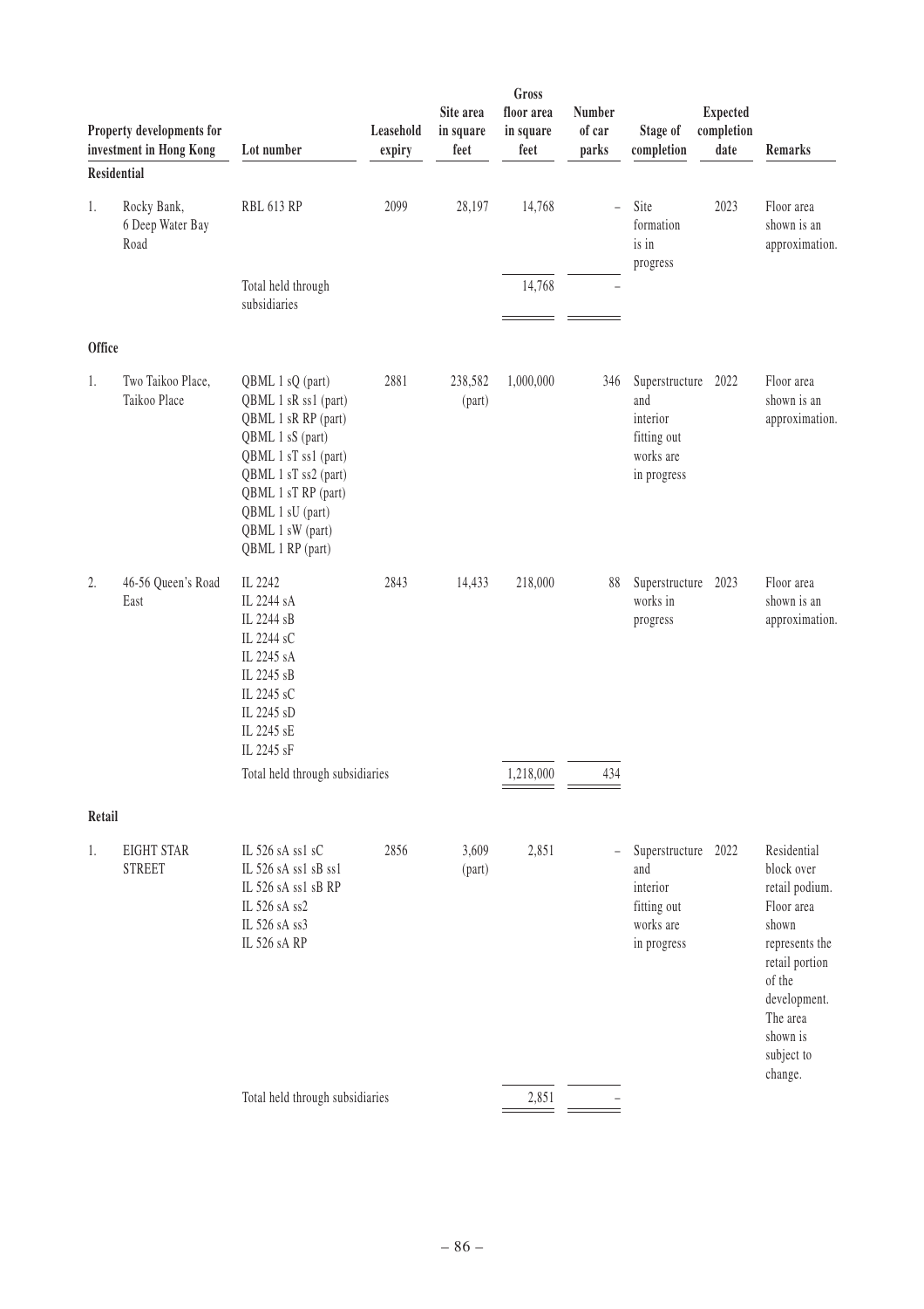| Property developments for investment in Hong Kong | Lot number | Leasehold expiry | Site area in square feet | Gross floor area in square feet | Number of car parks | Stage of completion | Expected completion date | Remarks |
|---|---|---|---|---|---|---|---|---|
| **Residential** | | | | | | | | |
| 1. Rocky Bank, 6 Deep Water Bay Road | RBL 613 RP | 2099 | 28,197 | 14,768 | – | Site formation is in progress | 2023 | Floor area shown is an approximation. |
| | Total held through subsidiaries | | | 14,768 | – | | | |
| **Office** | | | | | | | | |
| 1. Two Taikoo Place, Taikoo Place | QBML 1 sQ (part) QBML 1 sR ss1 (part) QBML 1 sR RP (part) QBML 1 sS (part) QBML 1 sT ss1 (part) QBML 1 sT ss2 (part) QBML 1 sT RP (part) QBML 1 sU (part) QBML 1 sW (part) QBML 1 RP (part) | 2881 | 238,582 (part) | 1,000,000 | 346 | Superstructure and interior fitting out works are in progress | 2022 | Floor area shown is an approximation. |
| 2. 46-56 Queen's Road East | IL 2242 IL 2244 sA IL 2244 sB IL 2244 sC IL 2245 sA IL 2245 sB IL 2245 sC IL 2245 sD IL 2245 sE IL 2245 sF | 2843 | 14,433 | 218,000 | 88 | Superstructure works in progress | 2023 | Floor area shown is an approximation. |
| | Total held through subsidiaries | | | 1,218,000 | 434 | | | |
| **Retail** | | | | | | | | |
| 1. EIGHT STAR STREET | IL 526 sA ss1 sC IL 526 sA ss1 sB ss1 IL 526 sA ss1 sB RP IL 526 sA ss2 IL 526 sA ss3 IL 526 sA RP | 2856 | 3,609 (part) | 2,851 | – | Superstructure and interior fitting out works are in progress | 2022 | Residential block over retail podium. Floor area shown represents the retail portion of the development. The area shown is subject to change. |
| | Total held through subsidiaries | | | 2,851 | – | | | |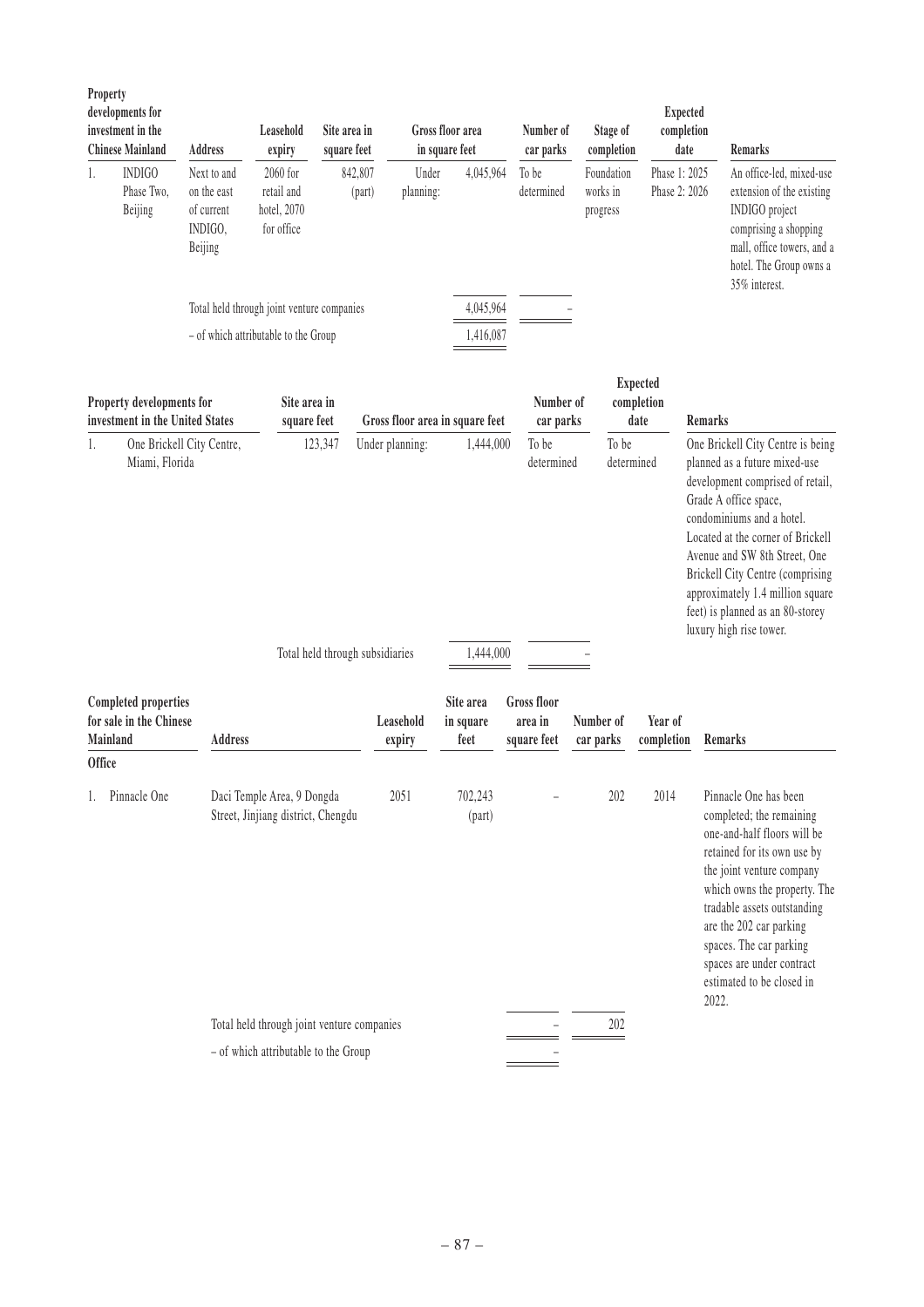| | Property developments for investment in the Chinese Mainland | Address | Leasehold expiry | Site area in square feet | Gross floor area in square feet | | Number of car parks | Stage of completion | Expected completion date | Remarks |
|---|---|---|---|---|---|---|---|---|---|---|
| 1. | INDIGO Phase Two, Beijing | Next to and on the east of current INDIGO, Beijing | 2060 for retail and hotel, 2070 for office | 842,807 (part) | Under planning: | 4,045,964 | To be determined | Foundation works in progress | Phase 1: 2025 Phase 2: 2026 | An office-led, mixed-use extension of the existing INDIGO project comprising a shopping mall, office towers, and a hotel. The Group owns a 35% interest. |
| | | Total held through joint venture companies | | | | 4,045,964 | – | | | |
| | | – of which attributable to the Group | | | | 1,416,087 | | | | |

| | Property developments for investment in the United States | Site area in square feet | Gross floor area in square feet | | Number of car parks | Expected completion date | Remarks |
|---|---|---|---|---|---|---|---|
| 1. | One Brickell City Centre, Miami, Florida | 123,347 | Under planning: | 1,444,000 | To be determined | To be determined | One Brickell City Centre is being planned as a future mixed-use development comprised of retail, Grade A office space, condominiums and a hotel. Located at the corner of Brickell Avenue and SW 8th Street, One Brickell City Centre (comprising approximately 1.4 million square feet) is planned as an 80-storey luxury high rise tower. |
| | | Total held through subsidiaries | | 1,444,000 | – | | |

| | Completed properties for sale in the Chinese Mainland | Address | Leasehold expiry | Site area in square feet | Gross floor area in square feet | Number of car parks | Year of completion | Remarks |
|---|---|---|---|---|---|---|---|---|
| **Office** | | | | | | | | |
| 1. | Pinnacle One | Daci Temple Area, 9 Dongda Street, Jinjiang district, Chengdu | 2051 | 702,243 (part) | – | 202 | 2014 | Pinnacle One has been completed; the remaining one-and-half floors will be retained for its own use by the joint venture company which owns the property. The tradable assets outstanding are the 202 car parking spaces. The car parking spaces are under contract estimated to be closed in 2022. |
| | | Total held through joint venture companies | | | – | 202 | | |
| | | – of which attributable to the Group | | | – | | | |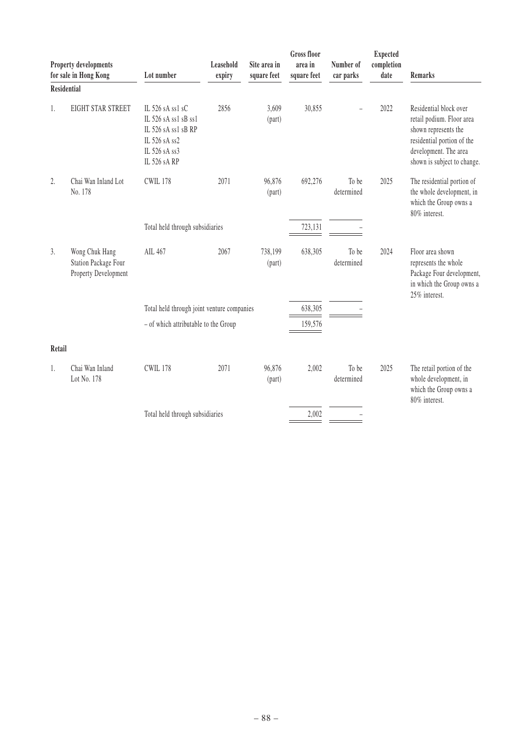| | Property developments for sale in Hong Kong | Lot number | Leasehold expiry | Site area in square feet | Gross floor area in square feet | Number of car parks | Expected completion date | Remarks |
|---|---|---|---|---|---|---|---|---|
| **Residential** | | | | | | | | |
| 1. | EIGHT STAR STREET | IL 526 sA ss1 sC<br>IL 526 sA ss1 sB ss1<br>IL 526 sA ss1 sB RP<br>IL 526 sA ss2<br>IL 526 sA ss3<br>IL 526 sA RP | 2856 | 3,609 (part) | 30,855 | – | 2022 | Residential block over retail podium. Floor area shown represents the residential portion of the development. The area shown is subject to change. |
| 2. | Chai Wan Inland Lot No. 178 | CWIL 178 | 2071 | 96,876 (part) | 692,276 | To be determined | 2025 | The residential portion of the whole development, in which the Group owns a 80% interest. |
| | | Total held through subsidiaries | | | 723,131 | – | | |
| 3. | Wong Chuk Hang Station Package Four Property Development | AIL 467 | 2067 | 738,199 (part) | 638,305 | To be determined | 2024 | Floor area shown represents the whole Package Four development, in which the Group owns a 25% interest. |
| | | Total held through joint venture companies | | | 638,305 | – | | |
| | | – of which attributable to the Group | | | 159,576 | | | |
| **Retail** | | | | | | | | |
| 1. | Chai Wan Inland Lot No. 178 | CWIL 178 | 2071 | 96,876 (part) | 2,002 | To be determined | 2025 | The retail portion of the whole development, in which the Group owns a 80% interest. |
| | | Total held through subsidiaries | | | 2,002 | – | | |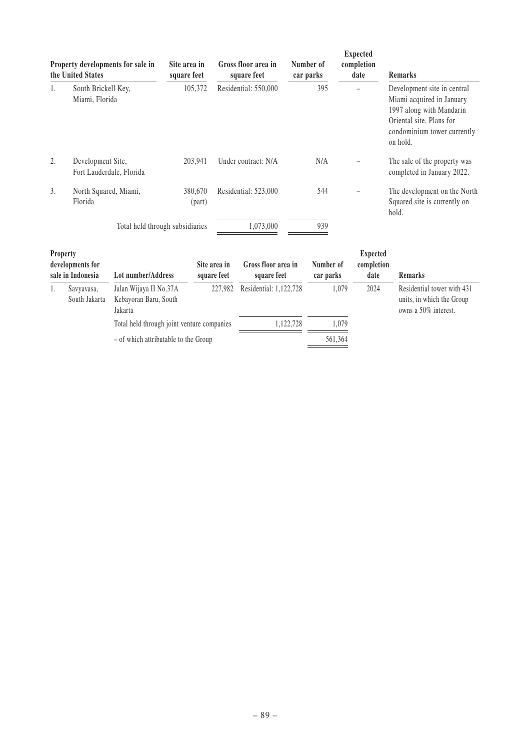| | Property developments for sale in the United States | Site area in square feet | Gross floor area in square feet | Number of car parks | Expected completion date | Remarks |
|---|---|---|---|---|---|---|
| 1. | South Brickell Key, Miami, Florida | 105,372 | Residential: 550,000 | 395 | – | Development site in central Miami acquired in January 1997 along with Mandarin Oriental site. Plans for condominium tower currently on hold. |
| 2. | Development Site, Fort Lauderdale, Florida | 203,941 | Under contract: N/A | N/A | – | The sale of the property was completed in January 2022. |
| 3. | North Squared, Miami, Florida | 380,670 (part) | Residential: 523,000 | 544 | – | The development on the North Squared site is currently on hold. |
| | Total held through subsidiaries | | 1,073,000 | 939 | | |

| | Property developments for sale in Indonesia | Lot number/Address | Site area in square feet | Gross floor area in square feet | Number of car parks | Expected completion date | Remarks |
|---|---|---|---|---|---|---|---|
| 1. | Savyavasa, South Jakarta | Jalan Wijaya II No.37A Kebayoran Baru, South Jakarta | 227,982 | Residential: 1,122,728 | 1,079 | 2024 | Residential tower with 431 units, in which the Group owns a 50% interest. |
| | | Total held through joint venture companies | | 1,122,728 | 1,079 | | |
| | | – of which attributable to the Group | | | 561,364 | | |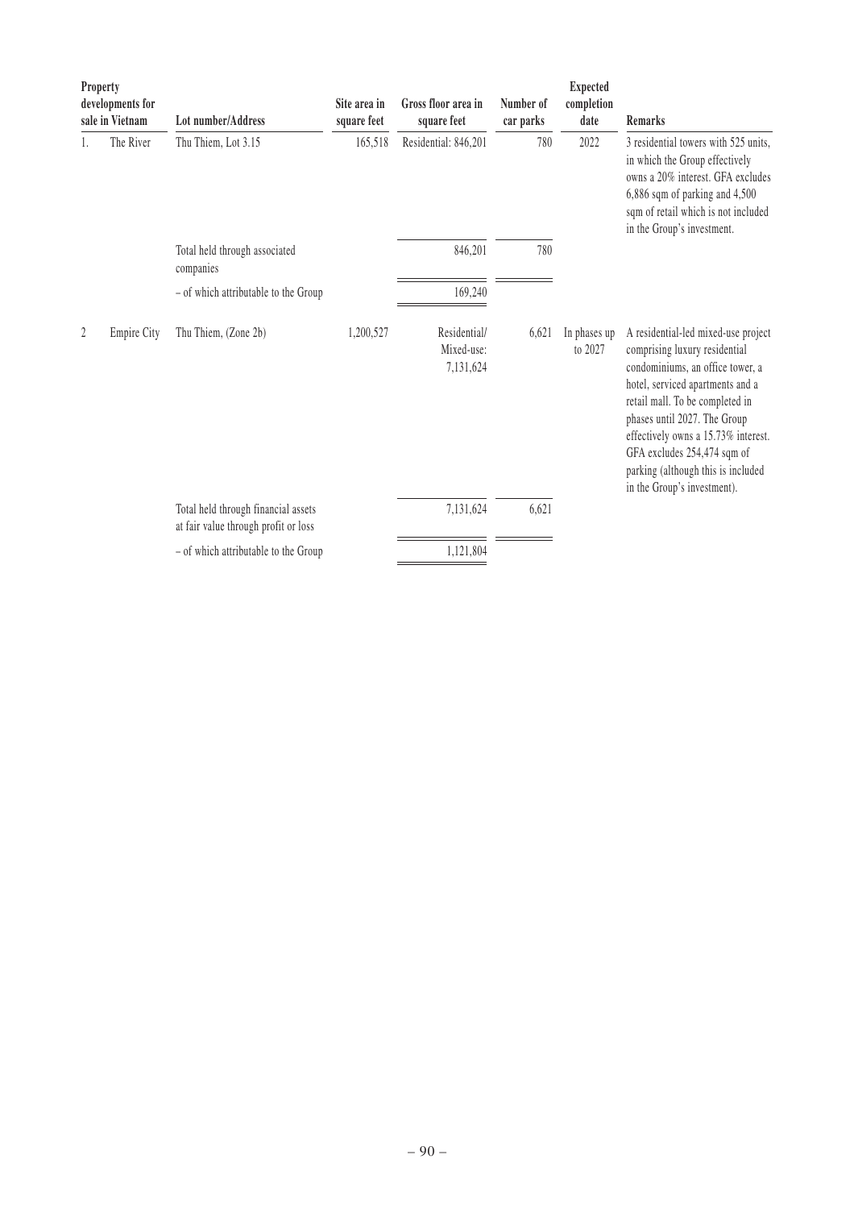| | Property developments for sale in Vietnam | Lot number/Address | Site area in square feet | Gross floor area in square feet | Number of car parks | Expected completion date | Remarks |
|---|---|---|---|---|---|---|---|
| 1. | The River | Thu Thiem, Lot 3.15 | 165,518 | Residential: 846,201 | 780 | 2022 | 3 residential towers with 525 units, in which the Group effectively owns a 20% interest. GFA excludes 6,886 sqm of parking and 4,500 sqm of retail which is not included in the Group's investment. |
| | | Total held through associated companies | | 846,201 | 780 | | |
| | | – of which attributable to the Group | | 169,240 | | | |
| 2 | Empire City | Thu Thiem, (Zone 2b) | 1,200,527 | Residential/ Mixed-use: 7,131,624 | 6,621 | In phases up to 2027 | A residential-led mixed-use project comprising luxury residential condominiums, an office tower, a hotel, serviced apartments and a retail mall. To be completed in phases until 2027. The Group effectively owns a 15.73% interest. GFA excludes 254,474 sqm of parking (although this is included in the Group's investment). |
| | | Total held through financial assets at fair value through profit or loss | | 7,131,624 | 6,621 | | |
| | | – of which attributable to the Group | | 1,121,804 | | | |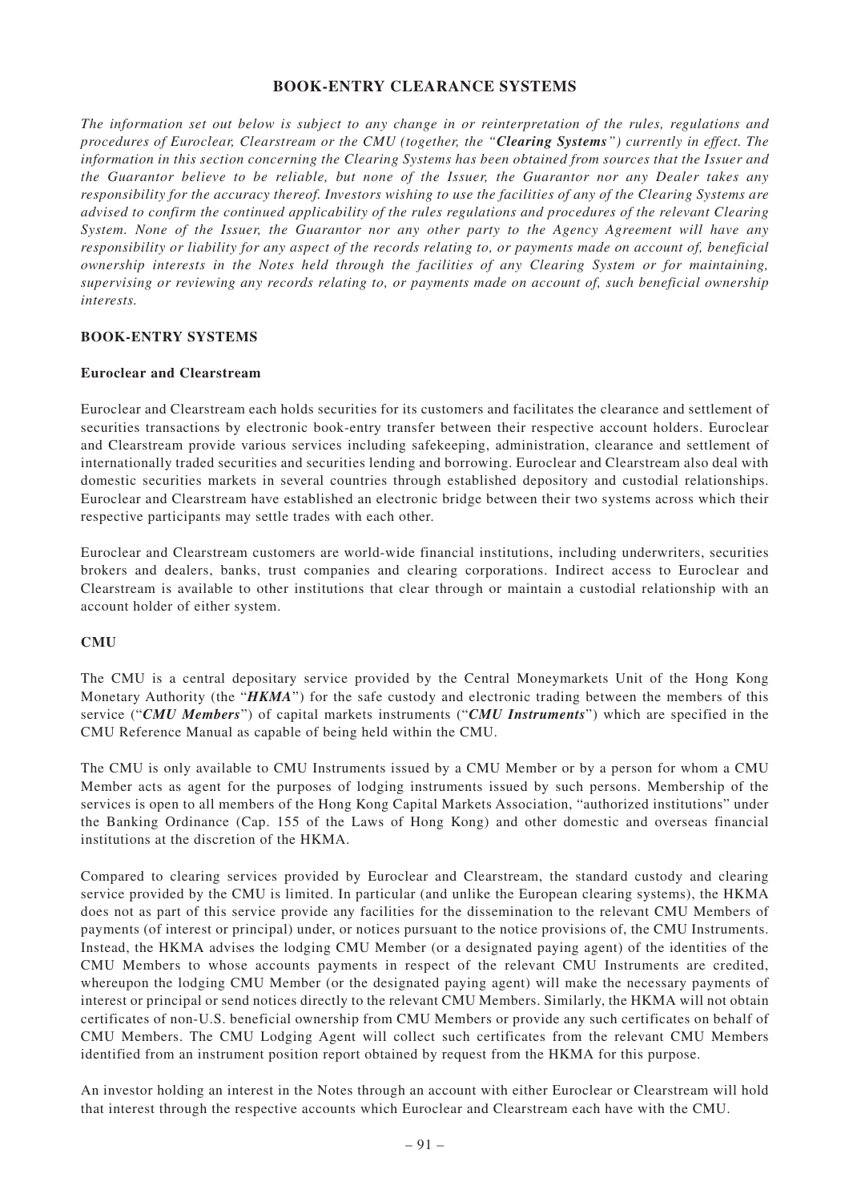## BOOK-ENTRY CLEARANCE SYSTEMS

*The information set out below is subject to any change in or reinterpretation of the rules, regulations and procedures of Euroclear, Clearstream or the CMU (together, the "**Clearing Systems**") currently in effect. The information in this section concerning the Clearing Systems has been obtained from sources that the Issuer and the Guarantor believe to be reliable, but none of the Issuer, the Guarantor nor any Dealer takes any responsibility for the accuracy thereof. Investors wishing to use the facilities of any of the Clearing Systems are advised to confirm the continued applicability of the rules regulations and procedures of the relevant Clearing System. None of the Issuer, the Guarantor nor any other party to the Agency Agreement will have any responsibility or liability for any aspect of the records relating to, or payments made on account of, beneficial ownership interests in the Notes held through the facilities of any Clearing System or for maintaining, supervising or reviewing any records relating to, or payments made on account of, such beneficial ownership interests.*

### BOOK-ENTRY SYSTEMS

#### Euroclear and Clearstream

Euroclear and Clearstream each holds securities for its customers and facilitates the clearance and settlement of securities transactions by electronic book-entry transfer between their respective account holders. Euroclear and Clearstream provide various services including safekeeping, administration, clearance and settlement of internationally traded securities and securities lending and borrowing. Euroclear and Clearstream also deal with domestic securities markets in several countries through established depository and custodial relationships. Euroclear and Clearstream have established an electronic bridge between their two systems across which their respective participants may settle trades with each other.

Euroclear and Clearstream customers are world-wide financial institutions, including underwriters, securities brokers and dealers, banks, trust companies and clearing corporations. Indirect access to Euroclear and Clearstream is available to other institutions that clear through or maintain a custodial relationship with an account holder of either system.

#### CMU

The CMU is a central depositary service provided by the Central Moneymarkets Unit of the Hong Kong Monetary Authority (the "***HKMA***") for the safe custody and electronic trading between the members of this service ("***CMU Members***") of capital markets instruments ("***CMU Instruments***") which are specified in the CMU Reference Manual as capable of being held within the CMU.

The CMU is only available to CMU Instruments issued by a CMU Member or by a person for whom a CMU Member acts as agent for the purposes of lodging instruments issued by such persons. Membership of the services is open to all members of the Hong Kong Capital Markets Association, "authorized institutions" under the Banking Ordinance (Cap. 155 of the Laws of Hong Kong) and other domestic and overseas financial institutions at the discretion of the HKMA.

Compared to clearing services provided by Euroclear and Clearstream, the standard custody and clearing service provided by the CMU is limited. In particular (and unlike the European clearing systems), the HKMA does not as part of this service provide any facilities for the dissemination to the relevant CMU Members of payments (of interest or principal) under, or notices pursuant to the notice provisions of, the CMU Instruments. Instead, the HKMA advises the lodging CMU Member (or a designated paying agent) of the identities of the CMU Members to whose accounts payments in respect of the relevant CMU Instruments are credited, whereupon the lodging CMU Member (or the designated paying agent) will make the necessary payments of interest or principal or send notices directly to the relevant CMU Members. Similarly, the HKMA will not obtain certificates of non-U.S. beneficial ownership from CMU Members or provide any such certificates on behalf of CMU Members. The CMU Lodging Agent will collect such certificates from the relevant CMU Members identified from an instrument position report obtained by request from the HKMA for this purpose.

An investor holding an interest in the Notes through an account with either Euroclear or Clearstream will hold that interest through the respective accounts which Euroclear and Clearstream each have with the CMU.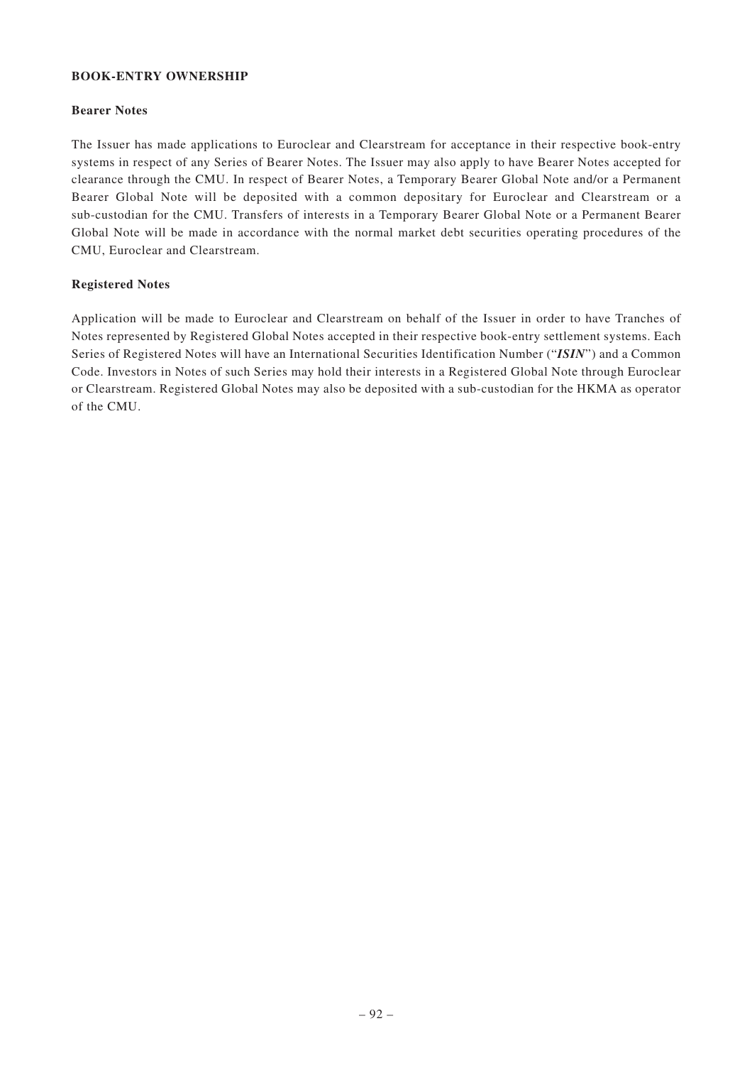## BOOK-ENTRY OWNERSHIP

### Bearer Notes

The Issuer has made applications to Euroclear and Clearstream for acceptance in their respective book-entry systems in respect of any Series of Bearer Notes. The Issuer may also apply to have Bearer Notes accepted for clearance through the CMU. In respect of Bearer Notes, a Temporary Bearer Global Note and/or a Permanent Bearer Global Note will be deposited with a common depositary for Euroclear and Clearstream or a sub-custodian for the CMU. Transfers of interests in a Temporary Bearer Global Note or a Permanent Bearer Global Note will be made in accordance with the normal market debt securities operating procedures of the CMU, Euroclear and Clearstream.

### Registered Notes

Application will be made to Euroclear and Clearstream on behalf of the Issuer in order to have Tranches of Notes represented by Registered Global Notes accepted in their respective book-entry settlement systems. Each Series of Registered Notes will have an International Securities Identification Number ("***ISIN***") and a Common Code. Investors in Notes of such Series may hold their interests in a Registered Global Note through Euroclear or Clearstream. Registered Global Notes may also be deposited with a sub-custodian for the HKMA as operator of the CMU.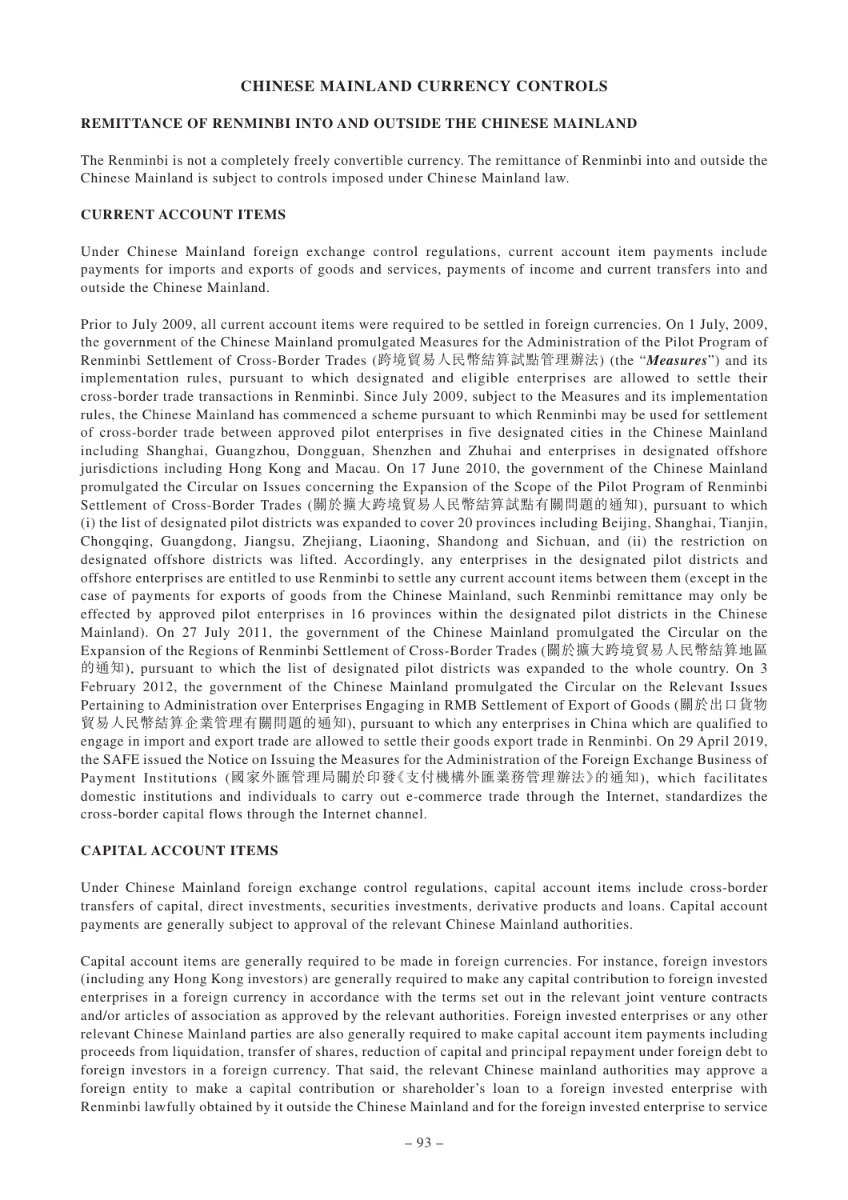# CHINESE MAINLAND CURRENCY CONTROLS

## REMITTANCE OF RENMINBI INTO AND OUTSIDE THE CHINESE MAINLAND

The Renminbi is not a completely freely convertible currency. The remittance of Renminbi into and outside the Chinese Mainland is subject to controls imposed under Chinese Mainland law.

## CURRENT ACCOUNT ITEMS

Under Chinese Mainland foreign exchange control regulations, current account item payments include payments for imports and exports of goods and services, payments of income and current transfers into and outside the Chinese Mainland.

Prior to July 2009, all current account items were required to be settled in foreign currencies. On 1 July, 2009, the government of the Chinese Mainland promulgated Measures for the Administration of the Pilot Program of Renminbi Settlement of Cross-Border Trades (跨境貿易人民幣結算試點管理辦法) (the "***Measures***") and its implementation rules, pursuant to which designated and eligible enterprises are allowed to settle their cross-border trade transactions in Renminbi. Since July 2009, subject to the Measures and its implementation rules, the Chinese Mainland has commenced a scheme pursuant to which Renminbi may be used for settlement of cross-border trade between approved pilot enterprises in five designated cities in the Chinese Mainland including Shanghai, Guangzhou, Dongguan, Shenzhen and Zhuhai and enterprises in designated offshore jurisdictions including Hong Kong and Macau. On 17 June 2010, the government of the Chinese Mainland promulgated the Circular on Issues concerning the Expansion of the Scope of the Pilot Program of Renminbi Settlement of Cross-Border Trades (關於擴大跨境貿易人民幣結算試點有關問題的通知), pursuant to which (i) the list of designated pilot districts was expanded to cover 20 provinces including Beijing, Shanghai, Tianjin, Chongqing, Guangdong, Jiangsu, Zhejiang, Liaoning, Shandong and Sichuan, and (ii) the restriction on designated offshore districts was lifted. Accordingly, any enterprises in the designated pilot districts and offshore enterprises are entitled to use Renminbi to settle any current account items between them (except in the case of payments for exports of goods from the Chinese Mainland, such Renminbi remittance may only be effected by approved pilot enterprises in 16 provinces within the designated pilot districts in the Chinese Mainland). On 27 July 2011, the government of the Chinese Mainland promulgated the Circular on the Expansion of the Regions of Renminbi Settlement of Cross-Border Trades (關於擴大跨境貿易人民幣結算地區的通知), pursuant to which the list of designated pilot districts was expanded to the whole country. On 3 February 2012, the government of the Chinese Mainland promulgated the Circular on the Relevant Issues Pertaining to Administration over Enterprises Engaging in RMB Settlement of Export of Goods (關於出口貨物貿易人民幣結算企業管理有關問題的通知), pursuant to which any enterprises in China which are qualified to engage in import and export trade are allowed to settle their goods export trade in Renminbi. On 29 April 2019, the SAFE issued the Notice on Issuing the Measures for the Administration of the Foreign Exchange Business of Payment Institutions (國家外匯管理局關於印發《支付機構外匯業務管理辦法》的通知), which facilitates domestic institutions and individuals to carry out e-commerce trade through the Internet, standardizes the cross-border capital flows through the Internet channel.

## CAPITAL ACCOUNT ITEMS

Under Chinese Mainland foreign exchange control regulations, capital account items include cross-border transfers of capital, direct investments, securities investments, derivative products and loans. Capital account payments are generally subject to approval of the relevant Chinese Mainland authorities.

Capital account items are generally required to be made in foreign currencies. For instance, foreign investors (including any Hong Kong investors) are generally required to make any capital contribution to foreign invested enterprises in a foreign currency in accordance with the terms set out in the relevant joint venture contracts and/or articles of association as approved by the relevant authorities. Foreign invested enterprises or any other relevant Chinese Mainland parties are also generally required to make capital account item payments including proceeds from liquidation, transfer of shares, reduction of capital and principal repayment under foreign debt to foreign investors in a foreign currency. That said, the relevant Chinese mainland authorities may approve a foreign entity to make a capital contribution or shareholder's loan to a foreign invested enterprise with Renminbi lawfully obtained by it outside the Chinese Mainland and for the foreign invested enterprise to service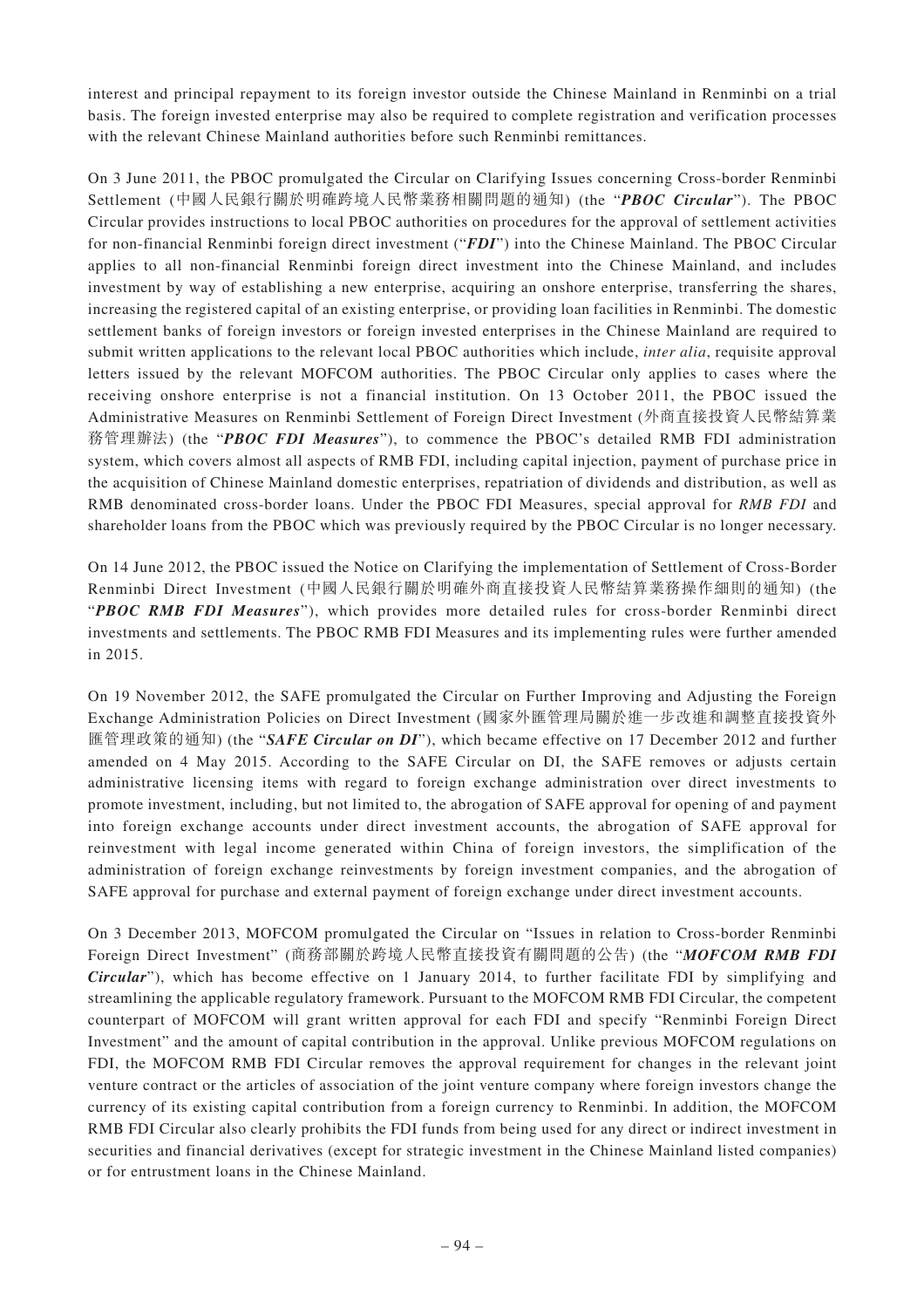interest and principal repayment to its foreign investor outside the Chinese Mainland in Renminbi on a trial basis. The foreign invested enterprise may also be required to complete registration and verification processes with the relevant Chinese Mainland authorities before such Renminbi remittances.

On 3 June 2011, the PBOC promulgated the Circular on Clarifying Issues concerning Cross-border Renminbi Settlement (中國人民銀行關於明確跨境人民幣業務相關問題的通知) (the "***PBOC Circular***"). The PBOC Circular provides instructions to local PBOC authorities on procedures for the approval of settlement activities for non-financial Renminbi foreign direct investment ("***FDI***") into the Chinese Mainland. The PBOC Circular applies to all non-financial Renminbi foreign direct investment into the Chinese Mainland, and includes investment by way of establishing a new enterprise, acquiring an onshore enterprise, transferring the shares, increasing the registered capital of an existing enterprise, or providing loan facilities in Renminbi. The domestic settlement banks of foreign investors or foreign invested enterprises in the Chinese Mainland are required to submit written applications to the relevant local PBOC authorities which include, *inter alia*, requisite approval letters issued by the relevant MOFCOM authorities. The PBOC Circular only applies to cases where the receiving onshore enterprise is not a financial institution. On 13 October 2011, the PBOC issued the Administrative Measures on Renminbi Settlement of Foreign Direct Investment (外商直接投資人民幣結算業務管理辦法) (the "***PBOC FDI Measures***"), to commence the PBOC's detailed RMB FDI administration system, which covers almost all aspects of RMB FDI, including capital injection, payment of purchase price in the acquisition of Chinese Mainland domestic enterprises, repatriation of dividends and distribution, as well as RMB denominated cross-border loans. Under the PBOC FDI Measures, special approval for *RMB FDI* and shareholder loans from the PBOC which was previously required by the PBOC Circular is no longer necessary.

On 14 June 2012, the PBOC issued the Notice on Clarifying the implementation of Settlement of Cross-Border Renminbi Direct Investment (中國人民銀行關於明確外商直接投資人民幣結算業務操作細則的通知) (the "***PBOC RMB FDI Measures***"), which provides more detailed rules for cross-border Renminbi direct investments and settlements. The PBOC RMB FDI Measures and its implementing rules were further amended in 2015.

On 19 November 2012, the SAFE promulgated the Circular on Further Improving and Adjusting the Foreign Exchange Administration Policies on Direct Investment (國家外匯管理局關於進一步改進和調整直接投資外匯管理政策的通知) (the "***SAFE Circular on DI***"), which became effective on 17 December 2012 and further amended on 4 May 2015. According to the SAFE Circular on DI, the SAFE removes or adjusts certain administrative licensing items with regard to foreign exchange administration over direct investments to promote investment, including, but not limited to, the abrogation of SAFE approval for opening of and payment into foreign exchange accounts under direct investment accounts, the abrogation of SAFE approval for reinvestment with legal income generated within China of foreign investors, the simplification of the administration of foreign exchange reinvestments by foreign investment companies, and the abrogation of SAFE approval for purchase and external payment of foreign exchange under direct investment accounts.

On 3 December 2013, MOFCOM promulgated the Circular on "Issues in relation to Cross-border Renminbi Foreign Direct Investment" (商務部關於跨境人民幣直接投資有關問題的公告) (the "***MOFCOM RMB FDI Circular***"), which has become effective on 1 January 2014, to further facilitate FDI by simplifying and streamlining the applicable regulatory framework. Pursuant to the MOFCOM RMB FDI Circular, the competent counterpart of MOFCOM will grant written approval for each FDI and specify "Renminbi Foreign Direct Investment" and the amount of capital contribution in the approval. Unlike previous MOFCOM regulations on FDI, the MOFCOM RMB FDI Circular removes the approval requirement for changes in the relevant joint venture contract or the articles of association of the joint venture company where foreign investors change the currency of its existing capital contribution from a foreign currency to Renminbi. In addition, the MOFCOM RMB FDI Circular also clearly prohibits the FDI funds from being used for any direct or indirect investment in securities and financial derivatives (except for strategic investment in the Chinese Mainland listed companies) or for entrustment loans in the Chinese Mainland.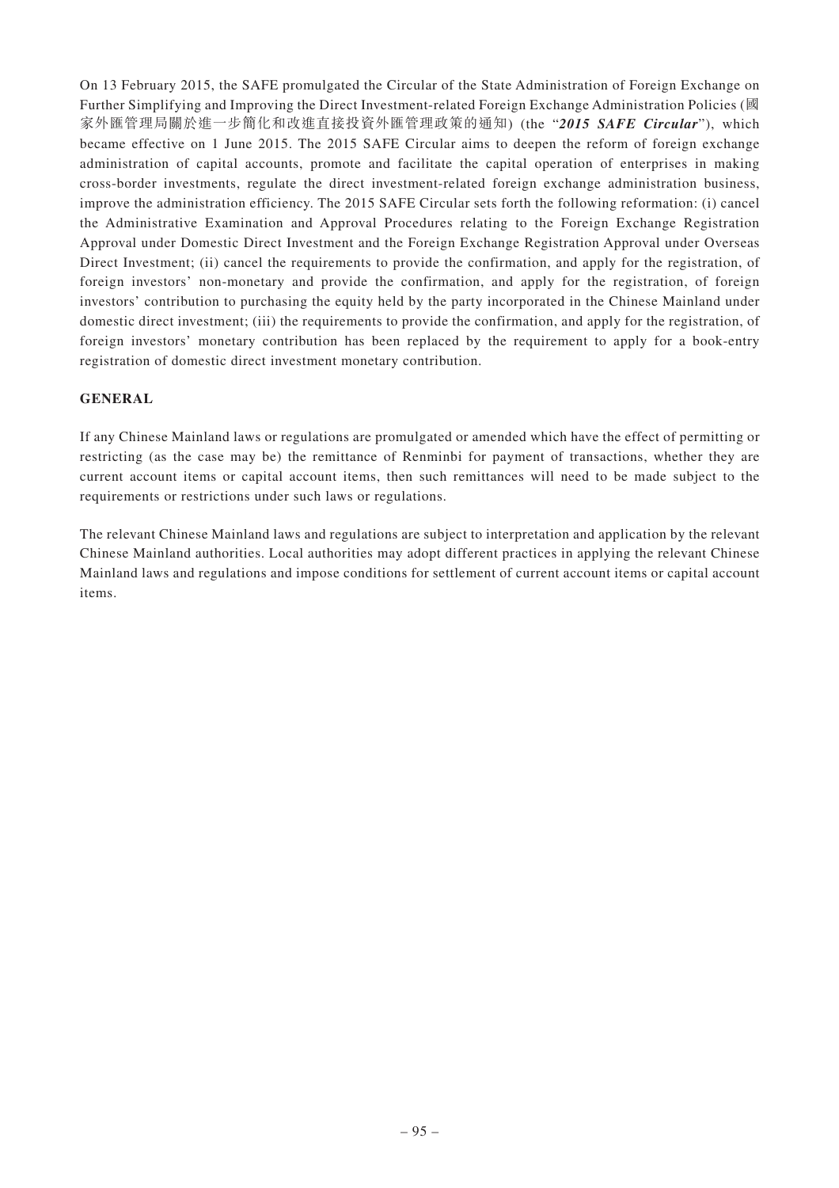On 13 February 2015, the SAFE promulgated the Circular of the State Administration of Foreign Exchange on Further Simplifying and Improving the Direct Investment-related Foreign Exchange Administration Policies (國家外匯管理局關於進一步簡化和改進直接投資外匯管理政策的通知) (the "***2015 SAFE Circular***"), which became effective on 1 June 2015. The 2015 SAFE Circular aims to deepen the reform of foreign exchange administration of capital accounts, promote and facilitate the capital operation of enterprises in making cross-border investments, regulate the direct investment-related foreign exchange administration business, improve the administration efficiency. The 2015 SAFE Circular sets forth the following reformation: (i) cancel the Administrative Examination and Approval Procedures relating to the Foreign Exchange Registration Approval under Domestic Direct Investment and the Foreign Exchange Registration Approval under Overseas Direct Investment; (ii) cancel the requirements to provide the confirmation, and apply for the registration, of foreign investors' non-monetary and provide the confirmation, and apply for the registration, of foreign investors' contribution to purchasing the equity held by the party incorporated in the Chinese Mainland under domestic direct investment; (iii) the requirements to provide the confirmation, and apply for the registration, of foreign investors' monetary contribution has been replaced by the requirement to apply for a book-entry registration of domestic direct investment monetary contribution.

**GENERAL**

If any Chinese Mainland laws or regulations are promulgated or amended which have the effect of permitting or restricting (as the case may be) the remittance of Renminbi for payment of transactions, whether they are current account items or capital account items, then such remittances will need to be made subject to the requirements or restrictions under such laws or regulations.

The relevant Chinese Mainland laws and regulations are subject to interpretation and application by the relevant Chinese Mainland authorities. Local authorities may adopt different practices in applying the relevant Chinese Mainland laws and regulations and impose conditions for settlement of current account items or capital account items.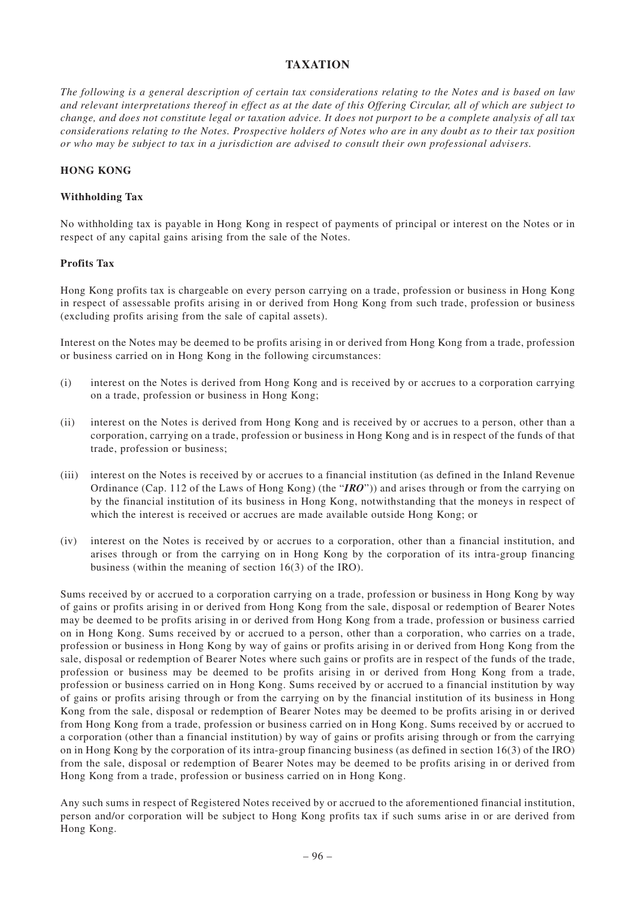# TAXATION

*The following is a general description of certain tax considerations relating to the Notes and is based on law and relevant interpretations thereof in effect as at the date of this Offering Circular, all of which are subject to change, and does not constitute legal or taxation advice. It does not purport to be a complete analysis of all tax considerations relating to the Notes. Prospective holders of Notes who are in any doubt as to their tax position or who may be subject to tax in a jurisdiction are advised to consult their own professional advisers.*

## HONG KONG

### Withholding Tax

No withholding tax is payable in Hong Kong in respect of payments of principal or interest on the Notes or in respect of any capital gains arising from the sale of the Notes.

### Profits Tax

Hong Kong profits tax is chargeable on every person carrying on a trade, profession or business in Hong Kong in respect of assessable profits arising in or derived from Hong Kong from such trade, profession or business (excluding profits arising from the sale of capital assets).

Interest on the Notes may be deemed to be profits arising in or derived from Hong Kong from a trade, profession or business carried on in Hong Kong in the following circumstances:

(i) interest on the Notes is derived from Hong Kong and is received by or accrues to a corporation carrying on a trade, profession or business in Hong Kong;

(ii) interest on the Notes is derived from Hong Kong and is received by or accrues to a person, other than a corporation, carrying on a trade, profession or business in Hong Kong and is in respect of the funds of that trade, profession or business;

(iii) interest on the Notes is received by or accrues to a financial institution (as defined in the Inland Revenue Ordinance (Cap. 112 of the Laws of Hong Kong) (the "***IRO***")) and arises through or from the carrying on by the financial institution of its business in Hong Kong, notwithstanding that the moneys in respect of which the interest is received or accrues are made available outside Hong Kong; or

(iv) interest on the Notes is received by or accrues to a corporation, other than a financial institution, and arises through or from the carrying on in Hong Kong by the corporation of its intra-group financing business (within the meaning of section 16(3) of the IRO).

Sums received by or accrued to a corporation carrying on a trade, profession or business in Hong Kong by way of gains or profits arising in or derived from Hong Kong from the sale, disposal or redemption of Bearer Notes may be deemed to be profits arising in or derived from Hong Kong from a trade, profession or business carried on in Hong Kong. Sums received by or accrued to a person, other than a corporation, who carries on a trade, profession or business in Hong Kong by way of gains or profits arising in or derived from Hong Kong from the sale, disposal or redemption of Bearer Notes where such gains or profits are in respect of the funds of the trade, profession or business may be deemed to be profits arising in or derived from Hong Kong from a trade, profession or business carried on in Hong Kong. Sums received by or accrued to a financial institution by way of gains or profits arising through or from the carrying on by the financial institution of its business in Hong Kong from the sale, disposal or redemption of Bearer Notes may be deemed to be profits arising in or derived from Hong Kong from a trade, profession or business carried on in Hong Kong. Sums received by or accrued to a corporation (other than a financial institution) by way of gains or profits arising through or from the carrying on in Hong Kong by the corporation of its intra-group financing business (as defined in section 16(3) of the IRO) from the sale, disposal or redemption of Bearer Notes may be deemed to be profits arising in or derived from Hong Kong from a trade, profession or business carried on in Hong Kong.

Any such sums in respect of Registered Notes received by or accrued to the aforementioned financial institution, person and/or corporation will be subject to Hong Kong profits tax if such sums arise in or are derived from Hong Kong.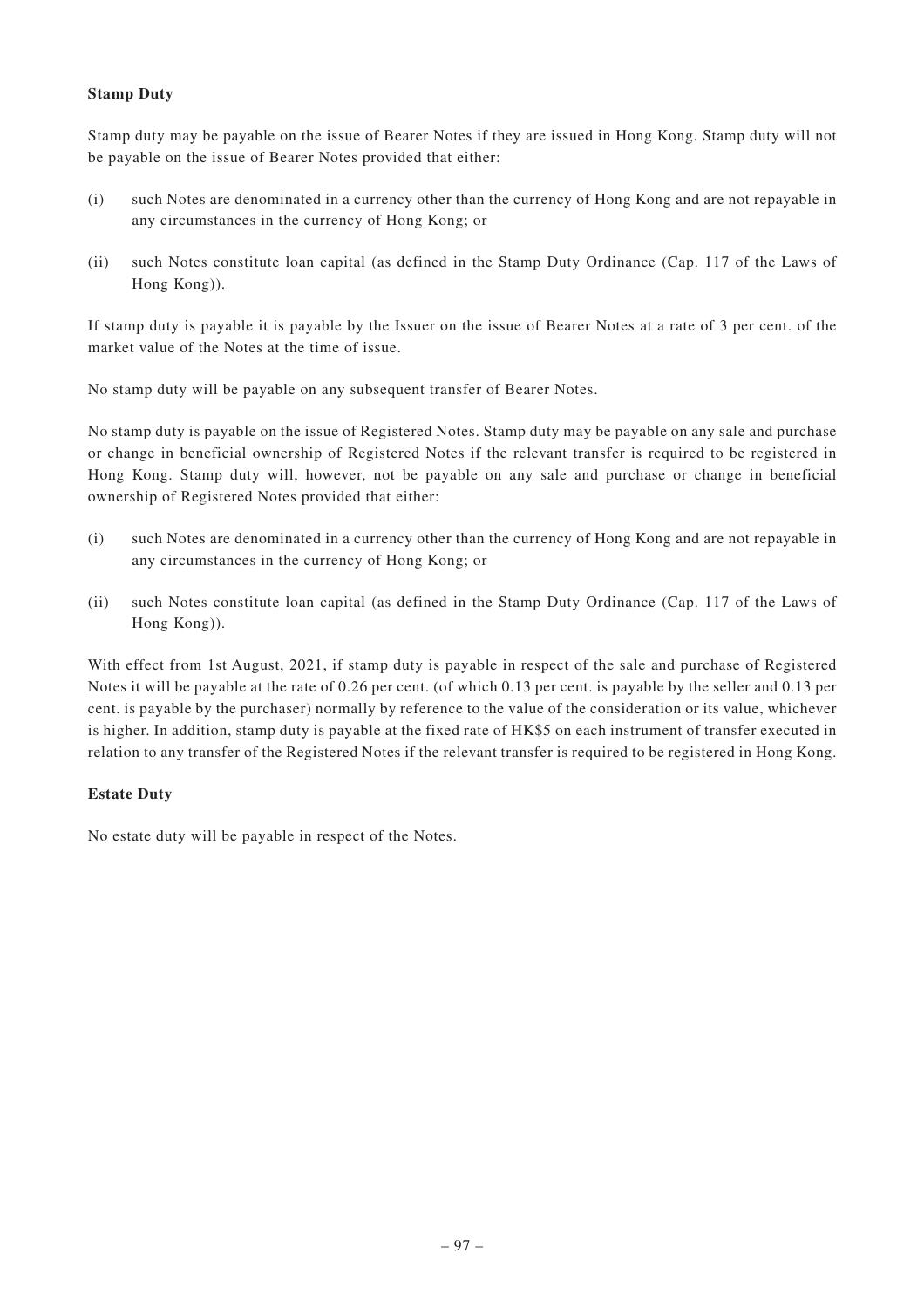**Stamp Duty**

Stamp duty may be payable on the issue of Bearer Notes if they are issued in Hong Kong. Stamp duty will not be payable on the issue of Bearer Notes provided that either:

(i) such Notes are denominated in a currency other than the currency of Hong Kong and are not repayable in any circumstances in the currency of Hong Kong; or

(ii) such Notes constitute loan capital (as defined in the Stamp Duty Ordinance (Cap. 117 of the Laws of Hong Kong)).

If stamp duty is payable it is payable by the Issuer on the issue of Bearer Notes at a rate of 3 per cent. of the market value of the Notes at the time of issue.

No stamp duty will be payable on any subsequent transfer of Bearer Notes.

No stamp duty is payable on the issue of Registered Notes. Stamp duty may be payable on any sale and purchase or change in beneficial ownership of Registered Notes if the relevant transfer is required to be registered in Hong Kong. Stamp duty will, however, not be payable on any sale and purchase or change in beneficial ownership of Registered Notes provided that either:

(i) such Notes are denominated in a currency other than the currency of Hong Kong and are not repayable in any circumstances in the currency of Hong Kong; or

(ii) such Notes constitute loan capital (as defined in the Stamp Duty Ordinance (Cap. 117 of the Laws of Hong Kong)).

With effect from 1st August, 2021, if stamp duty is payable in respect of the sale and purchase of Registered Notes it will be payable at the rate of 0.26 per cent. (of which 0.13 per cent. is payable by the seller and 0.13 per cent. is payable by the purchaser) normally by reference to the value of the consideration or its value, whichever is higher. In addition, stamp duty is payable at the fixed rate of HK$5 on each instrument of transfer executed in relation to any transfer of the Registered Notes if the relevant transfer is required to be registered in Hong Kong.

**Estate Duty**

No estate duty will be payable in respect of the Notes.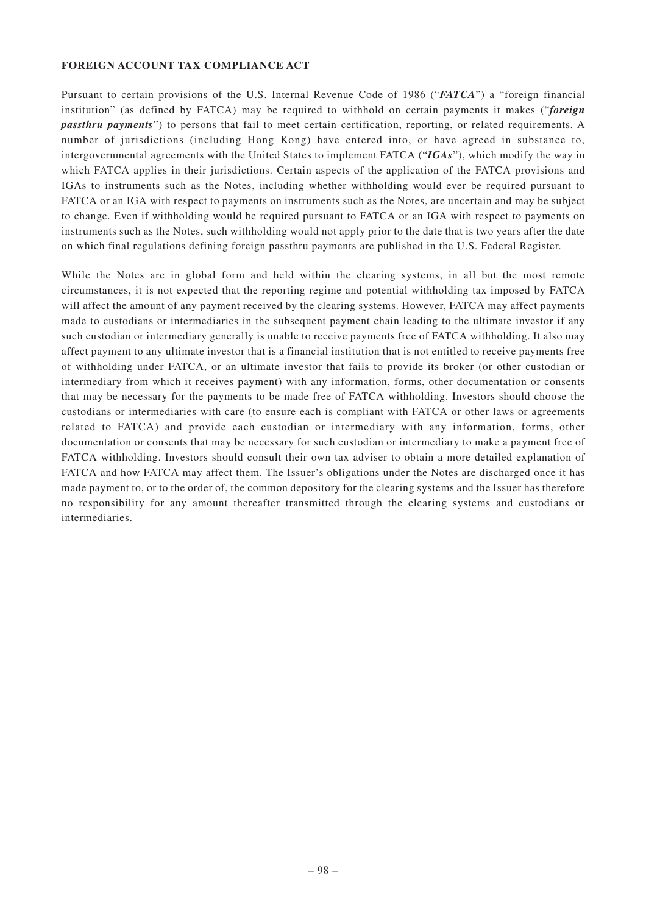## FOREIGN ACCOUNT TAX COMPLIANCE ACT

Pursuant to certain provisions of the U.S. Internal Revenue Code of 1986 ("***FATCA***") a "foreign financial institution" (as defined by FATCA) may be required to withhold on certain payments it makes ("***foreign passthru payments***") to persons that fail to meet certain certification, reporting, or related requirements. A number of jurisdictions (including Hong Kong) have entered into, or have agreed in substance to, intergovernmental agreements with the United States to implement FATCA ("***IGAs***"), which modify the way in which FATCA applies in their jurisdictions. Certain aspects of the application of the FATCA provisions and IGAs to instruments such as the Notes, including whether withholding would ever be required pursuant to FATCA or an IGA with respect to payments on instruments such as the Notes, are uncertain and may be subject to change. Even if withholding would be required pursuant to FATCA or an IGA with respect to payments on instruments such as the Notes, such withholding would not apply prior to the date that is two years after the date on which final regulations defining foreign passthru payments are published in the U.S. Federal Register.

While the Notes are in global form and held within the clearing systems, in all but the most remote circumstances, it is not expected that the reporting regime and potential withholding tax imposed by FATCA will affect the amount of any payment received by the clearing systems. However, FATCA may affect payments made to custodians or intermediaries in the subsequent payment chain leading to the ultimate investor if any such custodian or intermediary generally is unable to receive payments free of FATCA withholding. It also may affect payment to any ultimate investor that is a financial institution that is not entitled to receive payments free of withholding under FATCA, or an ultimate investor that fails to provide its broker (or other custodian or intermediary from which it receives payment) with any information, forms, other documentation or consents that may be necessary for the payments to be made free of FATCA withholding. Investors should choose the custodians or intermediaries with care (to ensure each is compliant with FATCA or other laws or agreements related to FATCA) and provide each custodian or intermediary with any information, forms, other documentation or consents that may be necessary for such custodian or intermediary to make a payment free of FATCA withholding. Investors should consult their own tax adviser to obtain a more detailed explanation of FATCA and how FATCA may affect them. The Issuer's obligations under the Notes are discharged once it has made payment to, or to the order of, the common depository for the clearing systems and the Issuer has therefore no responsibility for any amount thereafter transmitted through the clearing systems and custodians or intermediaries.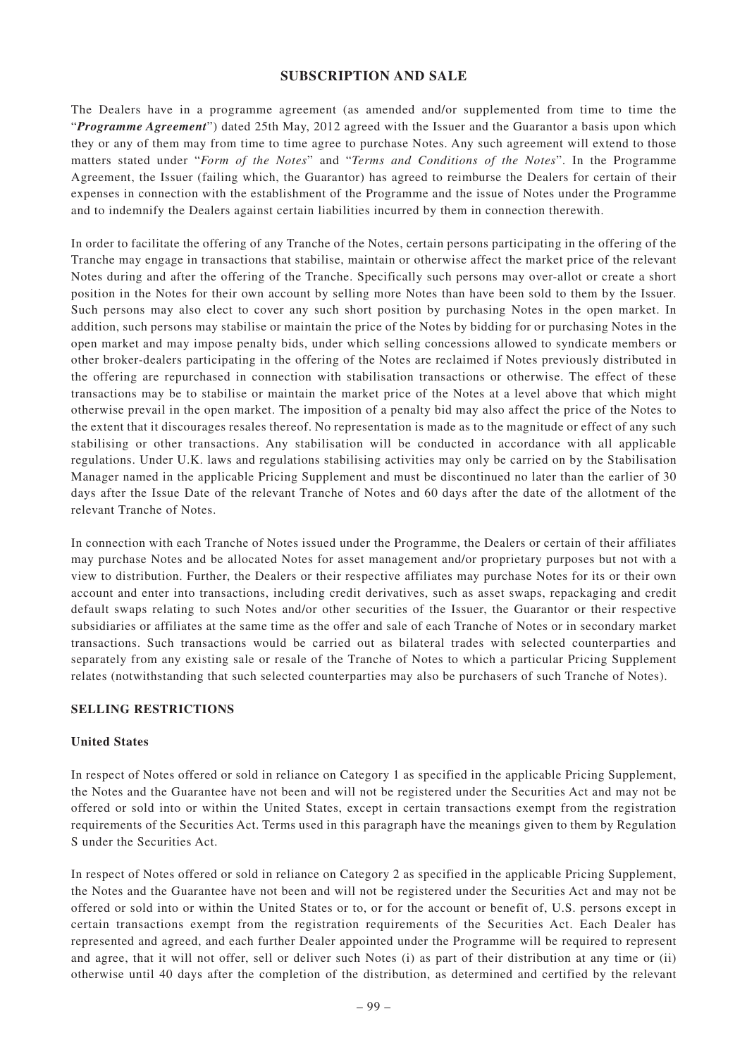## SUBSCRIPTION AND SALE

The Dealers have in a programme agreement (as amended and/or supplemented from time to time the "***Programme Agreement***") dated 25th May, 2012 agreed with the Issuer and the Guarantor a basis upon which they or any of them may from time to time agree to purchase Notes. Any such agreement will extend to those matters stated under "*Form of the Notes*" and "*Terms and Conditions of the Notes*". In the Programme Agreement, the Issuer (failing which, the Guarantor) has agreed to reimburse the Dealers for certain of their expenses in connection with the establishment of the Programme and the issue of Notes under the Programme and to indemnify the Dealers against certain liabilities incurred by them in connection therewith.

In order to facilitate the offering of any Tranche of the Notes, certain persons participating in the offering of the Tranche may engage in transactions that stabilise, maintain or otherwise affect the market price of the relevant Notes during and after the offering of the Tranche. Specifically such persons may over-allot or create a short position in the Notes for their own account by selling more Notes than have been sold to them by the Issuer. Such persons may also elect to cover any such short position by purchasing Notes in the open market. In addition, such persons may stabilise or maintain the price of the Notes by bidding for or purchasing Notes in the open market and may impose penalty bids, under which selling concessions allowed to syndicate members or other broker-dealers participating in the offering of the Notes are reclaimed if Notes previously distributed in the offering are repurchased in connection with stabilisation transactions or otherwise. The effect of these transactions may be to stabilise or maintain the market price of the Notes at a level above that which might otherwise prevail in the open market. The imposition of a penalty bid may also affect the price of the Notes to the extent that it discourages resales thereof. No representation is made as to the magnitude or effect of any such stabilising or other transactions. Any stabilisation will be conducted in accordance with all applicable regulations. Under U.K. laws and regulations stabilising activities may only be carried on by the Stabilisation Manager named in the applicable Pricing Supplement and must be discontinued no later than the earlier of 30 days after the Issue Date of the relevant Tranche of Notes and 60 days after the date of the allotment of the relevant Tranche of Notes.

In connection with each Tranche of Notes issued under the Programme, the Dealers or certain of their affiliates may purchase Notes and be allocated Notes for asset management and/or proprietary purposes but not with a view to distribution. Further, the Dealers or their respective affiliates may purchase Notes for its or their own account and enter into transactions, including credit derivatives, such as asset swaps, repackaging and credit default swaps relating to such Notes and/or other securities of the Issuer, the Guarantor or their respective subsidiaries or affiliates at the same time as the offer and sale of each Tranche of Notes or in secondary market transactions. Such transactions would be carried out as bilateral trades with selected counterparties and separately from any existing sale or resale of the Tranche of Notes to which a particular Pricing Supplement relates (notwithstanding that such selected counterparties may also be purchasers of such Tranche of Notes).

### SELLING RESTRICTIONS

#### United States

In respect of Notes offered or sold in reliance on Category 1 as specified in the applicable Pricing Supplement, the Notes and the Guarantee have not been and will not be registered under the Securities Act and may not be offered or sold into or within the United States, except in certain transactions exempt from the registration requirements of the Securities Act. Terms used in this paragraph have the meanings given to them by Regulation S under the Securities Act.

In respect of Notes offered or sold in reliance on Category 2 as specified in the applicable Pricing Supplement, the Notes and the Guarantee have not been and will not be registered under the Securities Act and may not be offered or sold into or within the United States or to, or for the account or benefit of, U.S. persons except in certain transactions exempt from the registration requirements of the Securities Act. Each Dealer has represented and agreed, and each further Dealer appointed under the Programme will be required to represent and agree, that it will not offer, sell or deliver such Notes (i) as part of their distribution at any time or (ii) otherwise until 40 days after the completion of the distribution, as determined and certified by the relevant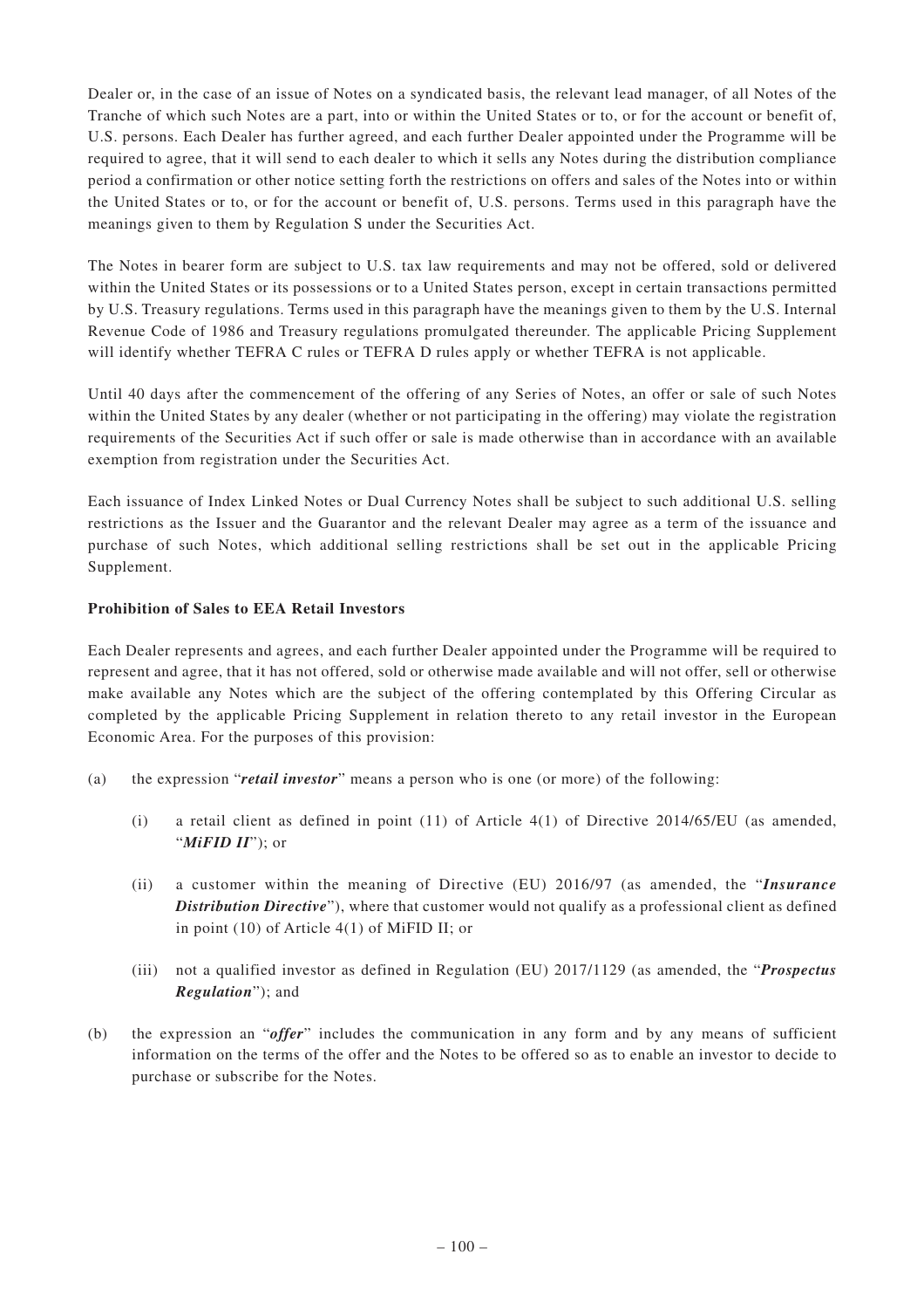Dealer or, in the case of an issue of Notes on a syndicated basis, the relevant lead manager, of all Notes of the Tranche of which such Notes are a part, into or within the United States or to, or for the account or benefit of, U.S. persons. Each Dealer has further agreed, and each further Dealer appointed under the Programme will be required to agree, that it will send to each dealer to which it sells any Notes during the distribution compliance period a confirmation or other notice setting forth the restrictions on offers and sales of the Notes into or within the United States or to, or for the account or benefit of, U.S. persons. Terms used in this paragraph have the meanings given to them by Regulation S under the Securities Act.

The Notes in bearer form are subject to U.S. tax law requirements and may not be offered, sold or delivered within the United States or its possessions or to a United States person, except in certain transactions permitted by U.S. Treasury regulations. Terms used in this paragraph have the meanings given to them by the U.S. Internal Revenue Code of 1986 and Treasury regulations promulgated thereunder. The applicable Pricing Supplement will identify whether TEFRA C rules or TEFRA D rules apply or whether TEFRA is not applicable.

Until 40 days after the commencement of the offering of any Series of Notes, an offer or sale of such Notes within the United States by any dealer (whether or not participating in the offering) may violate the registration requirements of the Securities Act if such offer or sale is made otherwise than in accordance with an available exemption from registration under the Securities Act.

Each issuance of Index Linked Notes or Dual Currency Notes shall be subject to such additional U.S. selling restrictions as the Issuer and the Guarantor and the relevant Dealer may agree as a term of the issuance and purchase of such Notes, which additional selling restrictions shall be set out in the applicable Pricing Supplement.

**Prohibition of Sales to EEA Retail Investors**

Each Dealer represents and agrees, and each further Dealer appointed under the Programme will be required to represent and agree, that it has not offered, sold or otherwise made available and will not offer, sell or otherwise make available any Notes which are the subject of the offering contemplated by this Offering Circular as completed by the applicable Pricing Supplement in relation thereto to any retail investor in the European Economic Area. For the purposes of this provision:

(a) the expression "***retail investor***" means a person who is one (or more) of the following:

  (i) a retail client as defined in point (11) of Article 4(1) of Directive 2014/65/EU (as amended, "***MiFID II***"); or

  (ii) a customer within the meaning of Directive (EU) 2016/97 (as amended, the "***Insurance Distribution Directive***"), where that customer would not qualify as a professional client as defined in point (10) of Article 4(1) of MiFID II; or

  (iii) not a qualified investor as defined in Regulation (EU) 2017/1129 (as amended, the "***Prospectus Regulation***"); and

(b) the expression an "***offer***" includes the communication in any form and by any means of sufficient information on the terms of the offer and the Notes to be offered so as to enable an investor to decide to purchase or subscribe for the Notes.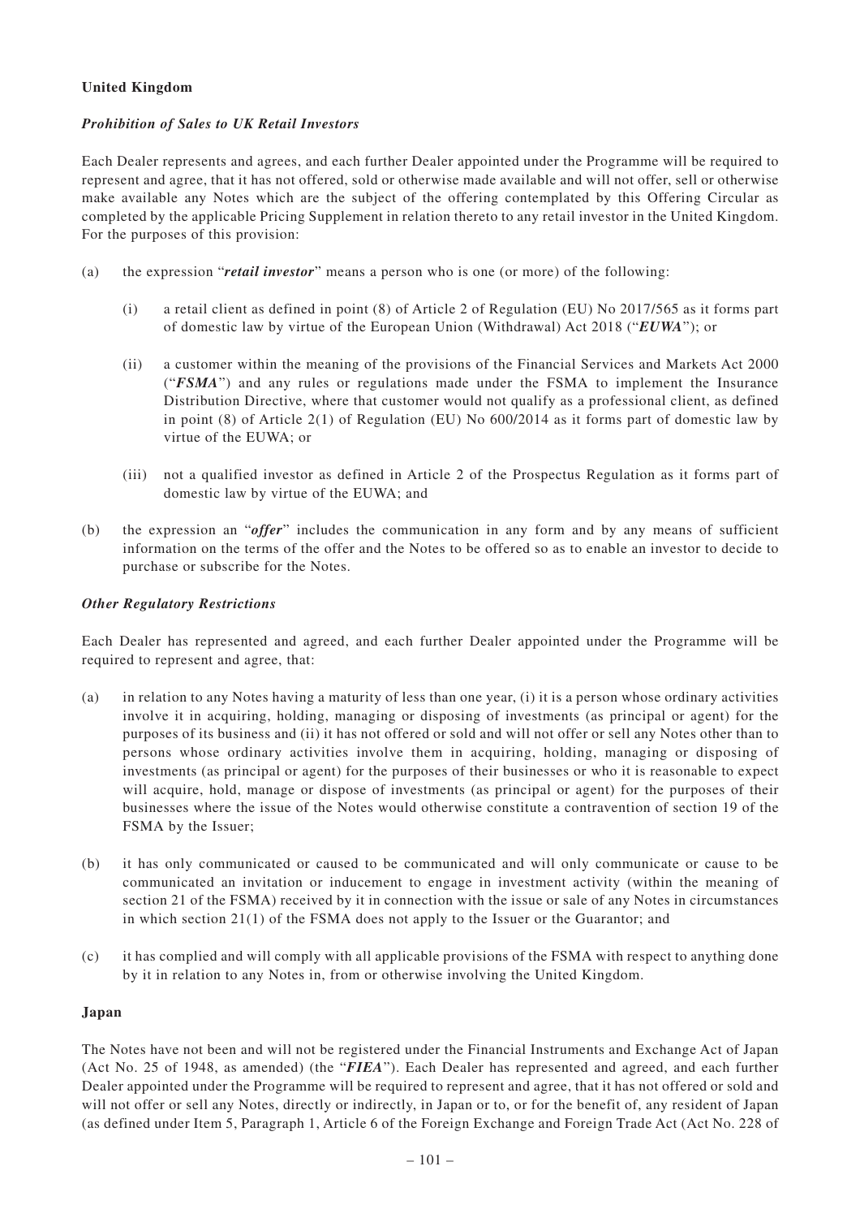## United Kingdom

### *Prohibition of Sales to UK Retail Investors*

Each Dealer represents and agrees, and each further Dealer appointed under the Programme will be required to represent and agree, that it has not offered, sold or otherwise made available and will not offer, sell or otherwise make available any Notes which are the subject of the offering contemplated by this Offering Circular as completed by the applicable Pricing Supplement in relation thereto to any retail investor in the United Kingdom. For the purposes of this provision:

(a) the expression "***retail investor***" means a person who is one (or more) of the following:

   (i) a retail client as defined in point (8) of Article 2 of Regulation (EU) No 2017/565 as it forms part of domestic law by virtue of the European Union (Withdrawal) Act 2018 ("***EUWA***"); or

   (ii) a customer within the meaning of the provisions of the Financial Services and Markets Act 2000 ("***FSMA***") and any rules or regulations made under the FSMA to implement the Insurance Distribution Directive, where that customer would not qualify as a professional client, as defined in point (8) of Article 2(1) of Regulation (EU) No 600/2014 as it forms part of domestic law by virtue of the EUWA; or

   (iii) not a qualified investor as defined in Article 2 of the Prospectus Regulation as it forms part of domestic law by virtue of the EUWA; and

(b) the expression an "***offer***" includes the communication in any form and by any means of sufficient information on the terms of the offer and the Notes to be offered so as to enable an investor to decide to purchase or subscribe for the Notes.

### *Other Regulatory Restrictions*

Each Dealer has represented and agreed, and each further Dealer appointed under the Programme will be required to represent and agree, that:

(a) in relation to any Notes having a maturity of less than one year, (i) it is a person whose ordinary activities involve it in acquiring, holding, managing or disposing of investments (as principal or agent) for the purposes of its business and (ii) it has not offered or sold and will not offer or sell any Notes other than to persons whose ordinary activities involve them in acquiring, holding, managing or disposing of investments (as principal or agent) for the purposes of their businesses or who it is reasonable to expect will acquire, hold, manage or dispose of investments (as principal or agent) for the purposes of their businesses where the issue of the Notes would otherwise constitute a contravention of section 19 of the FSMA by the Issuer;

(b) it has only communicated or caused to be communicated and will only communicate or cause to be communicated an invitation or inducement to engage in investment activity (within the meaning of section 21 of the FSMA) received by it in connection with the issue or sale of any Notes in circumstances in which section 21(1) of the FSMA does not apply to the Issuer or the Guarantor; and

(c) it has complied and will comply with all applicable provisions of the FSMA with respect to anything done by it in relation to any Notes in, from or otherwise involving the United Kingdom.

## Japan

The Notes have not been and will not be registered under the Financial Instruments and Exchange Act of Japan (Act No. 25 of 1948, as amended) (the "***FIEA***"). Each Dealer has represented and agreed, and each further Dealer appointed under the Programme will be required to represent and agree, that it has not offered or sold and will not offer or sell any Notes, directly or indirectly, in Japan or to, or for the benefit of, any resident of Japan (as defined under Item 5, Paragraph 1, Article 6 of the Foreign Exchange and Foreign Trade Act (Act No. 228 of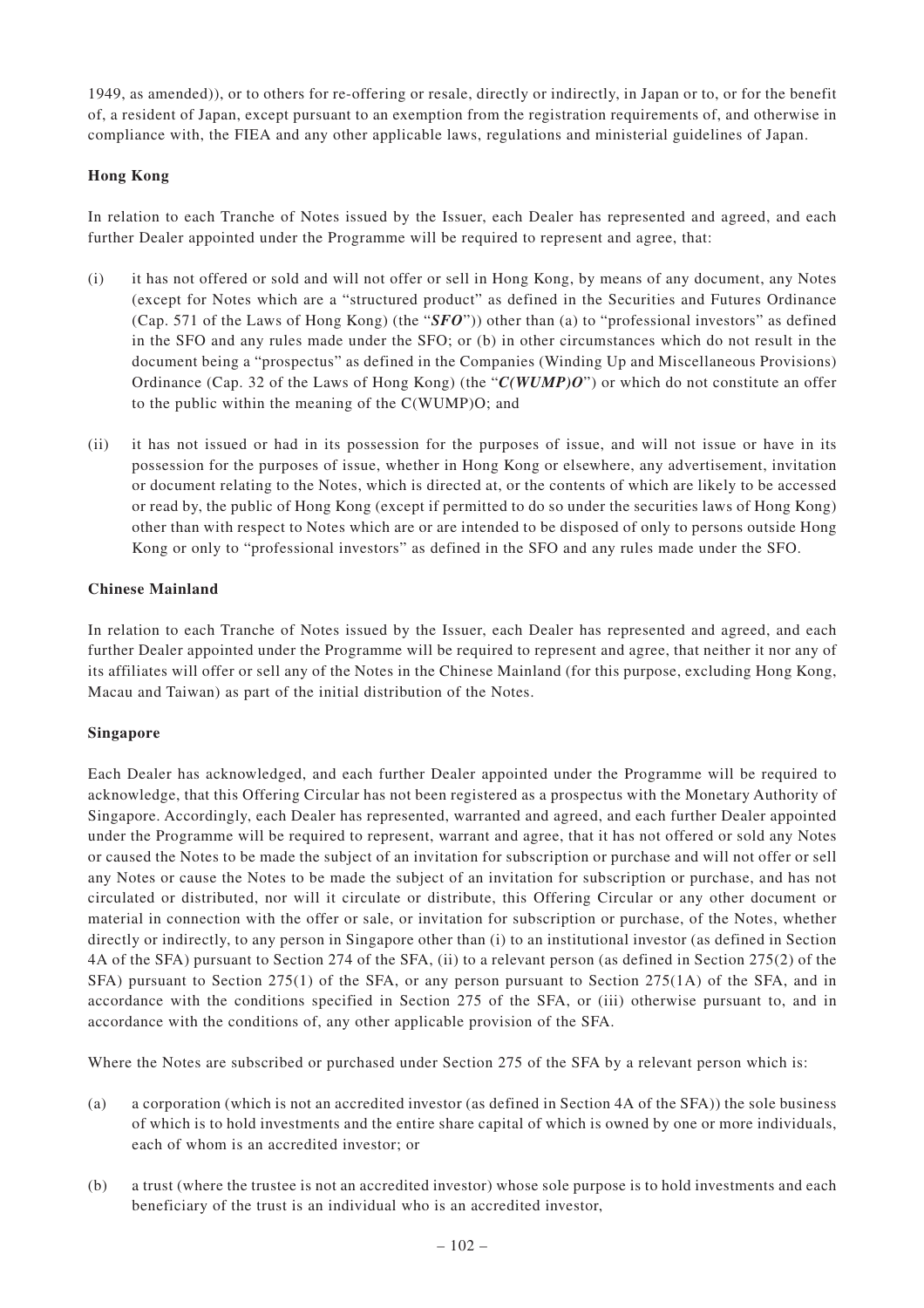1949, as amended)), or to others for re-offering or resale, directly or indirectly, in Japan or to, or for the benefit of, a resident of Japan, except pursuant to an exemption from the registration requirements of, and otherwise in compliance with, the FIEA and any other applicable laws, regulations and ministerial guidelines of Japan.

**Hong Kong**

In relation to each Tranche of Notes issued by the Issuer, each Dealer has represented and agreed, and each further Dealer appointed under the Programme will be required to represent and agree, that:

(i) it has not offered or sold and will not offer or sell in Hong Kong, by means of any document, any Notes (except for Notes which are a "structured product" as defined in the Securities and Futures Ordinance (Cap. 571 of the Laws of Hong Kong) (the "***SFO***")) other than (a) to "professional investors" as defined in the SFO and any rules made under the SFO; or (b) in other circumstances which do not result in the document being a "prospectus" as defined in the Companies (Winding Up and Miscellaneous Provisions) Ordinance (Cap. 32 of the Laws of Hong Kong) (the "***C(WUMP)O***") or which do not constitute an offer to the public within the meaning of the C(WUMP)O; and

(ii) it has not issued or had in its possession for the purposes of issue, and will not issue or have in its possession for the purposes of issue, whether in Hong Kong or elsewhere, any advertisement, invitation or document relating to the Notes, which is directed at, or the contents of which are likely to be accessed or read by, the public of Hong Kong (except if permitted to do so under the securities laws of Hong Kong) other than with respect to Notes which are or are intended to be disposed of only to persons outside Hong Kong or only to "professional investors" as defined in the SFO and any rules made under the SFO.

**Chinese Mainland**

In relation to each Tranche of Notes issued by the Issuer, each Dealer has represented and agreed, and each further Dealer appointed under the Programme will be required to represent and agree, that neither it nor any of its affiliates will offer or sell any of the Notes in the Chinese Mainland (for this purpose, excluding Hong Kong, Macau and Taiwan) as part of the initial distribution of the Notes.

**Singapore**

Each Dealer has acknowledged, and each further Dealer appointed under the Programme will be required to acknowledge, that this Offering Circular has not been registered as a prospectus with the Monetary Authority of Singapore. Accordingly, each Dealer has represented, warranted and agreed, and each further Dealer appointed under the Programme will be required to represent, warrant and agree, that it has not offered or sold any Notes or caused the Notes to be made the subject of an invitation for subscription or purchase and will not offer or sell any Notes or cause the Notes to be made the subject of an invitation for subscription or purchase, and has not circulated or distributed, nor will it circulate or distribute, this Offering Circular or any other document or material in connection with the offer or sale, or invitation for subscription or purchase, of the Notes, whether directly or indirectly, to any person in Singapore other than (i) to an institutional investor (as defined in Section 4A of the SFA) pursuant to Section 274 of the SFA, (ii) to a relevant person (as defined in Section 275(2) of the SFA) pursuant to Section 275(1) of the SFA, or any person pursuant to Section 275(1A) of the SFA, and in accordance with the conditions specified in Section 275 of the SFA, or (iii) otherwise pursuant to, and in accordance with the conditions of, any other applicable provision of the SFA.

Where the Notes are subscribed or purchased under Section 275 of the SFA by a relevant person which is:

(a) a corporation (which is not an accredited investor (as defined in Section 4A of the SFA)) the sole business of which is to hold investments and the entire share capital of which is owned by one or more individuals, each of whom is an accredited investor; or

(b) a trust (where the trustee is not an accredited investor) whose sole purpose is to hold investments and each beneficiary of the trust is an individual who is an accredited investor,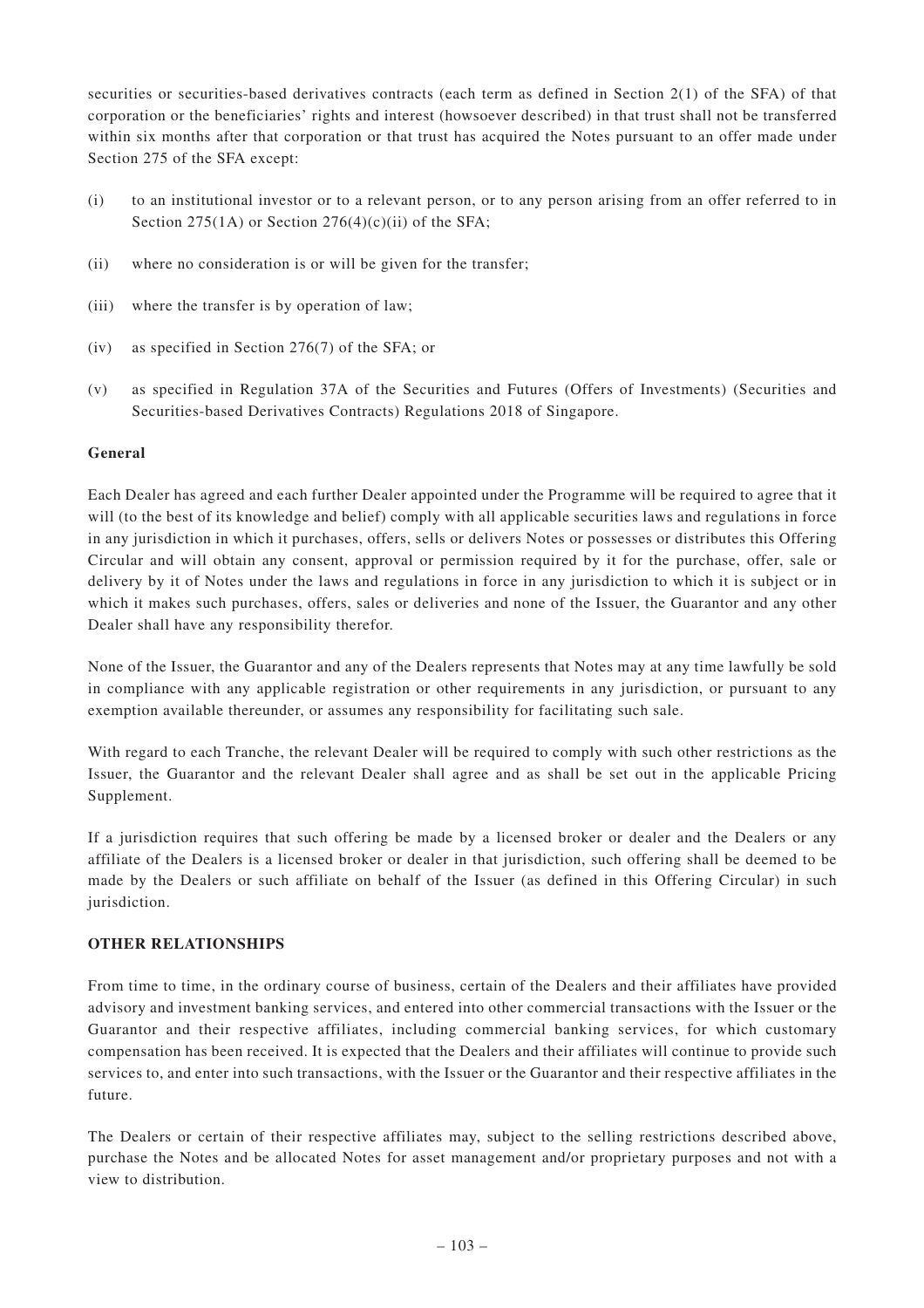securities or securities-based derivatives contracts (each term as defined in Section 2(1) of the SFA) of that corporation or the beneficiaries' rights and interest (howsoever described) in that trust shall not be transferred within six months after that corporation or that trust has acquired the Notes pursuant to an offer made under Section 275 of the SFA except:

(i) to an institutional investor or to a relevant person, or to any person arising from an offer referred to in Section 275(1A) or Section 276(4)(c)(ii) of the SFA;

(ii) where no consideration is or will be given for the transfer;

(iii) where the transfer is by operation of law;

(iv) as specified in Section 276(7) of the SFA; or

(v) as specified in Regulation 37A of the Securities and Futures (Offers of Investments) (Securities and Securities-based Derivatives Contracts) Regulations 2018 of Singapore.

**General**

Each Dealer has agreed and each further Dealer appointed under the Programme will be required to agree that it will (to the best of its knowledge and belief) comply with all applicable securities laws and regulations in force in any jurisdiction in which it purchases, offers, sells or delivers Notes or possesses or distributes this Offering Circular and will obtain any consent, approval or permission required by it for the purchase, offer, sale or delivery by it of Notes under the laws and regulations in force in any jurisdiction to which it is subject or in which it makes such purchases, offers, sales or deliveries and none of the Issuer, the Guarantor and any other Dealer shall have any responsibility therefor.

None of the Issuer, the Guarantor and any of the Dealers represents that Notes may at any time lawfully be sold in compliance with any applicable registration or other requirements in any jurisdiction, or pursuant to any exemption available thereunder, or assumes any responsibility for facilitating such sale.

With regard to each Tranche, the relevant Dealer will be required to comply with such other restrictions as the Issuer, the Guarantor and the relevant Dealer shall agree and as shall be set out in the applicable Pricing Supplement.

If a jurisdiction requires that such offering be made by a licensed broker or dealer and the Dealers or any affiliate of the Dealers is a licensed broker or dealer in that jurisdiction, such offering shall be deemed to be made by the Dealers or such affiliate on behalf of the Issuer (as defined in this Offering Circular) in such jurisdiction.

**OTHER RELATIONSHIPS**

From time to time, in the ordinary course of business, certain of the Dealers and their affiliates have provided advisory and investment banking services, and entered into other commercial transactions with the Issuer or the Guarantor and their respective affiliates, including commercial banking services, for which customary compensation has been received. It is expected that the Dealers and their affiliates will continue to provide such services to, and enter into such transactions, with the Issuer or the Guarantor and their respective affiliates in the future.

The Dealers or certain of their respective affiliates may, subject to the selling restrictions described above, purchase the Notes and be allocated Notes for asset management and/or proprietary purposes and not with a view to distribution.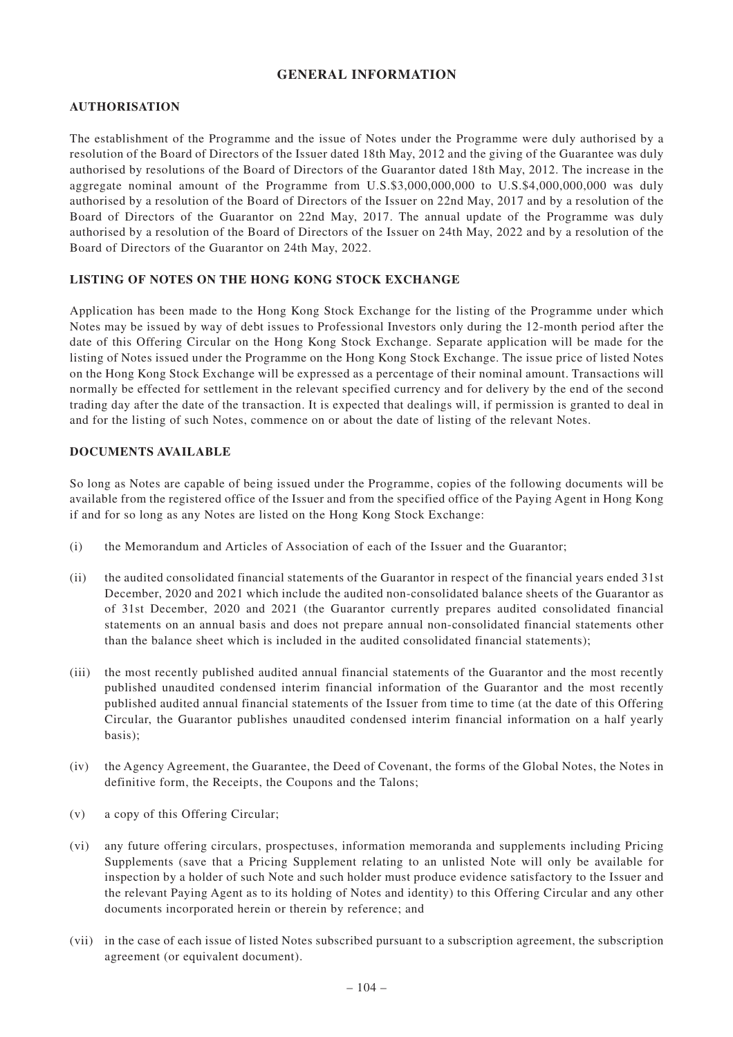# GENERAL INFORMATION

## AUTHORISATION

The establishment of the Programme and the issue of Notes under the Programme were duly authorised by a resolution of the Board of Directors of the Issuer dated 18th May, 2012 and the giving of the Guarantee was duly authorised by resolutions of the Board of Directors of the Guarantor dated 18th May, 2012. The increase in the aggregate nominal amount of the Programme from U.S.$3,000,000,000 to U.S.$4,000,000,000 was duly authorised by a resolution of the Board of Directors of the Issuer on 22nd May, 2017 and by a resolution of the Board of Directors of the Guarantor on 22nd May, 2017. The annual update of the Programme was duly authorised by a resolution of the Board of Directors of the Issuer on 24th May, 2022 and by a resolution of the Board of Directors of the Guarantor on 24th May, 2022.

## LISTING OF NOTES ON THE HONG KONG STOCK EXCHANGE

Application has been made to the Hong Kong Stock Exchange for the listing of the Programme under which Notes may be issued by way of debt issues to Professional Investors only during the 12-month period after the date of this Offering Circular on the Hong Kong Stock Exchange. Separate application will be made for the listing of Notes issued under the Programme on the Hong Kong Stock Exchange. The issue price of listed Notes on the Hong Kong Stock Exchange will be expressed as a percentage of their nominal amount. Transactions will normally be effected for settlement in the relevant specified currency and for delivery by the end of the second trading day after the date of the transaction. It is expected that dealings will, if permission is granted to deal in and for the listing of such Notes, commence on or about the date of listing of the relevant Notes.

## DOCUMENTS AVAILABLE

So long as Notes are capable of being issued under the Programme, copies of the following documents will be available from the registered office of the Issuer and from the specified office of the Paying Agent in Hong Kong if and for so long as any Notes are listed on the Hong Kong Stock Exchange:

(i) the Memorandum and Articles of Association of each of the Issuer and the Guarantor;

(ii) the audited consolidated financial statements of the Guarantor in respect of the financial years ended 31st December, 2020 and 2021 which include the audited non-consolidated balance sheets of the Guarantor as of 31st December, 2020 and 2021 (the Guarantor currently prepares audited consolidated financial statements on an annual basis and does not prepare annual non-consolidated financial statements other than the balance sheet which is included in the audited consolidated financial statements);

(iii) the most recently published audited annual financial statements of the Guarantor and the most recently published unaudited condensed interim financial information of the Guarantor and the most recently published audited annual financial statements of the Issuer from time to time (at the date of this Offering Circular, the Guarantor publishes unaudited condensed interim financial information on a half yearly basis);

(iv) the Agency Agreement, the Guarantee, the Deed of Covenant, the forms of the Global Notes, the Notes in definitive form, the Receipts, the Coupons and the Talons;

(v) a copy of this Offering Circular;

(vi) any future offering circulars, prospectuses, information memoranda and supplements including Pricing Supplements (save that a Pricing Supplement relating to an unlisted Note will only be available for inspection by a holder of such Note and such holder must produce evidence satisfactory to the Issuer and the relevant Paying Agent as to its holding of Notes and identity) to this Offering Circular and any other documents incorporated herein or therein by reference; and

(vii) in the case of each issue of listed Notes subscribed pursuant to a subscription agreement, the subscription agreement (or equivalent document).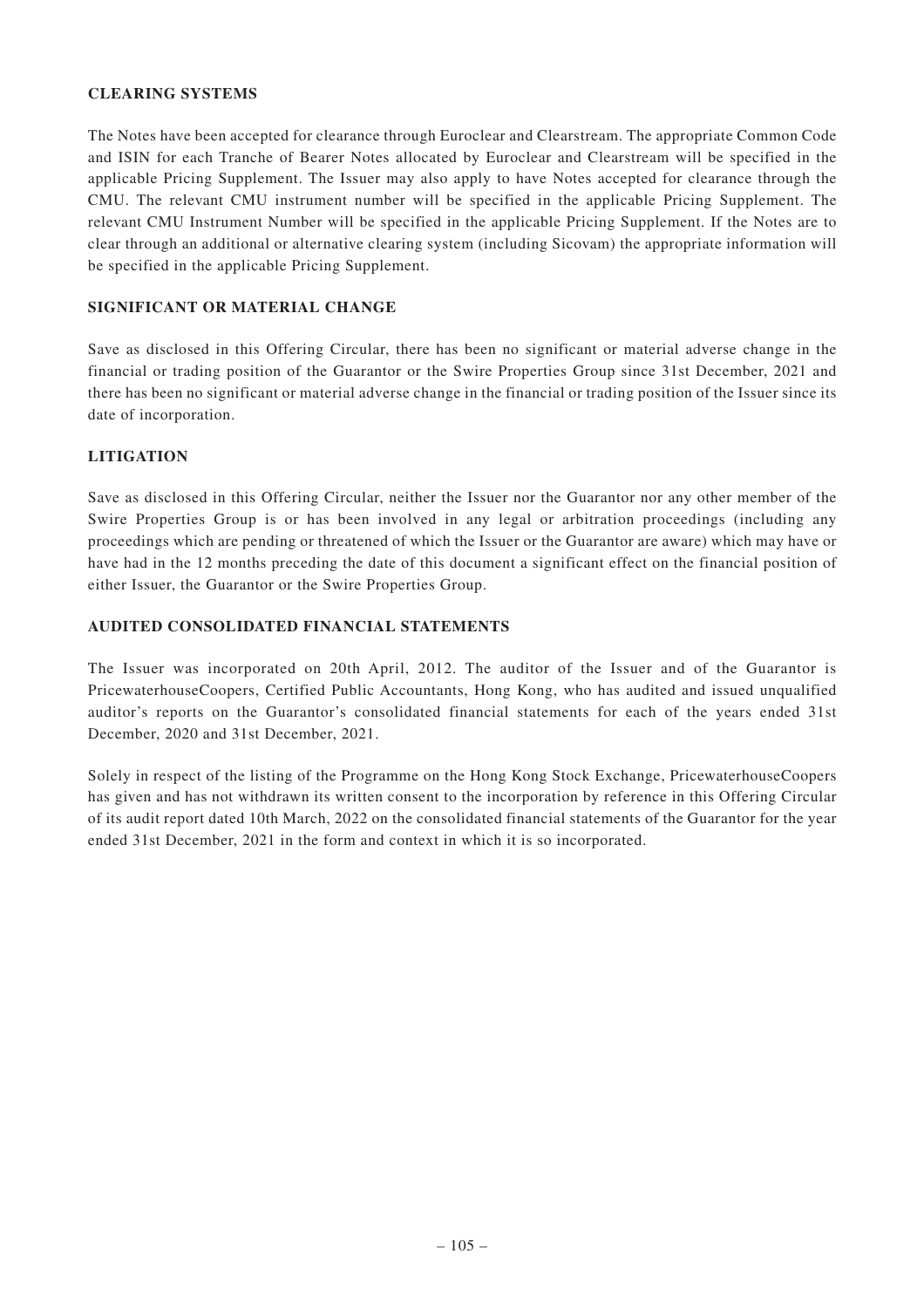## CLEARING SYSTEMS

The Notes have been accepted for clearance through Euroclear and Clearstream. The appropriate Common Code and ISIN for each Tranche of Bearer Notes allocated by Euroclear and Clearstream will be specified in the applicable Pricing Supplement. The Issuer may also apply to have Notes accepted for clearance through the CMU. The relevant CMU instrument number will be specified in the applicable Pricing Supplement. The relevant CMU Instrument Number will be specified in the applicable Pricing Supplement. If the Notes are to clear through an additional or alternative clearing system (including Sicovam) the appropriate information will be specified in the applicable Pricing Supplement.

## SIGNIFICANT OR MATERIAL CHANGE

Save as disclosed in this Offering Circular, there has been no significant or material adverse change in the financial or trading position of the Guarantor or the Swire Properties Group since 31st December, 2021 and there has been no significant or material adverse change in the financial or trading position of the Issuer since its date of incorporation.

## LITIGATION

Save as disclosed in this Offering Circular, neither the Issuer nor the Guarantor nor any other member of the Swire Properties Group is or has been involved in any legal or arbitration proceedings (including any proceedings which are pending or threatened of which the Issuer or the Guarantor are aware) which may have or have had in the 12 months preceding the date of this document a significant effect on the financial position of either Issuer, the Guarantor or the Swire Properties Group.

## AUDITED CONSOLIDATED FINANCIAL STATEMENTS

The Issuer was incorporated on 20th April, 2012. The auditor of the Issuer and of the Guarantor is PricewaterhouseCoopers, Certified Public Accountants, Hong Kong, who has audited and issued unqualified auditor's reports on the Guarantor's consolidated financial statements for each of the years ended 31st December, 2020 and 31st December, 2021.

Solely in respect of the listing of the Programme on the Hong Kong Stock Exchange, PricewaterhouseCoopers has given and has not withdrawn its written consent to the incorporation by reference in this Offering Circular of its audit report dated 10th March, 2022 on the consolidated financial statements of the Guarantor for the year ended 31st December, 2021 in the form and context in which it is so incorporated.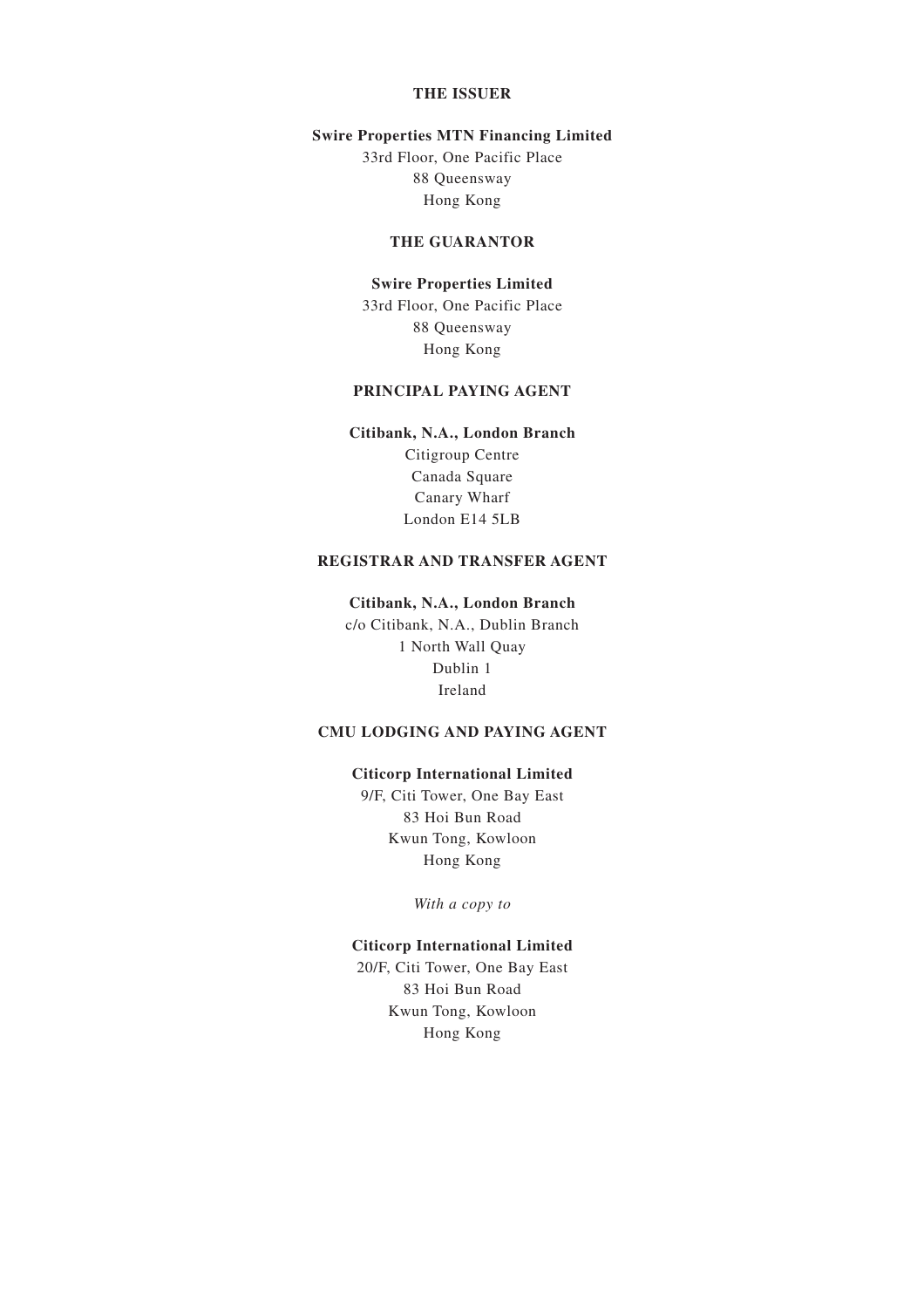**THE ISSUER**

**Swire Properties MTN Financing Limited**
33rd Floor, One Pacific Place
88 Queensway
Hong Kong

**THE GUARANTOR**

**Swire Properties Limited**
33rd Floor, One Pacific Place
88 Queensway
Hong Kong

**PRINCIPAL PAYING AGENT**

**Citibank, N.A., London Branch**
Citigroup Centre
Canada Square
Canary Wharf
London E14 5LB

**REGISTRAR AND TRANSFER AGENT**

**Citibank, N.A., London Branch**
c/o Citibank, N.A., Dublin Branch
1 North Wall Quay
Dublin 1
Ireland

**CMU LODGING AND PAYING AGENT**

**Citicorp International Limited**
9/F, Citi Tower, One Bay East
83 Hoi Bun Road
Kwun Tong, Kowloon
Hong Kong

*With a copy to*

**Citicorp International Limited**
20/F, Citi Tower, One Bay East
83 Hoi Bun Road
Kwun Tong, Kowloon
Hong Kong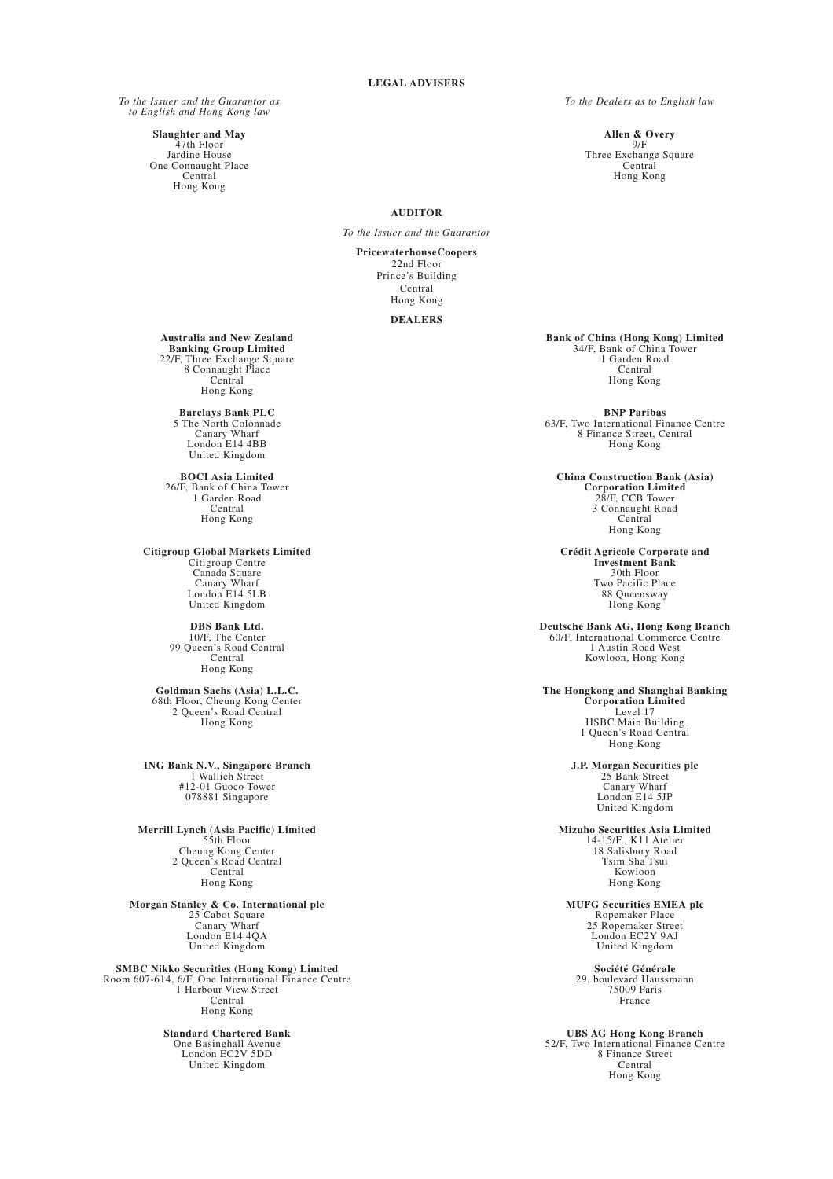## LEGAL ADVISERS

*To the Issuer and the Guarantor as to English and Hong Kong law*

**Slaughter and May**
47th Floor
Jardine House
One Connaught Place
Central
Hong Kong

*To the Dealers as to English law*

**Allen & Overy**
9/F
Three Exchange Square
Central
Hong Kong

## AUDITOR

*To the Issuer and the Guarantor*

**PricewaterhouseCoopers**
22nd Floor
Prince's Building
Central
Hong Kong

## DEALERS

**Australia and New Zealand Banking Group Limited**
22/F, Three Exchange Square
8 Connaught Place
Central
Hong Kong

**Bank of China (Hong Kong) Limited**
34/F, Bank of China Tower
1 Garden Road
Central
Hong Kong

**Barclays Bank PLC**
5 The North Colonnade
Canary Wharf
London E14 4BB
United Kingdom

**BNP Paribas**
63/F, Two International Finance Centre
8 Finance Street, Central
Hong Kong

**BOCI Asia Limited**
26/F, Bank of China Tower
1 Garden Road
Central
Hong Kong

**China Construction Bank (Asia) Corporation Limited**
28/F, CCB Tower
3 Connaught Road
Central
Hong Kong

**Citigroup Global Markets Limited**
Citigroup Centre
Canada Square
Canary Wharf
London E14 5LB
United Kingdom

**Crédit Agricole Corporate and Investment Bank**
30th Floor
Two Pacific Place
88 Queensway
Hong Kong

**DBS Bank Ltd.**
10/F, The Center
99 Queen's Road Central
Central
Hong Kong

**Deutsche Bank AG, Hong Kong Branch**
60/F, International Commerce Centre
1 Austin Road West
Kowloon, Hong Kong

**Goldman Sachs (Asia) L.L.C.**
68th Floor, Cheung Kong Center
2 Queen's Road Central
Hong Kong

**The Hongkong and Shanghai Banking Corporation Limited**
Level 17
HSBC Main Building
1 Queen's Road Central
Hong Kong

**ING Bank N.V., Singapore Branch**
1 Wallich Street
#12-01 Guoco Tower
078881 Singapore

**J.P. Morgan Securities plc**
25 Bank Street
Canary Wharf
London E14 5JP
United Kingdom

**Merrill Lynch (Asia Pacific) Limited**
55th Floor
Cheung Kong Center
2 Queen's Road Central
Central
Hong Kong

**Mizuho Securities Asia Limited**
14-15/F., K11 Atelier
18 Salisbury Road
Tsim Sha Tsui
Kowloon
Hong Kong

**Morgan Stanley & Co. International plc**
25 Cabot Square
Canary Wharf
London E14 4QA
United Kingdom

**MUFG Securities EMEA plc**
Ropemaker Place
25 Ropemaker Street
London EC2Y 9AJ
United Kingdom

**SMBC Nikko Securities (Hong Kong) Limited**
Room 607-614, 6/F, One International Finance Centre
1 Harbour View Street
Central
Hong Kong

**Société Générale**
29, boulevard Haussmann
75009 Paris
France

**Standard Chartered Bank**
One Basinghall Avenue
London EC2V 5DD
United Kingdom

**UBS AG Hong Kong Branch**
52/F, Two International Finance Centre
8 Finance Street
Central
Hong Kong